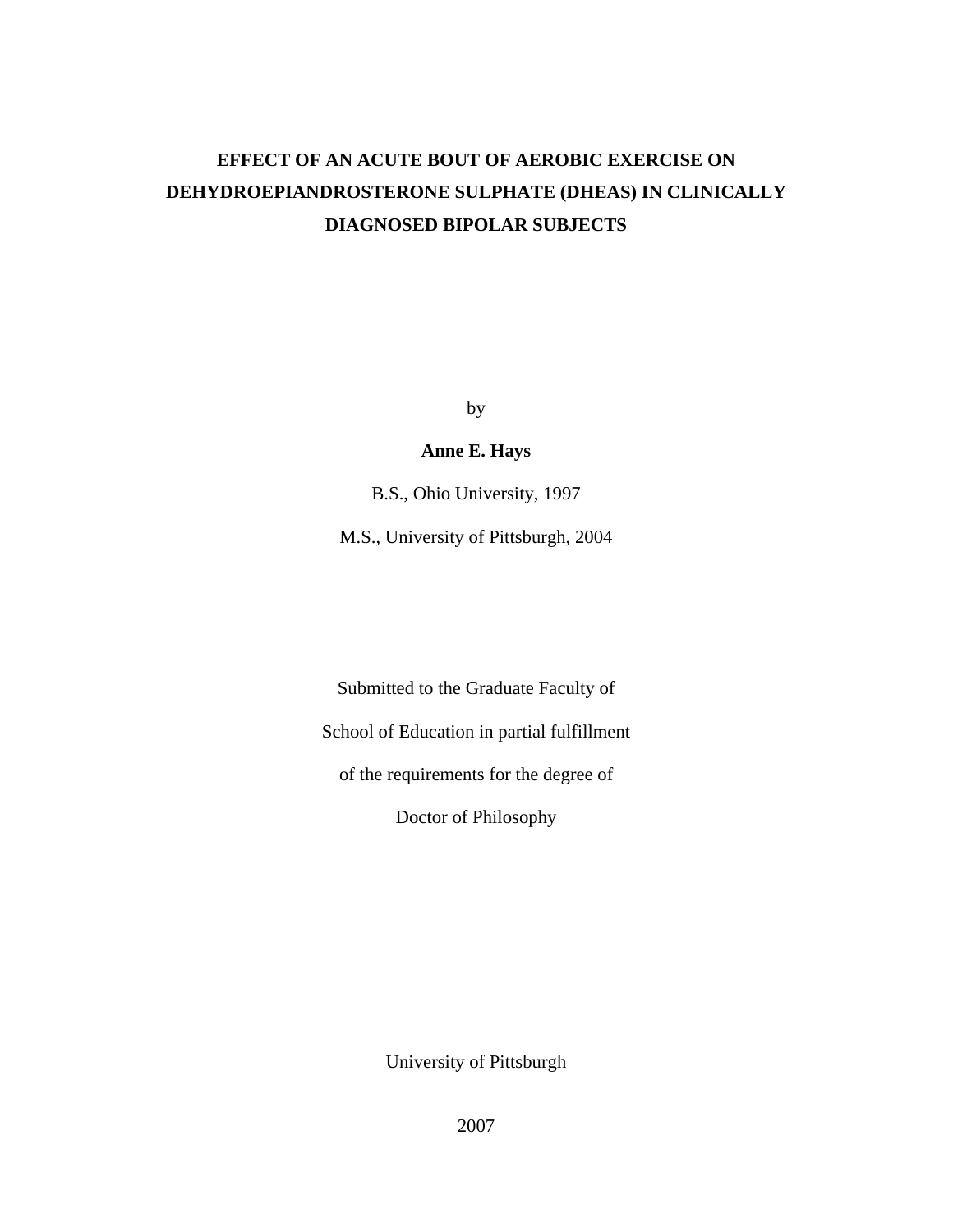# EFFECT OF AN ACUTE BOUT OF AEROBIC EXERCISE ON DEHYDROEPIANDROSTERONE SULPHATE (DHEAS) IN CLINICALLY DIAGNOSED BIPOLAR SUBJECTS

by

**Anne E. Hays**

B.S., Ohio University, 1997

M.S., University of Pittsburgh, 2004

Submitted to the Graduate Faculty of

School of Education in partial fulfillment

of the requirements for the degree of

Doctor of Philosophy

University of Pittsburgh

2007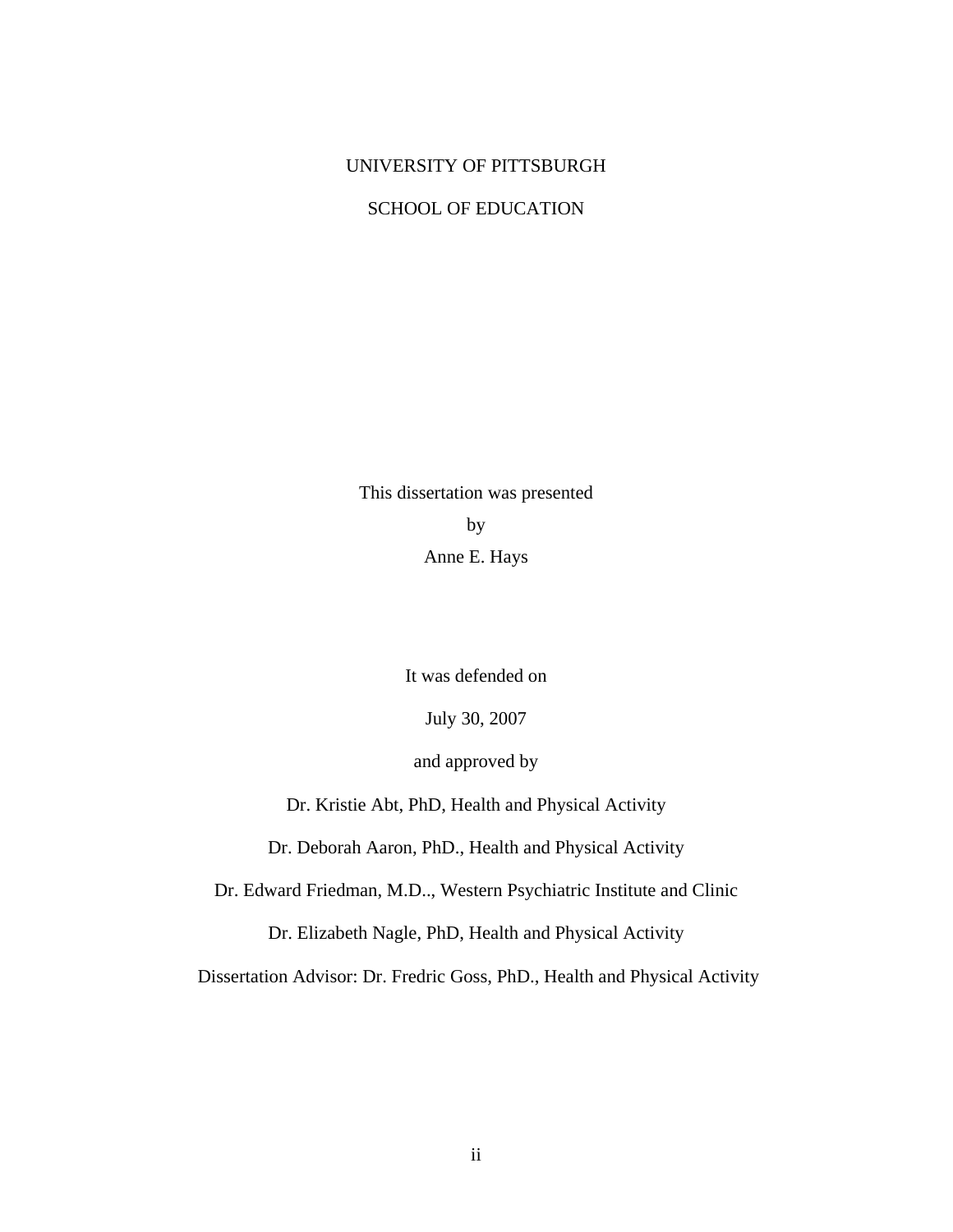UNIVERSITY OF PITTSBURGH

SCHOOL OF EDUCATION

This dissertation was presented

by

Anne E. Hays

It was defended on

July 30, 2007

and approved by

Dr. Kristie Abt, PhD, Health and Physical Activity

Dr. Deborah Aaron, PhD., Health and Physical Activity

Dr. Edward Friedman, M.D.., Western Psychiatric Institute and Clinic

Dr. Elizabeth Nagle, PhD, Health and Physical Activity

Dissertation Advisor: Dr. Fredric Goss, PhD., Health and Physical Activity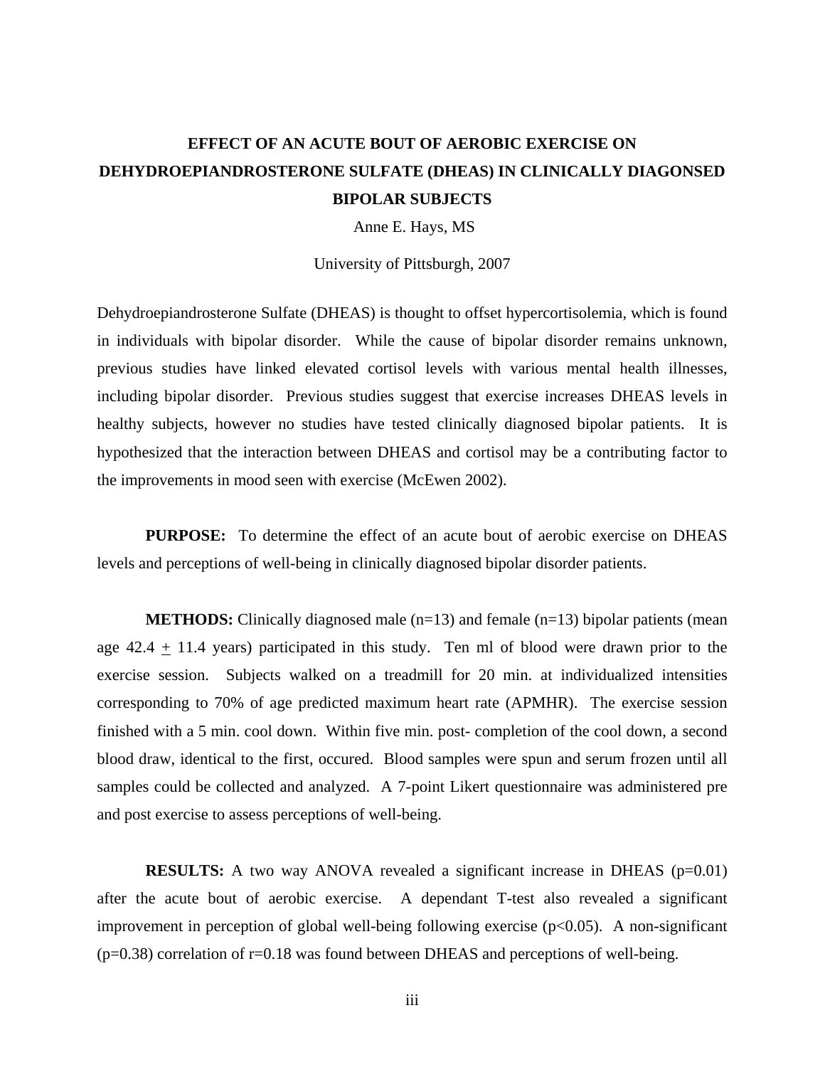# EFFECT OF AN ACUTE BOUT OF AEROBIC EXERCISE ON DEHYDROEPIANDROSTERONE SULFATE (DHEAS) IN CLINICALLY DIAGONSED BIPOLAR SUBJECTS

Anne E. Hays, MS

University of Pittsburgh, 2007

Dehydroepiandrosterone Sulfate (DHEAS) is thought to offset hypercortisolemia, which is found in individuals with bipolar disorder. While the cause of bipolar disorder remains unknown, previous studies have linked elevated cortisol levels with various mental health illnesses, including bipolar disorder. Previous studies suggest that exercise increases DHEAS levels in healthy subjects, however no studies have tested clinically diagnosed bipolar patients. It is hypothesized that the interaction between DHEAS and cortisol may be a contributing factor to the improvements in mood seen with exercise (McEwen 2002).

**PURPOSE:** To determine the effect of an acute bout of aerobic exercise on DHEAS levels and perceptions of well-being in clinically diagnosed bipolar disorder patients.

**METHODS:** Clinically diagnosed male ($n=13$) and female ($n=13$) bipolar patients (mean age $42.4 \pm 11.4$ years) participated in this study. Ten ml of blood were drawn prior to the exercise session. Subjects walked on a treadmill for 20 min. at individualized intensities corresponding to 70% of age predicted maximum heart rate (APMHR). The exercise session finished with a 5 min. cool down. Within five min. post- completion of the cool down, a second blood draw, identical to the first, occured. Blood samples were spun and serum frozen until all samples could be collected and analyzed. A 7-point Likert questionnaire was administered pre and post exercise to assess perceptions of well-being.

**RESULTS:** A two way ANOVA revealed a significant increase in DHEAS ($p=0.01$) after the acute bout of aerobic exercise. A dependant T-test also revealed a significant improvement in perception of global well-being following exercise ($p<0.05$). A non-significant ($p=0.38$) correlation of $r=0.18$ was found between DHEAS and perceptions of well-being.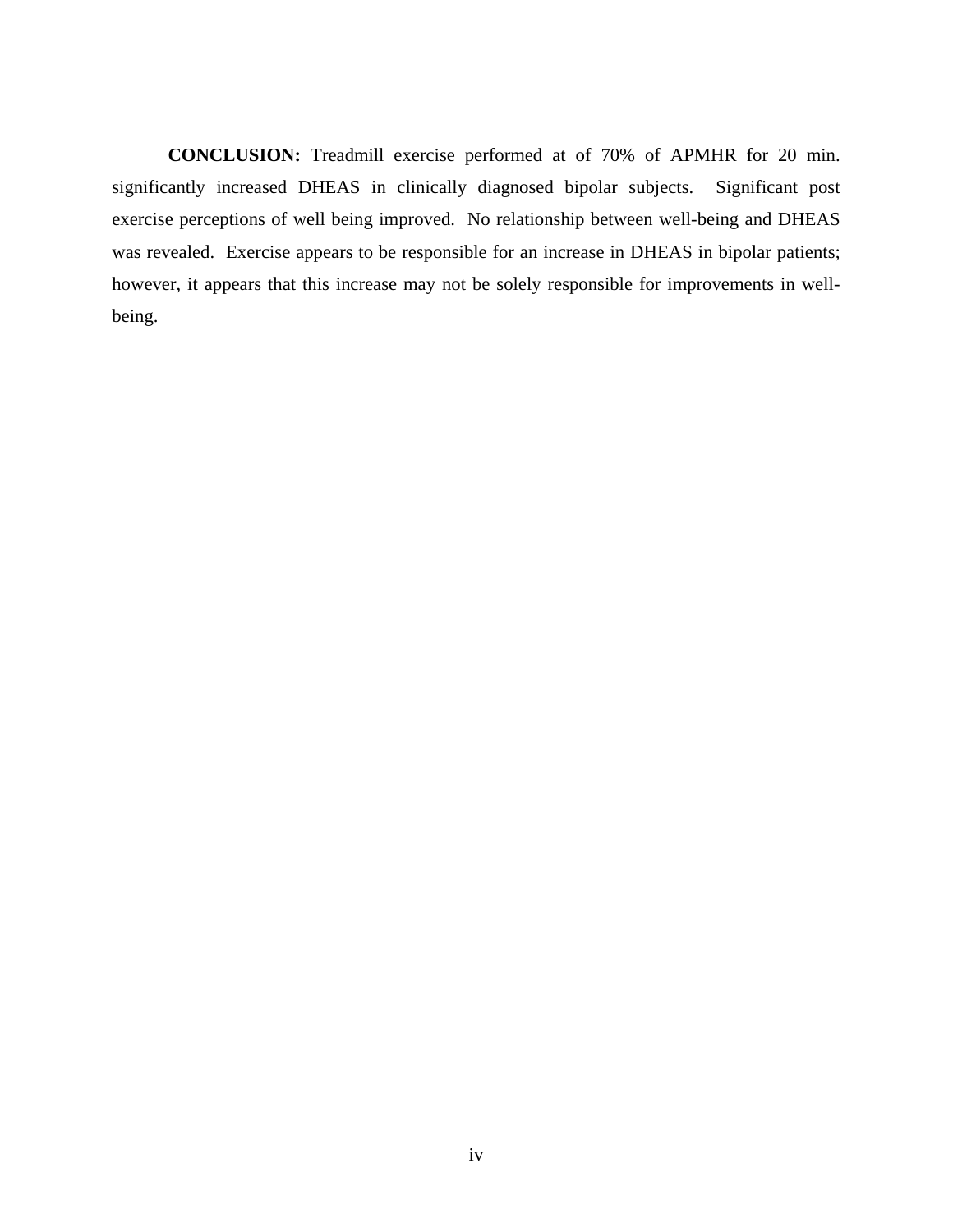**CONCLUSION:** Treadmill exercise performed at of 70% of APMHR for 20 min. significantly increased DHEAS in clinically diagnosed bipolar subjects. Significant post exercise perceptions of well being improved. No relationship between well-being and DHEAS was revealed. Exercise appears to be responsible for an increase in DHEAS in bipolar patients; however, it appears that this increase may not be solely responsible for improvements in well-being.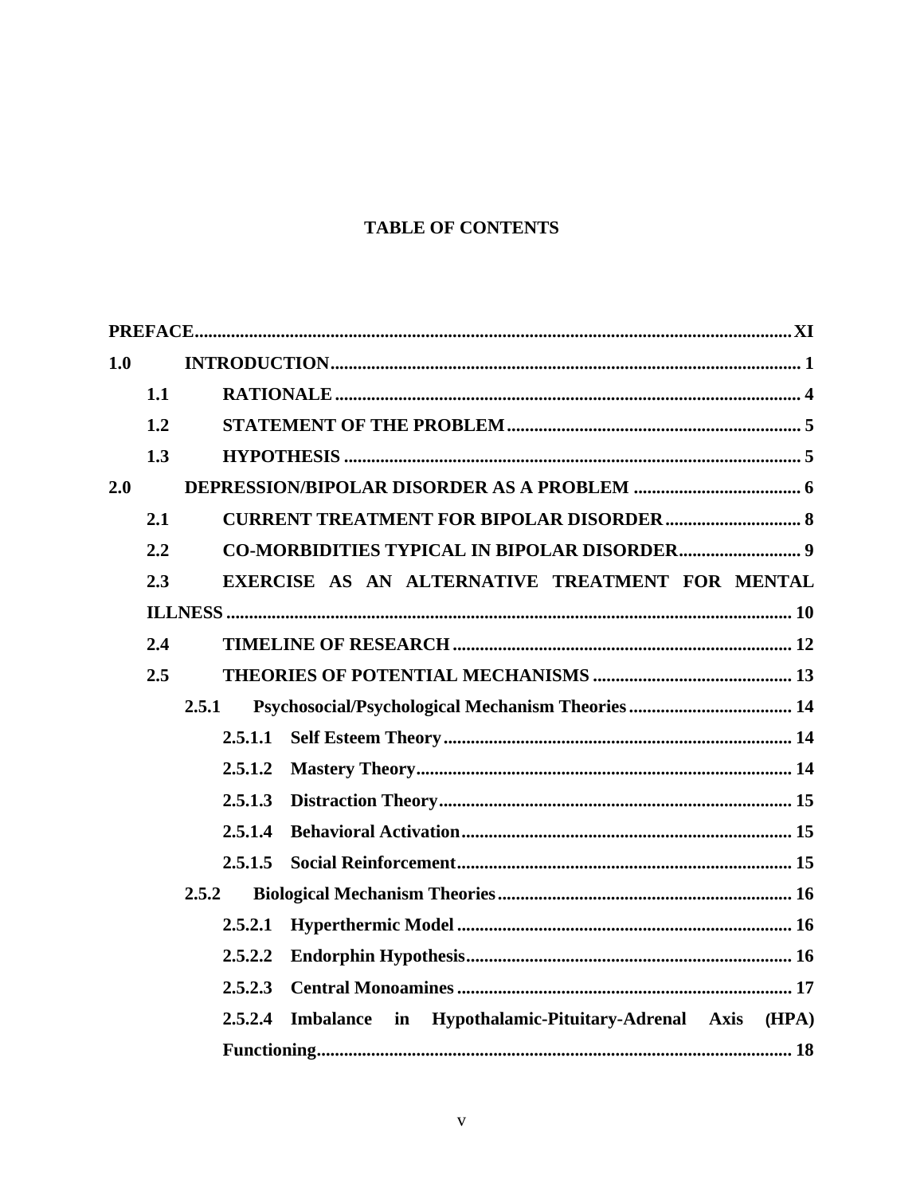# TABLE OF CONTENTS

**PREFACE** .......... XI

**1.0 INTRODUCTION** .......... 1

- **1.1 RATIONALE** .......... 4
- **1.2 STATEMENT OF THE PROBLEM** .......... 5
- **1.3 HYPOTHESIS** .......... 5

**2.0 DEPRESSION/BIPOLAR DISORDER AS A PROBLEM** .......... 6

- **2.1 CURRENT TREATMENT FOR BIPOLAR DISORDER** .......... 8
- **2.2 CO-MORBIDITIES TYPICAL IN BIPOLAR DISORDER** .......... 9
- **2.3 EXERCISE AS AN ALTERNATIVE TREATMENT FOR MENTAL ILLNESS** .......... 10
- **2.4 TIMELINE OF RESEARCH** .......... 12
- **2.5 THEORIES OF POTENTIAL MECHANISMS** .......... 13
  - **2.5.1 Psychosocial/Psychological Mechanism Theories** .......... 14
    - **2.5.1.1 Self Esteem Theory** .......... 14
    - **2.5.1.2 Mastery Theory** .......... 14
    - **2.5.1.3 Distraction Theory** .......... 15
    - **2.5.1.4 Behavioral Activation** .......... 15
    - **2.5.1.5 Social Reinforcement** .......... 15
  - **2.5.2 Biological Mechanism Theories** .......... 16
    - **2.5.2.1 Hyperthermic Model** .......... 16
    - **2.5.2.2 Endorphin Hypothesis** .......... 16
    - **2.5.2.3 Central Monoamines** .......... 17
    - **2.5.2.4 Imbalance in Hypothalamic-Pituitary-Adrenal Axis (HPA) Functioning** .......... 18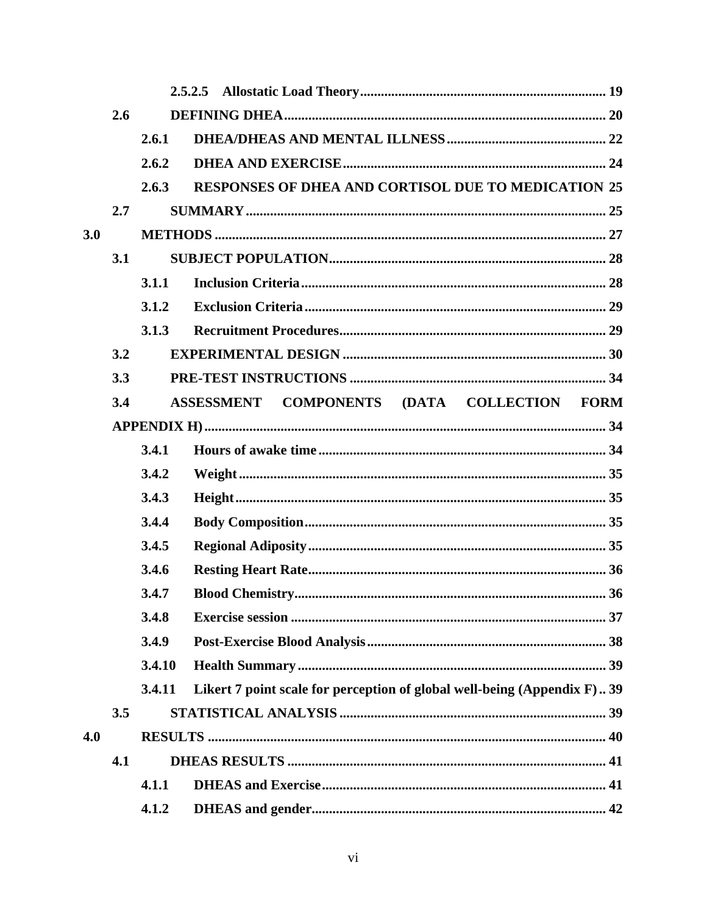2.5.2.5 Allostatic Load Theory ........................................................................ 19

2.6 DEFINING DHEA ........................................................................................ 20

2.6.1 DHEA/DHEAS AND MENTAL ILLNESS ............................................. 22

2.6.2 DHEA AND EXERCISE ........................................................................ 24

2.6.3 RESPONSES OF DHEA AND CORTISOL DUE TO MEDICATION 25

2.7 SUMMARY ................................................................................................... 25

3.0 METHODS ........................................................................................................ 27

3.1 SUBJECT POPULATION ............................................................................. 28

3.1.1 Inclusion Criteria ..................................................................................... 28

3.1.2 Exclusion Criteria .................................................................................... 29

3.1.3 Recruitment Procedures .......................................................................... 29

3.2 EXPERIMENTAL DESIGN .......................................................................... 30

3.3 PRE-TEST INSTRUCTIONS ........................................................................ 34

3.4 ASSESSMENT COMPONENTS (DATA COLLECTION FORM APPENDIX H) ................................................................................................................. 34

3.4.1 Hours of awake time ................................................................................ 34

3.4.2 Weight ....................................................................................................... 35

3.4.3 Height ........................................................................................................ 35

3.4.4 Body Composition .................................................................................... 35

3.4.5 Regional Adiposity ................................................................................... 35

3.4.6 Resting Heart Rate ................................................................................... 36

3.4.7 Blood Chemistry ....................................................................................... 36

3.4.8 Exercise session ........................................................................................ 37

3.4.9 Post-Exercise Blood Analysis .................................................................. 38

3.4.10 Health Summary ...................................................................................... 39

3.4.11 Likert 7 point scale for perception of global well-being (Appendix F) .. 39

3.5 STATISTICAL ANALYSIS ........................................................................... 39

4.0 RESULTS .......................................................................................................... 40

4.1 DHEAS RESULTS ......................................................................................... 41

4.1.1 DHEAS and Exercise ............................................................................... 41

4.1.2 DHEAS and gender .................................................................................. 42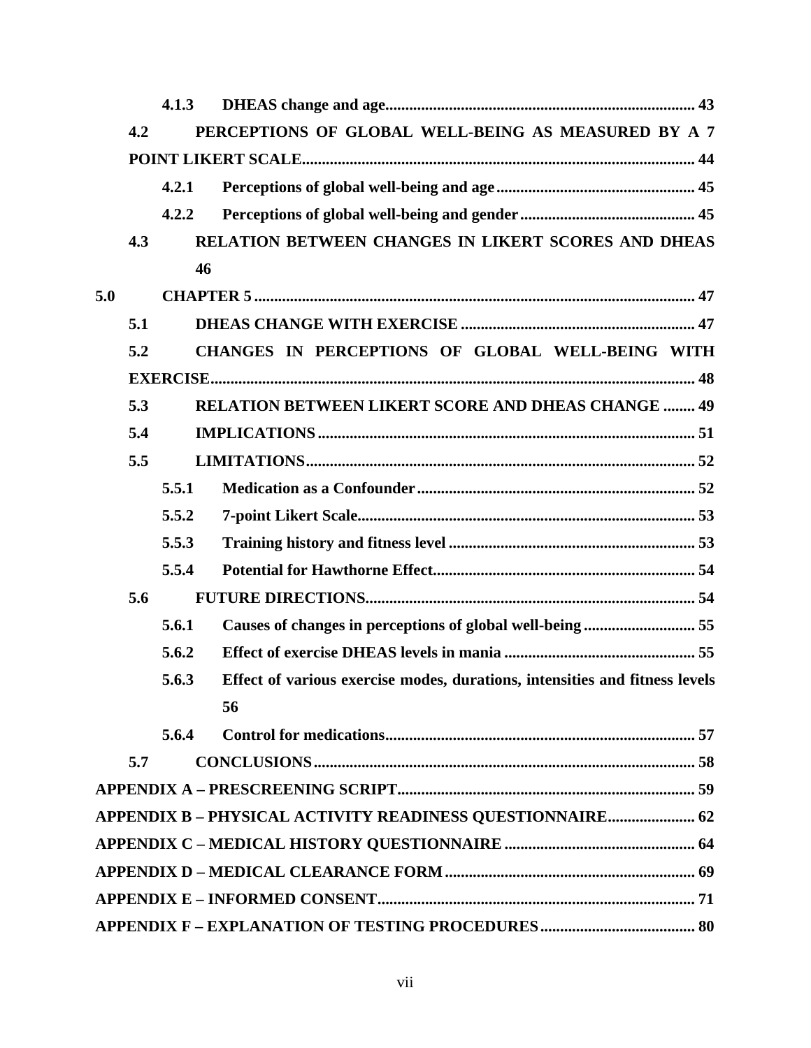- 4.1.3 DHEAS change and age ... 43
- 4.2 PERCEPTIONS OF GLOBAL WELL-BEING AS MEASURED BY A 7 POINT LIKERT SCALE ... 44
  - 4.2.1 Perceptions of global well-being and age ... 45
  - 4.2.2 Perceptions of global well-being and gender ... 45
- 4.3 RELATION BETWEEN CHANGES IN LIKERT SCORES AND DHEAS ... 46

**5.0 CHAPTER 5** ... 47

- 5.1 DHEAS CHANGE WITH EXERCISE ... 47
- 5.2 CHANGES IN PERCEPTIONS OF GLOBAL WELL-BEING WITH EXERCISE ... 48
- 5.3 RELATION BETWEEN LIKERT SCORE AND DHEAS CHANGE ... 49
- 5.4 IMPLICATIONS ... 51
- 5.5 LIMITATIONS ... 52
  - 5.5.1 Medication as a Confounder ... 52
  - 5.5.2 7-point Likert Scale ... 53
  - 5.5.3 Training history and fitness level ... 53
  - 5.5.4 Potential for Hawthorne Effect ... 54
- 5.6 FUTURE DIRECTIONS ... 54
  - 5.6.1 Causes of changes in perceptions of global well-being ... 55
  - 5.6.2 Effect of exercise DHEAS levels in mania ... 55
  - 5.6.3 Effect of various exercise modes, durations, intensities and fitness levels ... 56
  - 5.6.4 Control for medications ... 57
- 5.7 CONCLUSIONS ... 58

**APPENDIX A – PRESCREENING SCRIPT** ... 59

**APPENDIX B – PHYSICAL ACTIVITY READINESS QUESTIONNAIRE** ... 62

**APPENDIX C – MEDICAL HISTORY QUESTIONNAIRE** ... 64

**APPENDIX D – MEDICAL CLEARANCE FORM** ... 69

**APPENDIX E – INFORMED CONSENT** ... 71

**APPENDIX F – EXPLANATION OF TESTING PROCEDURES** ... 80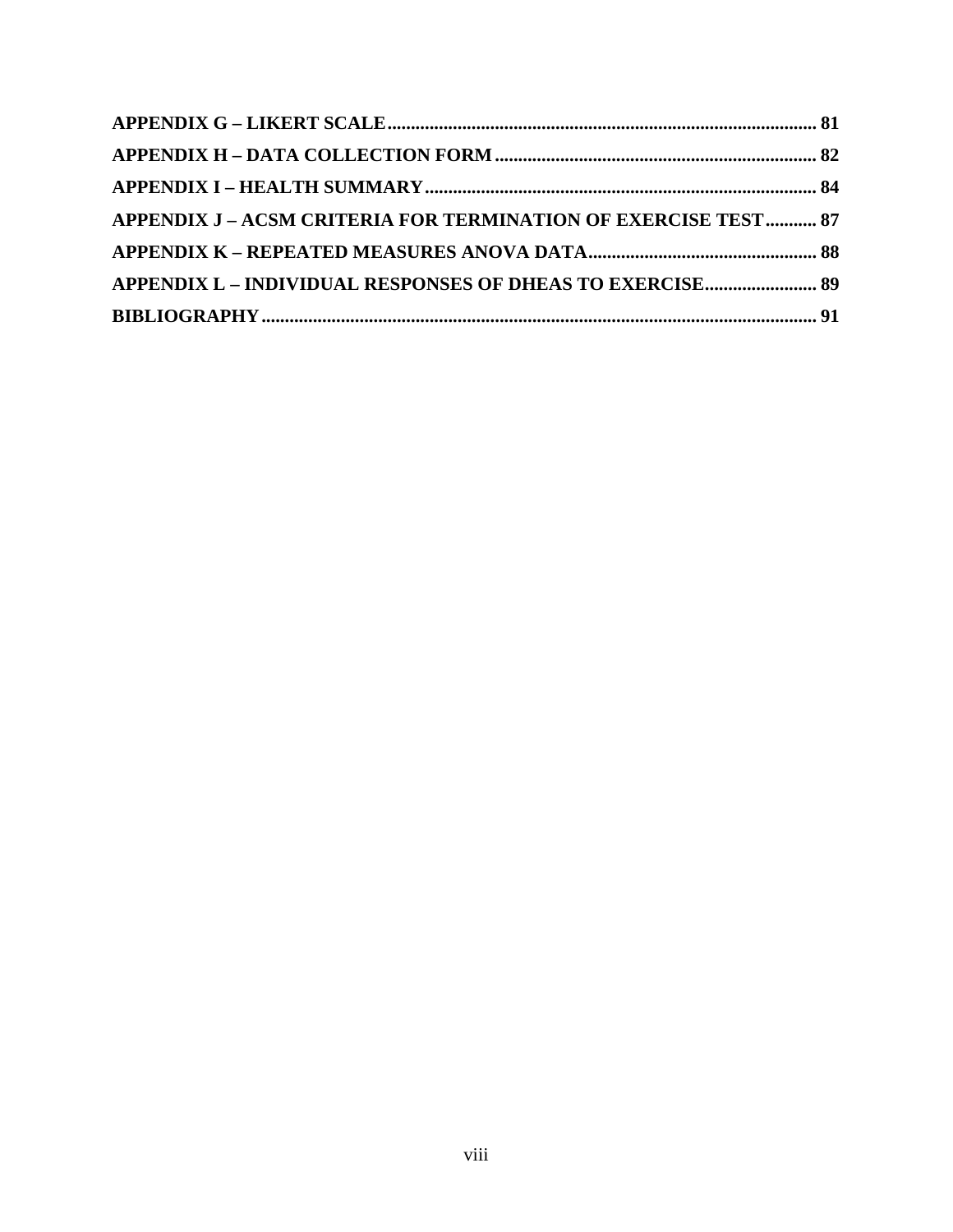**APPENDIX G – LIKERT SCALE** .......... **81**

**APPENDIX H – DATA COLLECTION FORM** .......... **82**

**APPENDIX I – HEALTH SUMMARY** .......... **84**

**APPENDIX J – ACSM CRITERIA FOR TERMINATION OF EXERCISE TEST** .......... **87**

**APPENDIX K – REPEATED MEASURES ANOVA DATA** .......... **88**

**APPENDIX L – INDIVIDUAL RESPONSES OF DHEAS TO EXERCISE** .......... **89**

**BIBLIOGRAPHY** .......... **91**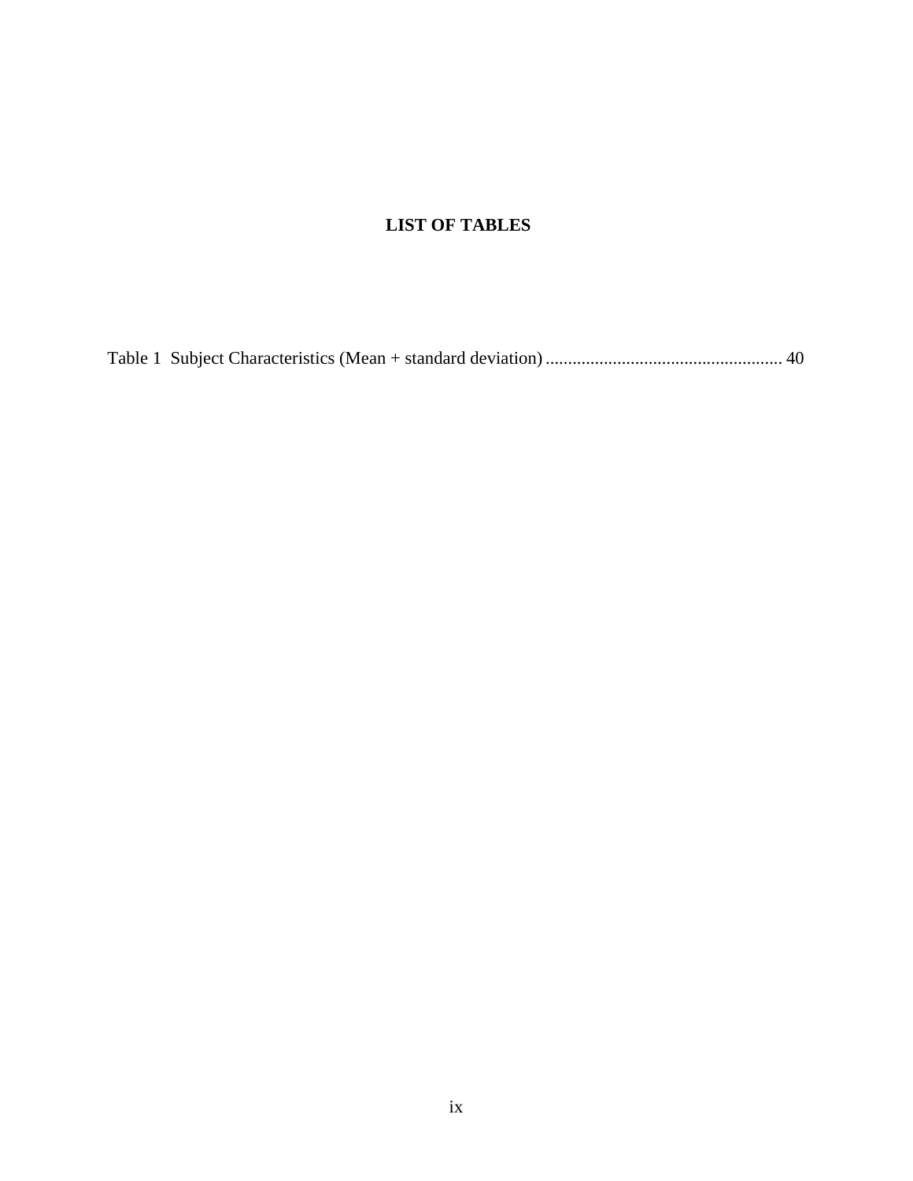# LIST OF TABLES

Table 1 Subject Characteristics (Mean + standard deviation) ..................................................... 40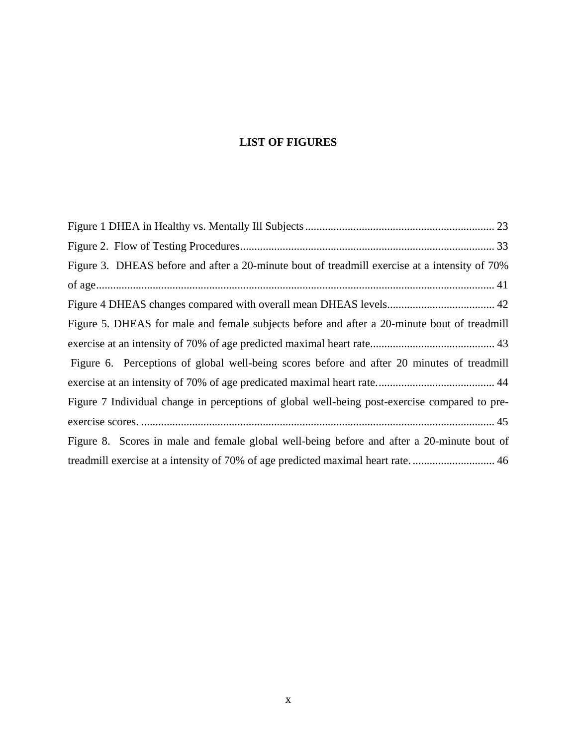# LIST OF FIGURES

Figure 1 DHEA in Healthy vs. Mentally Ill Subjects .................................................................. 23

Figure 2. Flow of Testing Procedures ......................................................................................... 33

Figure 3. DHEAS before and after a 20-minute bout of treadmill exercise at a intensity of 70% of age ........................................................................................................................................... 41

Figure 4 DHEAS changes compared with overall mean DHEAS levels ...................................... 42

Figure 5. DHEAS for male and female subjects before and after a 20-minute bout of treadmill exercise at an intensity of 70% of age predicted maximal heart rate ............................................ 43

Figure 6. Perceptions of global well-being scores before and after 20 minutes of treadmill exercise at an intensity of 70% of age predicated maximal heart rate. .......................................... 44

Figure 7 Individual change in perceptions of global well-being post-exercise compared to pre-exercise scores. ............................................................................................................................. 45

Figure 8. Scores in male and female global well-being before and after a 20-minute bout of treadmill exercise at a intensity of 70% of age predicted maximal heart rate. ............................. 46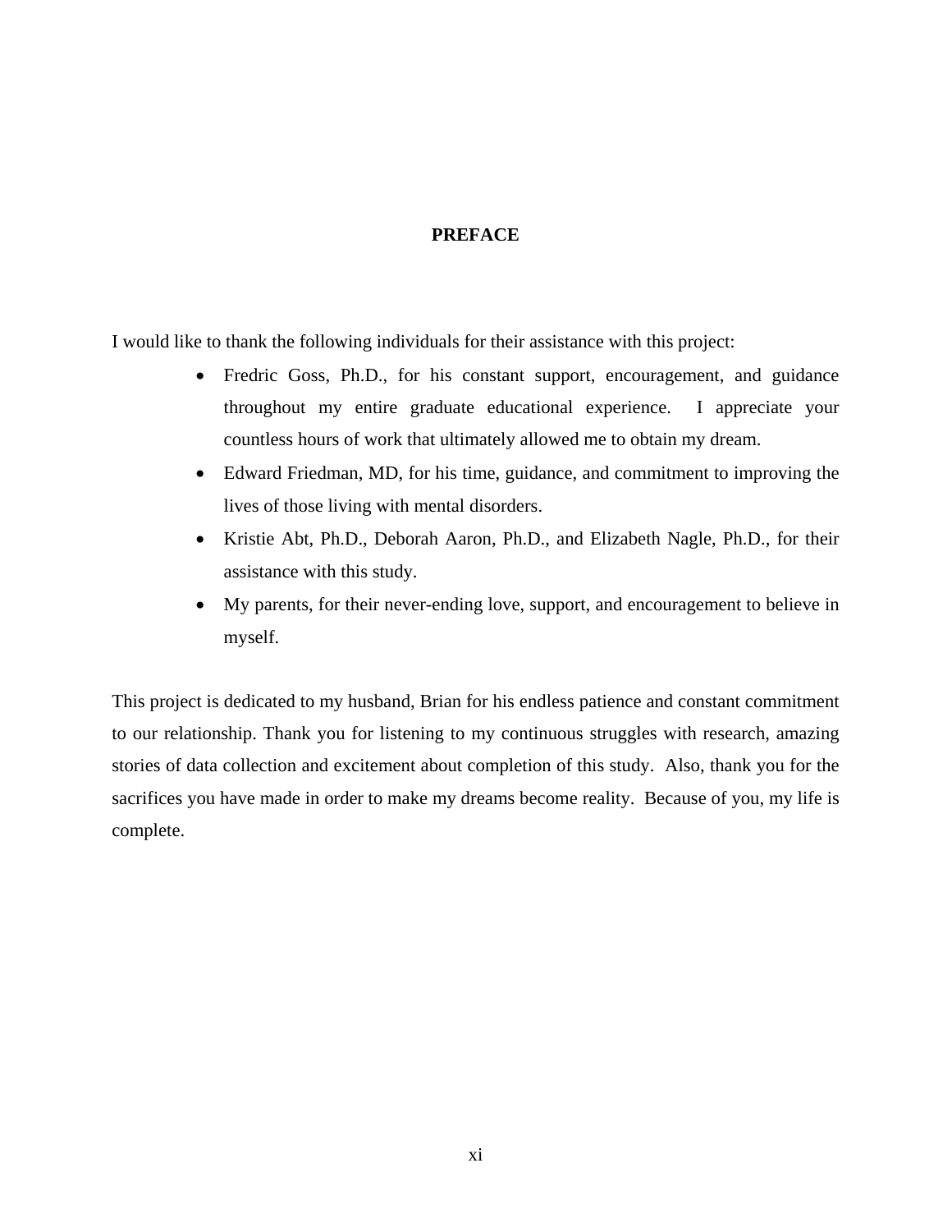# PREFACE

I would like to thank the following individuals for their assistance with this project:

- Fredric Goss, Ph.D., for his constant support, encouragement, and guidance throughout my entire graduate educational experience. I appreciate your countless hours of work that ultimately allowed me to obtain my dream.
- Edward Friedman, MD, for his time, guidance, and commitment to improving the lives of those living with mental disorders.
- Kristie Abt, Ph.D., Deborah Aaron, Ph.D., and Elizabeth Nagle, Ph.D., for their assistance with this study.
- My parents, for their never-ending love, support, and encouragement to believe in myself.

This project is dedicated to my husband, Brian for his endless patience and constant commitment to our relationship. Thank you for listening to my continuous struggles with research, amazing stories of data collection and excitement about completion of this study. Also, thank you for the sacrifices you have made in order to make my dreams become reality. Because of you, my life is complete.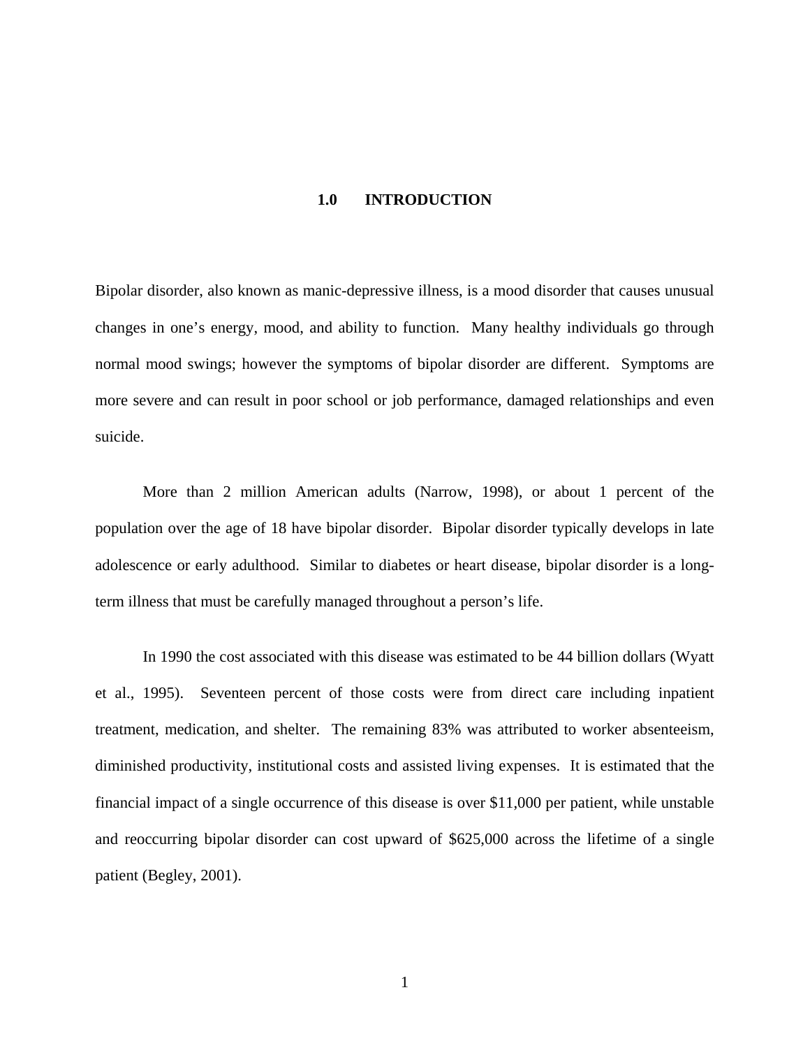# 1.0 INTRODUCTION

Bipolar disorder, also known as manic-depressive illness, is a mood disorder that causes unusual changes in one's energy, mood, and ability to function. Many healthy individuals go through normal mood swings; however the symptoms of bipolar disorder are different. Symptoms are more severe and can result in poor school or job performance, damaged relationships and even suicide.

More than 2 million American adults (Narrow, 1998), or about 1 percent of the population over the age of 18 have bipolar disorder. Bipolar disorder typically develops in late adolescence or early adulthood. Similar to diabetes or heart disease, bipolar disorder is a long-term illness that must be carefully managed throughout a person's life.

In 1990 the cost associated with this disease was estimated to be 44 billion dollars (Wyatt et al., 1995). Seventeen percent of those costs were from direct care including inpatient treatment, medication, and shelter. The remaining 83% was attributed to worker absenteeism, diminished productivity, institutional costs and assisted living expenses. It is estimated that the financial impact of a single occurrence of this disease is over $11,000 per patient, while unstable and reoccurring bipolar disorder can cost upward of $625,000 across the lifetime of a single patient (Begley, 2001).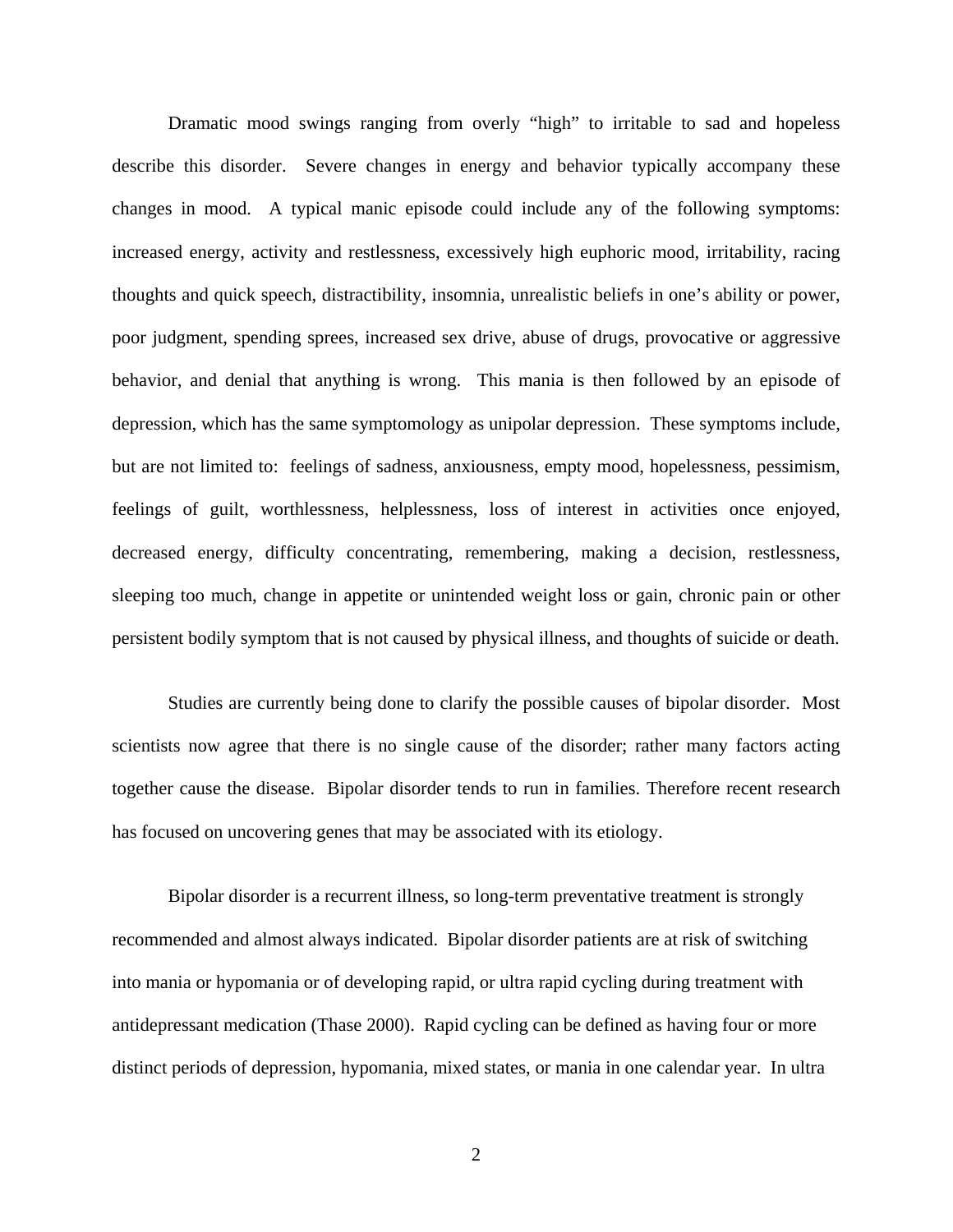Dramatic mood swings ranging from overly "high" to irritable to sad and hopeless describe this disorder. Severe changes in energy and behavior typically accompany these changes in mood. A typical manic episode could include any of the following symptoms: increased energy, activity and restlessness, excessively high euphoric mood, irritability, racing thoughts and quick speech, distractibility, insomnia, unrealistic beliefs in one's ability or power, poor judgment, spending sprees, increased sex drive, abuse of drugs, provocative or aggressive behavior, and denial that anything is wrong. This mania is then followed by an episode of depression, which has the same symptomology as unipolar depression. These symptoms include, but are not limited to: feelings of sadness, anxiousness, empty mood, hopelessness, pessimism, feelings of guilt, worthlessness, helplessness, loss of interest in activities once enjoyed, decreased energy, difficulty concentrating, remembering, making a decision, restlessness, sleeping too much, change in appetite or unintended weight loss or gain, chronic pain or other persistent bodily symptom that is not caused by physical illness, and thoughts of suicide or death.

Studies are currently being done to clarify the possible causes of bipolar disorder. Most scientists now agree that there is no single cause of the disorder; rather many factors acting together cause the disease. Bipolar disorder tends to run in families. Therefore recent research has focused on uncovering genes that may be associated with its etiology.

Bipolar disorder is a recurrent illness, so long-term preventative treatment is strongly recommended and almost always indicated. Bipolar disorder patients are at risk of switching into mania or hypomania or of developing rapid, or ultra rapid cycling during treatment with antidepressant medication (Thase 2000). Rapid cycling can be defined as having four or more distinct periods of depression, hypomania, mixed states, or mania in one calendar year. In ultra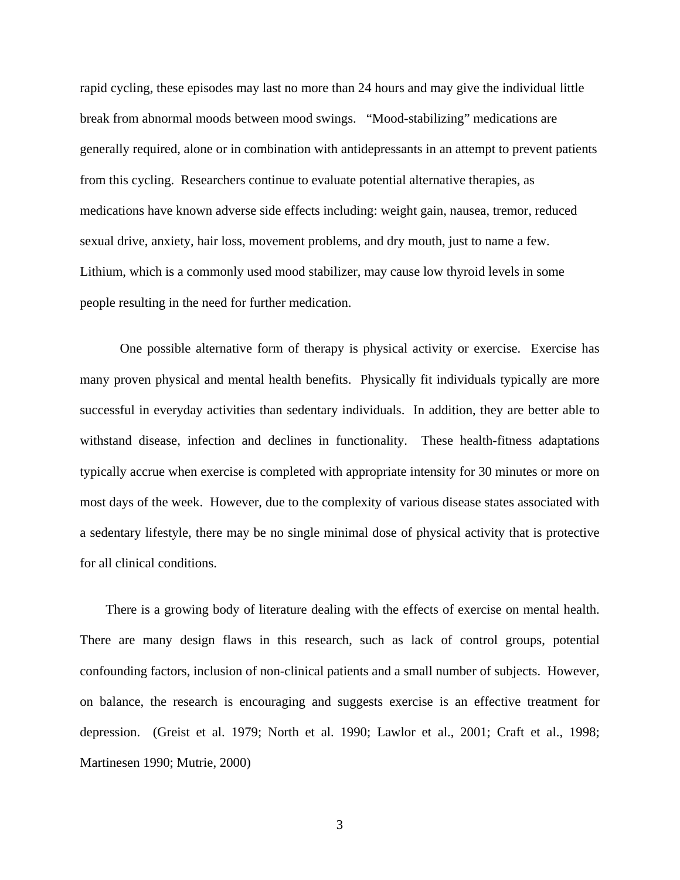rapid cycling, these episodes may last no more than 24 hours and may give the individual little break from abnormal moods between mood swings. "Mood-stabilizing" medications are generally required, alone or in combination with antidepressants in an attempt to prevent patients from this cycling. Researchers continue to evaluate potential alternative therapies, as medications have known adverse side effects including: weight gain, nausea, tremor, reduced sexual drive, anxiety, hair loss, movement problems, and dry mouth, just to name a few. Lithium, which is a commonly used mood stabilizer, may cause low thyroid levels in some people resulting in the need for further medication.

One possible alternative form of therapy is physical activity or exercise. Exercise has many proven physical and mental health benefits. Physically fit individuals typically are more successful in everyday activities than sedentary individuals. In addition, they are better able to withstand disease, infection and declines in functionality. These health-fitness adaptations typically accrue when exercise is completed with appropriate intensity for 30 minutes or more on most days of the week. However, due to the complexity of various disease states associated with a sedentary lifestyle, there may be no single minimal dose of physical activity that is protective for all clinical conditions.

There is a growing body of literature dealing with the effects of exercise on mental health. There are many design flaws in this research, such as lack of control groups, potential confounding factors, inclusion of non-clinical patients and a small number of subjects. However, on balance, the research is encouraging and suggests exercise is an effective treatment for depression. (Greist et al. 1979; North et al. 1990; Lawlor et al., 2001; Craft et al., 1998; Martinesen 1990; Mutrie, 2000)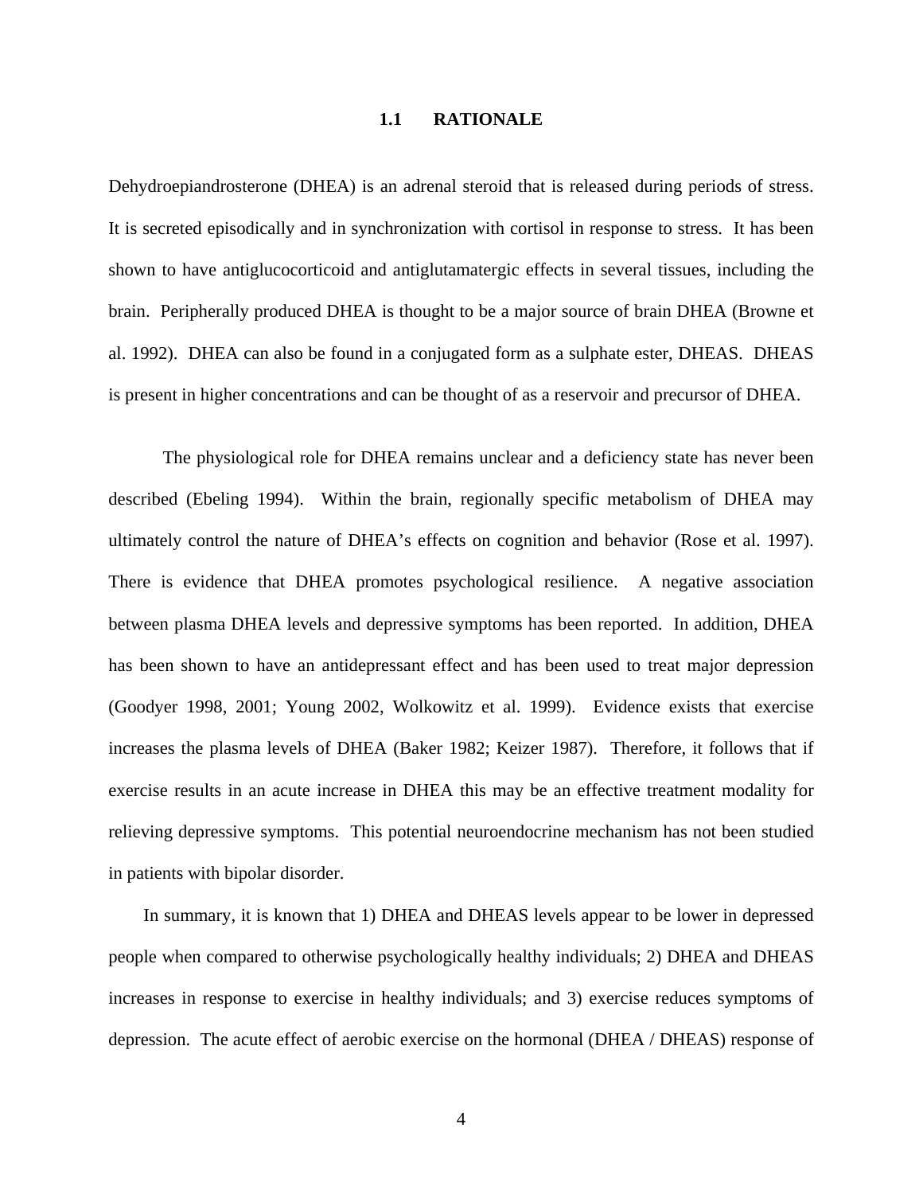## 1.1 RATIONALE

Dehydroepiandrosterone (DHEA) is an adrenal steroid that is released during periods of stress. It is secreted episodically and in synchronization with cortisol in response to stress. It has been shown to have antiglucocorticoid and antiglutamatergic effects in several tissues, including the brain. Peripherally produced DHEA is thought to be a major source of brain DHEA (Browne et al. 1992). DHEA can also be found in a conjugated form as a sulphate ester, DHEAS. DHEAS is present in higher concentrations and can be thought of as a reservoir and precursor of DHEA.

The physiological role for DHEA remains unclear and a deficiency state has never been described (Ebeling 1994). Within the brain, regionally specific metabolism of DHEA may ultimately control the nature of DHEA's effects on cognition and behavior (Rose et al. 1997). There is evidence that DHEA promotes psychological resilience. A negative association between plasma DHEA levels and depressive symptoms has been reported. In addition, DHEA has been shown to have an antidepressant effect and has been used to treat major depression (Goodyer 1998, 2001; Young 2002, Wolkowitz et al. 1999). Evidence exists that exercise increases the plasma levels of DHEA (Baker 1982; Keizer 1987). Therefore, it follows that if exercise results in an acute increase in DHEA this may be an effective treatment modality for relieving depressive symptoms. This potential neuroendocrine mechanism has not been studied in patients with bipolar disorder.

In summary, it is known that 1) DHEA and DHEAS levels appear to be lower in depressed people when compared to otherwise psychologically healthy individuals; 2) DHEA and DHEAS increases in response to exercise in healthy individuals; and 3) exercise reduces symptoms of depression. The acute effect of aerobic exercise on the hormonal (DHEA / DHEAS) response of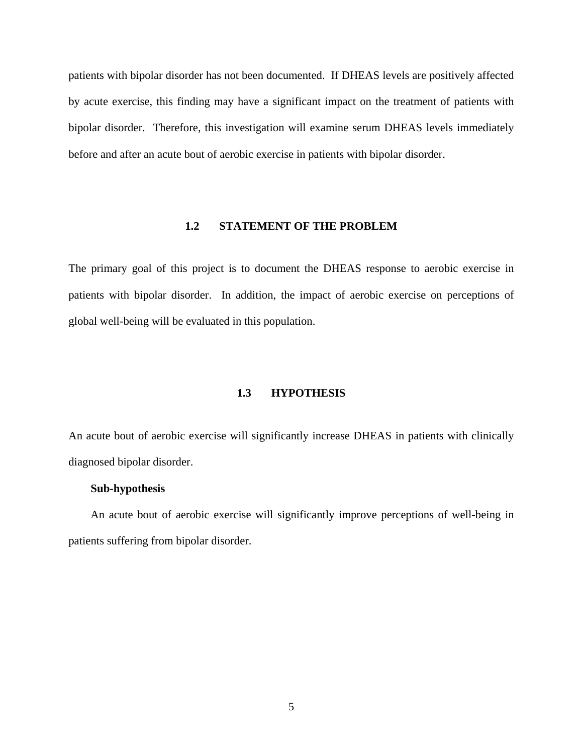patients with bipolar disorder has not been documented. If DHEAS levels are positively affected by acute exercise, this finding may have a significant impact on the treatment of patients with bipolar disorder. Therefore, this investigation will examine serum DHEAS levels immediately before and after an acute bout of aerobic exercise in patients with bipolar disorder.

## 1.2 STATEMENT OF THE PROBLEM

The primary goal of this project is to document the DHEAS response to aerobic exercise in patients with bipolar disorder. In addition, the impact of aerobic exercise on perceptions of global well-being will be evaluated in this population.

## 1.3 HYPOTHESIS

An acute bout of aerobic exercise will significantly increase DHEAS in patients with clinically diagnosed bipolar disorder.

**Sub-hypothesis**

An acute bout of aerobic exercise will significantly improve perceptions of well-being in patients suffering from bipolar disorder.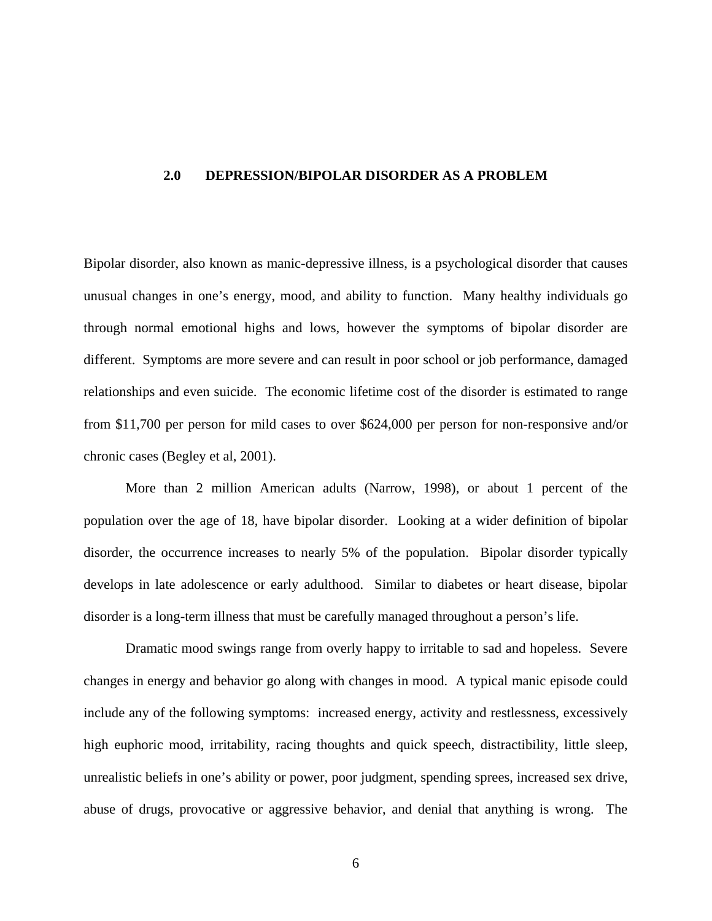# 2.0 DEPRESSION/BIPOLAR DISORDER AS A PROBLEM

Bipolar disorder, also known as manic-depressive illness, is a psychological disorder that causes unusual changes in one's energy, mood, and ability to function. Many healthy individuals go through normal emotional highs and lows, however the symptoms of bipolar disorder are different. Symptoms are more severe and can result in poor school or job performance, damaged relationships and even suicide. The economic lifetime cost of the disorder is estimated to range from $11,700 per person for mild cases to over $624,000 per person for non-responsive and/or chronic cases (Begley et al, 2001).

More than 2 million American adults (Narrow, 1998), or about 1 percent of the population over the age of 18, have bipolar disorder. Looking at a wider definition of bipolar disorder, the occurrence increases to nearly 5% of the population. Bipolar disorder typically develops in late adolescence or early adulthood. Similar to diabetes or heart disease, bipolar disorder is a long-term illness that must be carefully managed throughout a person's life.

Dramatic mood swings range from overly happy to irritable to sad and hopeless. Severe changes in energy and behavior go along with changes in mood. A typical manic episode could include any of the following symptoms: increased energy, activity and restlessness, excessively high euphoric mood, irritability, racing thoughts and quick speech, distractibility, little sleep, unrealistic beliefs in one's ability or power, poor judgment, spending sprees, increased sex drive, abuse of drugs, provocative or aggressive behavior, and denial that anything is wrong. The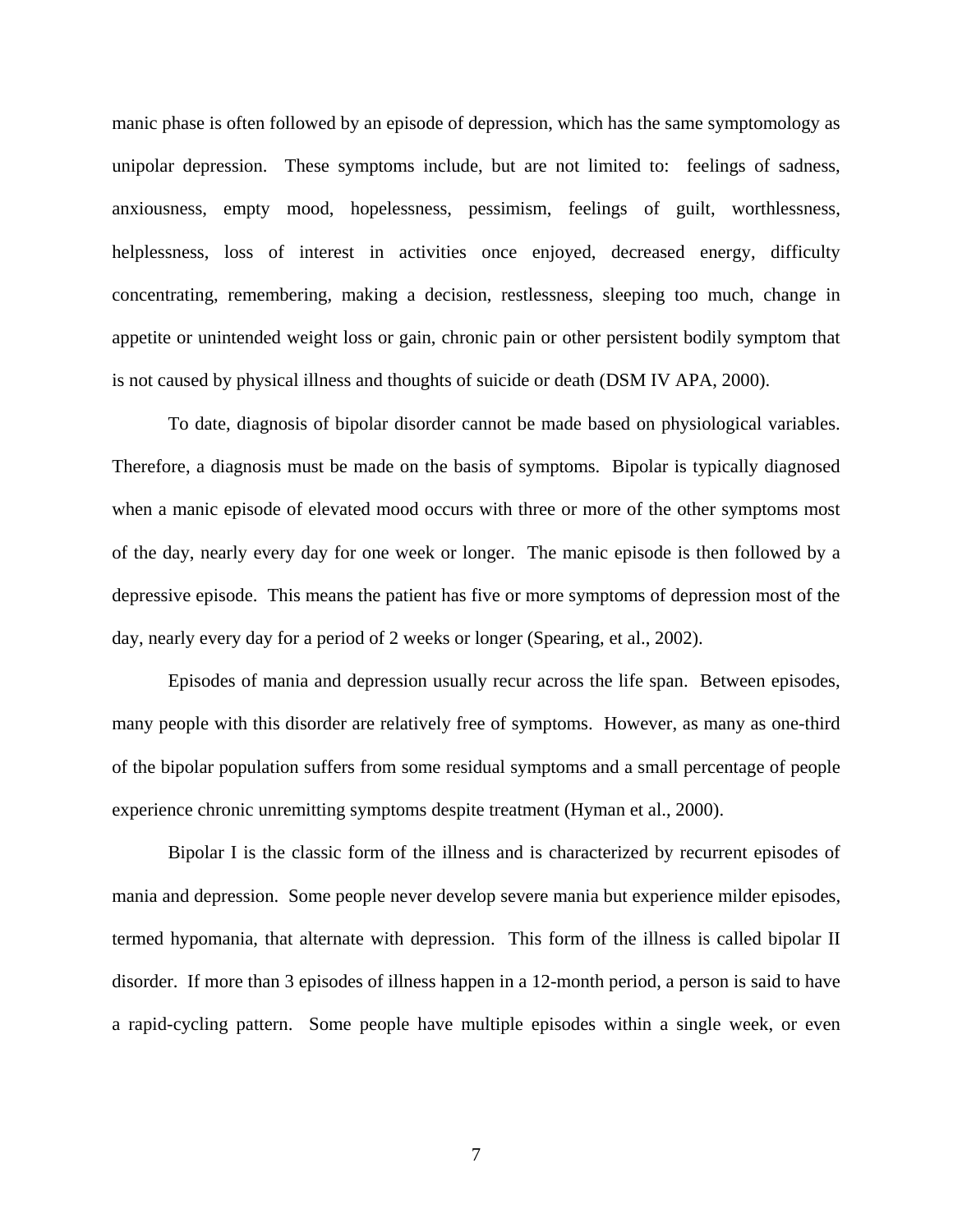manic phase is often followed by an episode of depression, which has the same symptomology as unipolar depression. These symptoms include, but are not limited to: feelings of sadness, anxiousness, empty mood, hopelessness, pessimism, feelings of guilt, worthlessness, helplessness, loss of interest in activities once enjoyed, decreased energy, difficulty concentrating, remembering, making a decision, restlessness, sleeping too much, change in appetite or unintended weight loss or gain, chronic pain or other persistent bodily symptom that is not caused by physical illness and thoughts of suicide or death (DSM IV APA, 2000).

To date, diagnosis of bipolar disorder cannot be made based on physiological variables. Therefore, a diagnosis must be made on the basis of symptoms. Bipolar is typically diagnosed when a manic episode of elevated mood occurs with three or more of the other symptoms most of the day, nearly every day for one week or longer. The manic episode is then followed by a depressive episode. This means the patient has five or more symptoms of depression most of the day, nearly every day for a period of 2 weeks or longer (Spearing, et al., 2002).

Episodes of mania and depression usually recur across the life span. Between episodes, many people with this disorder are relatively free of symptoms. However, as many as one-third of the bipolar population suffers from some residual symptoms and a small percentage of people experience chronic unremitting symptoms despite treatment (Hyman et al., 2000).

Bipolar I is the classic form of the illness and is characterized by recurrent episodes of mania and depression. Some people never develop severe mania but experience milder episodes, termed hypomania, that alternate with depression. This form of the illness is called bipolar II disorder. If more than 3 episodes of illness happen in a 12-month period, a person is said to have a rapid-cycling pattern. Some people have multiple episodes within a single week, or even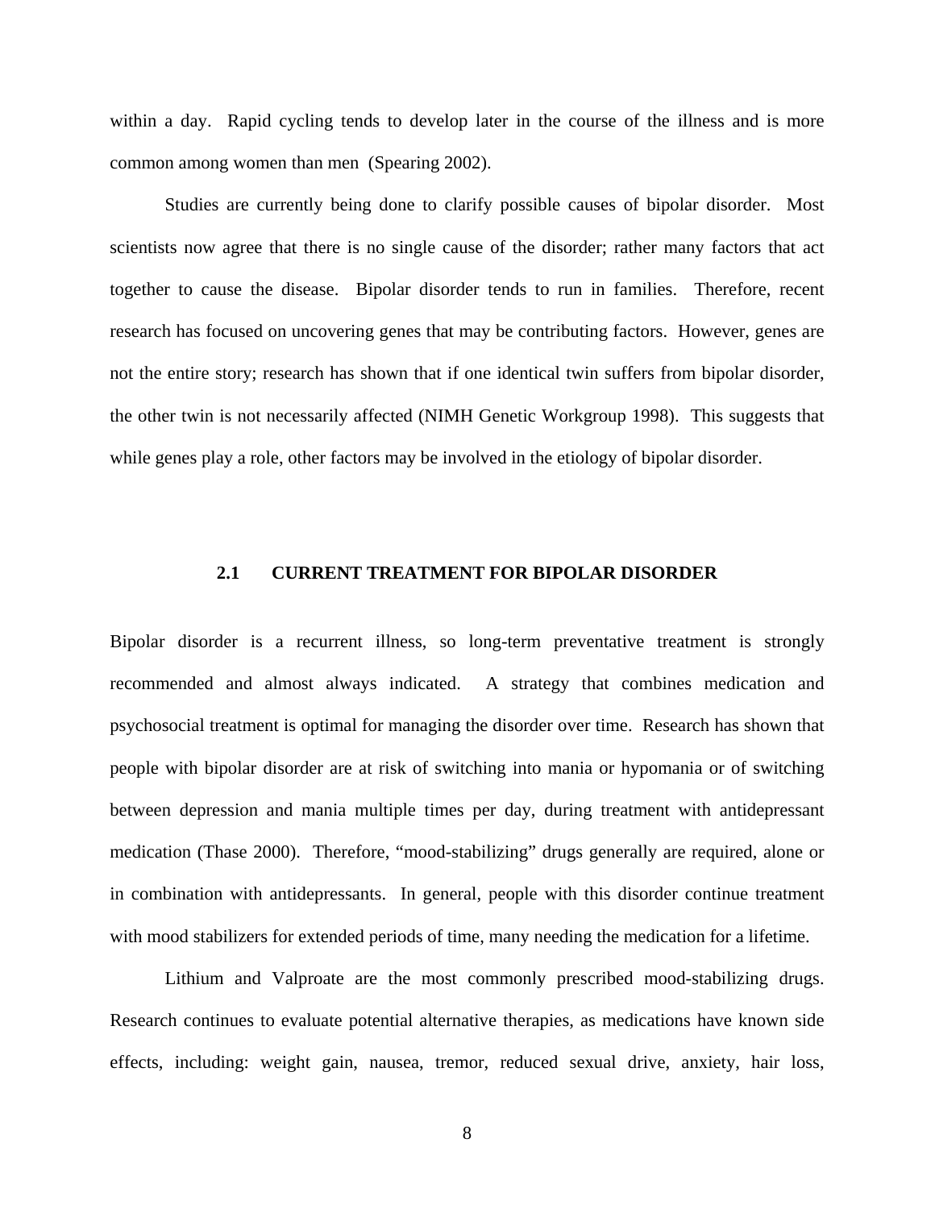within a day. Rapid cycling tends to develop later in the course of the illness and is more common among women than men (Spearing 2002).

Studies are currently being done to clarify possible causes of bipolar disorder. Most scientists now agree that there is no single cause of the disorder; rather many factors that act together to cause the disease. Bipolar disorder tends to run in families. Therefore, recent research has focused on uncovering genes that may be contributing factors. However, genes are not the entire story; research has shown that if one identical twin suffers from bipolar disorder, the other twin is not necessarily affected (NIMH Genetic Workgroup 1998). This suggests that while genes play a role, other factors may be involved in the etiology of bipolar disorder.

## 2.1 CURRENT TREATMENT FOR BIPOLAR DISORDER

Bipolar disorder is a recurrent illness, so long-term preventative treatment is strongly recommended and almost always indicated. A strategy that combines medication and psychosocial treatment is optimal for managing the disorder over time. Research has shown that people with bipolar disorder are at risk of switching into mania or hypomania or of switching between depression and mania multiple times per day, during treatment with antidepressant medication (Thase 2000). Therefore, "mood-stabilizing" drugs generally are required, alone or in combination with antidepressants. In general, people with this disorder continue treatment with mood stabilizers for extended periods of time, many needing the medication for a lifetime.

Lithium and Valproate are the most commonly prescribed mood-stabilizing drugs. Research continues to evaluate potential alternative therapies, as medications have known side effects, including: weight gain, nausea, tremor, reduced sexual drive, anxiety, hair loss,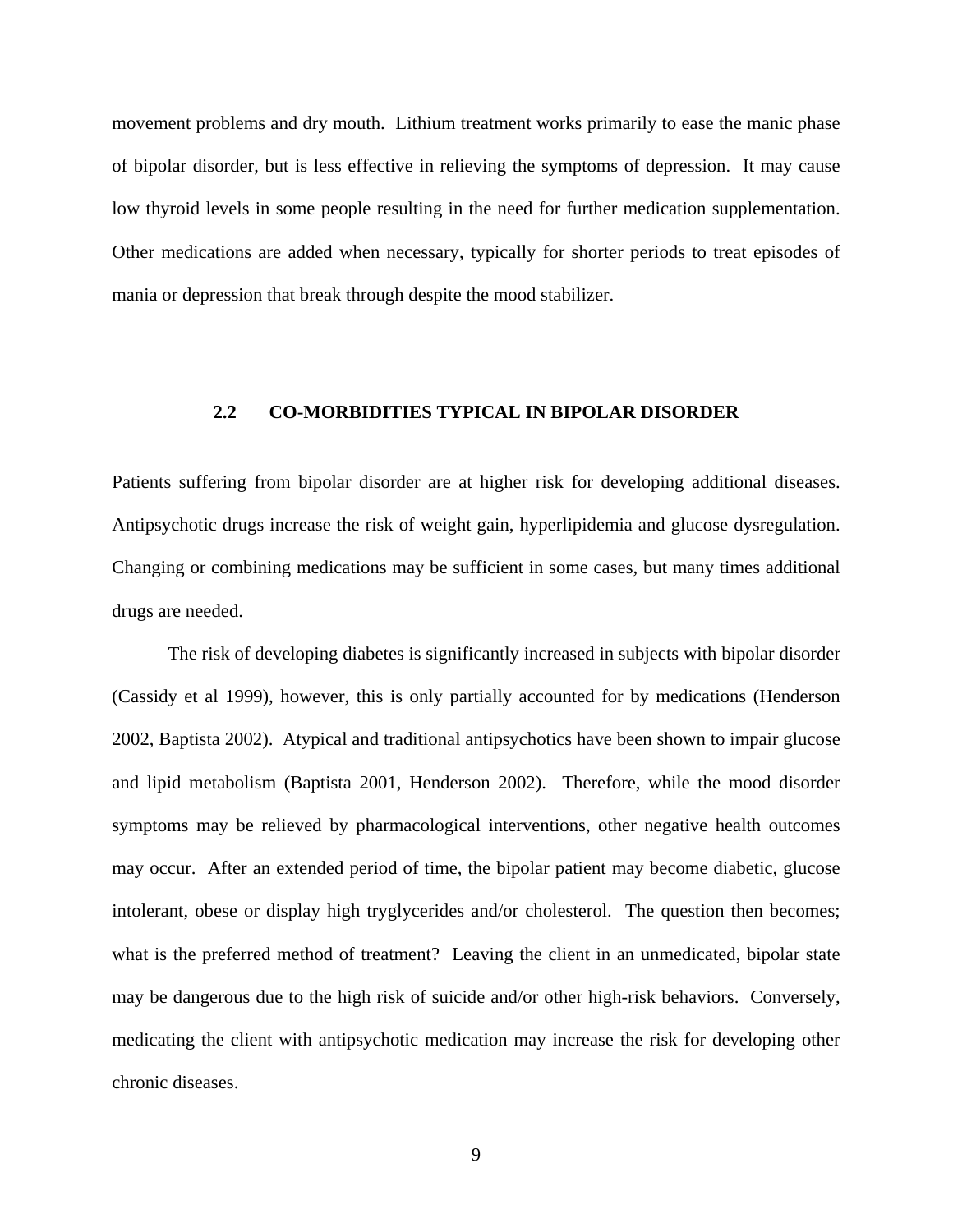movement problems and dry mouth. Lithium treatment works primarily to ease the manic phase of bipolar disorder, but is less effective in relieving the symptoms of depression. It may cause low thyroid levels in some people resulting in the need for further medication supplementation. Other medications are added when necessary, typically for shorter periods to treat episodes of mania or depression that break through despite the mood stabilizer.

## 2.2 CO-MORBIDITIES TYPICAL IN BIPOLAR DISORDER

Patients suffering from bipolar disorder are at higher risk for developing additional diseases. Antipsychotic drugs increase the risk of weight gain, hyperlipidemia and glucose dysregulation. Changing or combining medications may be sufficient in some cases, but many times additional drugs are needed.

The risk of developing diabetes is significantly increased in subjects with bipolar disorder (Cassidy et al 1999), however, this is only partially accounted for by medications (Henderson 2002, Baptista 2002). Atypical and traditional antipsychotics have been shown to impair glucose and lipid metabolism (Baptista 2001, Henderson 2002). Therefore, while the mood disorder symptoms may be relieved by pharmacological interventions, other negative health outcomes may occur. After an extended period of time, the bipolar patient may become diabetic, glucose intolerant, obese or display high tryglycerides and/or cholesterol. The question then becomes; what is the preferred method of treatment? Leaving the client in an unmedicated, bipolar state may be dangerous due to the high risk of suicide and/or other high-risk behaviors. Conversely, medicating the client with antipsychotic medication may increase the risk for developing other chronic diseases.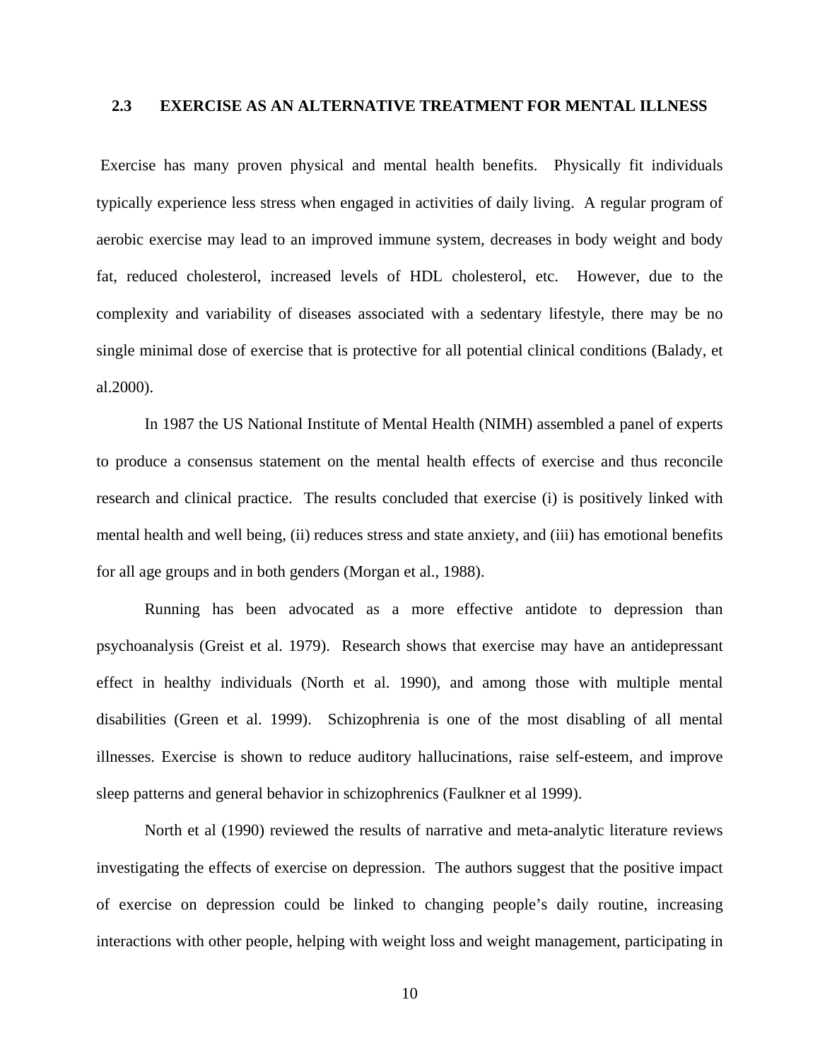## 2.3 EXERCISE AS AN ALTERNATIVE TREATMENT FOR MENTAL ILLNESS

Exercise has many proven physical and mental health benefits. Physically fit individuals typically experience less stress when engaged in activities of daily living. A regular program of aerobic exercise may lead to an improved immune system, decreases in body weight and body fat, reduced cholesterol, increased levels of HDL cholesterol, etc. However, due to the complexity and variability of diseases associated with a sedentary lifestyle, there may be no single minimal dose of exercise that is protective for all potential clinical conditions (Balady, et al.2000).

In 1987 the US National Institute of Mental Health (NIMH) assembled a panel of experts to produce a consensus statement on the mental health effects of exercise and thus reconcile research and clinical practice. The results concluded that exercise (i) is positively linked with mental health and well being, (ii) reduces stress and state anxiety, and (iii) has emotional benefits for all age groups and in both genders (Morgan et al., 1988).

Running has been advocated as a more effective antidote to depression than psychoanalysis (Greist et al. 1979). Research shows that exercise may have an antidepressant effect in healthy individuals (North et al. 1990), and among those with multiple mental disabilities (Green et al. 1999). Schizophrenia is one of the most disabling of all mental illnesses. Exercise is shown to reduce auditory hallucinations, raise self-esteem, and improve sleep patterns and general behavior in schizophrenics (Faulkner et al 1999).

North et al (1990) reviewed the results of narrative and meta-analytic literature reviews investigating the effects of exercise on depression. The authors suggest that the positive impact of exercise on depression could be linked to changing people's daily routine, increasing interactions with other people, helping with weight loss and weight management, participating in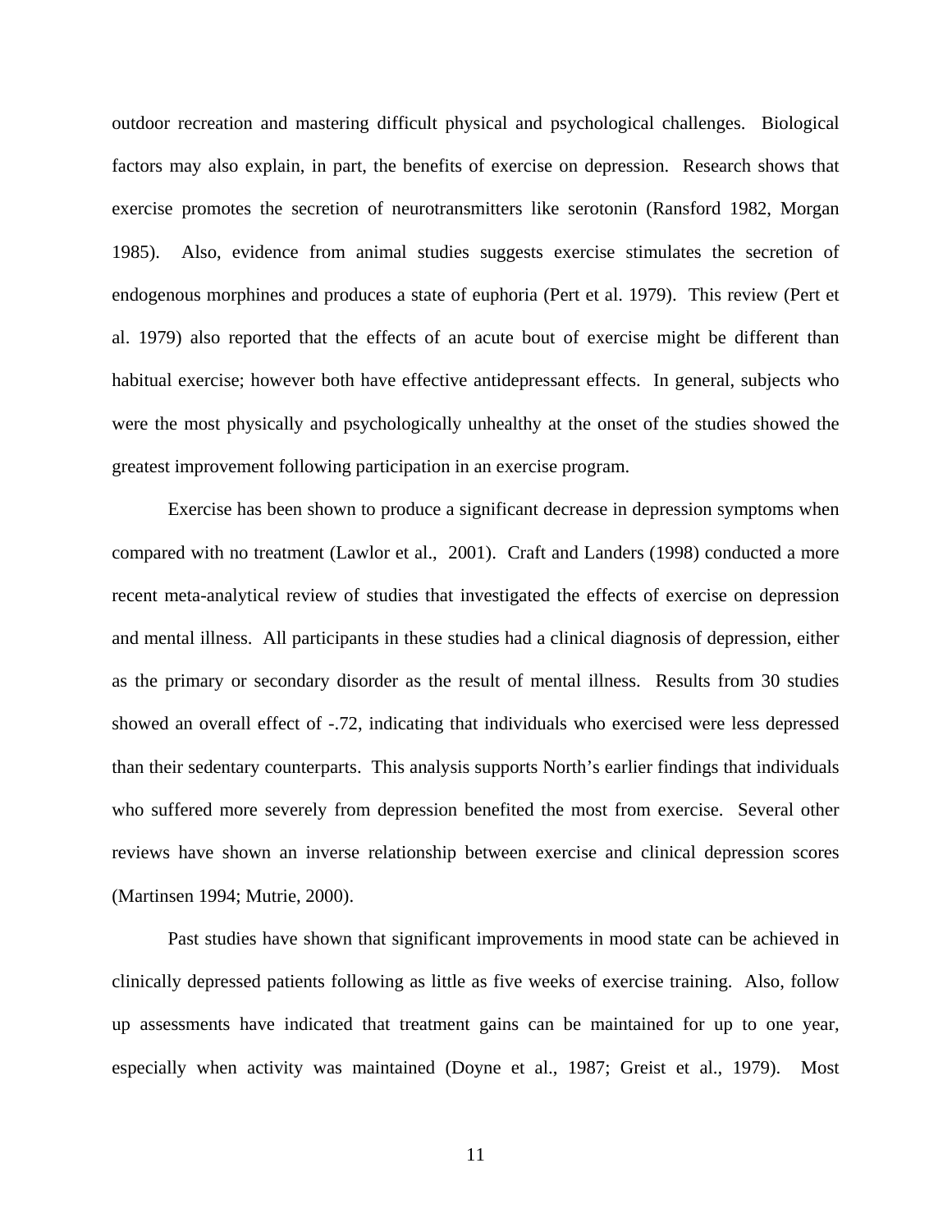outdoor recreation and mastering difficult physical and psychological challenges. Biological factors may also explain, in part, the benefits of exercise on depression. Research shows that exercise promotes the secretion of neurotransmitters like serotonin (Ransford 1982, Morgan 1985). Also, evidence from animal studies suggests exercise stimulates the secretion of endogenous morphines and produces a state of euphoria (Pert et al. 1979). This review (Pert et al. 1979) also reported that the effects of an acute bout of exercise might be different than habitual exercise; however both have effective antidepressant effects. In general, subjects who were the most physically and psychologically unhealthy at the onset of the studies showed the greatest improvement following participation in an exercise program.

Exercise has been shown to produce a significant decrease in depression symptoms when compared with no treatment (Lawlor et al., 2001). Craft and Landers (1998) conducted a more recent meta-analytical review of studies that investigated the effects of exercise on depression and mental illness. All participants in these studies had a clinical diagnosis of depression, either as the primary or secondary disorder as the result of mental illness. Results from 30 studies showed an overall effect of -.72, indicating that individuals who exercised were less depressed than their sedentary counterparts. This analysis supports North's earlier findings that individuals who suffered more severely from depression benefited the most from exercise. Several other reviews have shown an inverse relationship between exercise and clinical depression scores (Martinsen 1994; Mutrie, 2000).

Past studies have shown that significant improvements in mood state can be achieved in clinically depressed patients following as little as five weeks of exercise training. Also, follow up assessments have indicated that treatment gains can be maintained for up to one year, especially when activity was maintained (Doyne et al., 1987; Greist et al., 1979). Most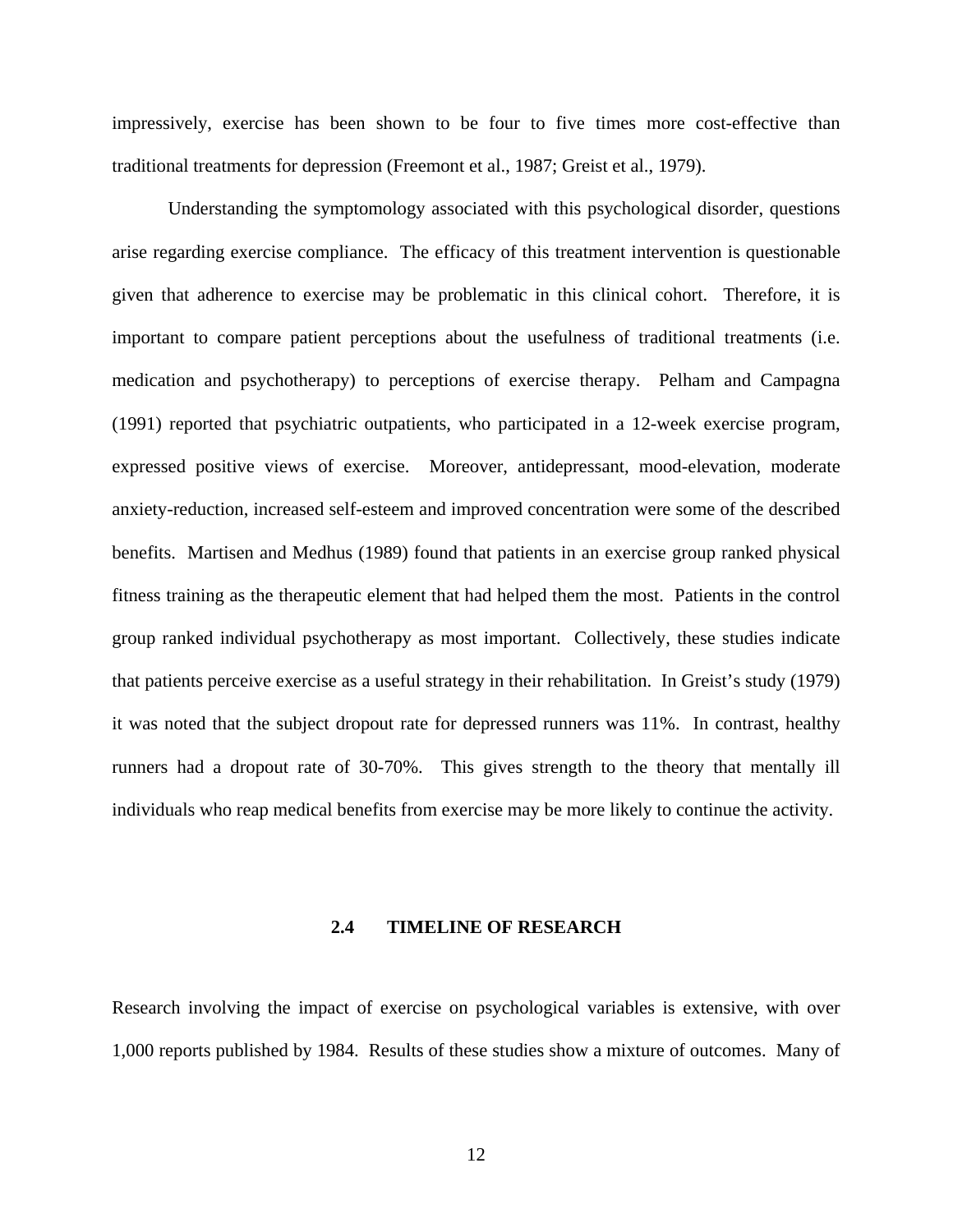impressively, exercise has been shown to be four to five times more cost-effective than traditional treatments for depression (Freemont et al., 1987; Greist et al., 1979).

Understanding the symptomology associated with this psychological disorder, questions arise regarding exercise compliance. The efficacy of this treatment intervention is questionable given that adherence to exercise may be problematic in this clinical cohort. Therefore, it is important to compare patient perceptions about the usefulness of traditional treatments (i.e. medication and psychotherapy) to perceptions of exercise therapy. Pelham and Campagna (1991) reported that psychiatric outpatients, who participated in a 12-week exercise program, expressed positive views of exercise. Moreover, antidepressant, mood-elevation, moderate anxiety-reduction, increased self-esteem and improved concentration were some of the described benefits. Martisen and Medhus (1989) found that patients in an exercise group ranked physical fitness training as the therapeutic element that had helped them the most. Patients in the control group ranked individual psychotherapy as most important. Collectively, these studies indicate that patients perceive exercise as a useful strategy in their rehabilitation. In Greist's study (1979) it was noted that the subject dropout rate for depressed runners was 11%. In contrast, healthy runners had a dropout rate of 30-70%. This gives strength to the theory that mentally ill individuals who reap medical benefits from exercise may be more likely to continue the activity.

## 2.4 TIMELINE OF RESEARCH

Research involving the impact of exercise on psychological variables is extensive, with over 1,000 reports published by 1984. Results of these studies show a mixture of outcomes. Many of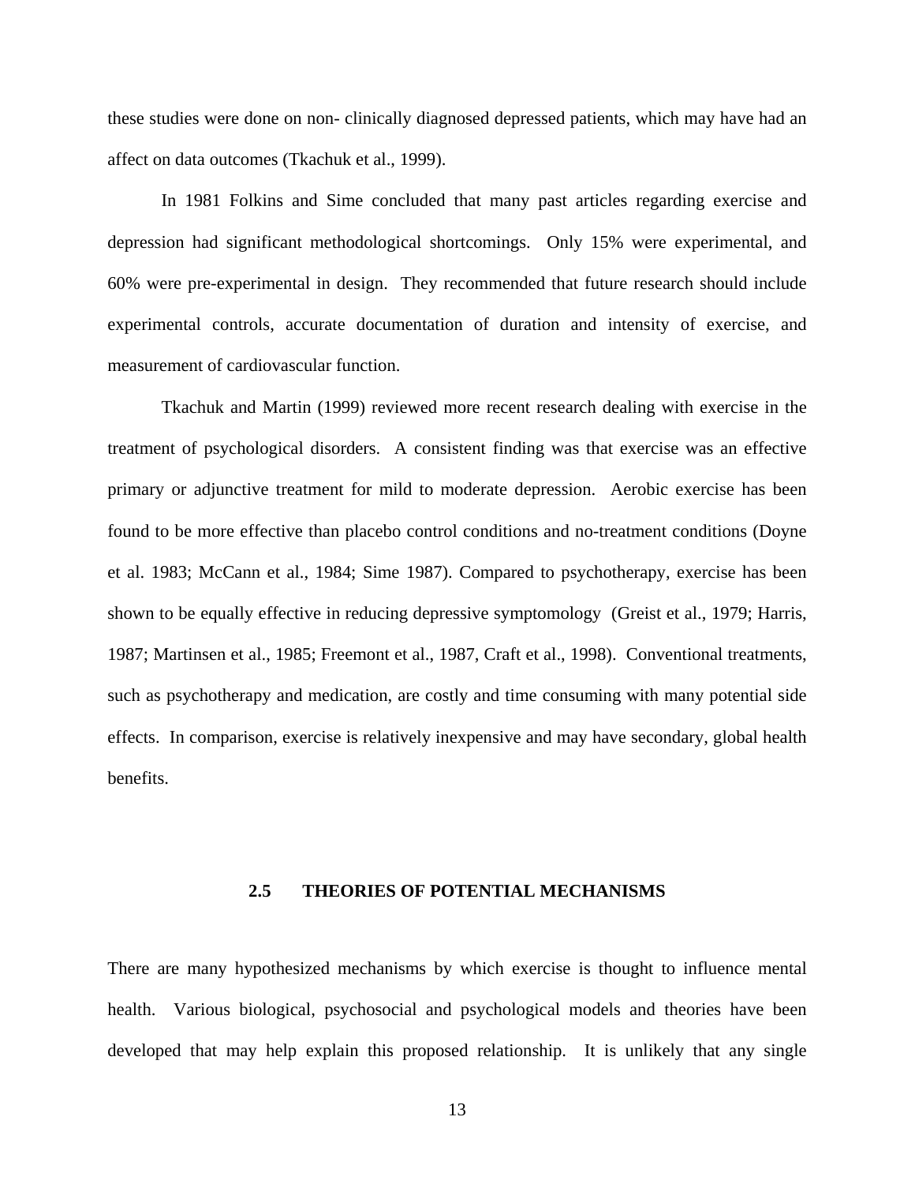these studies were done on non- clinically diagnosed depressed patients, which may have had an affect on data outcomes (Tkachuk et al., 1999).

In 1981 Folkins and Sime concluded that many past articles regarding exercise and depression had significant methodological shortcomings. Only 15% were experimental, and 60% were pre-experimental in design. They recommended that future research should include experimental controls, accurate documentation of duration and intensity of exercise, and measurement of cardiovascular function.

Tkachuk and Martin (1999) reviewed more recent research dealing with exercise in the treatment of psychological disorders. A consistent finding was that exercise was an effective primary or adjunctive treatment for mild to moderate depression. Aerobic exercise has been found to be more effective than placebo control conditions and no-treatment conditions (Doyne et al. 1983; McCann et al., 1984; Sime 1987). Compared to psychotherapy, exercise has been shown to be equally effective in reducing depressive symptomology (Greist et al., 1979; Harris, 1987; Martinsen et al., 1985; Freemont et al., 1987, Craft et al., 1998). Conventional treatments, such as psychotherapy and medication, are costly and time consuming with many potential side effects. In comparison, exercise is relatively inexpensive and may have secondary, global health benefits.

## 2.5 THEORIES OF POTENTIAL MECHANISMS

There are many hypothesized mechanisms by which exercise is thought to influence mental health. Various biological, psychosocial and psychological models and theories have been developed that may help explain this proposed relationship. It is unlikely that any single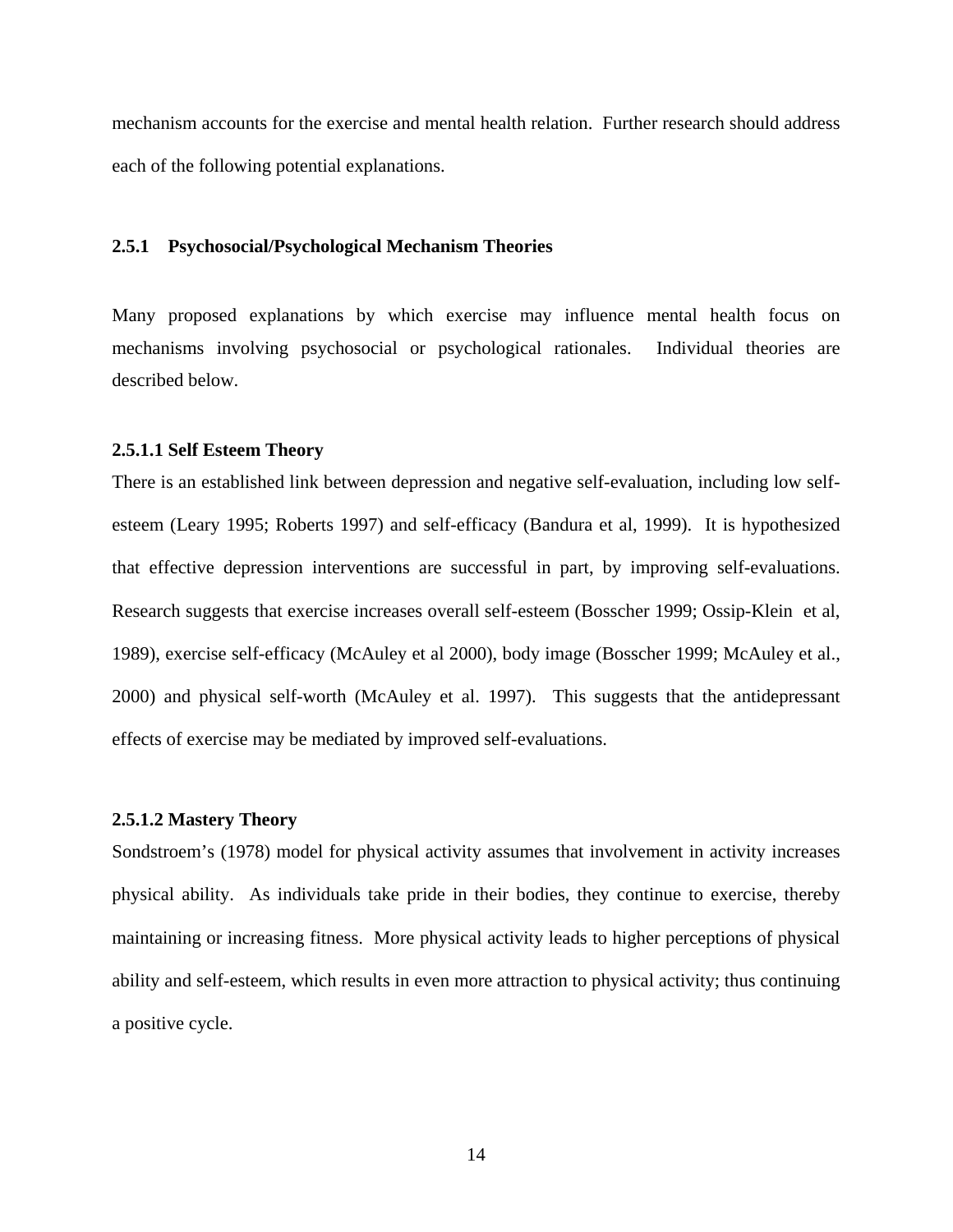mechanism accounts for the exercise and mental health relation. Further research should address each of the following potential explanations.

### 2.5.1 Psychosocial/Psychological Mechanism Theories

Many proposed explanations by which exercise may influence mental health focus on mechanisms involving psychosocial or psychological rationales. Individual theories are described below.

#### 2.5.1.1 Self Esteem Theory

There is an established link between depression and negative self-evaluation, including low self-esteem (Leary 1995; Roberts 1997) and self-efficacy (Bandura et al, 1999). It is hypothesized that effective depression interventions are successful in part, by improving self-evaluations. Research suggests that exercise increases overall self-esteem (Bosscher 1999; Ossip-Klein et al, 1989), exercise self-efficacy (McAuley et al 2000), body image (Bosscher 1999; McAuley et al., 2000) and physical self-worth (McAuley et al. 1997). This suggests that the antidepressant effects of exercise may be mediated by improved self-evaluations.

#### 2.5.1.2 Mastery Theory

Sondstroem's (1978) model for physical activity assumes that involvement in activity increases physical ability. As individuals take pride in their bodies, they continue to exercise, thereby maintaining or increasing fitness. More physical activity leads to higher perceptions of physical ability and self-esteem, which results in even more attraction to physical activity; thus continuing a positive cycle.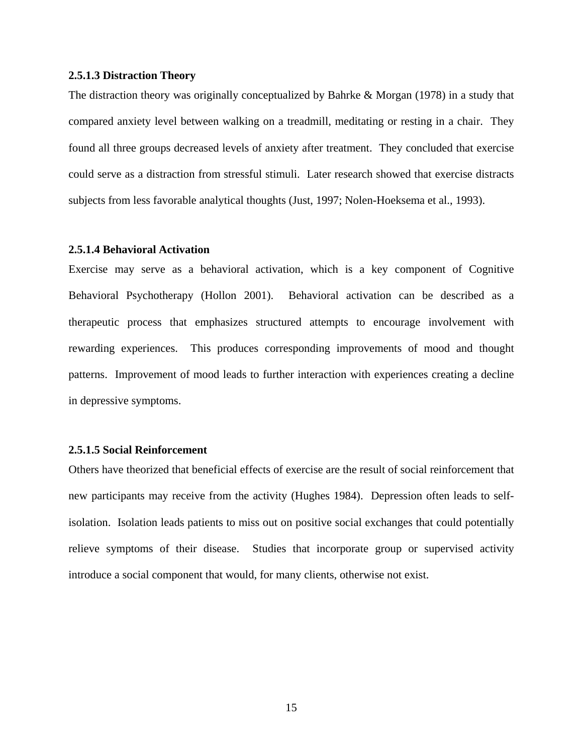#### 2.5.1.3 Distraction Theory

The distraction theory was originally conceptualized by Bahrke & Morgan (1978) in a study that compared anxiety level between walking on a treadmill, meditating or resting in a chair. They found all three groups decreased levels of anxiety after treatment. They concluded that exercise could serve as a distraction from stressful stimuli. Later research showed that exercise distracts subjects from less favorable analytical thoughts (Just, 1997; Nolen-Hoeksema et al., 1993).

#### 2.5.1.4 Behavioral Activation

Exercise may serve as a behavioral activation, which is a key component of Cognitive Behavioral Psychotherapy (Hollon 2001). Behavioral activation can be described as a therapeutic process that emphasizes structured attempts to encourage involvement with rewarding experiences. This produces corresponding improvements of mood and thought patterns. Improvement of mood leads to further interaction with experiences creating a decline in depressive symptoms.

#### 2.5.1.5 Social Reinforcement

Others have theorized that beneficial effects of exercise are the result of social reinforcement that new participants may receive from the activity (Hughes 1984). Depression often leads to self-isolation. Isolation leads patients to miss out on positive social exchanges that could potentially relieve symptoms of their disease. Studies that incorporate group or supervised activity introduce a social component that would, for many clients, otherwise not exist.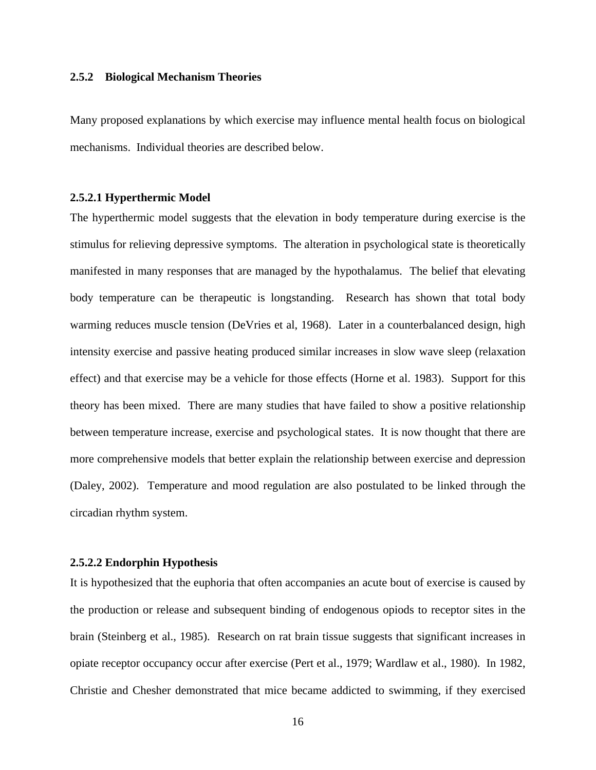### 2.5.2 Biological Mechanism Theories

Many proposed explanations by which exercise may influence mental health focus on biological mechanisms. Individual theories are described below.

#### 2.5.2.1 Hyperthermic Model

The hyperthermic model suggests that the elevation in body temperature during exercise is the stimulus for relieving depressive symptoms. The alteration in psychological state is theoretically manifested in many responses that are managed by the hypothalamus. The belief that elevating body temperature can be therapeutic is longstanding. Research has shown that total body warming reduces muscle tension (DeVries et al, 1968). Later in a counterbalanced design, high intensity exercise and passive heating produced similar increases in slow wave sleep (relaxation effect) and that exercise may be a vehicle for those effects (Horne et al. 1983). Support for this theory has been mixed. There are many studies that have failed to show a positive relationship between temperature increase, exercise and psychological states. It is now thought that there are more comprehensive models that better explain the relationship between exercise and depression (Daley, 2002). Temperature and mood regulation are also postulated to be linked through the circadian rhythm system.

#### 2.5.2.2 Endorphin Hypothesis

It is hypothesized that the euphoria that often accompanies an acute bout of exercise is caused by the production or release and subsequent binding of endogenous opiods to receptor sites in the brain (Steinberg et al., 1985). Research on rat brain tissue suggests that significant increases in opiate receptor occupancy occur after exercise (Pert et al., 1979; Wardlaw et al., 1980). In 1982, Christie and Chesher demonstrated that mice became addicted to swimming, if they exercised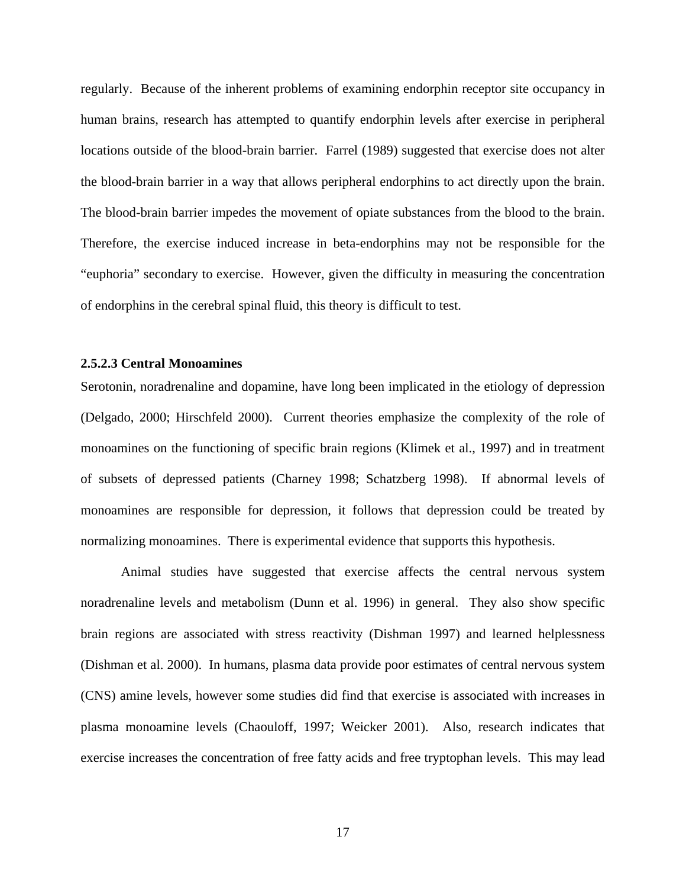regularly. Because of the inherent problems of examining endorphin receptor site occupancy in human brains, research has attempted to quantify endorphin levels after exercise in peripheral locations outside of the blood-brain barrier. Farrel (1989) suggested that exercise does not alter the blood-brain barrier in a way that allows peripheral endorphins to act directly upon the brain. The blood-brain barrier impedes the movement of opiate substances from the blood to the brain. Therefore, the exercise induced increase in beta-endorphins may not be responsible for the "euphoria" secondary to exercise. However, given the difficulty in measuring the concentration of endorphins in the cerebral spinal fluid, this theory is difficult to test.

#### 2.5.2.3 Central Monoamines

Serotonin, noradrenaline and dopamine, have long been implicated in the etiology of depression (Delgado, 2000; Hirschfeld 2000). Current theories emphasize the complexity of the role of monoamines on the functioning of specific brain regions (Klimek et al., 1997) and in treatment of subsets of depressed patients (Charney 1998; Schatzberg 1998). If abnormal levels of monoamines are responsible for depression, it follows that depression could be treated by normalizing monoamines. There is experimental evidence that supports this hypothesis.

Animal studies have suggested that exercise affects the central nervous system noradrenaline levels and metabolism (Dunn et al. 1996) in general. They also show specific brain regions are associated with stress reactivity (Dishman 1997) and learned helplessness (Dishman et al. 2000). In humans, plasma data provide poor estimates of central nervous system (CNS) amine levels, however some studies did find that exercise is associated with increases in plasma monoamine levels (Chaouloff, 1997; Weicker 2001). Also, research indicates that exercise increases the concentration of free fatty acids and free tryptophan levels. This may lead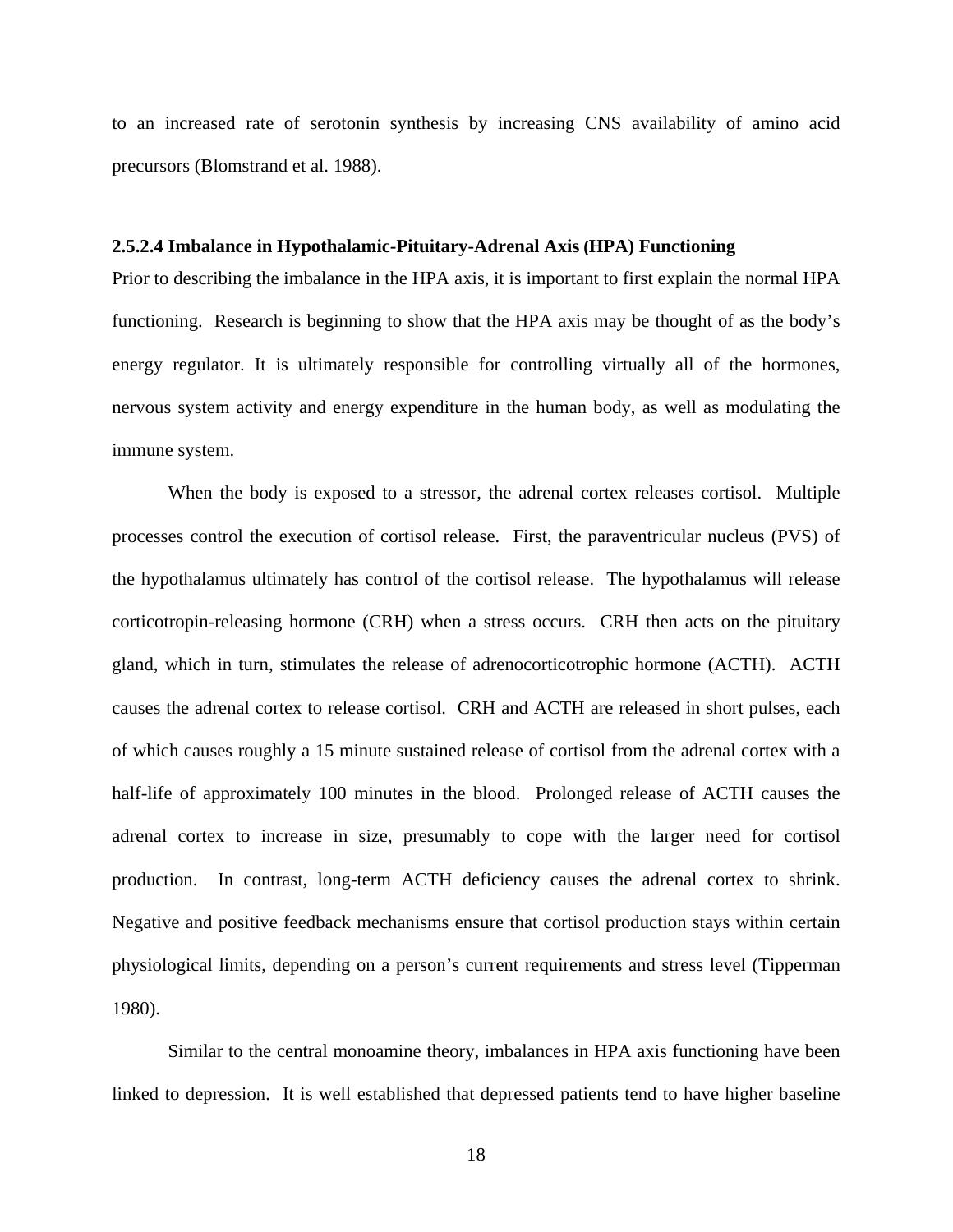to an increased rate of serotonin synthesis by increasing CNS availability of amino acid precursors (Blomstrand et al. 1988).

#### 2.5.2.4 Imbalance in Hypothalamic-Pituitary-Adrenal Axis (HPA) Functioning

Prior to describing the imbalance in the HPA axis, it is important to first explain the normal HPA functioning. Research is beginning to show that the HPA axis may be thought of as the body's energy regulator. It is ultimately responsible for controlling virtually all of the hormones, nervous system activity and energy expenditure in the human body, as well as modulating the immune system.

When the body is exposed to a stressor, the adrenal cortex releases cortisol. Multiple processes control the execution of cortisol release. First, the paraventricular nucleus (PVS) of the hypothalamus ultimately has control of the cortisol release. The hypothalamus will release corticotropin-releasing hormone (CRH) when a stress occurs. CRH then acts on the pituitary gland, which in turn, stimulates the release of adrenocorticotrophic hormone (ACTH). ACTH causes the adrenal cortex to release cortisol. CRH and ACTH are released in short pulses, each of which causes roughly a 15 minute sustained release of cortisol from the adrenal cortex with a half-life of approximately 100 minutes in the blood. Prolonged release of ACTH causes the adrenal cortex to increase in size, presumably to cope with the larger need for cortisol production. In contrast, long-term ACTH deficiency causes the adrenal cortex to shrink. Negative and positive feedback mechanisms ensure that cortisol production stays within certain physiological limits, depending on a person's current requirements and stress level (Tipperman 1980).

Similar to the central monoamine theory, imbalances in HPA axis functioning have been linked to depression. It is well established that depressed patients tend to have higher baseline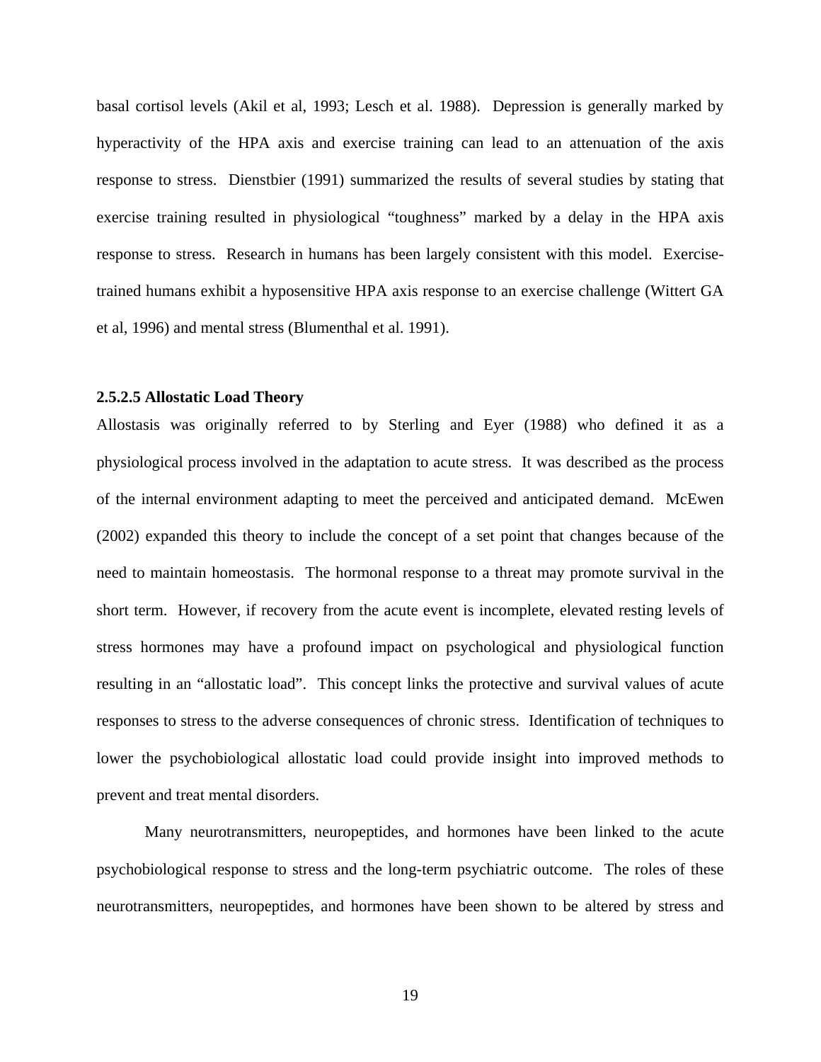basal cortisol levels (Akil et al, 1993; Lesch et al. 1988). Depression is generally marked by hyperactivity of the HPA axis and exercise training can lead to an attenuation of the axis response to stress. Dienstbier (1991) summarized the results of several studies by stating that exercise training resulted in physiological "toughness" marked by a delay in the HPA axis response to stress. Research in humans has been largely consistent with this model. Exercise-trained humans exhibit a hyposensitive HPA axis response to an exercise challenge (Wittert GA et al, 1996) and mental stress (Blumenthal et al. 1991).

#### 2.5.2.5 Allostatic Load Theory

Allostasis was originally referred to by Sterling and Eyer (1988) who defined it as a physiological process involved in the adaptation to acute stress. It was described as the process of the internal environment adapting to meet the perceived and anticipated demand. McEwen (2002) expanded this theory to include the concept of a set point that changes because of the need to maintain homeostasis. The hormonal response to a threat may promote survival in the short term. However, if recovery from the acute event is incomplete, elevated resting levels of stress hormones may have a profound impact on psychological and physiological function resulting in an "allostatic load". This concept links the protective and survival values of acute responses to stress to the adverse consequences of chronic stress. Identification of techniques to lower the psychobiological allostatic load could provide insight into improved methods to prevent and treat mental disorders.

Many neurotransmitters, neuropeptides, and hormones have been linked to the acute psychobiological response to stress and the long-term psychiatric outcome. The roles of these neurotransmitters, neuropeptides, and hormones have been shown to be altered by stress and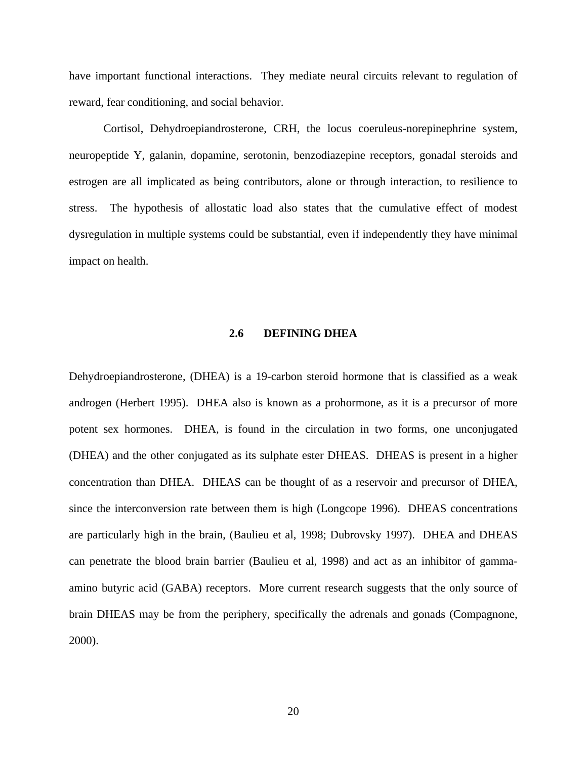have important functional interactions. They mediate neural circuits relevant to regulation of reward, fear conditioning, and social behavior.

Cortisol, Dehydroepiandrosterone, CRH, the locus coeruleus-norepinephrine system, neuropeptide Y, galanin, dopamine, serotonin, benzodiazepine receptors, gonadal steroids and estrogen are all implicated as being contributors, alone or through interaction, to resilience to stress. The hypothesis of allostatic load also states that the cumulative effect of modest dysregulation in multiple systems could be substantial, even if independently they have minimal impact on health.

## 2.6 DEFINING DHEA

Dehydroepiandrosterone, (DHEA) is a 19-carbon steroid hormone that is classified as a weak androgen (Herbert 1995). DHEA also is known as a prohormone, as it is a precursor of more potent sex hormones. DHEA, is found in the circulation in two forms, one unconjugated (DHEA) and the other conjugated as its sulphate ester DHEAS. DHEAS is present in a higher concentration than DHEA. DHEAS can be thought of as a reservoir and precursor of DHEA, since the interconversion rate between them is high (Longcope 1996). DHEAS concentrations are particularly high in the brain, (Baulieu et al, 1998; Dubrovsky 1997). DHEA and DHEAS can penetrate the blood brain barrier (Baulieu et al, 1998) and act as an inhibitor of gamma-amino butyric acid (GABA) receptors. More current research suggests that the only source of brain DHEAS may be from the periphery, specifically the adrenals and gonads (Compagnone, 2000).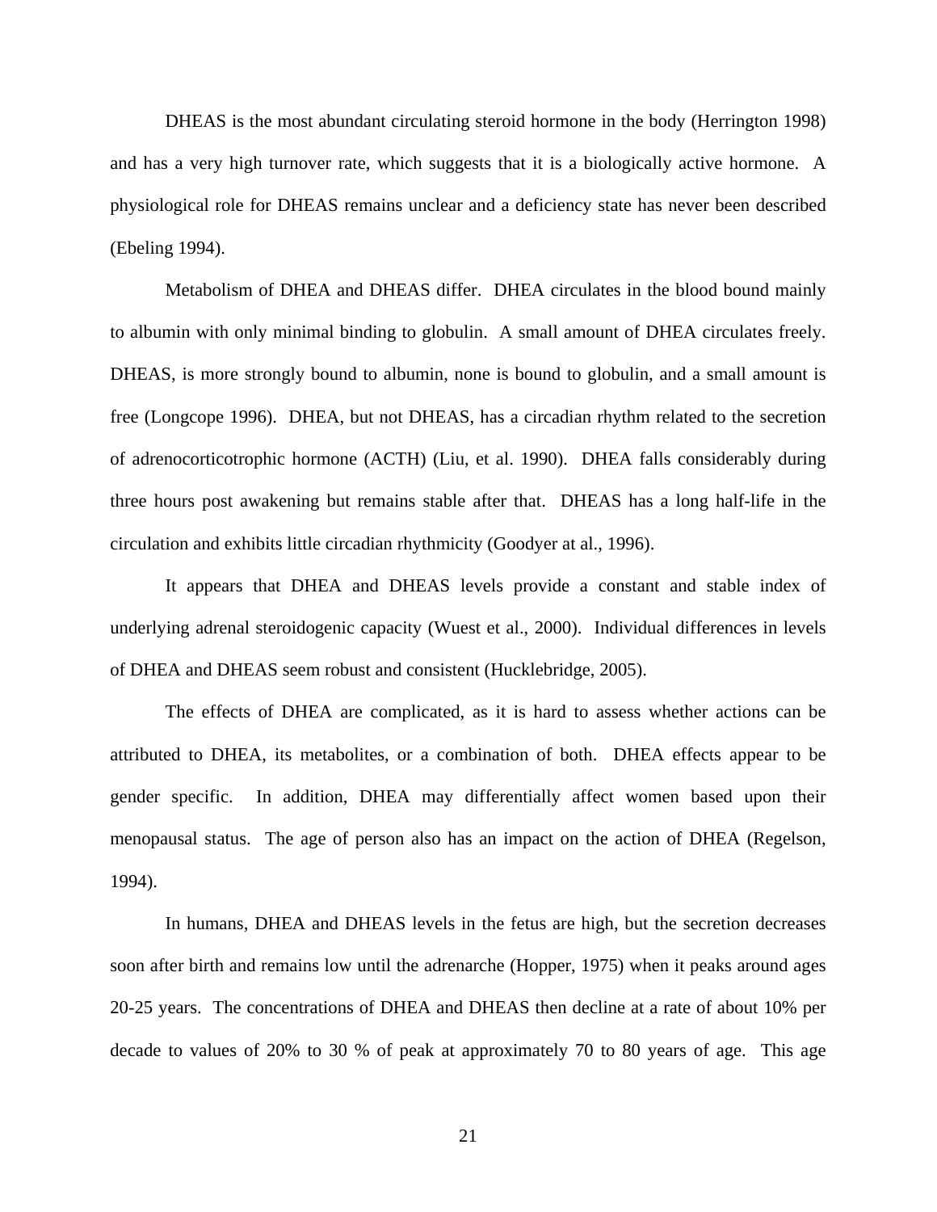DHEAS is the most abundant circulating steroid hormone in the body (Herrington 1998) and has a very high turnover rate, which suggests that it is a biologically active hormone. A physiological role for DHEAS remains unclear and a deficiency state has never been described (Ebeling 1994).

Metabolism of DHEA and DHEAS differ. DHEA circulates in the blood bound mainly to albumin with only minimal binding to globulin. A small amount of DHEA circulates freely. DHEAS, is more strongly bound to albumin, none is bound to globulin, and a small amount is free (Longcope 1996). DHEA, but not DHEAS, has a circadian rhythm related to the secretion of adrenocorticotrophic hormone (ACTH) (Liu, et al. 1990). DHEA falls considerably during three hours post awakening but remains stable after that. DHEAS has a long half-life in the circulation and exhibits little circadian rhythmicity (Goodyer at al., 1996).

It appears that DHEA and DHEAS levels provide a constant and stable index of underlying adrenal steroidogenic capacity (Wuest et al., 2000). Individual differences in levels of DHEA and DHEAS seem robust and consistent (Hucklebridge, 2005).

The effects of DHEA are complicated, as it is hard to assess whether actions can be attributed to DHEA, its metabolites, or a combination of both. DHEA effects appear to be gender specific. In addition, DHEA may differentially affect women based upon their menopausal status. The age of person also has an impact on the action of DHEA (Regelson, 1994).

In humans, DHEA and DHEAS levels in the fetus are high, but the secretion decreases soon after birth and remains low until the adrenarche (Hopper, 1975) when it peaks around ages 20-25 years. The concentrations of DHEA and DHEAS then decline at a rate of about 10% per decade to values of 20% to 30 % of peak at approximately 70 to 80 years of age. This age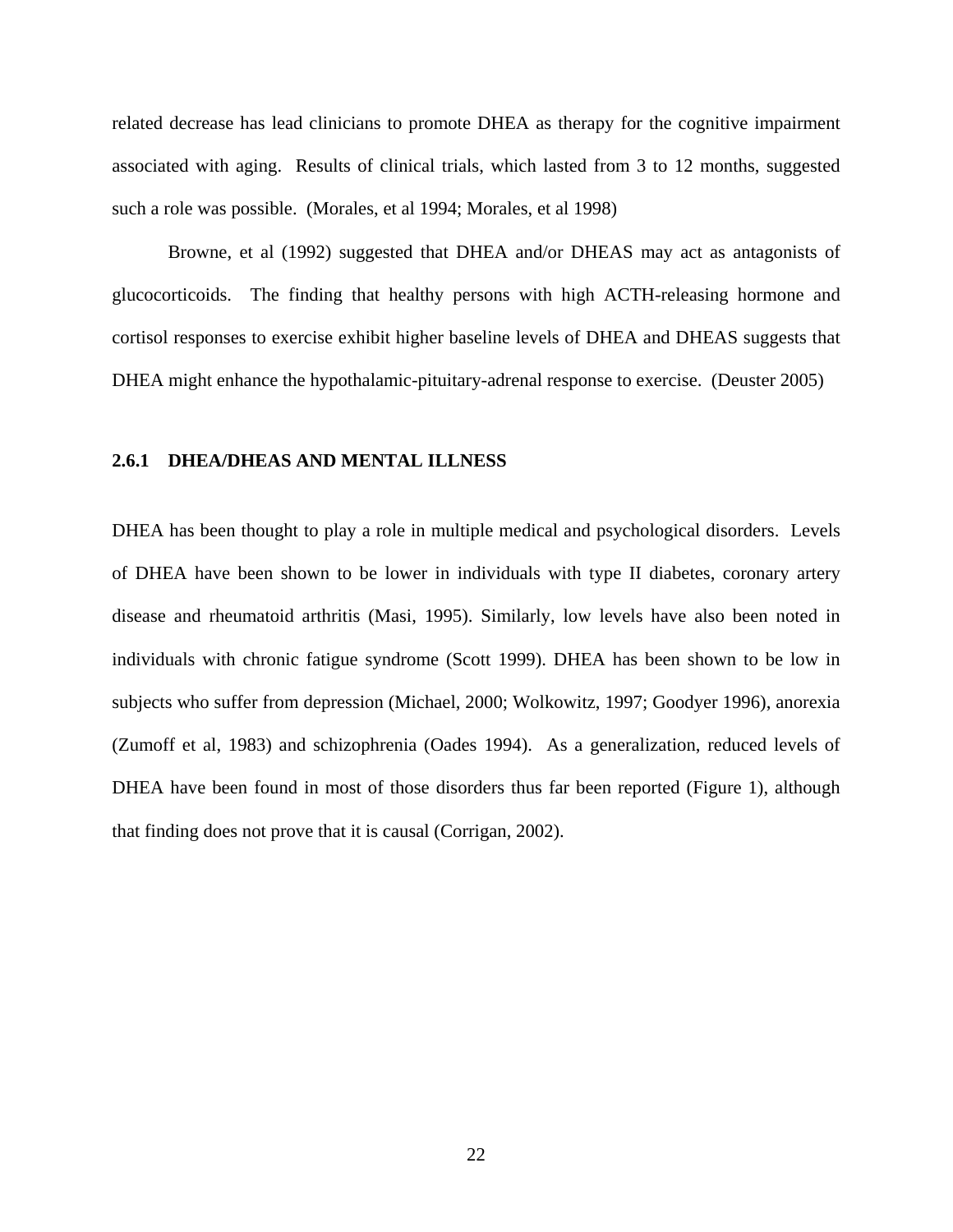related decrease has lead clinicians to promote DHEA as therapy for the cognitive impairment associated with aging. Results of clinical trials, which lasted from 3 to 12 months, suggested such a role was possible. (Morales, et al 1994; Morales, et al 1998)

Browne, et al (1992) suggested that DHEA and/or DHEAS may act as antagonists of glucocorticoids. The finding that healthy persons with high ACTH-releasing hormone and cortisol responses to exercise exhibit higher baseline levels of DHEA and DHEAS suggests that DHEA might enhance the hypothalamic-pituitary-adrenal response to exercise. (Deuster 2005)

### 2.6.1 DHEA/DHEAS AND MENTAL ILLNESS

DHEA has been thought to play a role in multiple medical and psychological disorders. Levels of DHEA have been shown to be lower in individuals with type II diabetes, coronary artery disease and rheumatoid arthritis (Masi, 1995). Similarly, low levels have also been noted in individuals with chronic fatigue syndrome (Scott 1999). DHEA has been shown to be low in subjects who suffer from depression (Michael, 2000; Wolkowitz, 1997; Goodyer 1996), anorexia (Zumoff et al, 1983) and schizophrenia (Oades 1994). As a generalization, reduced levels of DHEA have been found in most of those disorders thus far been reported (Figure 1), although that finding does not prove that it is causal (Corrigan, 2002).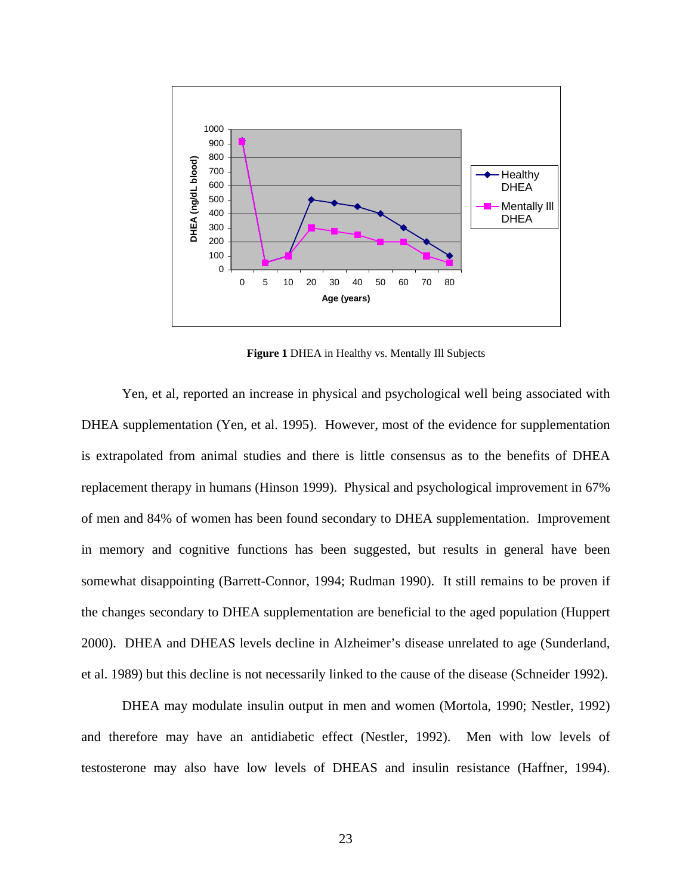**Figure 1** DHEA in Healthy vs. Mentally Ill Subjects

Yen, et al, reported an increase in physical and psychological well being associated with DHEA supplementation (Yen, et al. 1995). However, most of the evidence for supplementation is extrapolated from animal studies and there is little consensus as to the benefits of DHEA replacement therapy in humans (Hinson 1999). Physical and psychological improvement in 67% of men and 84% of women has been found secondary to DHEA supplementation. Improvement in memory and cognitive functions has been suggested, but results in general have been somewhat disappointing (Barrett-Connor, 1994; Rudman 1990). It still remains to be proven if the changes secondary to DHEA supplementation are beneficial to the aged population (Huppert 2000). DHEA and DHEAS levels decline in Alzheimer's disease unrelated to age (Sunderland, et al. 1989) but this decline is not necessarily linked to the cause of the disease (Schneider 1992).

DHEA may modulate insulin output in men and women (Mortola, 1990; Nestler, 1992) and therefore may have an antidiabetic effect (Nestler, 1992). Men with low levels of testosterone may also have low levels of DHEAS and insulin resistance (Haffner, 1994).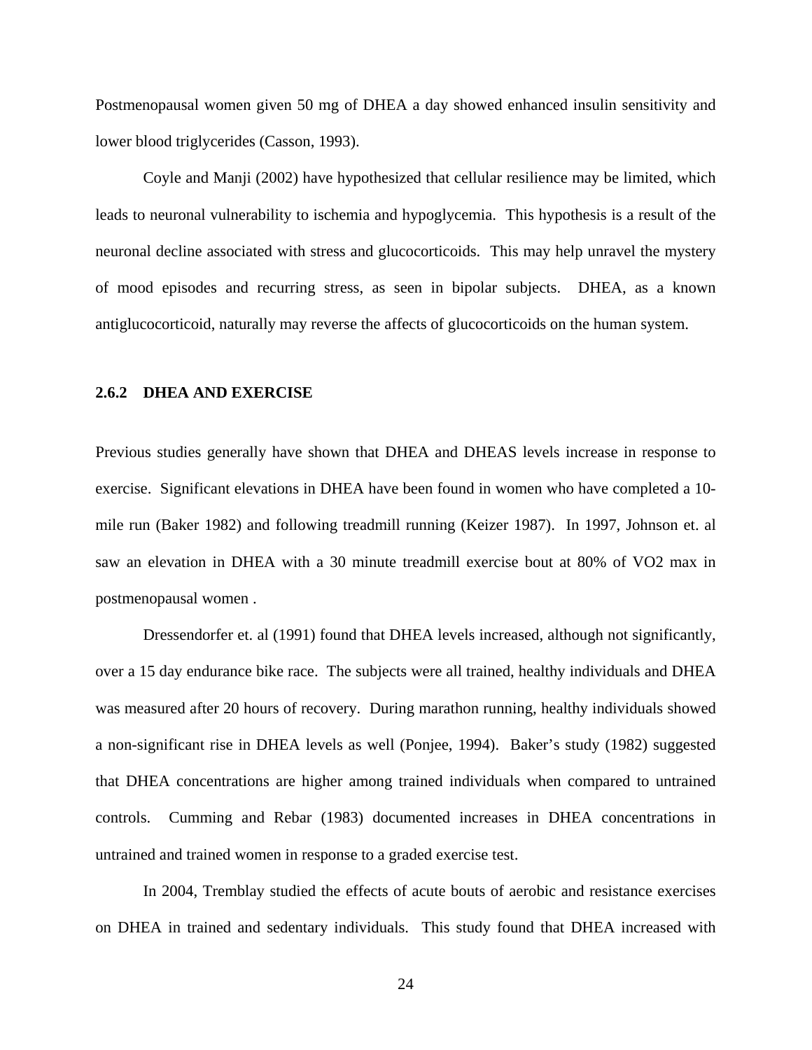Postmenopausal women given 50 mg of DHEA a day showed enhanced insulin sensitivity and lower blood triglycerides (Casson, 1993).

Coyle and Manji (2002) have hypothesized that cellular resilience may be limited, which leads to neuronal vulnerability to ischemia and hypoglycemia. This hypothesis is a result of the neuronal decline associated with stress and glucocorticoids. This may help unravel the mystery of mood episodes and recurring stress, as seen in bipolar subjects. DHEA, as a known antiglucocorticoid, naturally may reverse the affects of glucocorticoids on the human system.

### 2.6.2 DHEA AND EXERCISE

Previous studies generally have shown that DHEA and DHEAS levels increase in response to exercise. Significant elevations in DHEA have been found in women who have completed a 10-mile run (Baker 1982) and following treadmill running (Keizer 1987). In 1997, Johnson et. al saw an elevation in DHEA with a 30 minute treadmill exercise bout at 80% of VO2 max in postmenopausal women .

Dressendorfer et. al (1991) found that DHEA levels increased, although not significantly, over a 15 day endurance bike race. The subjects were all trained, healthy individuals and DHEA was measured after 20 hours of recovery. During marathon running, healthy individuals showed a non-significant rise in DHEA levels as well (Ponjee, 1994). Baker's study (1982) suggested that DHEA concentrations are higher among trained individuals when compared to untrained controls. Cumming and Rebar (1983) documented increases in DHEA concentrations in untrained and trained women in response to a graded exercise test.

In 2004, Tremblay studied the effects of acute bouts of aerobic and resistance exercises on DHEA in trained and sedentary individuals. This study found that DHEA increased with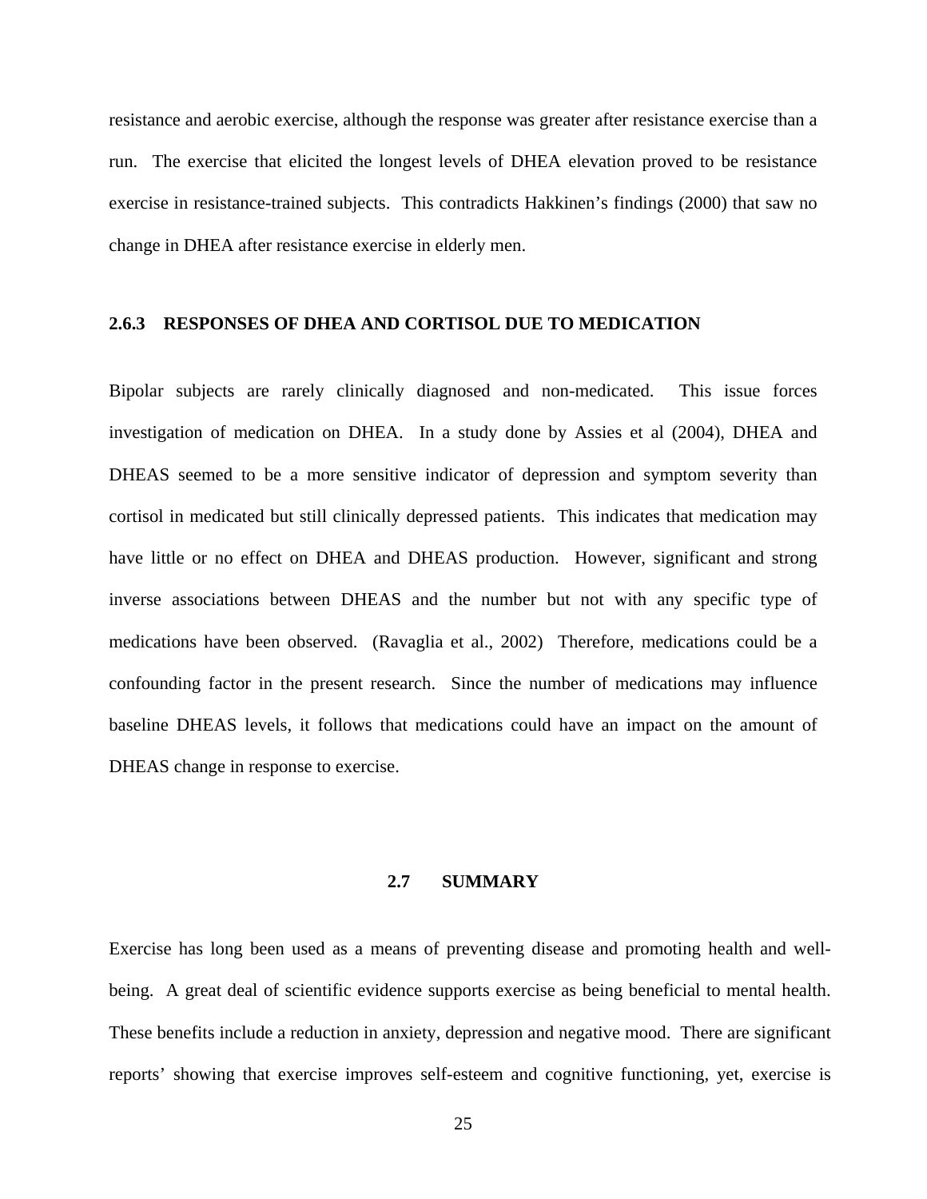resistance and aerobic exercise, although the response was greater after resistance exercise than a run. The exercise that elicited the longest levels of DHEA elevation proved to be resistance exercise in resistance-trained subjects. This contradicts Hakkinen's findings (2000) that saw no change in DHEA after resistance exercise in elderly men.

### 2.6.3 RESPONSES OF DHEA AND CORTISOL DUE TO MEDICATION

Bipolar subjects are rarely clinically diagnosed and non-medicated. This issue forces investigation of medication on DHEA. In a study done by Assies et al (2004), DHEA and DHEAS seemed to be a more sensitive indicator of depression and symptom severity than cortisol in medicated but still clinically depressed patients. This indicates that medication may have little or no effect on DHEA and DHEAS production. However, significant and strong inverse associations between DHEAS and the number but not with any specific type of medications have been observed. (Ravaglia et al., 2002) Therefore, medications could be a confounding factor in the present research. Since the number of medications may influence baseline DHEAS levels, it follows that medications could have an impact on the amount of DHEAS change in response to exercise.

## 2.7 SUMMARY

Exercise has long been used as a means of preventing disease and promoting health and well-being. A great deal of scientific evidence supports exercise as being beneficial to mental health. These benefits include a reduction in anxiety, depression and negative mood. There are significant reports' showing that exercise improves self-esteem and cognitive functioning, yet, exercise is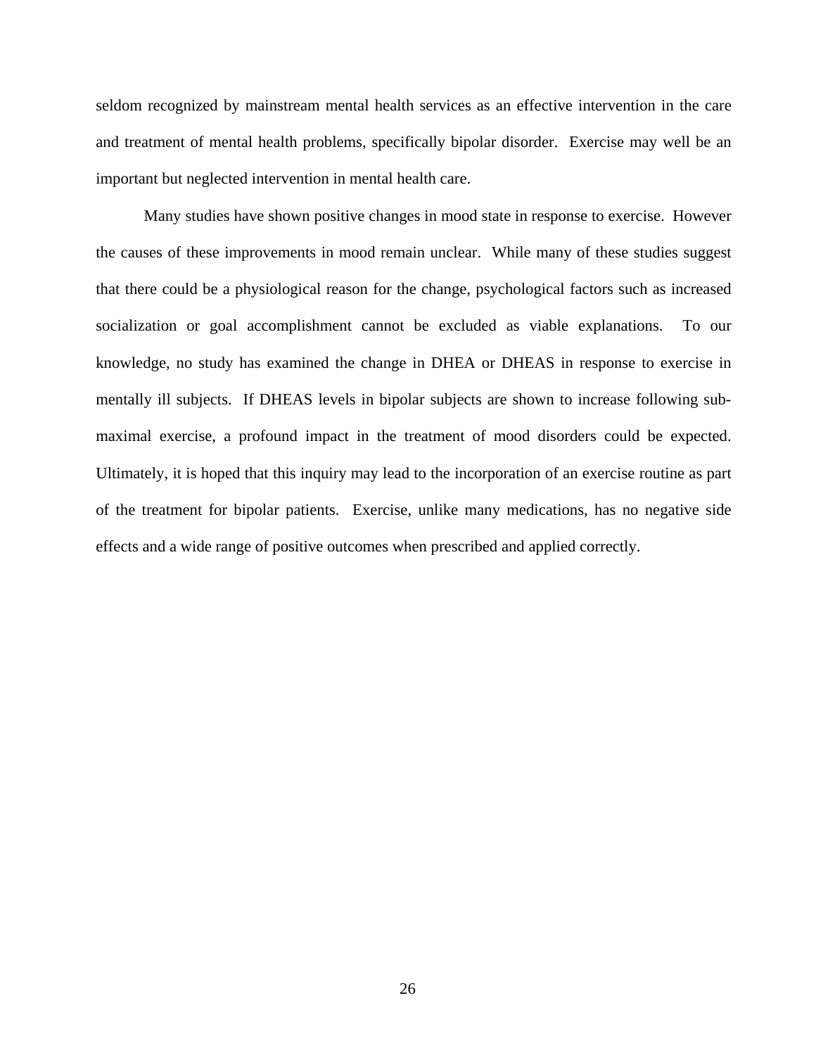seldom recognized by mainstream mental health services as an effective intervention in the care and treatment of mental health problems, specifically bipolar disorder. Exercise may well be an important but neglected intervention in mental health care.

Many studies have shown positive changes in mood state in response to exercise. However the causes of these improvements in mood remain unclear. While many of these studies suggest that there could be a physiological reason for the change, psychological factors such as increased socialization or goal accomplishment cannot be excluded as viable explanations. To our knowledge, no study has examined the change in DHEA or DHEAS in response to exercise in mentally ill subjects. If DHEAS levels in bipolar subjects are shown to increase following sub-maximal exercise, a profound impact in the treatment of mood disorders could be expected. Ultimately, it is hoped that this inquiry may lead to the incorporation of an exercise routine as part of the treatment for bipolar patients. Exercise, unlike many medications, has no negative side effects and a wide range of positive outcomes when prescribed and applied correctly.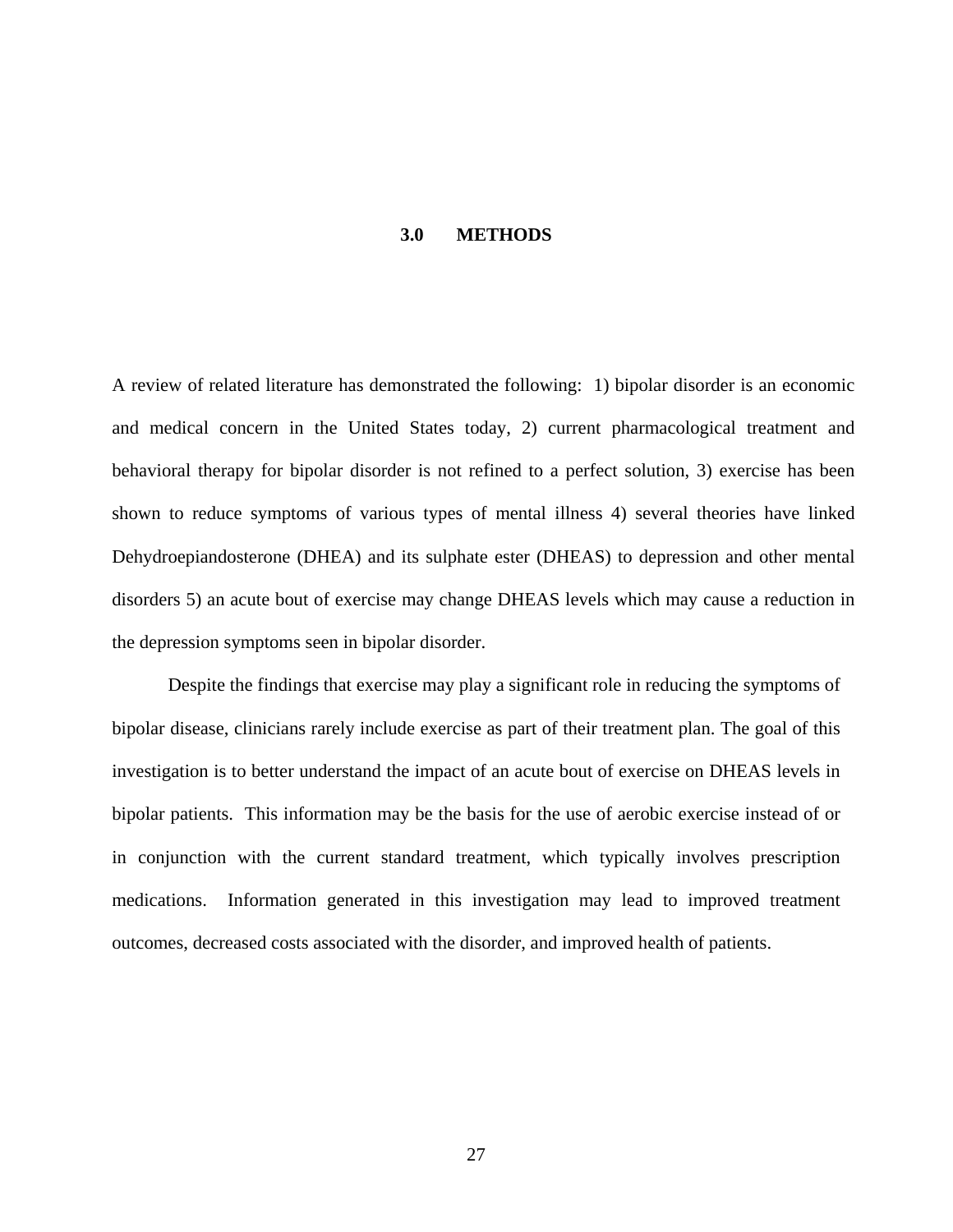# 3.0 METHODS

A review of related literature has demonstrated the following: 1) bipolar disorder is an economic and medical concern in the United States today, 2) current pharmacological treatment and behavioral therapy for bipolar disorder is not refined to a perfect solution, 3) exercise has been shown to reduce symptoms of various types of mental illness 4) several theories have linked Dehydroepiandosterone (DHEA) and its sulphate ester (DHEAS) to depression and other mental disorders 5) an acute bout of exercise may change DHEAS levels which may cause a reduction in the depression symptoms seen in bipolar disorder.

Despite the findings that exercise may play a significant role in reducing the symptoms of bipolar disease, clinicians rarely include exercise as part of their treatment plan. The goal of this investigation is to better understand the impact of an acute bout of exercise on DHEAS levels in bipolar patients. This information may be the basis for the use of aerobic exercise instead of or in conjunction with the current standard treatment, which typically involves prescription medications. Information generated in this investigation may lead to improved treatment outcomes, decreased costs associated with the disorder, and improved health of patients.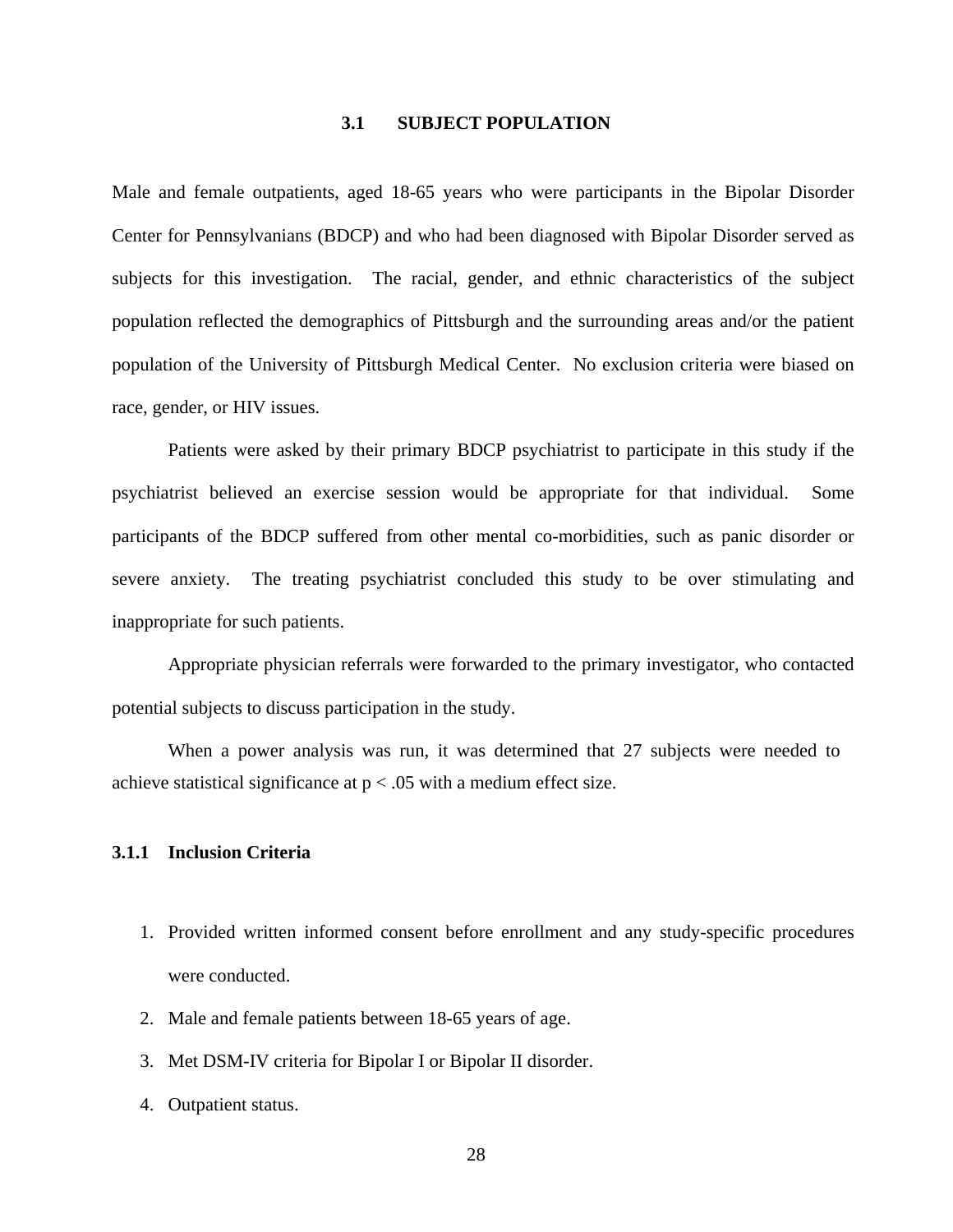## 3.1 SUBJECT POPULATION

Male and female outpatients, aged 18-65 years who were participants in the Bipolar Disorder Center for Pennsylvanians (BDCP) and who had been diagnosed with Bipolar Disorder served as subjects for this investigation. The racial, gender, and ethnic characteristics of the subject population reflected the demographics of Pittsburgh and the surrounding areas and/or the patient population of the University of Pittsburgh Medical Center. No exclusion criteria were biased on race, gender, or HIV issues.

Patients were asked by their primary BDCP psychiatrist to participate in this study if the psychiatrist believed an exercise session would be appropriate for that individual. Some participants of the BDCP suffered from other mental co-morbidities, such as panic disorder or severe anxiety. The treating psychiatrist concluded this study to be over stimulating and inappropriate for such patients.

Appropriate physician referrals were forwarded to the primary investigator, who contacted potential subjects to discuss participation in the study.

When a power analysis was run, it was determined that 27 subjects were needed to achieve statistical significance at $p < .05$ with a medium effect size.

### 3.1.1 Inclusion Criteria

1. Provided written informed consent before enrollment and any study-specific procedures were conducted.
2. Male and female patients between 18-65 years of age.
3. Met DSM-IV criteria for Bipolar I or Bipolar II disorder.
4. Outpatient status.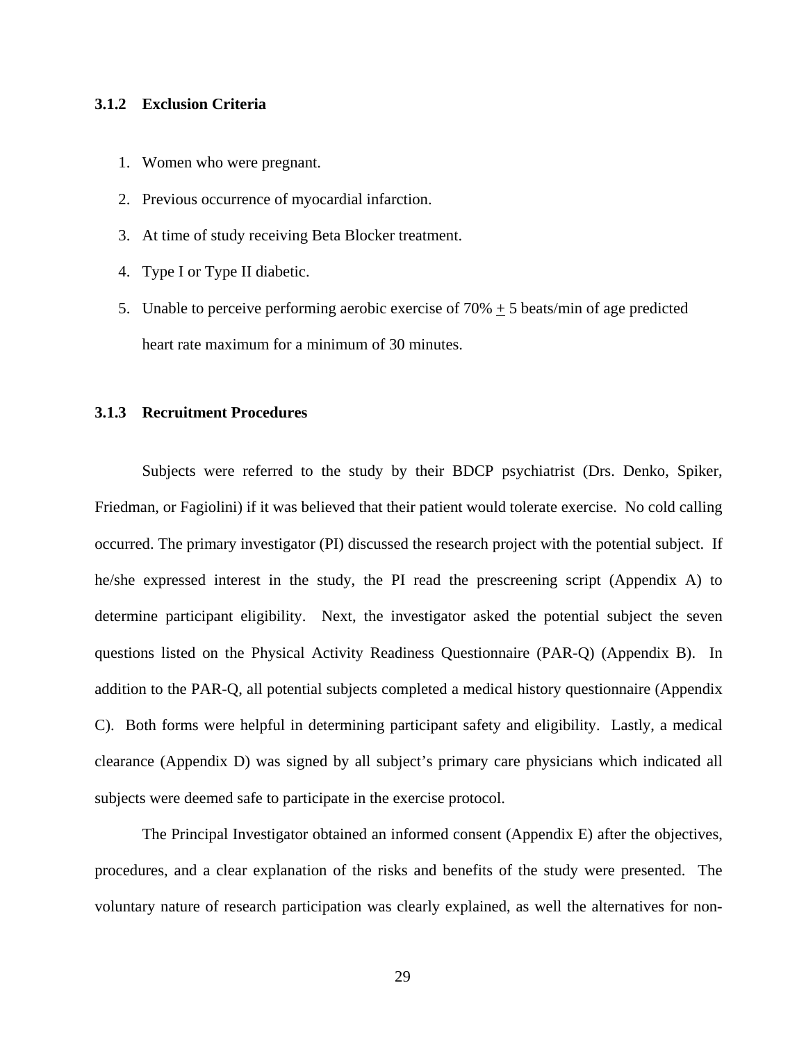### 3.1.2 Exclusion Criteria

1. Women who were pregnant.
2. Previous occurrence of myocardial infarction.
3. At time of study receiving Beta Blocker treatment.
4. Type I or Type II diabetic.
5. Unable to perceive performing aerobic exercise of 70% $\pm$ 5 beats/min of age predicted heart rate maximum for a minimum of 30 minutes.

### 3.1.3 Recruitment Procedures

Subjects were referred to the study by their BDCP psychiatrist (Drs. Denko, Spiker, Friedman, or Fagiolini) if it was believed that their patient would tolerate exercise. No cold calling occurred. The primary investigator (PI) discussed the research project with the potential subject. If he/she expressed interest in the study, the PI read the prescreening script (Appendix A) to determine participant eligibility. Next, the investigator asked the potential subject the seven questions listed on the Physical Activity Readiness Questionnaire (PAR-Q) (Appendix B). In addition to the PAR-Q, all potential subjects completed a medical history questionnaire (Appendix C). Both forms were helpful in determining participant safety and eligibility. Lastly, a medical clearance (Appendix D) was signed by all subject's primary care physicians which indicated all subjects were deemed safe to participate in the exercise protocol.

The Principal Investigator obtained an informed consent (Appendix E) after the objectives, procedures, and a clear explanation of the risks and benefits of the study were presented. The voluntary nature of research participation was clearly explained, as well the alternatives for non-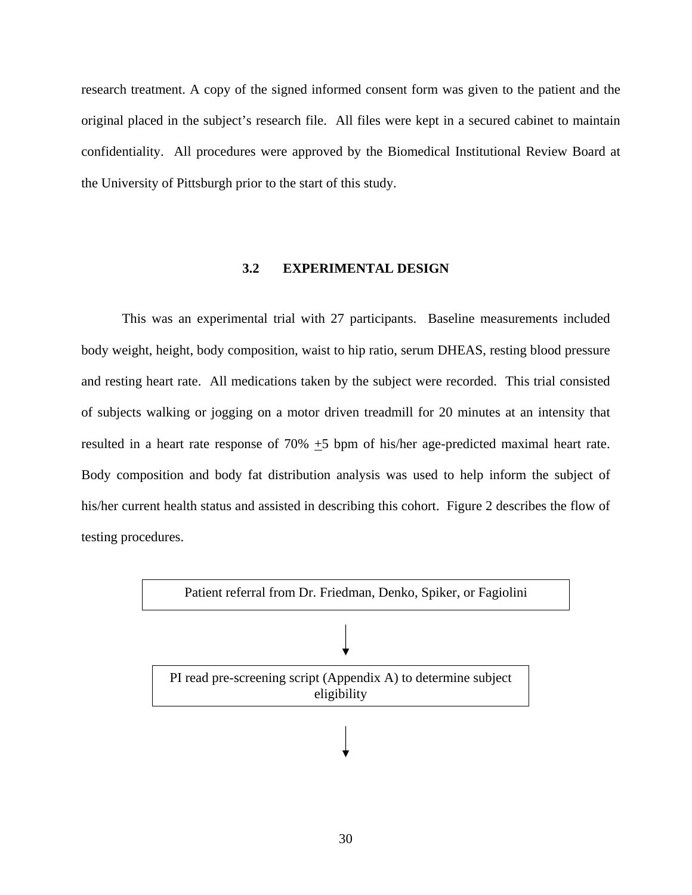research treatment. A copy of the signed informed consent form was given to the patient and the original placed in the subject's research file. All files were kept in a secured cabinet to maintain confidentiality. All procedures were approved by the Biomedical Institutional Review Board at the University of Pittsburgh prior to the start of this study.

## 3.2 EXPERIMENTAL DESIGN

This was an experimental trial with 27 participants. Baseline measurements included body weight, height, body composition, waist to hip ratio, serum DHEAS, resting blood pressure and resting heart rate. All medications taken by the subject were recorded. This trial consisted of subjects walking or jogging on a motor driven treadmill for 20 minutes at an intensity that resulted in a heart rate response of 70% ±5 bpm of his/her age-predicted maximal heart rate. Body composition and body fat distribution analysis was used to help inform the subject of his/her current health status and assisted in describing this cohort. Figure 2 describes the flow of testing procedures.

Patient referral from Dr. Friedman, Denko, Spiker, or Fagiolini

↓

PI read pre-screening script (Appendix A) to determine subject eligibility

↓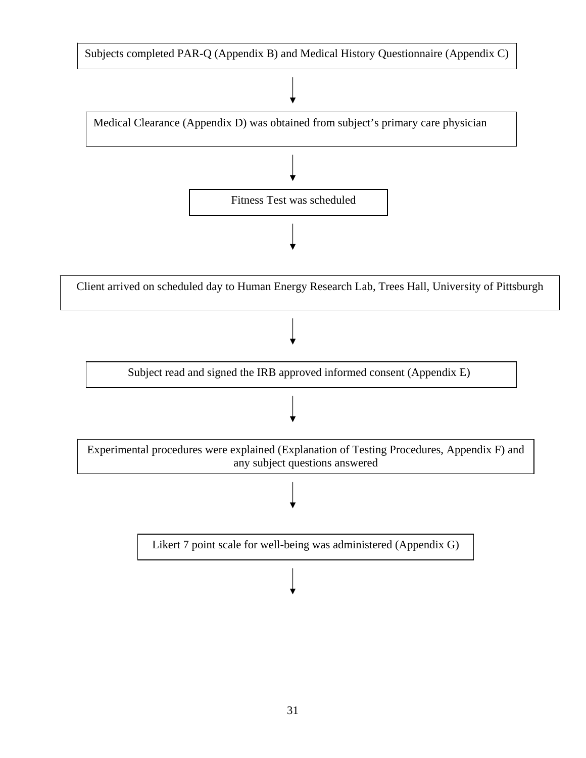Subjects completed PAR-Q (Appendix B) and Medical History Questionnaire (Appendix C)

↓

Medical Clearance (Appendix D) was obtained from subject's primary care physician

↓

Fitness Test was scheduled

↓

Client arrived on scheduled day to Human Energy Research Lab, Trees Hall, University of Pittsburgh

↓

Subject read and signed the IRB approved informed consent (Appendix E)

↓

Experimental procedures were explained (Explanation of Testing Procedures, Appendix F) and any subject questions answered

↓

Likert 7 point scale for well-being was administered (Appendix G)

↓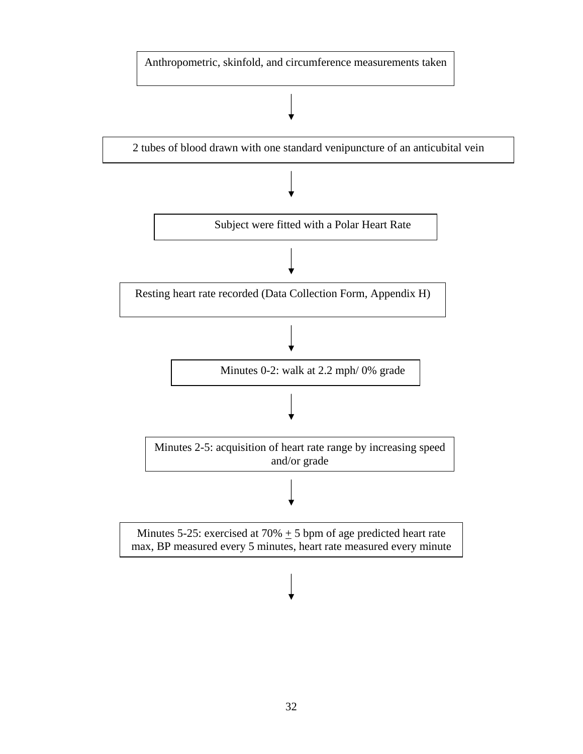Anthropometric, skinfold, and circumference measurements taken

↓

2 tubes of blood drawn with one standard venipuncture of an anticubital vein

↓

Subject were fitted with a Polar Heart Rate

↓

Resting heart rate recorded (Data Collection Form, Appendix H)

↓

Minutes 0-2: walk at 2.2 mph/ 0% grade

↓

Minutes 2-5: acquisition of heart rate range by increasing speed and/or grade

↓

Minutes 5-25: exercised at 70% ± 5 bpm of age predicted heart rate max, BP measured every 5 minutes, heart rate measured every minute

↓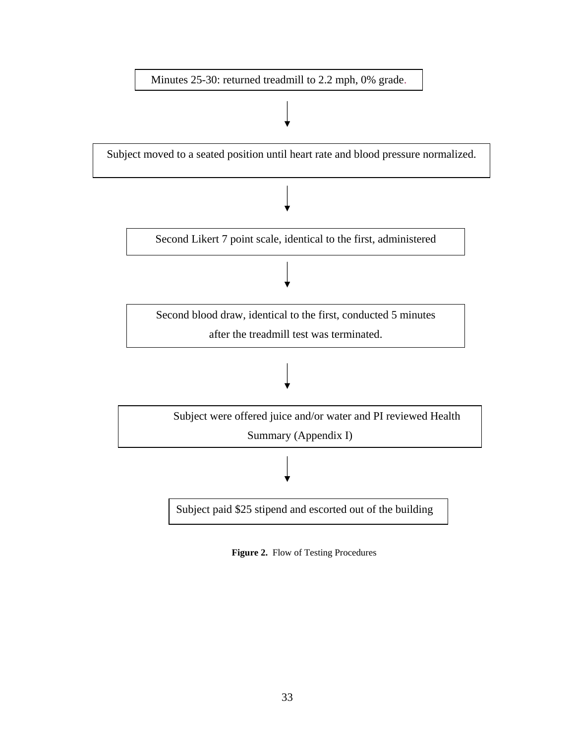Minutes 25-30: returned treadmill to 2.2 mph, 0% grade.

↓

Subject moved to a seated position until heart rate and blood pressure normalized.

↓

Second Likert 7 point scale, identical to the first, administered

↓

Second blood draw, identical to the first, conducted 5 minutes after the treadmill test was terminated.

↓

Subject were offered juice and/or water and PI reviewed Health Summary (Appendix I)

↓

Subject paid $25 stipend and escorted out of the building

**Figure 2.** Flow of Testing Procedures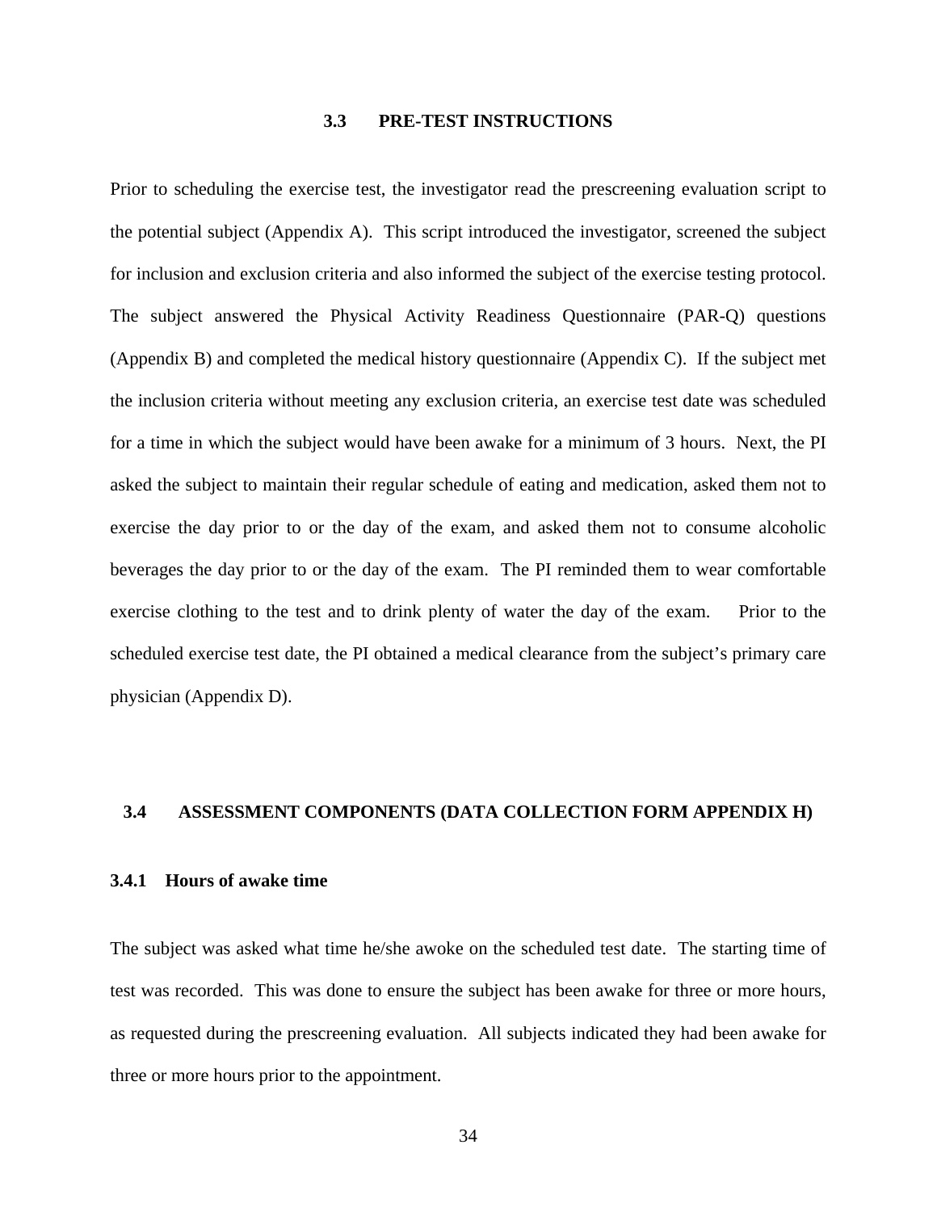## 3.3 PRE-TEST INSTRUCTIONS

Prior to scheduling the exercise test, the investigator read the prescreening evaluation script to the potential subject (Appendix A). This script introduced the investigator, screened the subject for inclusion and exclusion criteria and also informed the subject of the exercise testing protocol. The subject answered the Physical Activity Readiness Questionnaire (PAR-Q) questions (Appendix B) and completed the medical history questionnaire (Appendix C). If the subject met the inclusion criteria without meeting any exclusion criteria, an exercise test date was scheduled for a time in which the subject would have been awake for a minimum of 3 hours. Next, the PI asked the subject to maintain their regular schedule of eating and medication, asked them not to exercise the day prior to or the day of the exam, and asked them not to consume alcoholic beverages the day prior to or the day of the exam. The PI reminded them to wear comfortable exercise clothing to the test and to drink plenty of water the day of the exam. Prior to the scheduled exercise test date, the PI obtained a medical clearance from the subject's primary care physician (Appendix D).

## 3.4 ASSESSMENT COMPONENTS (DATA COLLECTION FORM APPENDIX H)

### 3.4.1 Hours of awake time

The subject was asked what time he/she awoke on the scheduled test date. The starting time of test was recorded. This was done to ensure the subject has been awake for three or more hours, as requested during the prescreening evaluation. All subjects indicated they had been awake for three or more hours prior to the appointment.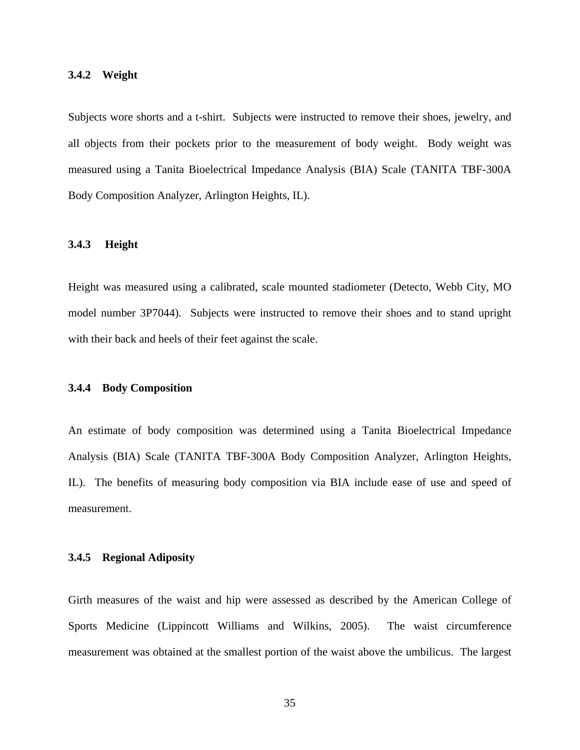### 3.4.2 Weight

Subjects wore shorts and a t-shirt. Subjects were instructed to remove their shoes, jewelry, and all objects from their pockets prior to the measurement of body weight. Body weight was measured using a Tanita Bioelectrical Impedance Analysis (BIA) Scale (TANITA TBF-300A Body Composition Analyzer, Arlington Heights, IL).

### 3.4.3 Height

Height was measured using a calibrated, scale mounted stadiometer (Detecto, Webb City, MO model number 3P7044). Subjects were instructed to remove their shoes and to stand upright with their back and heels of their feet against the scale.

### 3.4.4 Body Composition

An estimate of body composition was determined using a Tanita Bioelectrical Impedance Analysis (BIA) Scale (TANITA TBF-300A Body Composition Analyzer, Arlington Heights, IL). The benefits of measuring body composition via BIA include ease of use and speed of measurement.

### 3.4.5 Regional Adiposity

Girth measures of the waist and hip were assessed as described by the American College of Sports Medicine (Lippincott Williams and Wilkins, 2005). The waist circumference measurement was obtained at the smallest portion of the waist above the umbilicus. The largest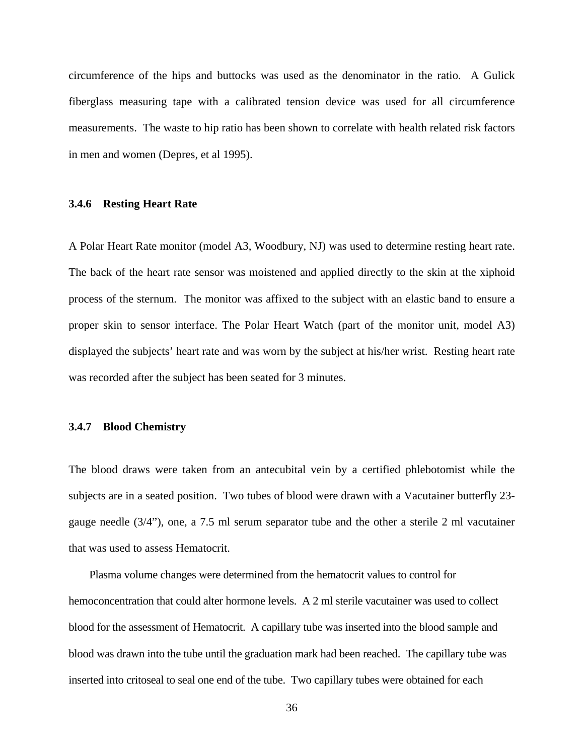circumference of the hips and buttocks was used as the denominator in the ratio. A Gulick fiberglass measuring tape with a calibrated tension device was used for all circumference measurements. The waste to hip ratio has been shown to correlate with health related risk factors in men and women (Depres, et al 1995).

### 3.4.6 Resting Heart Rate

A Polar Heart Rate monitor (model A3, Woodbury, NJ) was used to determine resting heart rate. The back of the heart rate sensor was moistened and applied directly to the skin at the xiphoid process of the sternum. The monitor was affixed to the subject with an elastic band to ensure a proper skin to sensor interface. The Polar Heart Watch (part of the monitor unit, model A3) displayed the subjects' heart rate and was worn by the subject at his/her wrist. Resting heart rate was recorded after the subject has been seated for 3 minutes.

### 3.4.7 Blood Chemistry

The blood draws were taken from an antecubital vein by a certified phlebotomist while the subjects are in a seated position. Two tubes of blood were drawn with a Vacutainer butterfly 23-gauge needle (3/4"), one, a 7.5 ml serum separator tube and the other a sterile 2 ml vacutainer that was used to assess Hematocrit.

Plasma volume changes were determined from the hematocrit values to control for hemoconcentration that could alter hormone levels. A 2 ml sterile vacutainer was used to collect blood for the assessment of Hematocrit. A capillary tube was inserted into the blood sample and blood was drawn into the tube until the graduation mark had been reached. The capillary tube was inserted into critoseal to seal one end of the tube. Two capillary tubes were obtained for each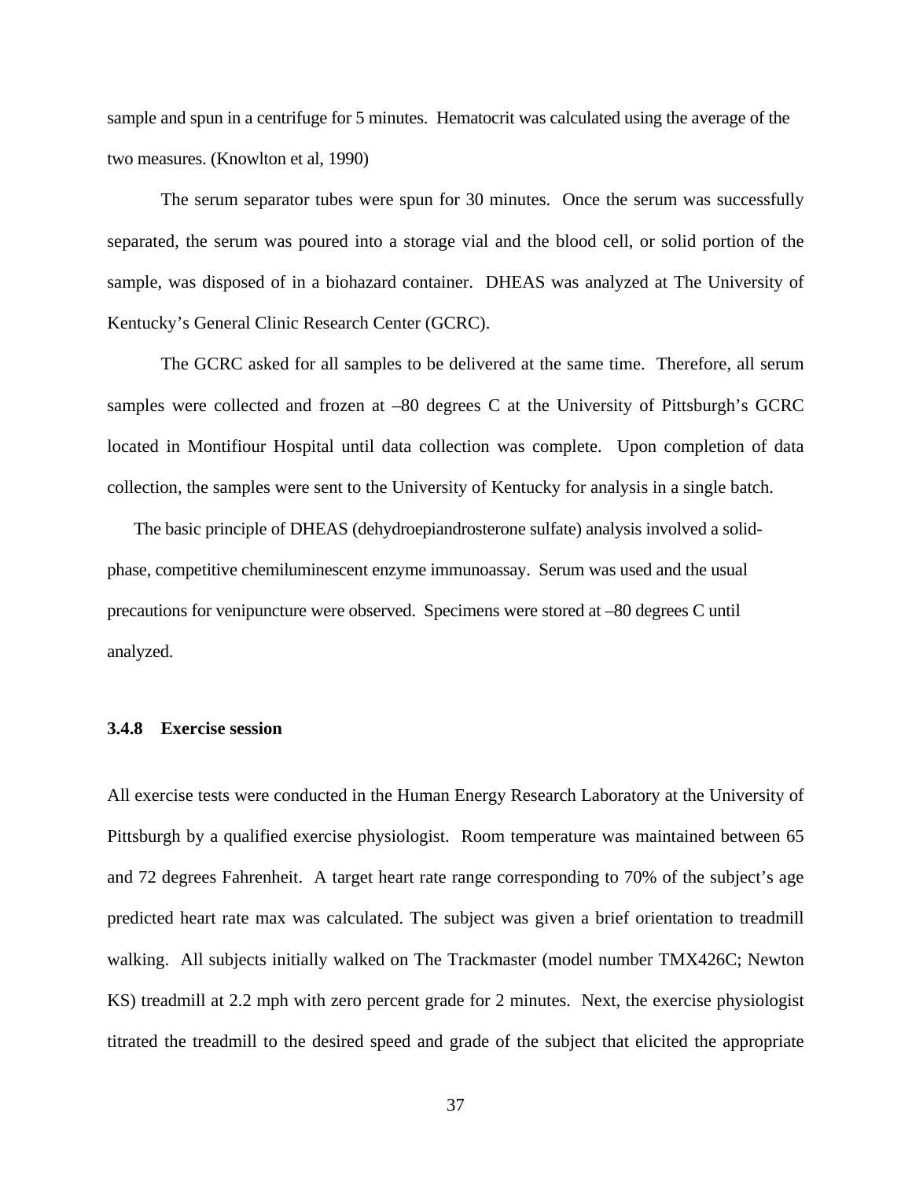sample and spun in a centrifuge for 5 minutes. Hematocrit was calculated using the average of the two measures. (Knowlton et al, 1990)

The serum separator tubes were spun for 30 minutes. Once the serum was successfully separated, the serum was poured into a storage vial and the blood cell, or solid portion of the sample, was disposed of in a biohazard container. DHEAS was analyzed at The University of Kentucky's General Clinic Research Center (GCRC).

The GCRC asked for all samples to be delivered at the same time. Therefore, all serum samples were collected and frozen at –80 degrees C at the University of Pittsburgh's GCRC located in Montifiour Hospital until data collection was complete. Upon completion of data collection, the samples were sent to the University of Kentucky for analysis in a single batch.

The basic principle of DHEAS (dehydroepiandrosterone sulfate) analysis involved a solid-phase, competitive chemiluminescent enzyme immunoassay. Serum was used and the usual precautions for venipuncture were observed. Specimens were stored at –80 degrees C until analyzed.

### 3.4.8 Exercise session

All exercise tests were conducted in the Human Energy Research Laboratory at the University of Pittsburgh by a qualified exercise physiologist. Room temperature was maintained between 65 and 72 degrees Fahrenheit. A target heart rate range corresponding to 70% of the subject's age predicted heart rate max was calculated. The subject was given a brief orientation to treadmill walking. All subjects initially walked on The Trackmaster (model number TMX426C; Newton KS) treadmill at 2.2 mph with zero percent grade for 2 minutes. Next, the exercise physiologist titrated the treadmill to the desired speed and grade of the subject that elicited the appropriate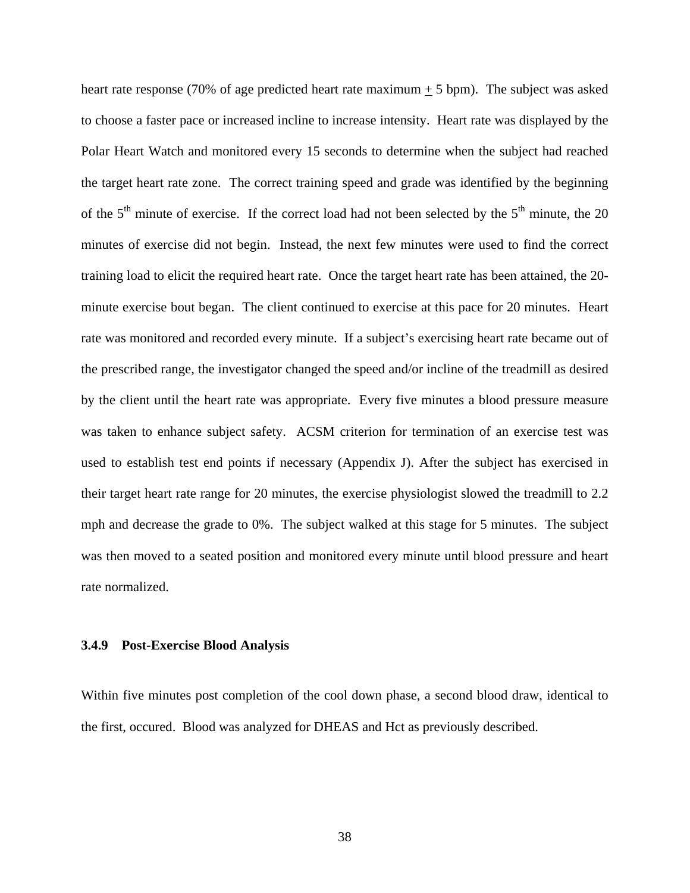heart rate response (70% of age predicted heart rate maximum ± 5 bpm). The subject was asked to choose a faster pace or increased incline to increase intensity. Heart rate was displayed by the Polar Heart Watch and monitored every 15 seconds to determine when the subject had reached the target heart rate zone. The correct training speed and grade was identified by the beginning of the $5^{th}$ minute of exercise. If the correct load had not been selected by the $5^{th}$ minute, the 20 minutes of exercise did not begin. Instead, the next few minutes were used to find the correct training load to elicit the required heart rate. Once the target heart rate has been attained, the 20-minute exercise bout began. The client continued to exercise at this pace for 20 minutes. Heart rate was monitored and recorded every minute. If a subject's exercising heart rate became out of the prescribed range, the investigator changed the speed and/or incline of the treadmill as desired by the client until the heart rate was appropriate. Every five minutes a blood pressure measure was taken to enhance subject safety. ACSM criterion for termination of an exercise test was used to establish test end points if necessary (Appendix J). After the subject has exercised in their target heart rate range for 20 minutes, the exercise physiologist slowed the treadmill to 2.2 mph and decrease the grade to 0%. The subject walked at this stage for 5 minutes. The subject was then moved to a seated position and monitored every minute until blood pressure and heart rate normalized.

### 3.4.9 Post-Exercise Blood Analysis

Within five minutes post completion of the cool down phase, a second blood draw, identical to the first, occured. Blood was analyzed for DHEAS and Hct as previously described.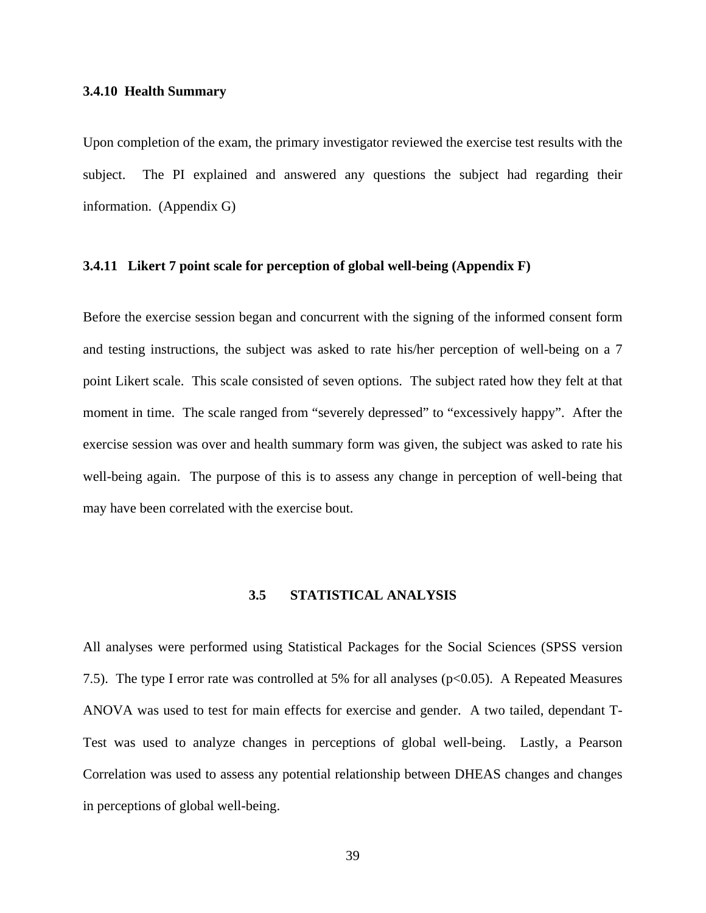### 3.4.10 Health Summary

Upon completion of the exam, the primary investigator reviewed the exercise test results with the subject. The PI explained and answered any questions the subject had regarding their information. (Appendix G)

### 3.4.11 Likert 7 point scale for perception of global well-being (Appendix F)

Before the exercise session began and concurrent with the signing of the informed consent form and testing instructions, the subject was asked to rate his/her perception of well-being on a 7 point Likert scale. This scale consisted of seven options. The subject rated how they felt at that moment in time. The scale ranged from "severely depressed" to "excessively happy". After the exercise session was over and health summary form was given, the subject was asked to rate his well-being again. The purpose of this is to assess any change in perception of well-being that may have been correlated with the exercise bout.

## 3.5 STATISTICAL ANALYSIS

All analyses were performed using Statistical Packages for the Social Sciences (SPSS version 7.5). The type I error rate was controlled at 5% for all analyses ($p<0.05$). A Repeated Measures ANOVA was used to test for main effects for exercise and gender. A two tailed, dependant T-Test was used to analyze changes in perceptions of global well-being. Lastly, a Pearson Correlation was used to assess any potential relationship between DHEAS changes and changes in perceptions of global well-being.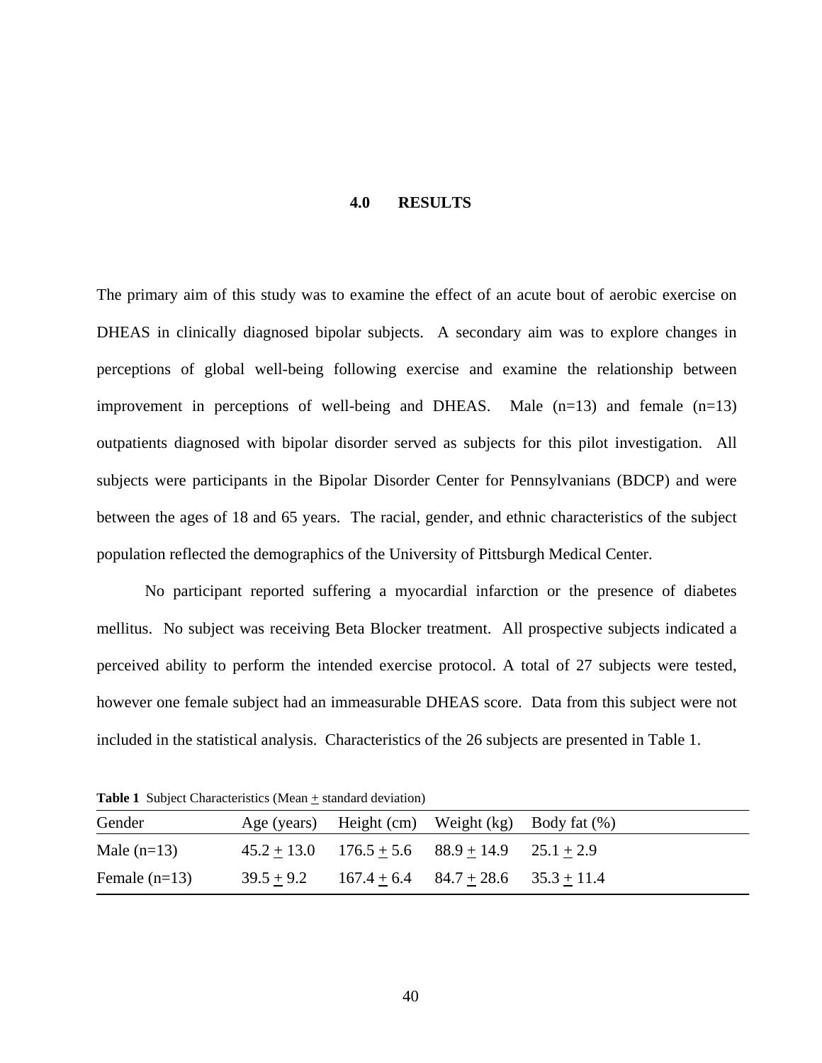# 4.0 RESULTS

The primary aim of this study was to examine the effect of an acute bout of aerobic exercise on DHEAS in clinically diagnosed bipolar subjects. A secondary aim was to explore changes in perceptions of global well-being following exercise and examine the relationship between improvement in perceptions of well-being and DHEAS. Male (n=13) and female (n=13) outpatients diagnosed with bipolar disorder served as subjects for this pilot investigation. All subjects were participants in the Bipolar Disorder Center for Pennsylvanians (BDCP) and were between the ages of 18 and 65 years. The racial, gender, and ethnic characteristics of the subject population reflected the demographics of the University of Pittsburgh Medical Center.

No participant reported suffering a myocardial infarction or the presence of diabetes mellitus. No subject was receiving Beta Blocker treatment. All prospective subjects indicated a perceived ability to perform the intended exercise protocol. A total of 27 subjects were tested, however one female subject had an immeasurable DHEAS score. Data from this subject were not included in the statistical analysis. Characteristics of the 26 subjects are presented in Table 1.

**Table 1** Subject Characteristics (Mean ± standard deviation)

| Gender | Age (years) | Height (cm) | Weight (kg) | Body fat (%) |
|---|---|---|---|---|
| Male (n=13) | 45.2 ± 13.0 | 176.5 ± 5.6 | 88.9 ± 14.9 | 25.1 ± 2.9 |
| Female (n=13) | 39.5 ± 9.2 | 167.4 ± 6.4 | 84.7 ± 28.6 | 35.3 ± 11.4 |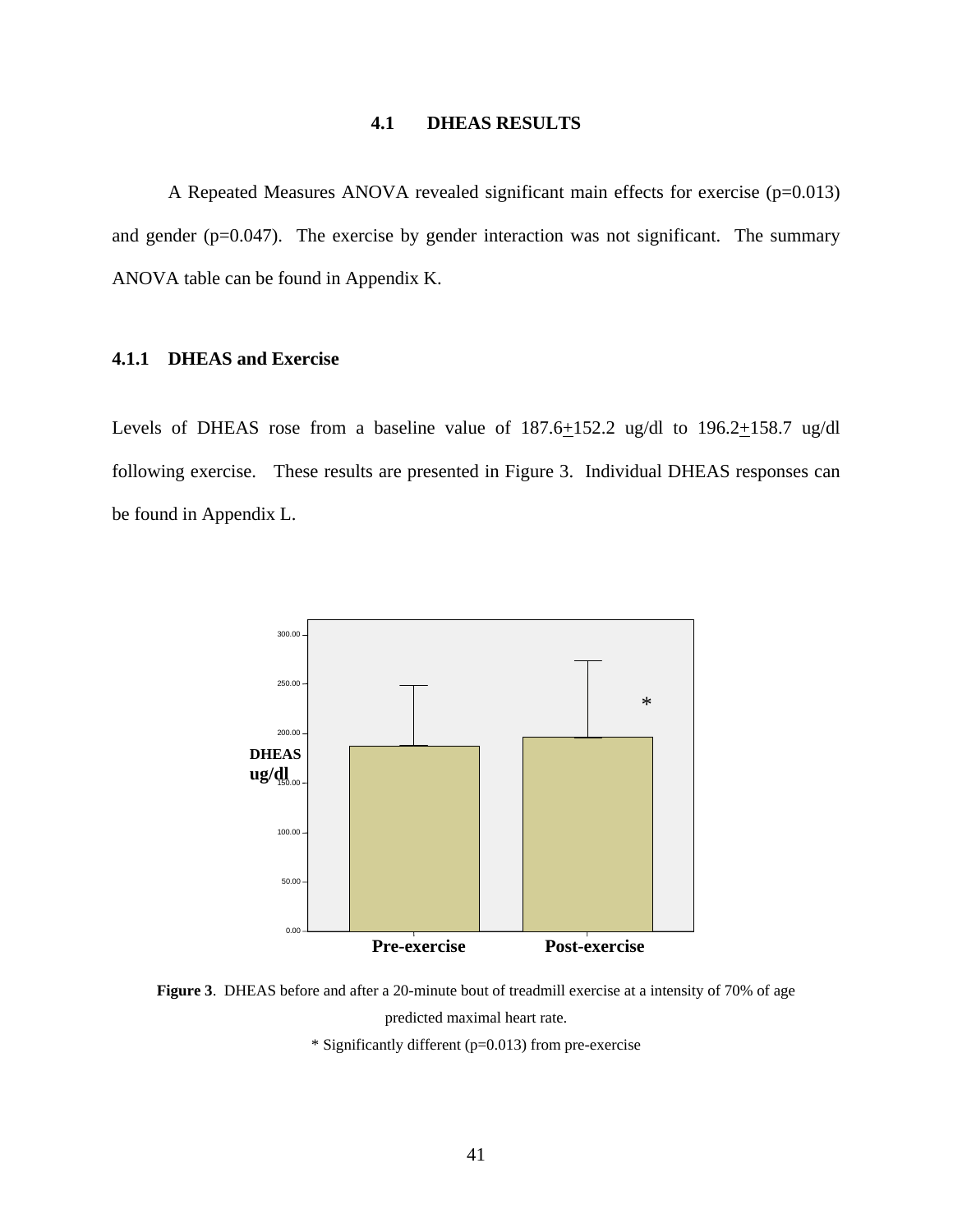## 4.1 DHEAS RESULTS

A Repeated Measures ANOVA revealed significant main effects for exercise (p=0.013) and gender (p=0.047). The exercise by gender interaction was not significant. The summary ANOVA table can be found in Appendix K.

### 4.1.1 DHEAS and Exercise

Levels of DHEAS rose from a baseline value of 187.6±152.2 ug/dl to 196.2±158.7 ug/dl following exercise. These results are presented in Figure 3. Individual DHEAS responses can be found in Appendix L.

**Figure 3**. DHEAS before and after a 20-minute bout of treadmill exercise at a intensity of 70% of age predicted maximal heart rate.

* Significantly different (p=0.013) from pre-exercise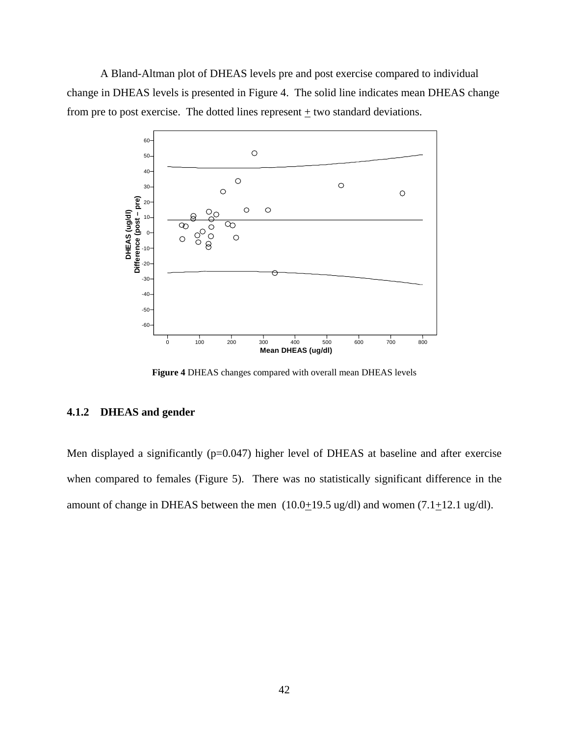A Bland-Altman plot of DHEAS levels pre and post exercise compared to individual change in DHEAS levels is presented in Figure 4. The solid line indicates mean DHEAS change from pre to post exercise. The dotted lines represent ± two standard deviations.

**Figure 4** DHEAS changes compared with overall mean DHEAS levels

### 4.1.2 DHEAS and gender

Men displayed a significantly (p=0.047) higher level of DHEAS at baseline and after exercise when compared to females (Figure 5). There was no statistically significant difference in the amount of change in DHEAS between the men (10.0±19.5 ug/dl) and women (7.1±12.1 ug/dl).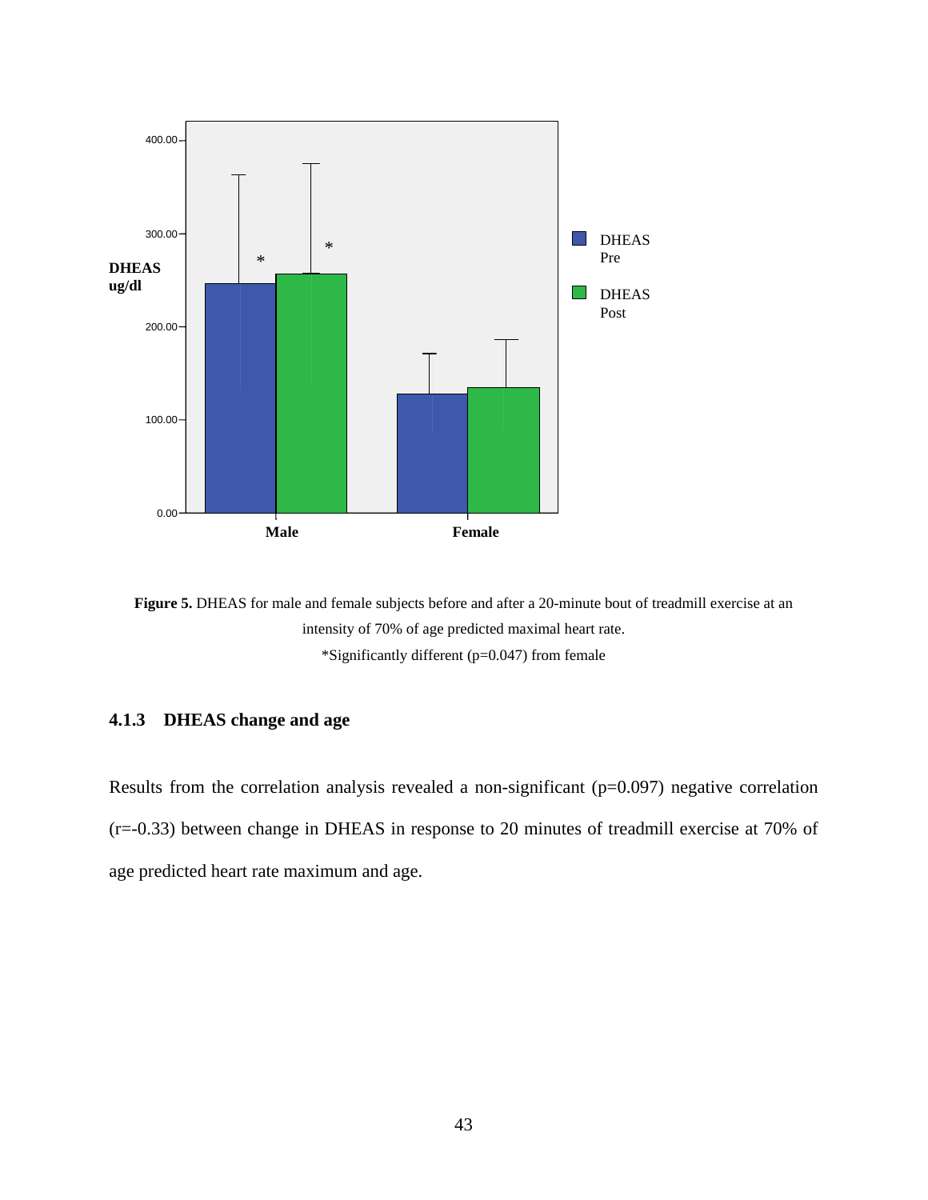**Figure 5.** DHEAS for male and female subjects before and after a 20-minute bout of treadmill exercise at an intensity of 70% of age predicted maximal heart rate.

*Significantly different (p=0.047) from female

### 4.1.3 DHEAS change and age

Results from the correlation analysis revealed a non-significant ($p=0.097$) negative correlation ($r=-0.33$) between change in DHEAS in response to 20 minutes of treadmill exercise at 70% of age predicted heart rate maximum and age.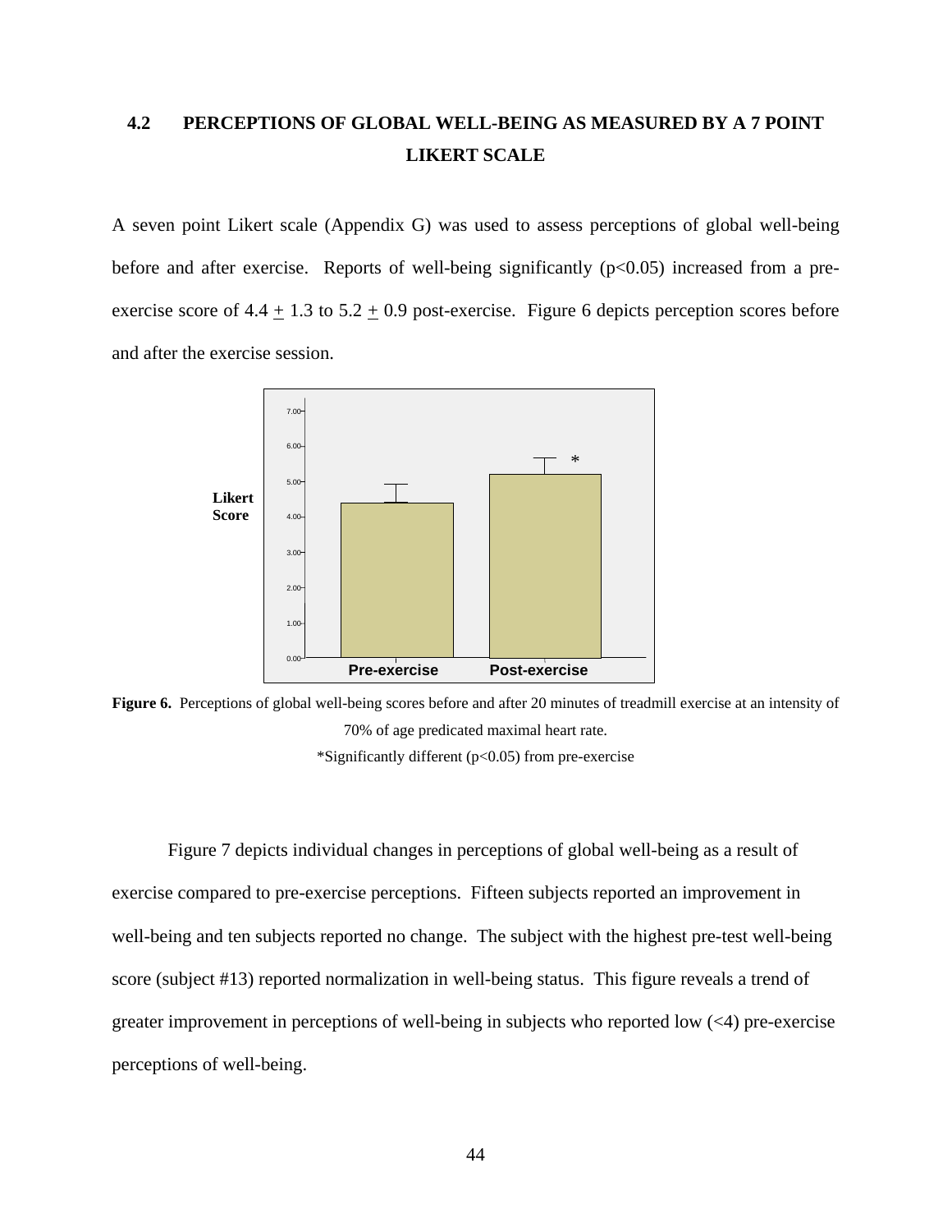## 4.2 PERCEPTIONS OF GLOBAL WELL-BEING AS MEASURED BY A 7 POINT LIKERT SCALE

A seven point Likert scale (Appendix G) was used to assess perceptions of global well-being before and after exercise. Reports of well-being significantly ($p<0.05$) increased from a pre-exercise score of $4.4 \pm 1.3$ to $5.2 \pm 0.9$ post-exercise. Figure 6 depicts perception scores before and after the exercise session.

**Figure 6.** Perceptions of global well-being scores before and after 20 minutes of treadmill exercise at an intensity of 70% of age predicated maximal heart rate.

*Significantly different ($p<0.05$) from pre-exercise

Figure 7 depicts individual changes in perceptions of global well-being as a result of exercise compared to pre-exercise perceptions. Fifteen subjects reported an improvement in well-being and ten subjects reported no change. The subject with the highest pre-test well-being score (subject #13) reported normalization in well-being status. This figure reveals a trend of greater improvement in perceptions of well-being in subjects who reported low (<4) pre-exercise perceptions of well-being.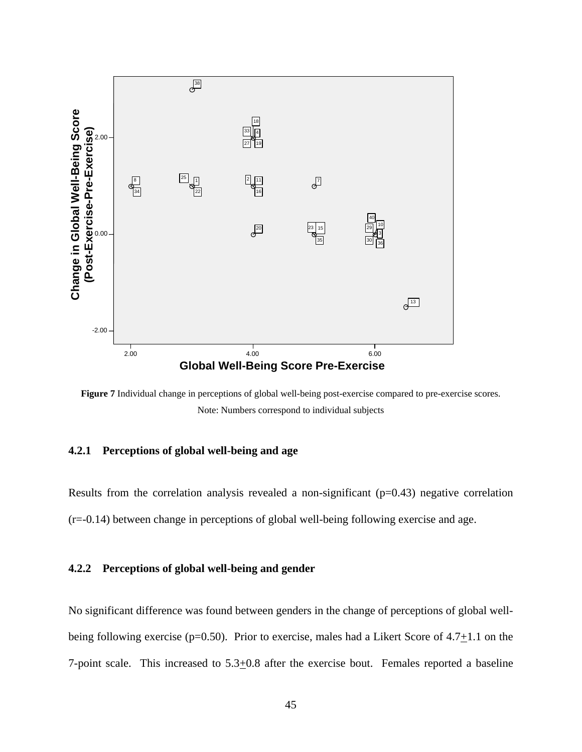**Figure 7** Individual change in perceptions of global well-being post-exercise compared to pre-exercise scores. Note: Numbers correspond to individual subjects

### 4.2.1 Perceptions of global well-being and age

Results from the correlation analysis revealed a non-significant (p=0.43) negative correlation (r=-0.14) between change in perceptions of global well-being following exercise and age.

### 4.2.2 Perceptions of global well-being and gender

No significant difference was found between genders in the change of perceptions of global well-being following exercise (p=0.50). Prior to exercise, males had a Likert Score of 4.7±1.1 on the 7-point scale. This increased to 5.3±0.8 after the exercise bout. Females reported a baseline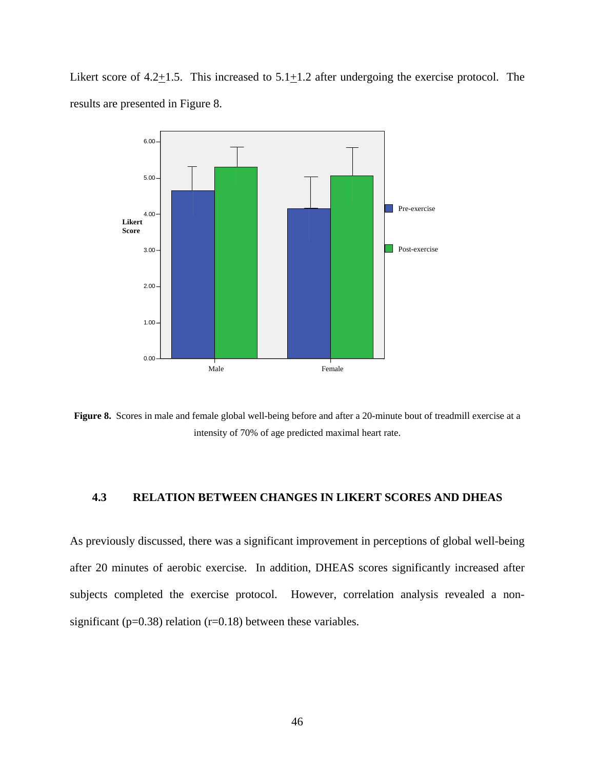Likert score of 4.2+1.5. This increased to 5.1+1.2 after undergoing the exercise protocol. The results are presented in Figure 8.

**Figure 8.** Scores in male and female global well-being before and after a 20-minute bout of treadmill exercise at a intensity of 70% of age predicted maximal heart rate.

### 4.3 RELATION BETWEEN CHANGES IN LIKERT SCORES AND DHEAS

As previously discussed, there was a significant improvement in perceptions of global well-being after 20 minutes of aerobic exercise. In addition, DHEAS scores significantly increased after subjects completed the exercise protocol. However, correlation analysis revealed a non-significant ($p=0.38$) relation ($r=0.18$) between these variables.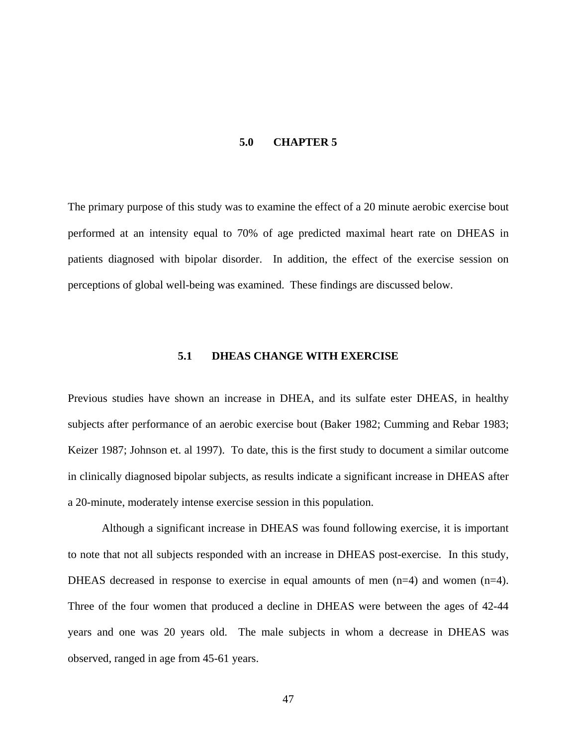# 5.0 CHAPTER 5

The primary purpose of this study was to examine the effect of a 20 minute aerobic exercise bout performed at an intensity equal to 70% of age predicted maximal heart rate on DHEAS in patients diagnosed with bipolar disorder. In addition, the effect of the exercise session on perceptions of global well-being was examined. These findings are discussed below.

## 5.1 DHEAS CHANGE WITH EXERCISE

Previous studies have shown an increase in DHEA, and its sulfate ester DHEAS, in healthy subjects after performance of an aerobic exercise bout (Baker 1982; Cumming and Rebar 1983; Keizer 1987; Johnson et. al 1997). To date, this is the first study to document a similar outcome in clinically diagnosed bipolar subjects, as results indicate a significant increase in DHEAS after a 20-minute, moderately intense exercise session in this population.

Although a significant increase in DHEAS was found following exercise, it is important to note that not all subjects responded with an increase in DHEAS post-exercise. In this study, DHEAS decreased in response to exercise in equal amounts of men (n=4) and women (n=4). Three of the four women that produced a decline in DHEAS were between the ages of 42-44 years and one was 20 years old. The male subjects in whom a decrease in DHEAS was observed, ranged in age from 45-61 years.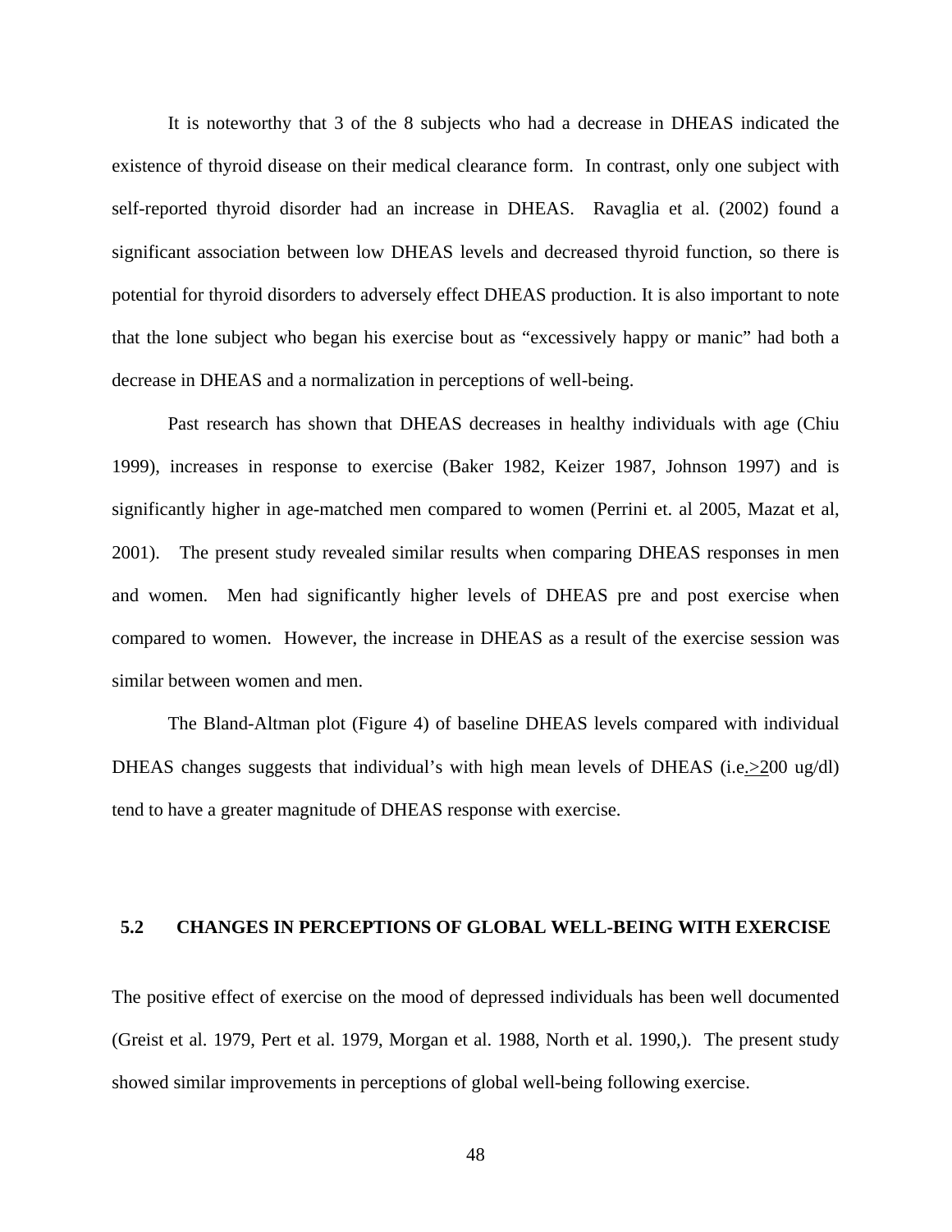It is noteworthy that 3 of the 8 subjects who had a decrease in DHEAS indicated the existence of thyroid disease on their medical clearance form. In contrast, only one subject with self-reported thyroid disorder had an increase in DHEAS. Ravaglia et al. (2002) found a significant association between low DHEAS levels and decreased thyroid function, so there is potential for thyroid disorders to adversely effect DHEAS production. It is also important to note that the lone subject who began his exercise bout as "excessively happy or manic" had both a decrease in DHEAS and a normalization in perceptions of well-being.

Past research has shown that DHEAS decreases in healthy individuals with age (Chiu 1999), increases in response to exercise (Baker 1982, Keizer 1987, Johnson 1997) and is significantly higher in age-matched men compared to women (Perrini et. al 2005, Mazat et al, 2001). The present study revealed similar results when comparing DHEAS responses in men and women. Men had significantly higher levels of DHEAS pre and post exercise when compared to women. However, the increase in DHEAS as a result of the exercise session was similar between women and men.

The Bland-Altman plot (Figure 4) of baseline DHEAS levels compared with individual DHEAS changes suggests that individual's with high mean levels of DHEAS (i.e. ≥200 ug/dl) tend to have a greater magnitude of DHEAS response with exercise.

## 5.2 CHANGES IN PERCEPTIONS OF GLOBAL WELL-BEING WITH EXERCISE

The positive effect of exercise on the mood of depressed individuals has been well documented (Greist et al. 1979, Pert et al. 1979, Morgan et al. 1988, North et al. 1990,). The present study showed similar improvements in perceptions of global well-being following exercise.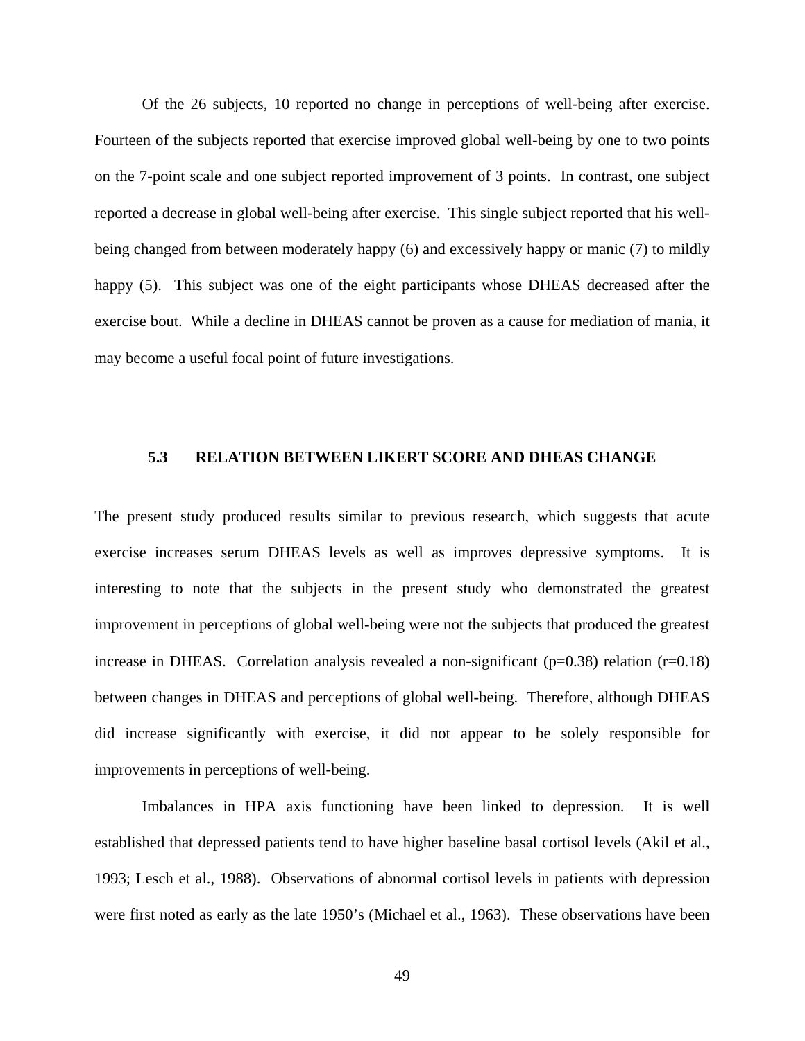Of the 26 subjects, 10 reported no change in perceptions of well-being after exercise. Fourteen of the subjects reported that exercise improved global well-being by one to two points on the 7-point scale and one subject reported improvement of 3 points. In contrast, one subject reported a decrease in global well-being after exercise. This single subject reported that his well-being changed from between moderately happy (6) and excessively happy or manic (7) to mildly happy (5). This subject was one of the eight participants whose DHEAS decreased after the exercise bout. While a decline in DHEAS cannot be proven as a cause for mediation of mania, it may become a useful focal point of future investigations.

### 5.3 RELATION BETWEEN LIKERT SCORE AND DHEAS CHANGE

The present study produced results similar to previous research, which suggests that acute exercise increases serum DHEAS levels as well as improves depressive symptoms. It is interesting to note that the subjects in the present study who demonstrated the greatest improvement in perceptions of global well-being were not the subjects that produced the greatest increase in DHEAS. Correlation analysis revealed a non-significant ($p=0.38$) relation ($r=0.18$) between changes in DHEAS and perceptions of global well-being. Therefore, although DHEAS did increase significantly with exercise, it did not appear to be solely responsible for improvements in perceptions of well-being.

Imbalances in HPA axis functioning have been linked to depression. It is well established that depressed patients tend to have higher baseline basal cortisol levels (Akil et al., 1993; Lesch et al., 1988). Observations of abnormal cortisol levels in patients with depression were first noted as early as the late 1950's (Michael et al., 1963). These observations have been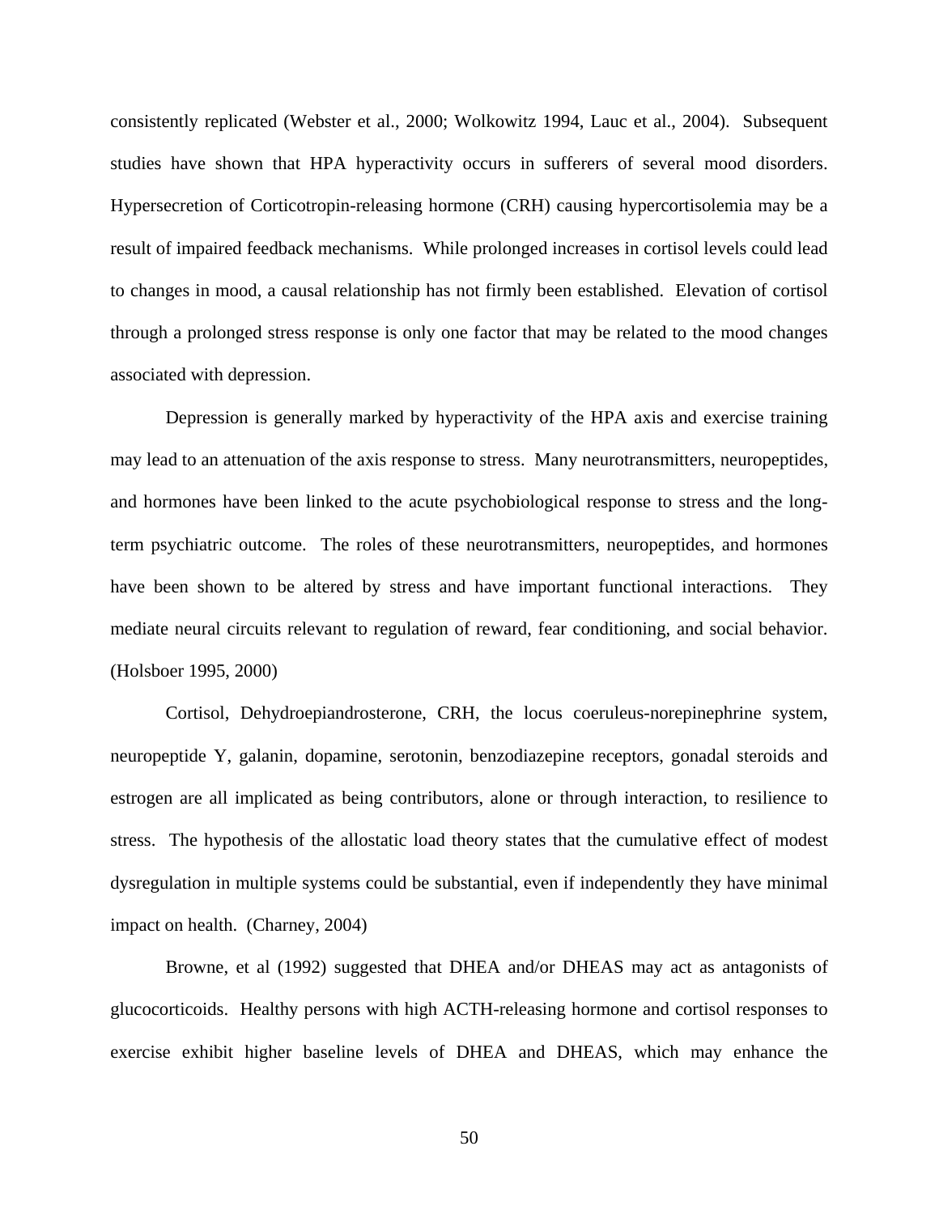consistently replicated (Webster et al., 2000; Wolkowitz 1994, Lauc et al., 2004). Subsequent studies have shown that HPA hyperactivity occurs in sufferers of several mood disorders. Hypersecretion of Corticotropin-releasing hormone (CRH) causing hypercortisolemia may be a result of impaired feedback mechanisms. While prolonged increases in cortisol levels could lead to changes in mood, a causal relationship has not firmly been established. Elevation of cortisol through a prolonged stress response is only one factor that may be related to the mood changes associated with depression.

Depression is generally marked by hyperactivity of the HPA axis and exercise training may lead to an attenuation of the axis response to stress. Many neurotransmitters, neuropeptides, and hormones have been linked to the acute psychobiological response to stress and the long-term psychiatric outcome. The roles of these neurotransmitters, neuropeptides, and hormones have been shown to be altered by stress and have important functional interactions. They mediate neural circuits relevant to regulation of reward, fear conditioning, and social behavior. (Holsboer 1995, 2000)

Cortisol, Dehydroepiandrosterone, CRH, the locus coeruleus-norepinephrine system, neuropeptide Y, galanin, dopamine, serotonin, benzodiazepine receptors, gonadal steroids and estrogen are all implicated as being contributors, alone or through interaction, to resilience to stress. The hypothesis of the allostatic load theory states that the cumulative effect of modest dysregulation in multiple systems could be substantial, even if independently they have minimal impact on health. (Charney, 2004)

Browne, et al (1992) suggested that DHEA and/or DHEAS may act as antagonists of glucocorticoids. Healthy persons with high ACTH-releasing hormone and cortisol responses to exercise exhibit higher baseline levels of DHEA and DHEAS, which may enhance the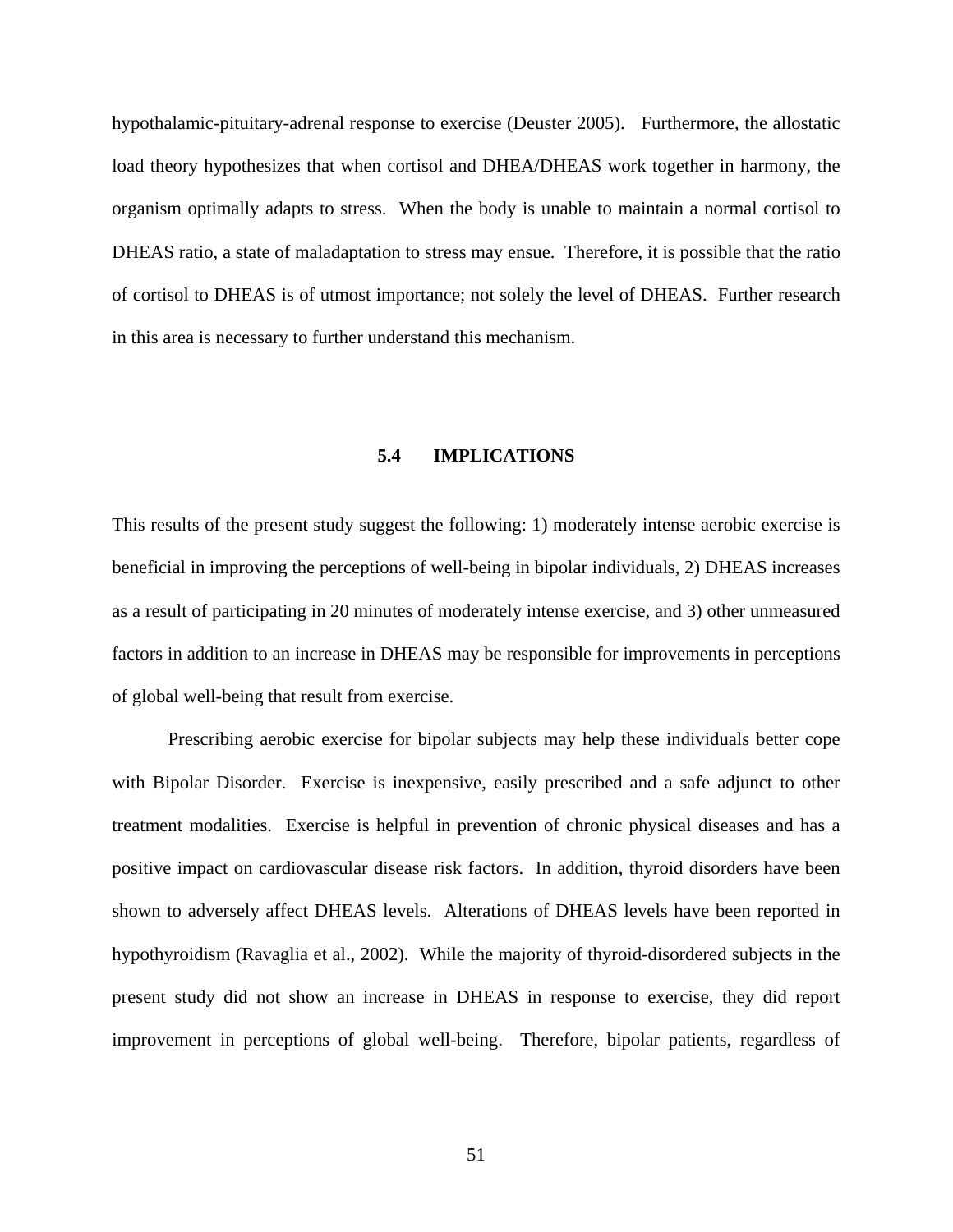hypothalamic-pituitary-adrenal response to exercise (Deuster 2005). Furthermore, the allostatic load theory hypothesizes that when cortisol and DHEA/DHEAS work together in harmony, the organism optimally adapts to stress. When the body is unable to maintain a normal cortisol to DHEAS ratio, a state of maladaptation to stress may ensue. Therefore, it is possible that the ratio of cortisol to DHEAS is of utmost importance; not solely the level of DHEAS. Further research in this area is necessary to further understand this mechanism.

### 5.4 IMPLICATIONS

This results of the present study suggest the following: 1) moderately intense aerobic exercise is beneficial in improving the perceptions of well-being in bipolar individuals, 2) DHEAS increases as a result of participating in 20 minutes of moderately intense exercise, and 3) other unmeasured factors in addition to an increase in DHEAS may be responsible for improvements in perceptions of global well-being that result from exercise.

Prescribing aerobic exercise for bipolar subjects may help these individuals better cope with Bipolar Disorder. Exercise is inexpensive, easily prescribed and a safe adjunct to other treatment modalities. Exercise is helpful in prevention of chronic physical diseases and has a positive impact on cardiovascular disease risk factors. In addition, thyroid disorders have been shown to adversely affect DHEAS levels. Alterations of DHEAS levels have been reported in hypothyroidism (Ravaglia et al., 2002). While the majority of thyroid-disordered subjects in the present study did not show an increase in DHEAS in response to exercise, they did report improvement in perceptions of global well-being. Therefore, bipolar patients, regardless of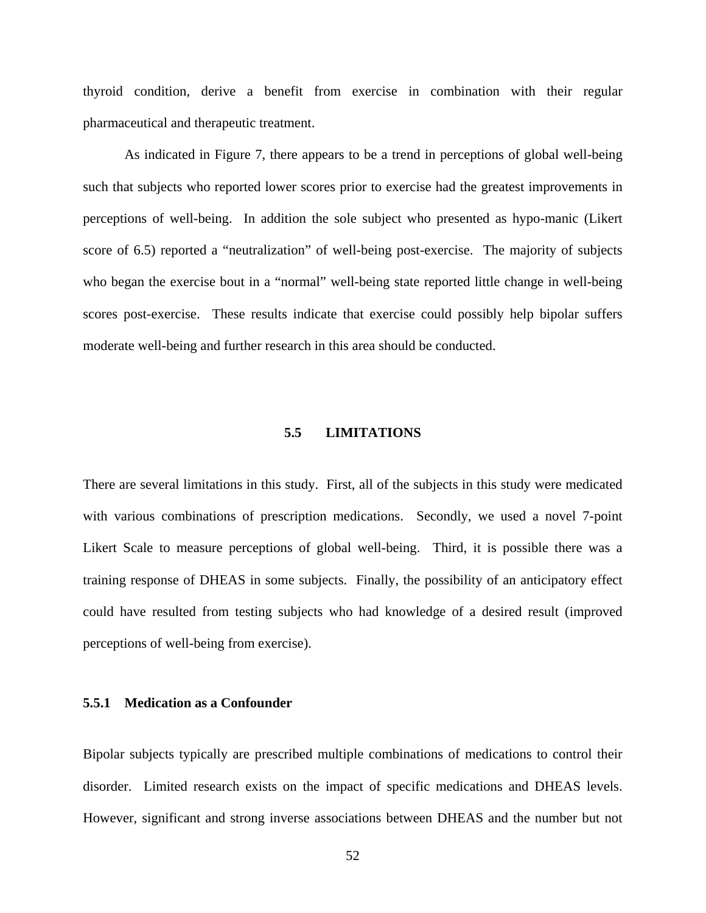thyroid condition, derive a benefit from exercise in combination with their regular pharmaceutical and therapeutic treatment.

As indicated in Figure 7, there appears to be a trend in perceptions of global well-being such that subjects who reported lower scores prior to exercise had the greatest improvements in perceptions of well-being. In addition the sole subject who presented as hypo-manic (Likert score of 6.5) reported a "neutralization" of well-being post-exercise. The majority of subjects who began the exercise bout in a "normal" well-being state reported little change in well-being scores post-exercise. These results indicate that exercise could possibly help bipolar suffers moderate well-being and further research in this area should be conducted.

## 5.5 LIMITATIONS

There are several limitations in this study. First, all of the subjects in this study were medicated with various combinations of prescription medications. Secondly, we used a novel 7-point Likert Scale to measure perceptions of global well-being. Third, it is possible there was a training response of DHEAS in some subjects. Finally, the possibility of an anticipatory effect could have resulted from testing subjects who had knowledge of a desired result (improved perceptions of well-being from exercise).

### 5.5.1 Medication as a Confounder

Bipolar subjects typically are prescribed multiple combinations of medications to control their disorder. Limited research exists on the impact of specific medications and DHEAS levels. However, significant and strong inverse associations between DHEAS and the number but not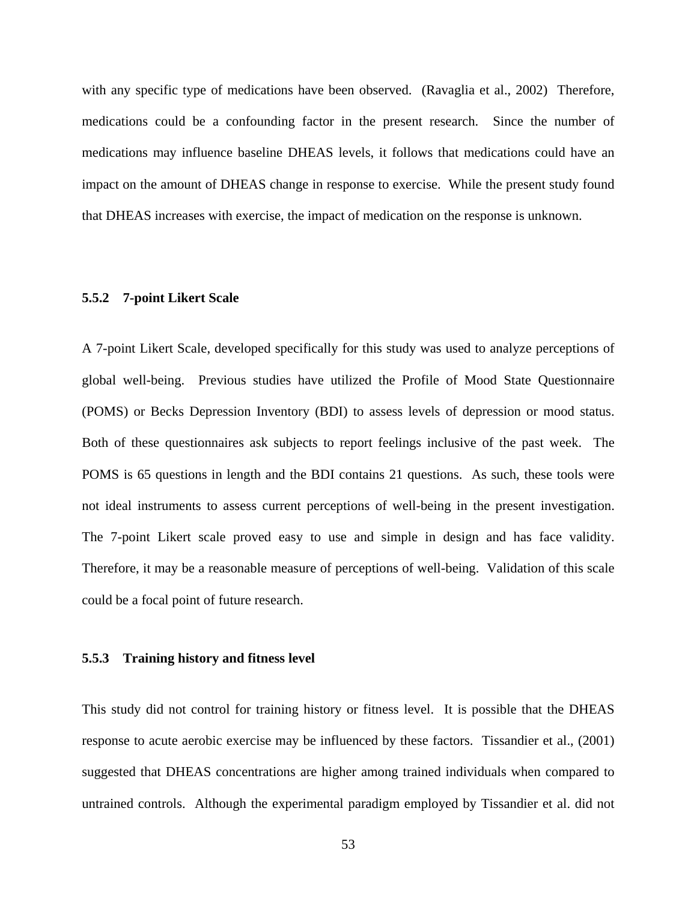with any specific type of medications have been observed. (Ravaglia et al., 2002) Therefore, medications could be a confounding factor in the present research. Since the number of medications may influence baseline DHEAS levels, it follows that medications could have an impact on the amount of DHEAS change in response to exercise. While the present study found that DHEAS increases with exercise, the impact of medication on the response is unknown.

### 5.5.2 7-point Likert Scale

A 7-point Likert Scale, developed specifically for this study was used to analyze perceptions of global well-being. Previous studies have utilized the Profile of Mood State Questionnaire (POMS) or Becks Depression Inventory (BDI) to assess levels of depression or mood status. Both of these questionnaires ask subjects to report feelings inclusive of the past week. The POMS is 65 questions in length and the BDI contains 21 questions. As such, these tools were not ideal instruments to assess current perceptions of well-being in the present investigation. The 7-point Likert scale proved easy to use and simple in design and has face validity. Therefore, it may be a reasonable measure of perceptions of well-being. Validation of this scale could be a focal point of future research.

### 5.5.3 Training history and fitness level

This study did not control for training history or fitness level. It is possible that the DHEAS response to acute aerobic exercise may be influenced by these factors. Tissandier et al., (2001) suggested that DHEAS concentrations are higher among trained individuals when compared to untrained controls. Although the experimental paradigm employed by Tissandier et al. did not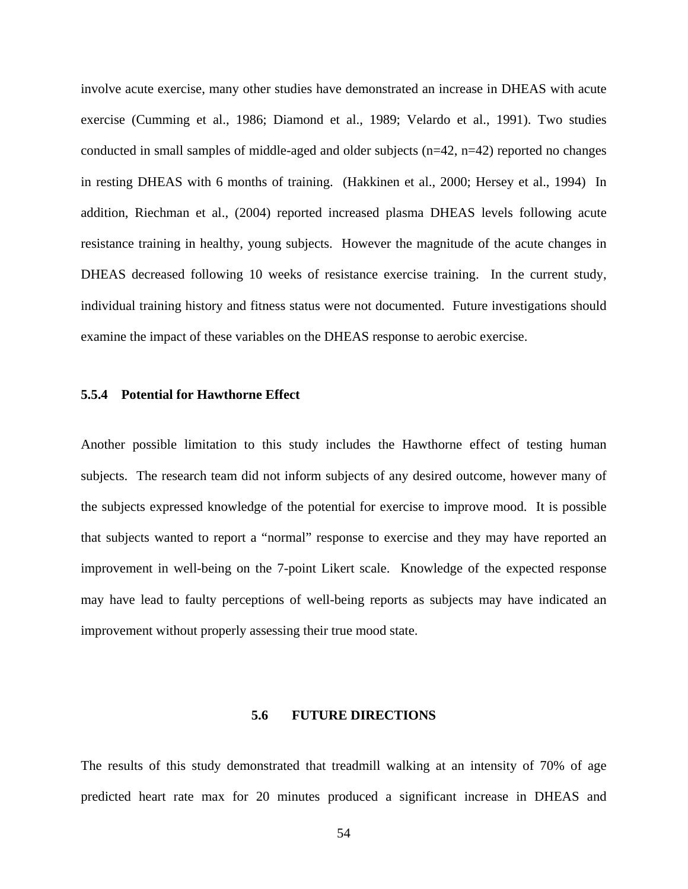involve acute exercise, many other studies have demonstrated an increase in DHEAS with acute exercise (Cumming et al., 1986; Diamond et al., 1989; Velardo et al., 1991). Two studies conducted in small samples of middle-aged and older subjects (n=42, n=42) reported no changes in resting DHEAS with 6 months of training. (Hakkinen et al., 2000; Hersey et al., 1994) In addition, Riechman et al., (2004) reported increased plasma DHEAS levels following acute resistance training in healthy, young subjects. However the magnitude of the acute changes in DHEAS decreased following 10 weeks of resistance exercise training. In the current study, individual training history and fitness status were not documented. Future investigations should examine the impact of these variables on the DHEAS response to aerobic exercise.

### 5.5.4 Potential for Hawthorne Effect

Another possible limitation to this study includes the Hawthorne effect of testing human subjects. The research team did not inform subjects of any desired outcome, however many of the subjects expressed knowledge of the potential for exercise to improve mood. It is possible that subjects wanted to report a "normal" response to exercise and they may have reported an improvement in well-being on the 7-point Likert scale. Knowledge of the expected response may have lead to faulty perceptions of well-being reports as subjects may have indicated an improvement without properly assessing their true mood state.

## 5.6 FUTURE DIRECTIONS

The results of this study demonstrated that treadmill walking at an intensity of 70% of age predicted heart rate max for 20 minutes produced a significant increase in DHEAS and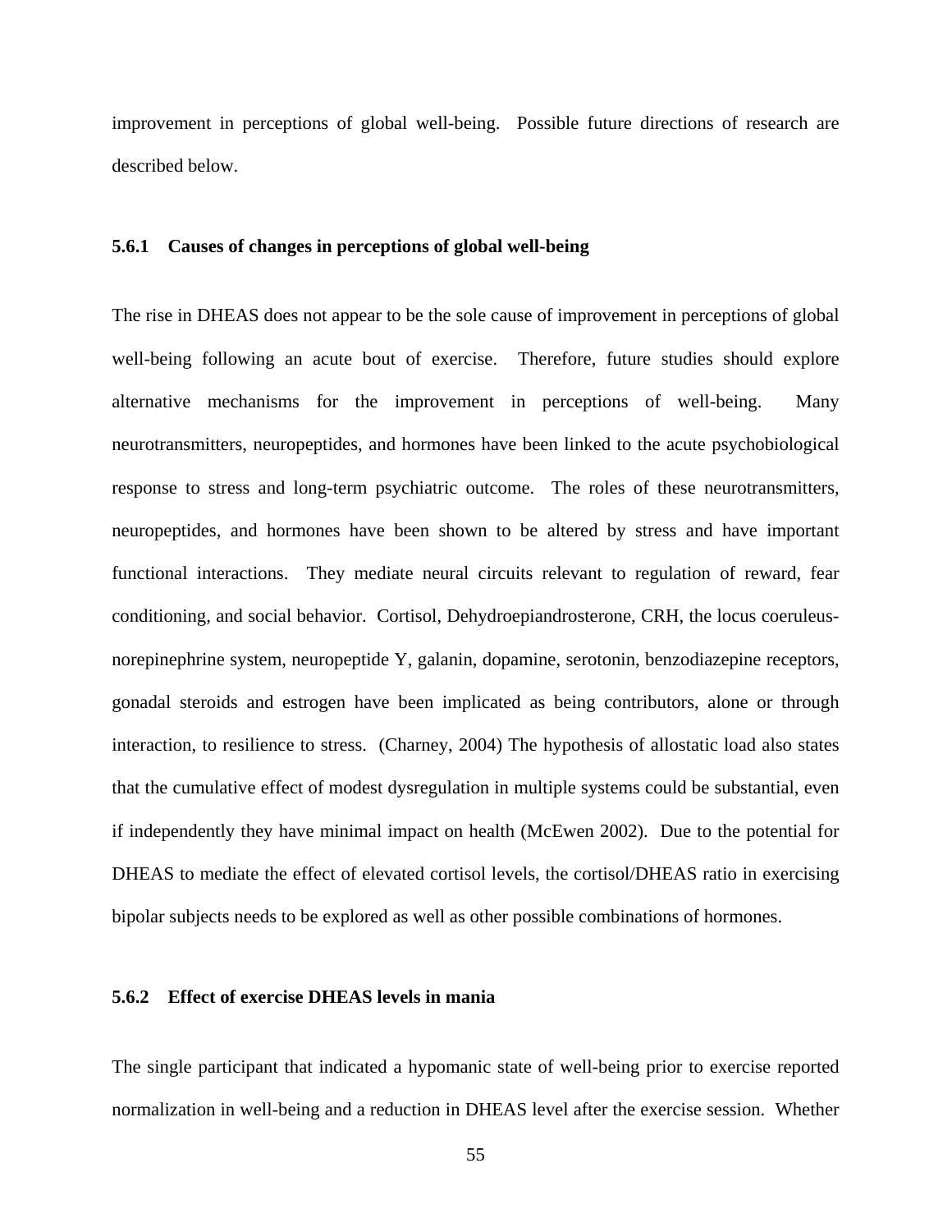improvement in perceptions of global well-being. Possible future directions of research are described below.

### 5.6.1 Causes of changes in perceptions of global well-being

The rise in DHEAS does not appear to be the sole cause of improvement in perceptions of global well-being following an acute bout of exercise. Therefore, future studies should explore alternative mechanisms for the improvement in perceptions of well-being. Many neurotransmitters, neuropeptides, and hormones have been linked to the acute psychobiological response to stress and long-term psychiatric outcome. The roles of these neurotransmitters, neuropeptides, and hormones have been shown to be altered by stress and have important functional interactions. They mediate neural circuits relevant to regulation of reward, fear conditioning, and social behavior. Cortisol, Dehydroepiandrosterone, CRH, the locus coeruleus-norepinephrine system, neuropeptide Y, galanin, dopamine, serotonin, benzodiazepine receptors, gonadal steroids and estrogen have been implicated as being contributors, alone or through interaction, to resilience to stress. (Charney, 2004) The hypothesis of allostatic load also states that the cumulative effect of modest dysregulation in multiple systems could be substantial, even if independently they have minimal impact on health (McEwen 2002). Due to the potential for DHEAS to mediate the effect of elevated cortisol levels, the cortisol/DHEAS ratio in exercising bipolar subjects needs to be explored as well as other possible combinations of hormones.

### 5.6.2 Effect of exercise DHEAS levels in mania

The single participant that indicated a hypomanic state of well-being prior to exercise reported normalization in well-being and a reduction in DHEAS level after the exercise session. Whether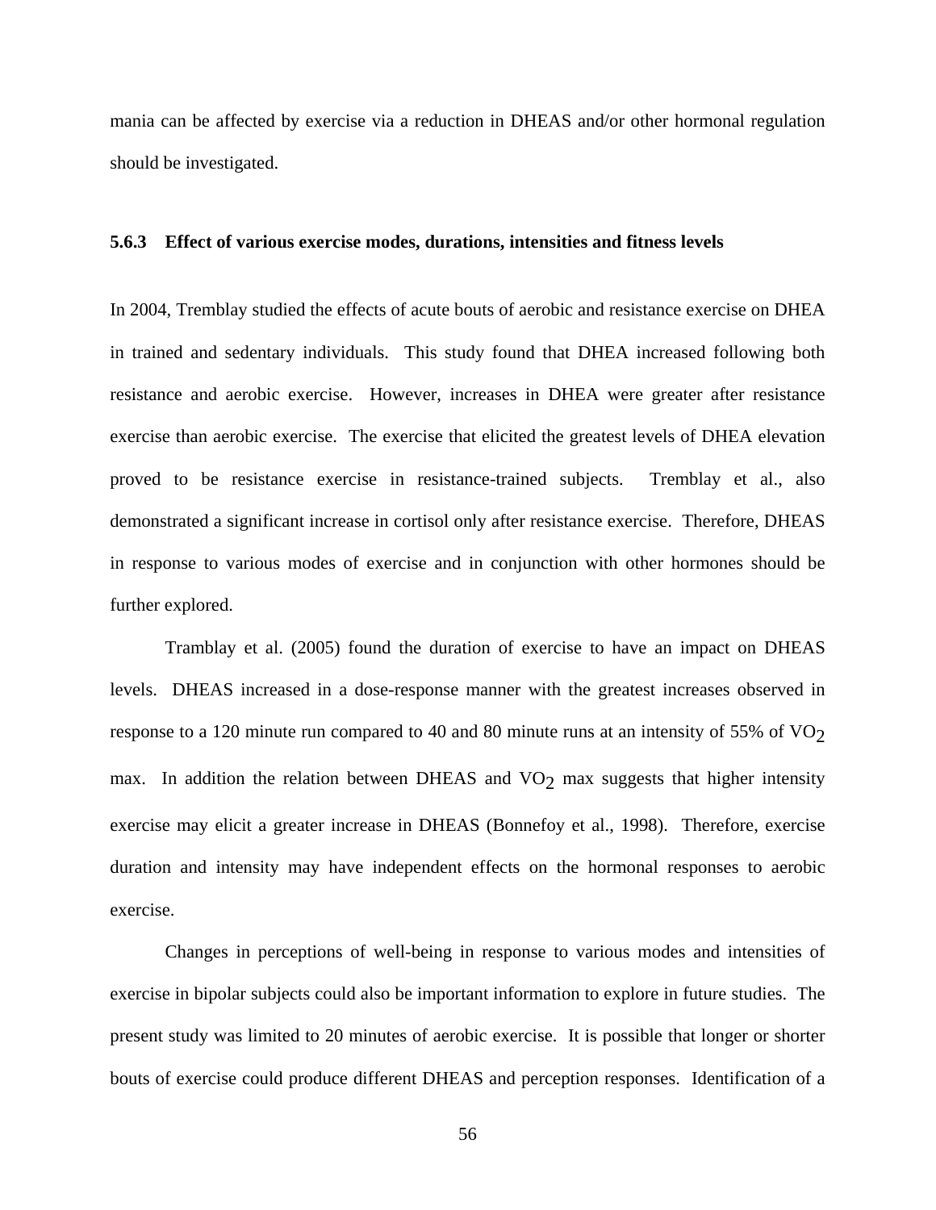mania can be affected by exercise via a reduction in DHEAS and/or other hormonal regulation should be investigated.

### 5.6.3 Effect of various exercise modes, durations, intensities and fitness levels

In 2004, Tremblay studied the effects of acute bouts of aerobic and resistance exercise on DHEA in trained and sedentary individuals. This study found that DHEA increased following both resistance and aerobic exercise. However, increases in DHEA were greater after resistance exercise than aerobic exercise. The exercise that elicited the greatest levels of DHEA elevation proved to be resistance exercise in resistance-trained subjects. Tremblay et al., also demonstrated a significant increase in cortisol only after resistance exercise. Therefore, DHEAS in response to various modes of exercise and in conjunction with other hormones should be further explored.

Tramblay et al. (2005) found the duration of exercise to have an impact on DHEAS levels. DHEAS increased in a dose-response manner with the greatest increases observed in response to a 120 minute run compared to 40 and 80 minute runs at an intensity of 55% of $VO_2$ max. In addition the relation between DHEAS and $VO_2$ max suggests that higher intensity exercise may elicit a greater increase in DHEAS (Bonnefoy et al., 1998). Therefore, exercise duration and intensity may have independent effects on the hormonal responses to aerobic exercise.

Changes in perceptions of well-being in response to various modes and intensities of exercise in bipolar subjects could also be important information to explore in future studies. The present study was limited to 20 minutes of aerobic exercise. It is possible that longer or shorter bouts of exercise could produce different DHEAS and perception responses. Identification of a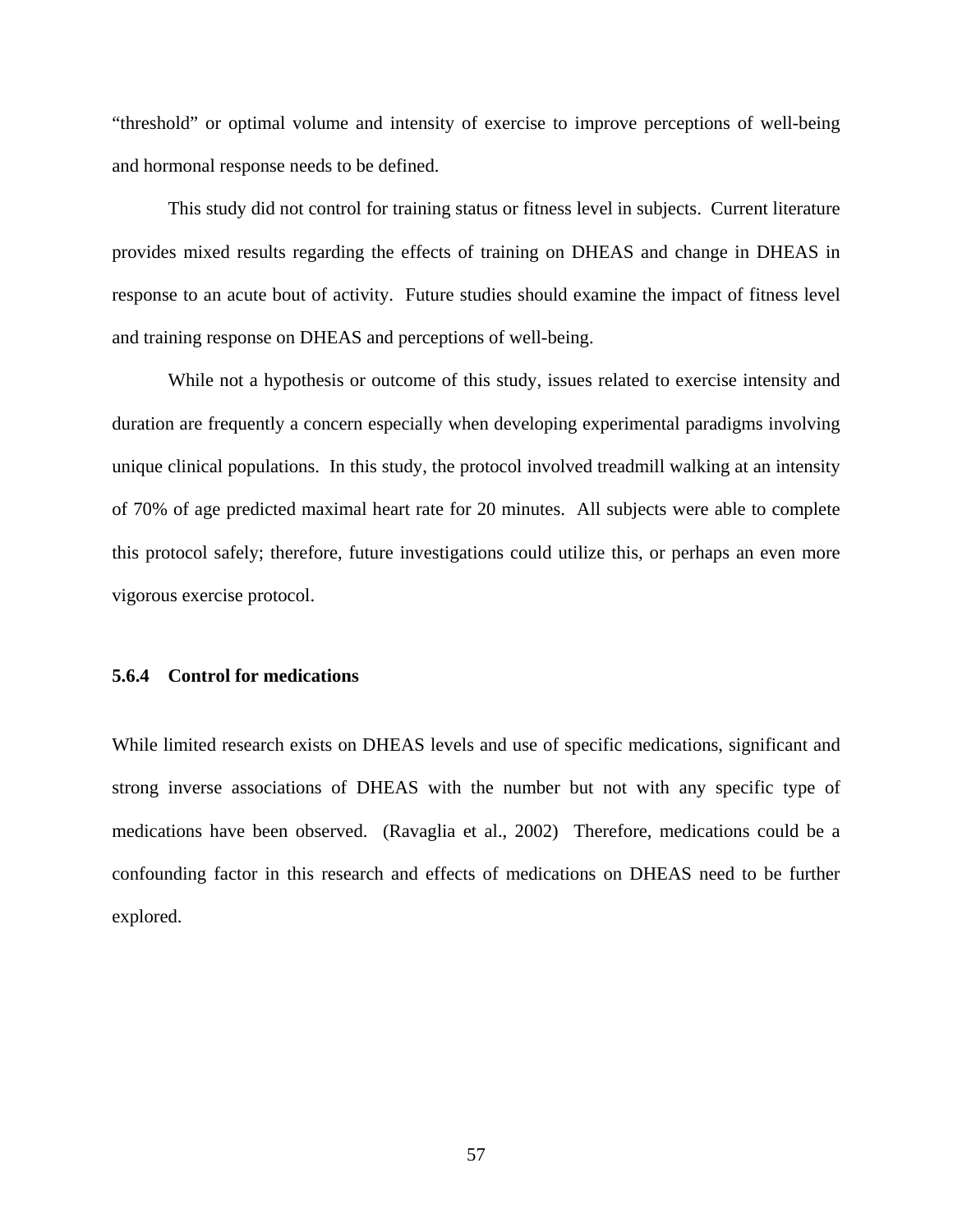"threshold" or optimal volume and intensity of exercise to improve perceptions of well-being and hormonal response needs to be defined.

This study did not control for training status or fitness level in subjects. Current literature provides mixed results regarding the effects of training on DHEAS and change in DHEAS in response to an acute bout of activity. Future studies should examine the impact of fitness level and training response on DHEAS and perceptions of well-being.

While not a hypothesis or outcome of this study, issues related to exercise intensity and duration are frequently a concern especially when developing experimental paradigms involving unique clinical populations. In this study, the protocol involved treadmill walking at an intensity of 70% of age predicted maximal heart rate for 20 minutes. All subjects were able to complete this protocol safely; therefore, future investigations could utilize this, or perhaps an even more vigorous exercise protocol.

### 5.6.4 Control for medications

While limited research exists on DHEAS levels and use of specific medications, significant and strong inverse associations of DHEAS with the number but not with any specific type of medications have been observed. (Ravaglia et al., 2002) Therefore, medications could be a confounding factor in this research and effects of medications on DHEAS need to be further explored.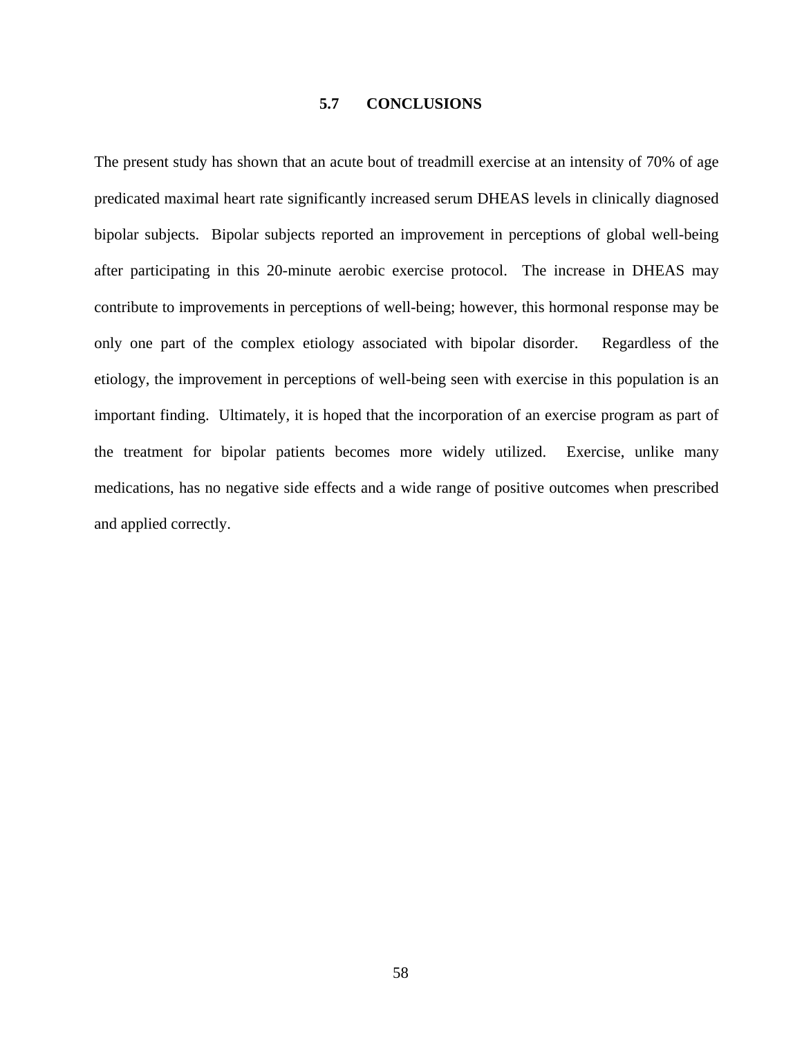## 5.7 CONCLUSIONS

The present study has shown that an acute bout of treadmill exercise at an intensity of 70% of age predicated maximal heart rate significantly increased serum DHEAS levels in clinically diagnosed bipolar subjects. Bipolar subjects reported an improvement in perceptions of global well-being after participating in this 20-minute aerobic exercise protocol. The increase in DHEAS may contribute to improvements in perceptions of well-being; however, this hormonal response may be only one part of the complex etiology associated with bipolar disorder. Regardless of the etiology, the improvement in perceptions of well-being seen with exercise in this population is an important finding. Ultimately, it is hoped that the incorporation of an exercise program as part of the treatment for bipolar patients becomes more widely utilized. Exercise, unlike many medications, has no negative side effects and a wide range of positive outcomes when prescribed and applied correctly.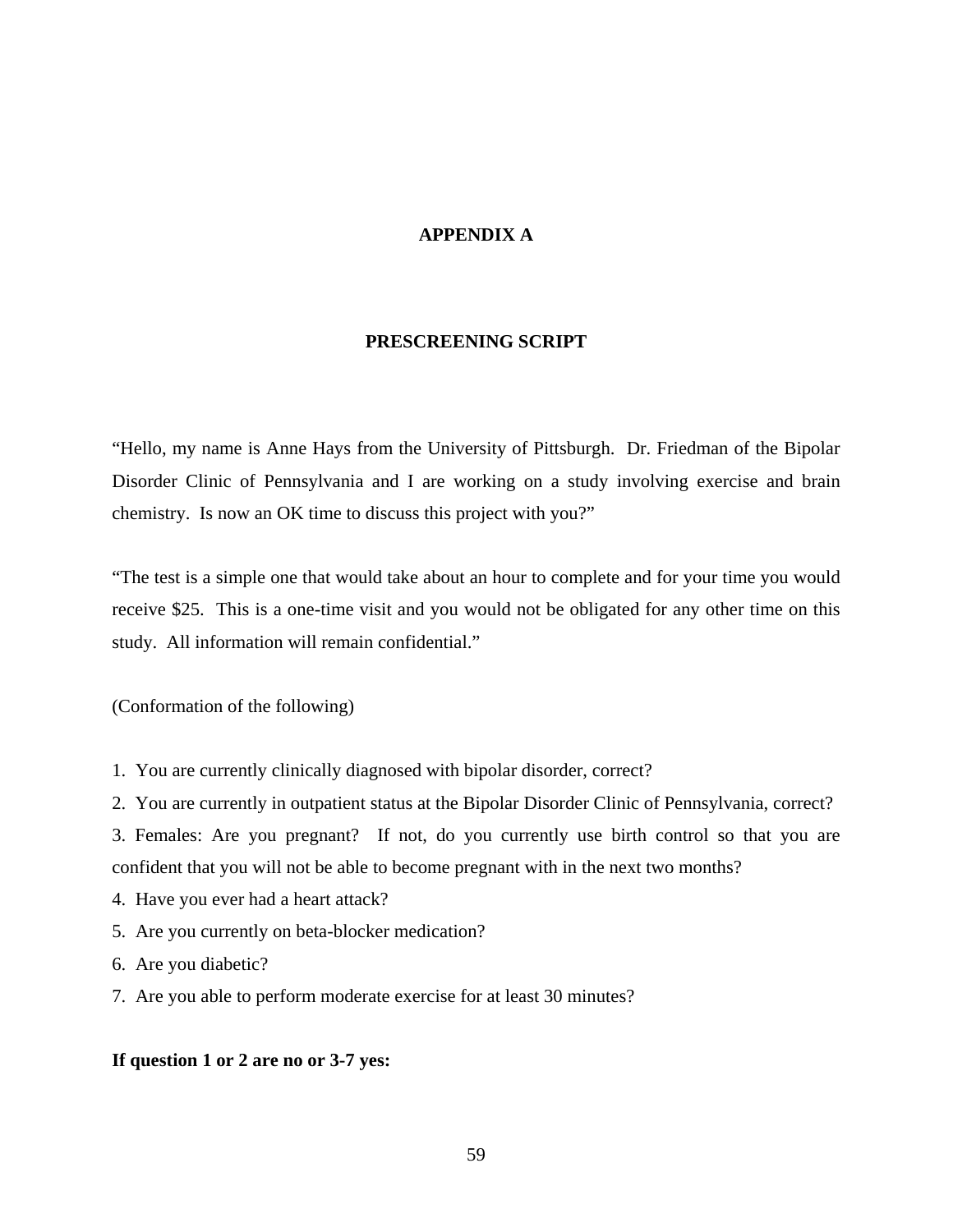# APPENDIX A

## PRESCREENING SCRIPT

"Hello, my name is Anne Hays from the University of Pittsburgh. Dr. Friedman of the Bipolar Disorder Clinic of Pennsylvania and I are working on a study involving exercise and brain chemistry. Is now an OK time to discuss this project with you?"

"The test is a simple one that would take about an hour to complete and for your time you would receive $25. This is a one-time visit and you would not be obligated for any other time on this study. All information will remain confidential."

(Conformation of the following)

1. You are currently clinically diagnosed with bipolar disorder, correct?
2. You are currently in outpatient status at the Bipolar Disorder Clinic of Pennsylvania, correct?
3. Females: Are you pregnant? If not, do you currently use birth control so that you are confident that you will not be able to become pregnant with in the next two months?
4. Have you ever had a heart attack?
5. Are you currently on beta-blocker medication?
6. Are you diabetic?
7. Are you able to perform moderate exercise for at least 30 minutes?

**If question 1 or 2 are no or 3-7 yes:**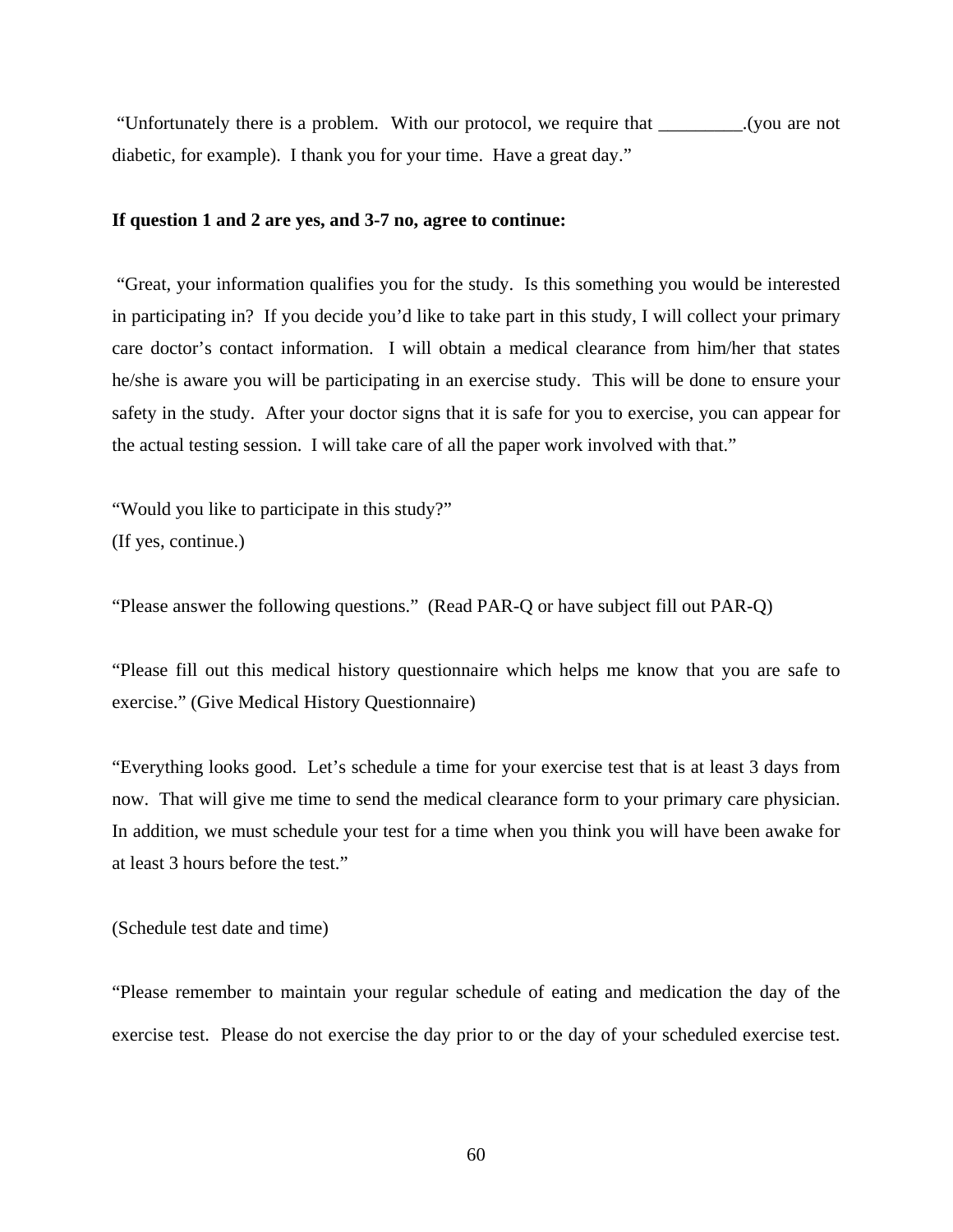"Unfortunately there is a problem. With our protocol, we require that _________.(you are not diabetic, for example). I thank you for your time. Have a great day."

**If question 1 and 2 are yes, and 3-7 no, agree to continue:**

"Great, your information qualifies you for the study. Is this something you would be interested in participating in? If you decide you'd like to take part in this study, I will collect your primary care doctor's contact information. I will obtain a medical clearance from him/her that states he/she is aware you will be participating in an exercise study. This will be done to ensure your safety in the study. After your doctor signs that it is safe for you to exercise, you can appear for the actual testing session. I will take care of all the paper work involved with that."

"Would you like to participate in this study?"
(If yes, continue.)

"Please answer the following questions." (Read PAR-Q or have subject fill out PAR-Q)

"Please fill out this medical history questionnaire which helps me know that you are safe to exercise." (Give Medical History Questionnaire)

"Everything looks good. Let's schedule a time for your exercise test that is at least 3 days from now. That will give me time to send the medical clearance form to your primary care physician. In addition, we must schedule your test for a time when you think you will have been awake for at least 3 hours before the test."

(Schedule test date and time)

"Please remember to maintain your regular schedule of eating and medication the day of the exercise test. Please do not exercise the day prior to or the day of your scheduled exercise test.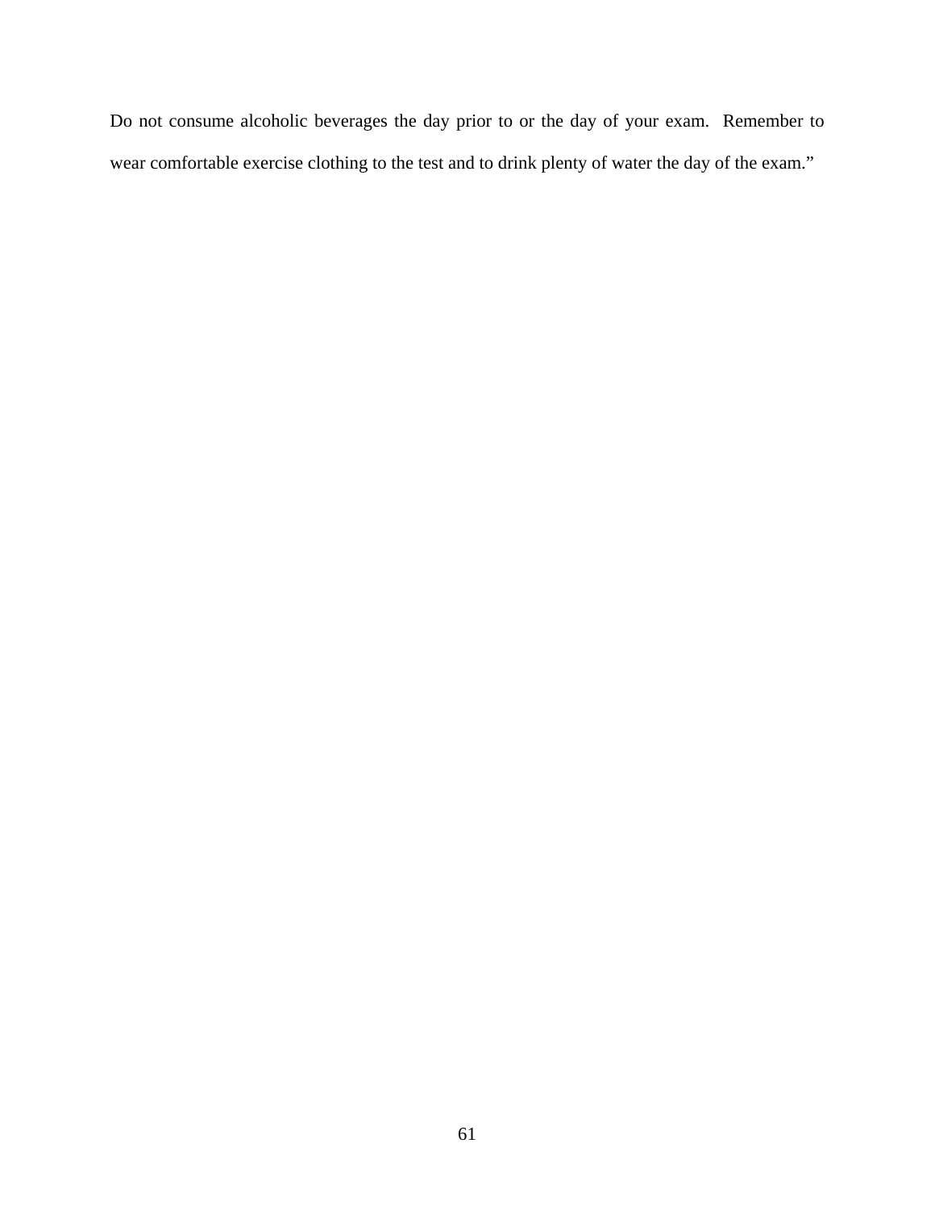Do not consume alcoholic beverages the day prior to or the day of your exam. Remember to wear comfortable exercise clothing to the test and to drink plenty of water the day of the exam."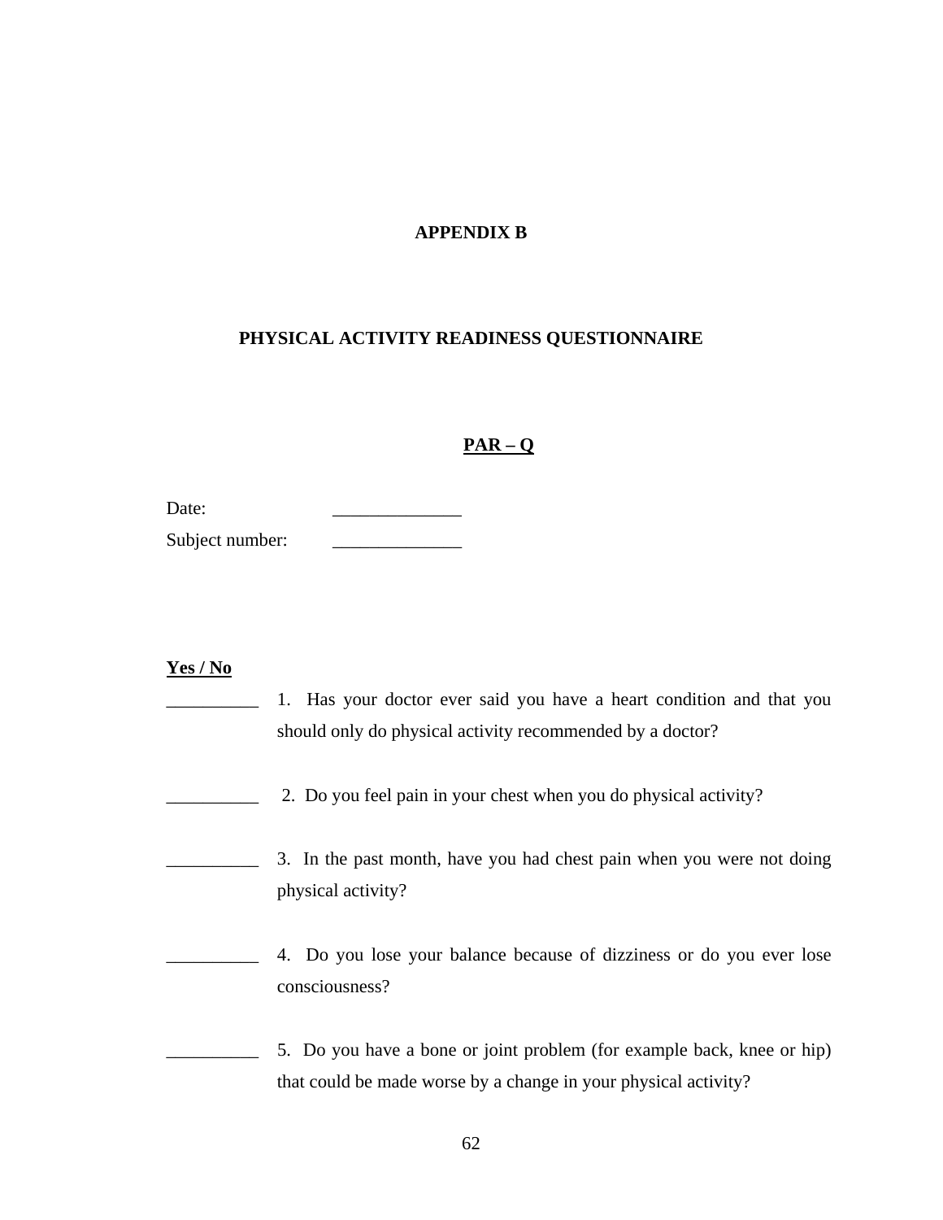# APPENDIX B

## PHYSICAL ACTIVITY READINESS QUESTIONNAIRE

### PAR – Q

Date: ______________

Subject number: ______________

**Yes / No**

__________ 1. Has your doctor ever said you have a heart condition and that you should only do physical activity recommended by a doctor?

__________ 2. Do you feel pain in your chest when you do physical activity?

__________ 3. In the past month, have you had chest pain when you were not doing physical activity?

__________ 4. Do you lose your balance because of dizziness or do you ever lose consciousness?

__________ 5. Do you have a bone or joint problem (for example back, knee or hip) that could be made worse by a change in your physical activity?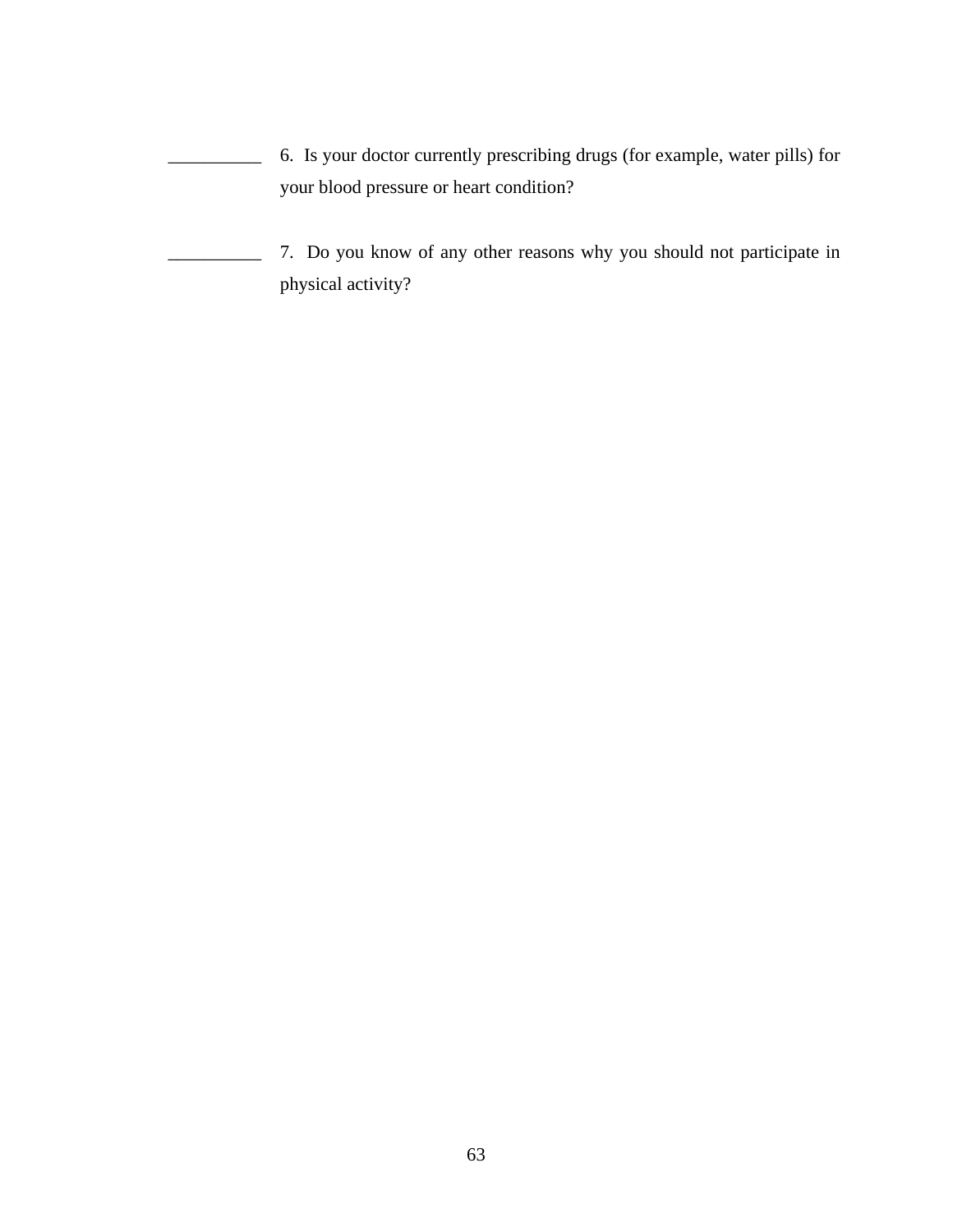__________ 6. Is your doctor currently prescribing drugs (for example, water pills) for your blood pressure or heart condition?

__________ 7. Do you know of any other reasons why you should not participate in physical activity?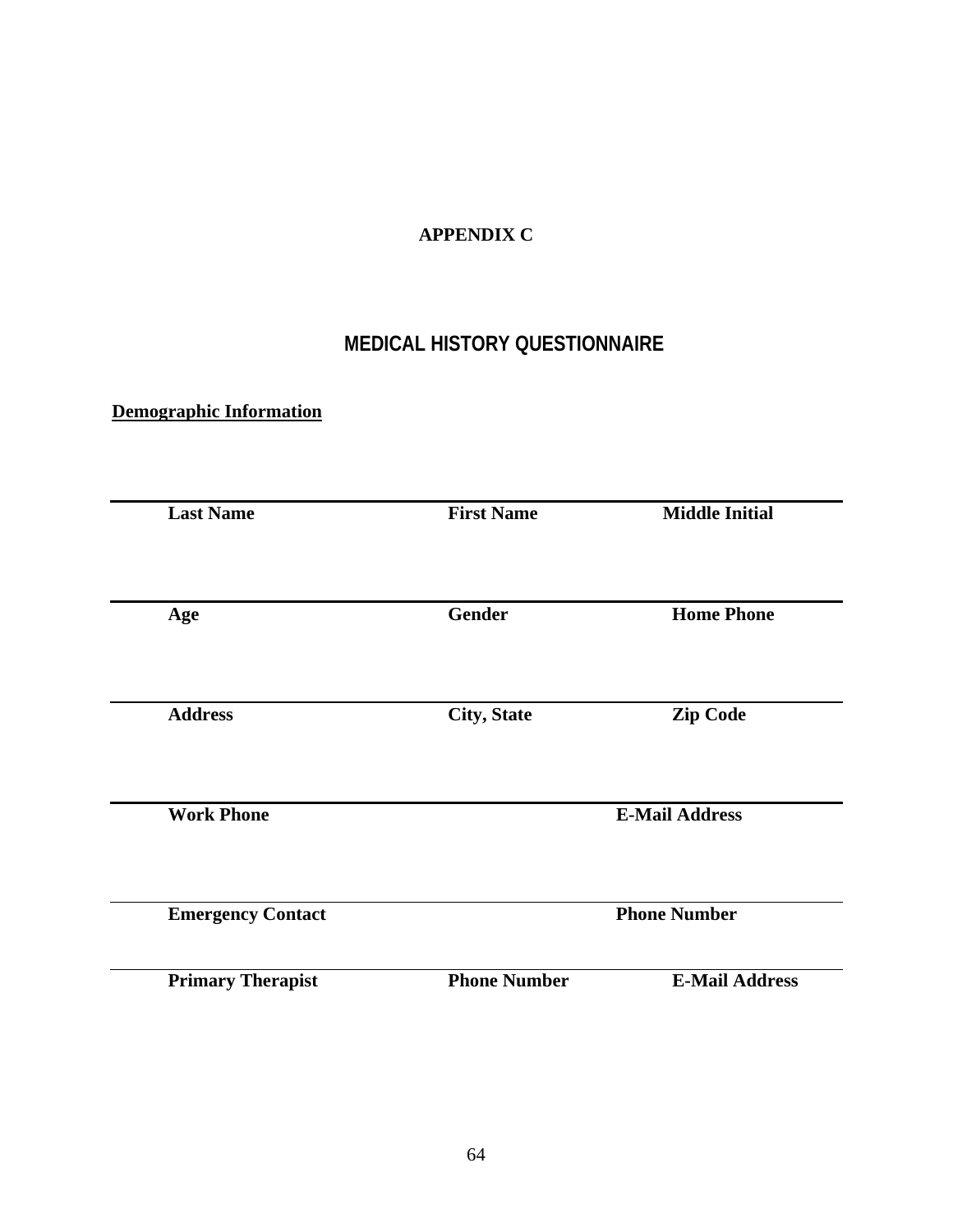**APPENDIX C**

# MEDICAL HISTORY QUESTIONNAIRE

**<u>Demographic Information</u>**

| | | |
|---|---|---|
| **Last Name** | **First Name** | **Middle Initial** |
| **Age** | **Gender** | **Home Phone** |
| **Address** | **City, State** | **Zip Code** |
| **Work Phone** | | **E-Mail Address** |
| **Emergency Contact** | | **Phone Number** |
| **Primary Therapist** | **Phone Number** | **E-Mail Address** |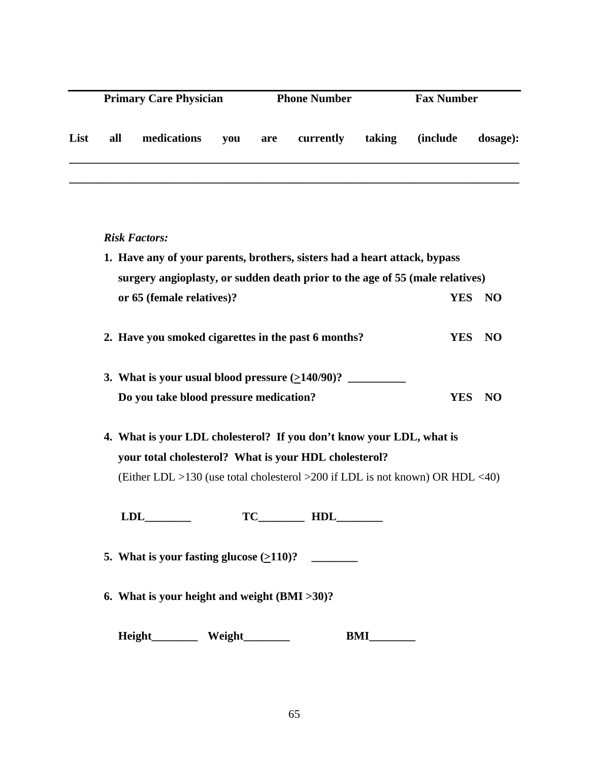---

**Primary Care Physician** **Phone Number** **Fax Number**

**List all medications you are currently taking (include dosage):**

______________________________________________________________________________

______________________________________________________________________________

***Risk Factors:***

1. **Have any of your parents, brothers, sisters had a heart attack, bypass surgery angioplasty, or sudden death prior to the age of 55 (male relatives) or 65 (female relatives)?** **YES NO**

2. **Have you smoked cigarettes in the past 6 months?** **YES NO**

3. **What is your usual blood pressure ($\geq$140/90)? __________**
   **Do you take blood pressure medication?** **YES NO**

4. **What is your LDL cholesterol? If you don't know your LDL, what is your total cholesterol? What is your HDL cholesterol?**
   (Either LDL >130 (use total cholesterol >200 if LDL is not known) OR HDL <40)

   **LDL________ TC________ HDL________**

5. **What is your fasting glucose ($\geq$110)? ________**

6. **What is your height and weight (BMI >30)?**

   **Height________ Weight________ BMI________**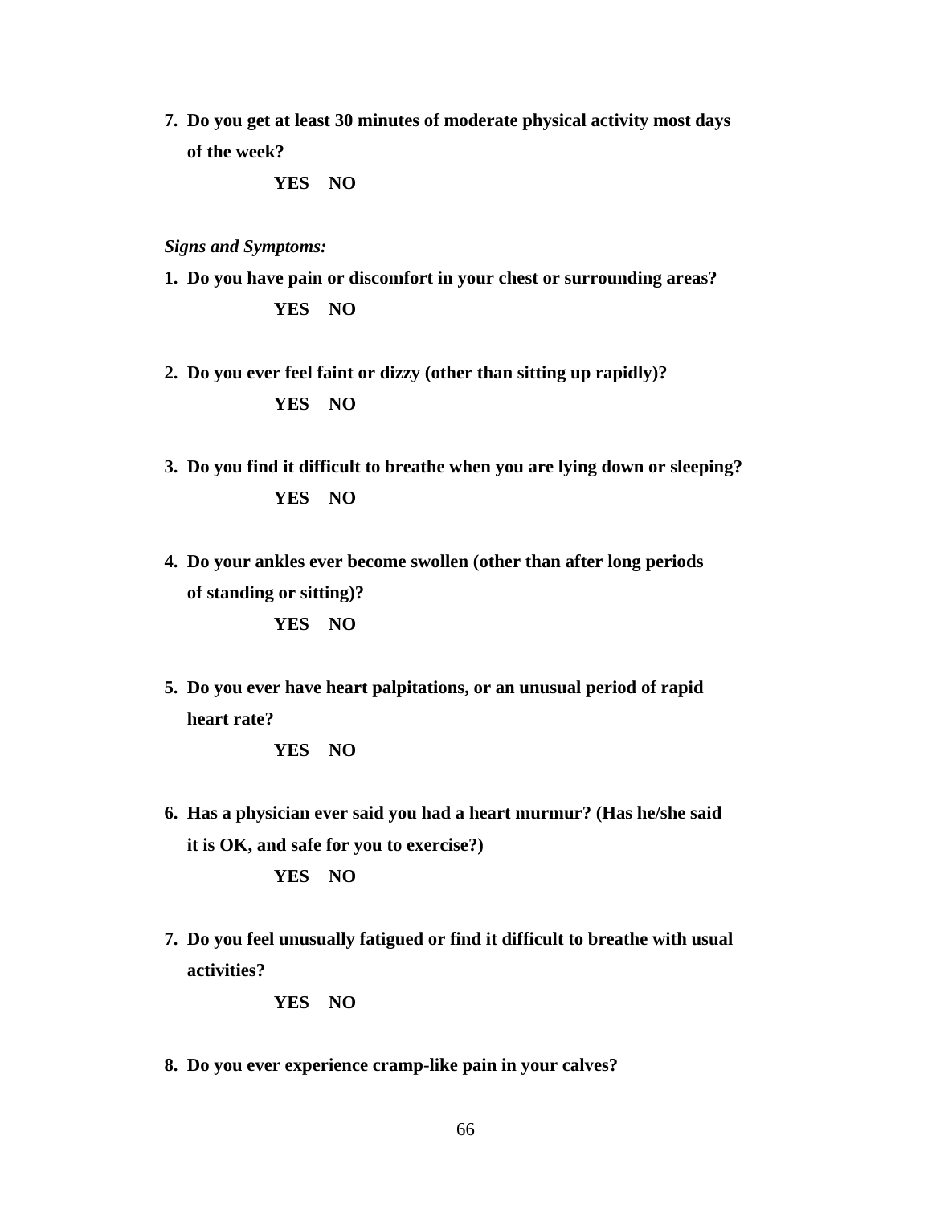**7. Do you get at least 30 minutes of moderate physical activity most days of the week?**

**YES NO**

*Signs and Symptoms:*

**1. Do you have pain or discomfort in your chest or surrounding areas?**

**YES NO**

**2. Do you ever feel faint or dizzy (other than sitting up rapidly)?**

**YES NO**

**3. Do you find it difficult to breathe when you are lying down or sleeping?**

**YES NO**

**4. Do your ankles ever become swollen (other than after long periods of standing or sitting)?**

**YES NO**

**5. Do you ever have heart palpitations, or an unusual period of rapid heart rate?**

**YES NO**

**6. Has a physician ever said you had a heart murmur? (Has he/she said it is OK, and safe for you to exercise?)**

**YES NO**

**7. Do you feel unusually fatigued or find it difficult to breathe with usual activities?**

**YES NO**

**8. Do you ever experience cramp-like pain in your calves?**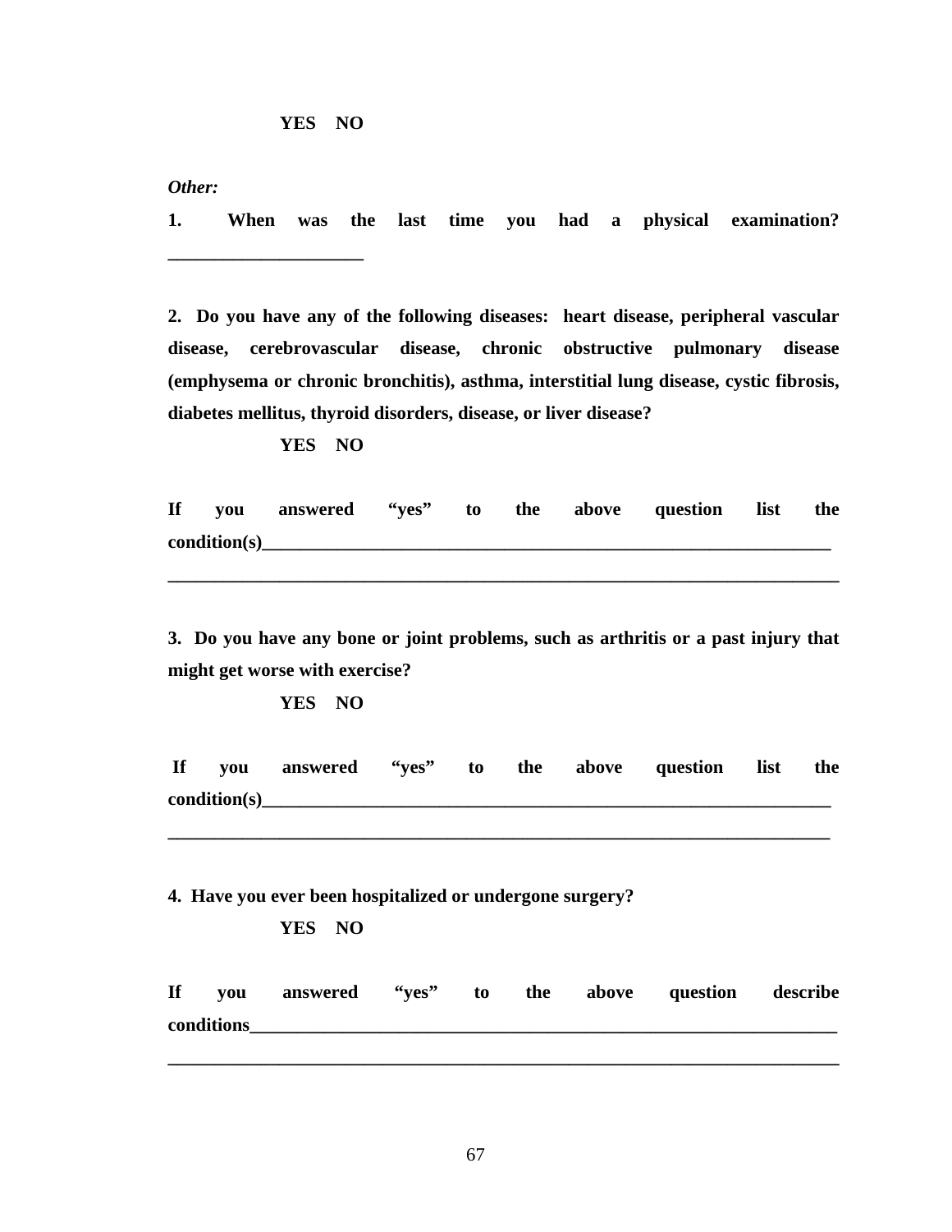**YES NO**

***Other:***

**1. When was the last time you had a physical examination? ____________________**

**2. Do you have any of the following diseases: heart disease, peripheral vascular disease, cerebrovascular disease, chronic obstructive pulmonary disease (emphysema or chronic bronchitis), asthma, interstitial lung disease, cystic fibrosis, diabetes mellitus, thyroid disorders, disease, or liver disease?**

**YES NO**

**If you answered "yes" to the above question list the condition(s)_____________________________________________________________**

**_____________________________________________________________________**

**3. Do you have any bone or joint problems, such as arthritis or a past injury that might get worse with exercise?**

**YES NO**

**If you answered "yes" to the above question list the condition(s)_____________________________________________________________**

**_____________________________________________________________________**

**4. Have you ever been hospitalized or undergone surgery?**

**YES NO**

**If you answered "yes" to the above question describe conditions_______________________________________________________________**

**_____________________________________________________________________**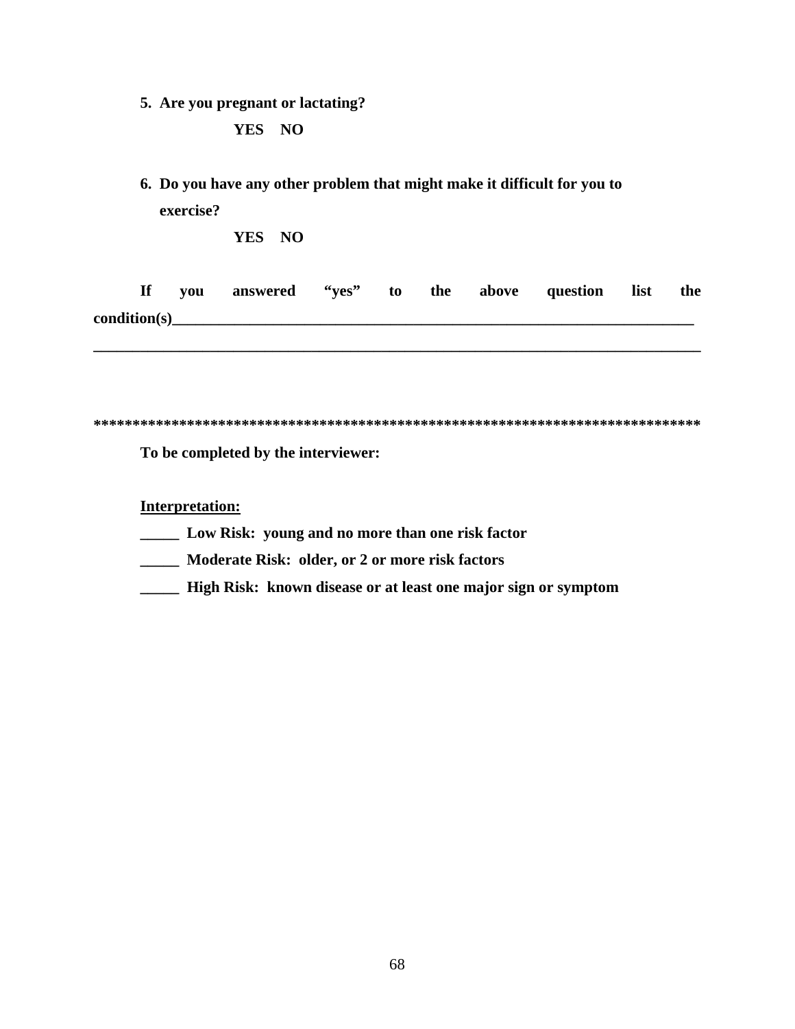**5. Are you pregnant or lactating?**

**YES NO**

**6. Do you have any other problem that might make it difficult for you to exercise?**

**YES NO**

**If you answered "yes" to the above question list the condition(s)______________________________________________________________________**

**________________________________________________________________________________**

**********************************************************************************

**To be completed by the interviewer:**

**<u>Interpretation:</u>**

**_____ Low Risk: young and no more than one risk factor**

**_____ Moderate Risk: older, or 2 or more risk factors**

**_____ High Risk: known disease or at least one major sign or symptom**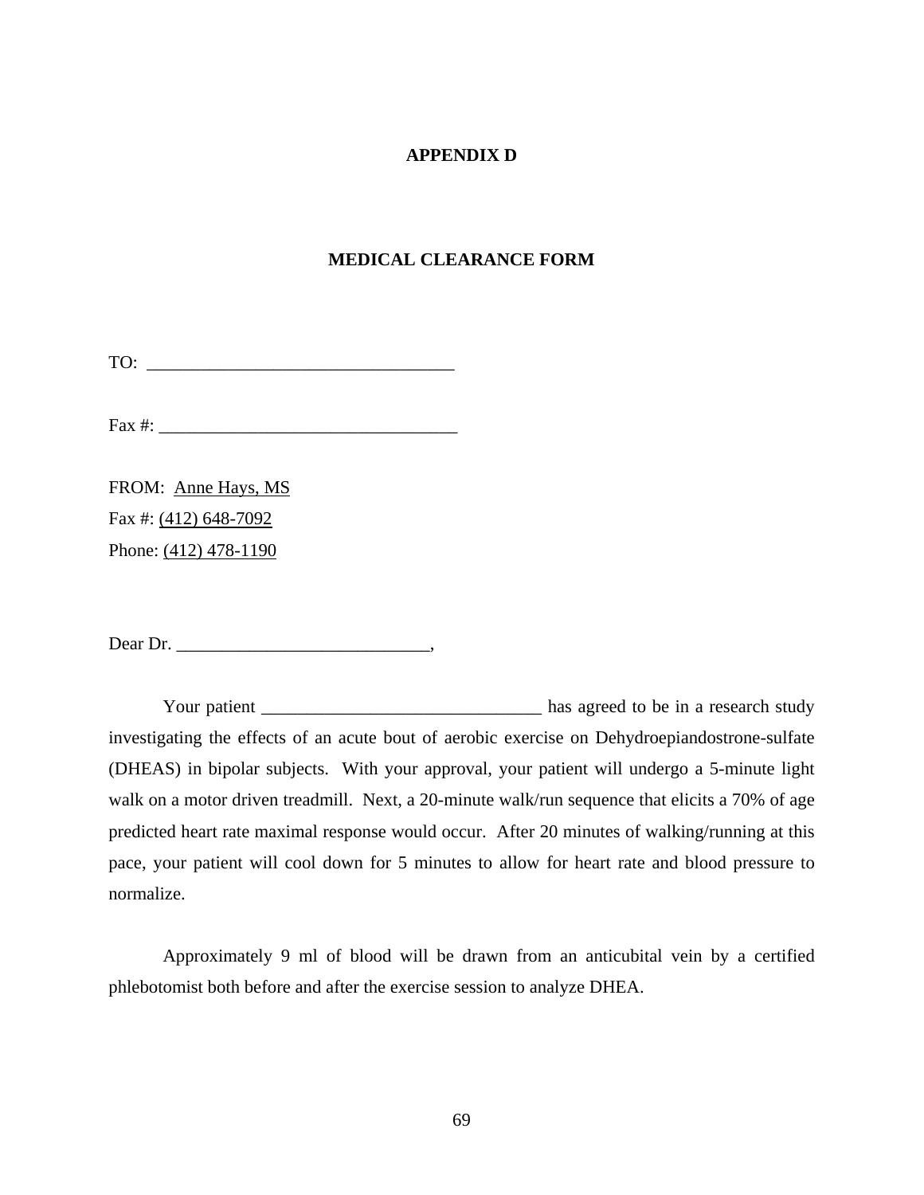# APPENDIX D

## MEDICAL CLEARANCE FORM

TO: ___________________________________

Fax #: __________________________________

FROM: Anne Hays, MS

Fax #: (412) 648-7092

Phone: (412) 478-1190

Dear Dr. _____________________________,

Your patient ________________________________ has agreed to be in a research study investigating the effects of an acute bout of aerobic exercise on Dehydroepiandostrone-sulfate (DHEAS) in bipolar subjects. With your approval, your patient will undergo a 5-minute light walk on a motor driven treadmill. Next, a 20-minute walk/run sequence that elicits a 70% of age predicted heart rate maximal response would occur. After 20 minutes of walking/running at this pace, your patient will cool down for 5 minutes to allow for heart rate and blood pressure to normalize.

Approximately 9 ml of blood will be drawn from an anticubital vein by a certified phlebotomist both before and after the exercise session to analyze DHEA.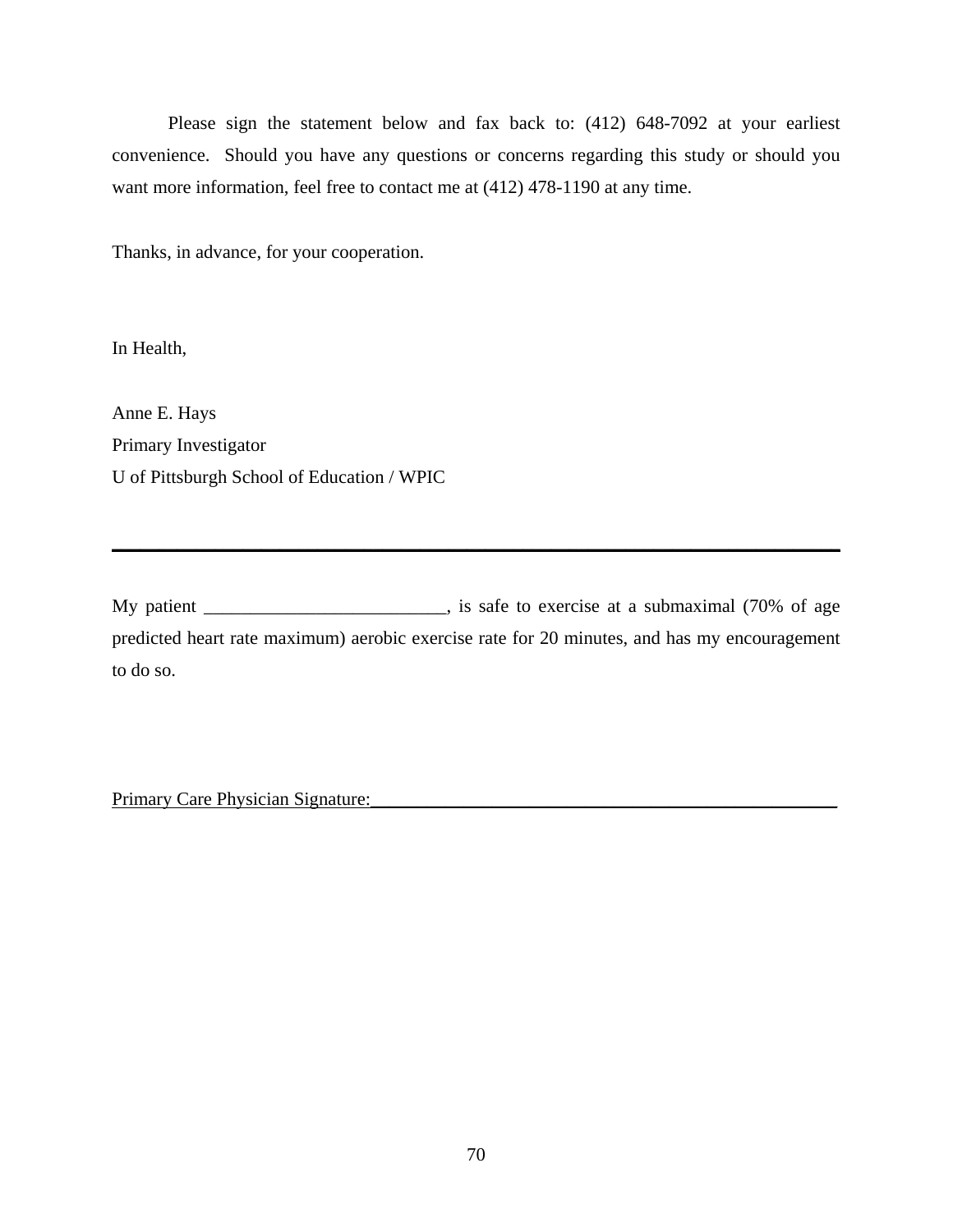Please sign the statement below and fax back to: (412) 648-7092 at your earliest convenience. Should you have any questions or concerns regarding this study or should you want more information, feel free to contact me at (412) 478-1190 at any time.

Thanks, in advance, for your cooperation.

In Health,

Anne E. Hays  
Primary Investigator  
U of Pittsburgh School of Education / WPIC

---

My patient __________________________, is safe to exercise at a submaximal (70% of age predicted heart rate maximum) aerobic exercise rate for 20 minutes, and has my encouragement to do so.

Primary Care Physician Signature:_____________________________________________________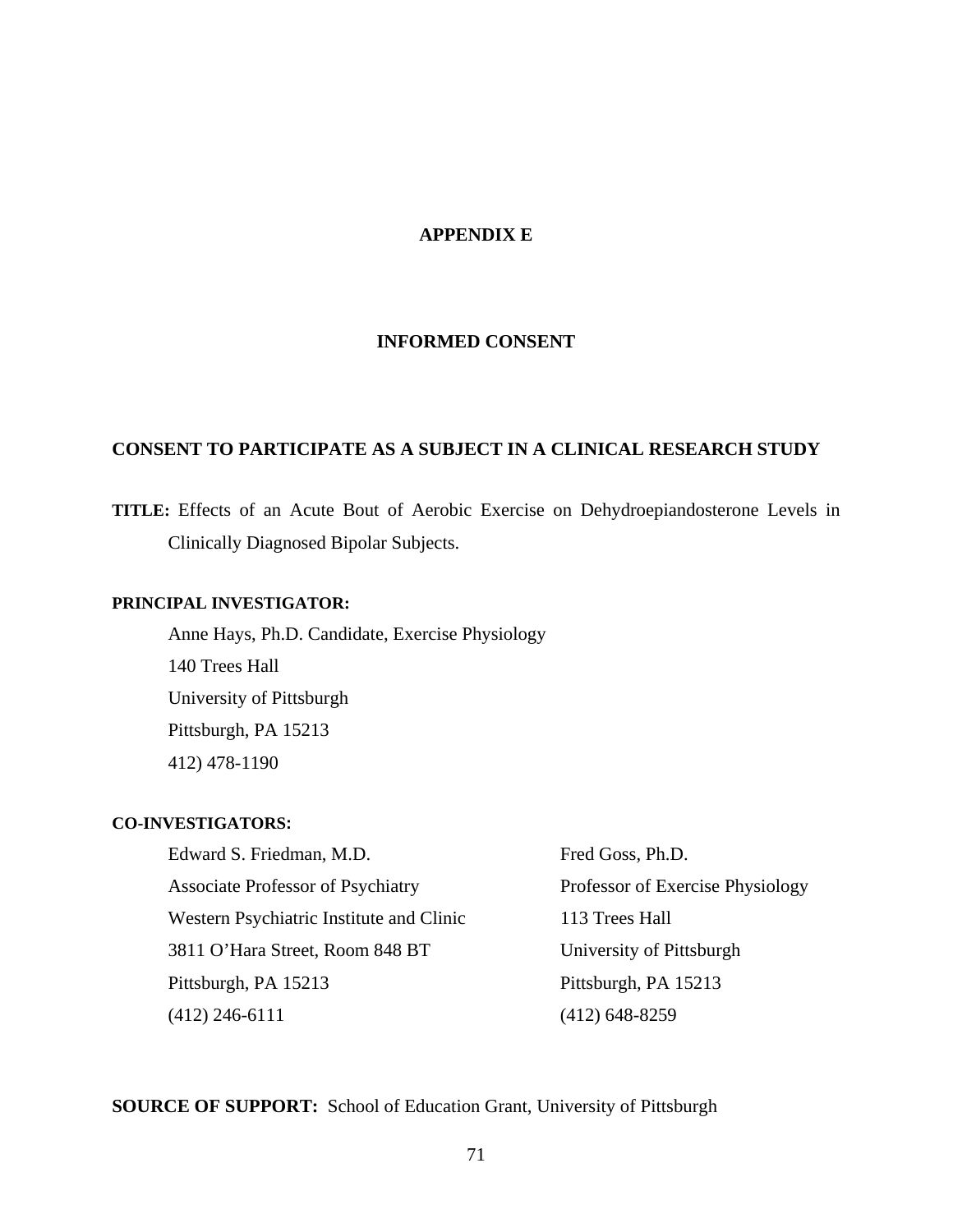# APPENDIX E

## INFORMED CONSENT

### CONSENT TO PARTICIPATE AS A SUBJECT IN A CLINICAL RESEARCH STUDY

**TITLE:** Effects of an Acute Bout of Aerobic Exercise on Dehydroepiandosterone Levels in Clinically Diagnosed Bipolar Subjects.

**PRINCIPAL INVESTIGATOR:**

Anne Hays, Ph.D. Candidate, Exercise Physiology
140 Trees Hall
University of Pittsburgh
Pittsburgh, PA 15213
412) 478-1190

**CO-INVESTIGATORS:**

Edward S. Friedman, M.D.
Associate Professor of Psychiatry
Western Psychiatric Institute and Clinic
3811 O'Hara Street, Room 848 BT
Pittsburgh, PA 15213
(412) 246-6111

Fred Goss, Ph.D.
Professor of Exercise Physiology
113 Trees Hall
University of Pittsburgh
Pittsburgh, PA 15213
(412) 648-8259

**SOURCE OF SUPPORT:** School of Education Grant, University of Pittsburgh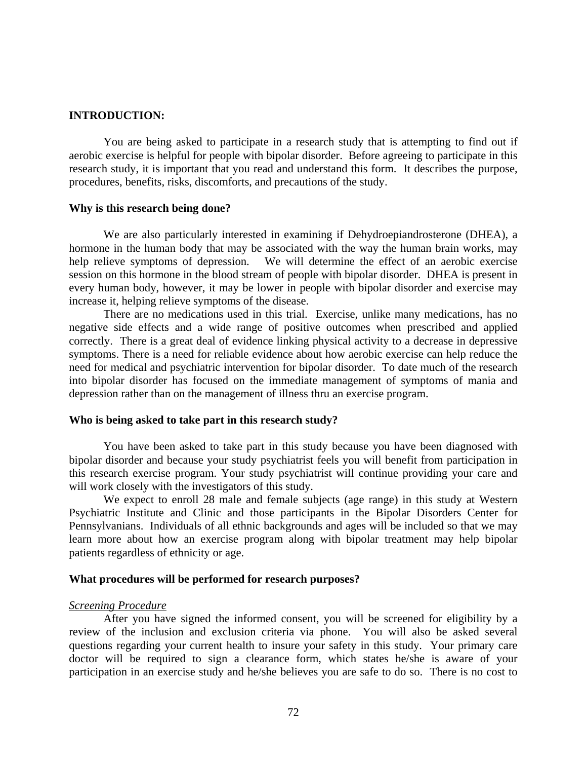**INTRODUCTION:**

You are being asked to participate in a research study that is attempting to find out if aerobic exercise is helpful for people with bipolar disorder. Before agreeing to participate in this research study, it is important that you read and understand this form. It describes the purpose, procedures, benefits, risks, discomforts, and precautions of the study.

**Why is this research being done?**

We are also particularly interested in examining if Dehydroepiandrosterone (DHEA), a hormone in the human body that may be associated with the way the human brain works, may help relieve symptoms of depression. We will determine the effect of an aerobic exercise session on this hormone in the blood stream of people with bipolar disorder. DHEA is present in every human body, however, it may be lower in people with bipolar disorder and exercise may increase it, helping relieve symptoms of the disease.

There are no medications used in this trial. Exercise, unlike many medications, has no negative side effects and a wide range of positive outcomes when prescribed and applied correctly. There is a great deal of evidence linking physical activity to a decrease in depressive symptoms. There is a need for reliable evidence about how aerobic exercise can help reduce the need for medical and psychiatric intervention for bipolar disorder. To date much of the research into bipolar disorder has focused on the immediate management of symptoms of mania and depression rather than on the management of illness thru an exercise program.

**Who is being asked to take part in this research study?**

You have been asked to take part in this study because you have been diagnosed with bipolar disorder and because your study psychiatrist feels you will benefit from participation in this research exercise program. Your study psychiatrist will continue providing your care and will work closely with the investigators of this study.

We expect to enroll 28 male and female subjects (age range) in this study at Western Psychiatric Institute and Clinic and those participants in the Bipolar Disorders Center for Pennsylvanians. Individuals of all ethnic backgrounds and ages will be included so that we may learn more about how an exercise program along with bipolar treatment may help bipolar patients regardless of ethnicity or age.

**What procedures will be performed for research purposes?**

*Screening Procedure*

After you have signed the informed consent, you will be screened for eligibility by a review of the inclusion and exclusion criteria via phone. You will also be asked several questions regarding your current health to insure your safety in this study. Your primary care doctor will be required to sign a clearance form, which states he/she is aware of your participation in an exercise study and he/she believes you are safe to do so. There is no cost to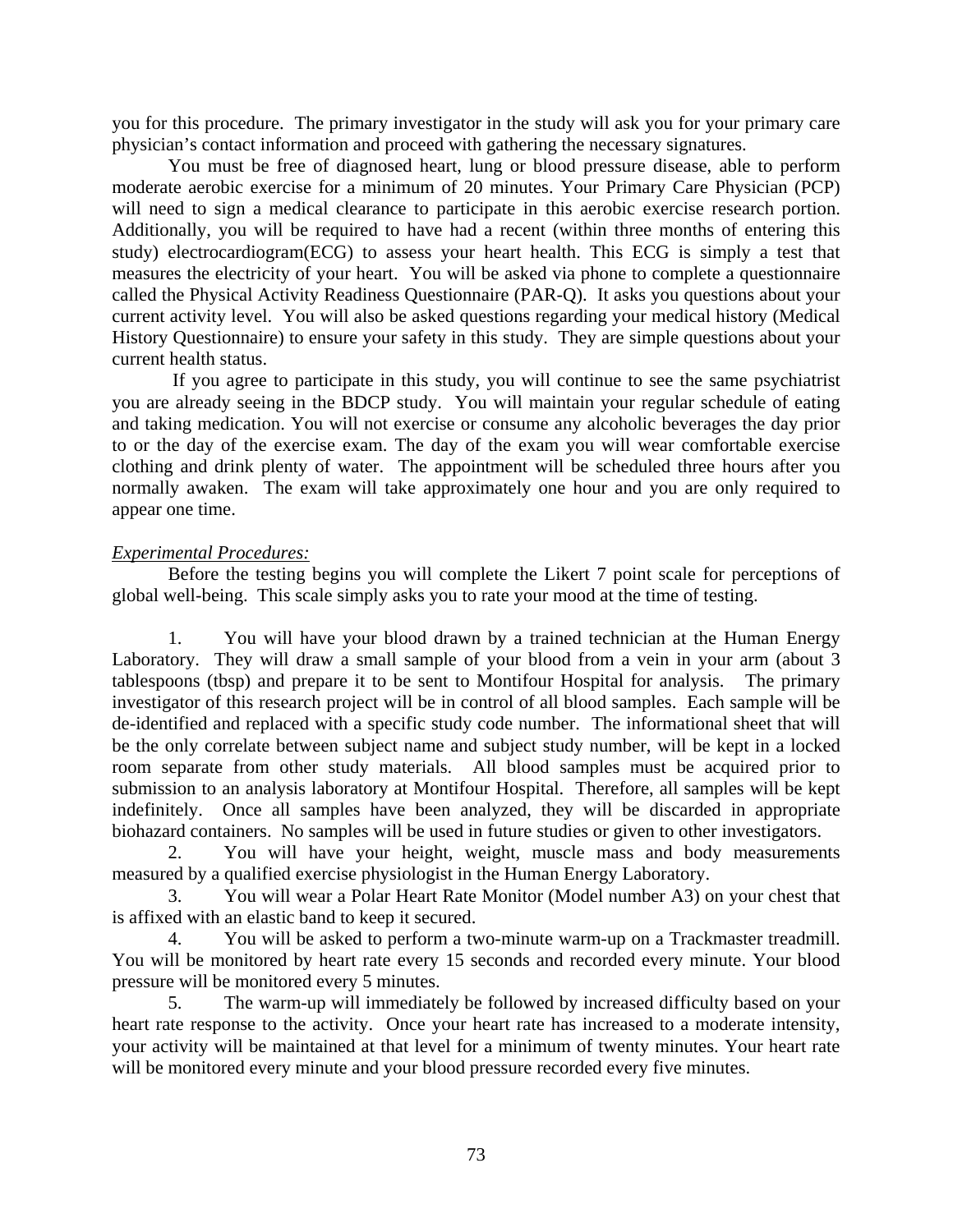you for this procedure. The primary investigator in the study will ask you for your primary care physician's contact information and proceed with gathering the necessary signatures.

You must be free of diagnosed heart, lung or blood pressure disease, able to perform moderate aerobic exercise for a minimum of 20 minutes. Your Primary Care Physician (PCP) will need to sign a medical clearance to participate in this aerobic exercise research portion. Additionally, you will be required to have had a recent (within three months of entering this study) electrocardiogram(ECG) to assess your heart health. This ECG is simply a test that measures the electricity of your heart. You will be asked via phone to complete a questionnaire called the Physical Activity Readiness Questionnaire (PAR-Q). It asks you questions about your current activity level. You will also be asked questions regarding your medical history (Medical History Questionnaire) to ensure your safety in this study. They are simple questions about your current health status.

If you agree to participate in this study, you will continue to see the same psychiatrist you are already seeing in the BDCP study. You will maintain your regular schedule of eating and taking medication. You will not exercise or consume any alcoholic beverages the day prior to or the day of the exercise exam. The day of the exam you will wear comfortable exercise clothing and drink plenty of water. The appointment will be scheduled three hours after you normally awaken. The exam will take approximately one hour and you are only required to appear one time.

*Experimental Procedures:*

Before the testing begins you will complete the Likert 7 point scale for perceptions of global well-being. This scale simply asks you to rate your mood at the time of testing.

1. You will have your blood drawn by a trained technician at the Human Energy Laboratory. They will draw a small sample of your blood from a vein in your arm (about 3 tablespoons (tbsp) and prepare it to be sent to Montifour Hospital for analysis. The primary investigator of this research project will be in control of all blood samples. Each sample will be de-identified and replaced with a specific study code number. The informational sheet that will be the only correlate between subject name and subject study number, will be kept in a locked room separate from other study materials. All blood samples must be acquired prior to submission to an analysis laboratory at Montifour Hospital. Therefore, all samples will be kept indefinitely. Once all samples have been analyzed, they will be discarded in appropriate biohazard containers. No samples will be used in future studies or given to other investigators.
2. You will have your height, weight, muscle mass and body measurements measured by a qualified exercise physiologist in the Human Energy Laboratory.
3. You will wear a Polar Heart Rate Monitor (Model number A3) on your chest that is affixed with an elastic band to keep it secured.
4. You will be asked to perform a two-minute warm-up on a Trackmaster treadmill. You will be monitored by heart rate every 15 seconds and recorded every minute. Your blood pressure will be monitored every 5 minutes.
5. The warm-up will immediately be followed by increased difficulty based on your heart rate response to the activity. Once your heart rate has increased to a moderate intensity, your activity will be maintained at that level for a minimum of twenty minutes. Your heart rate will be monitored every minute and your blood pressure recorded every five minutes.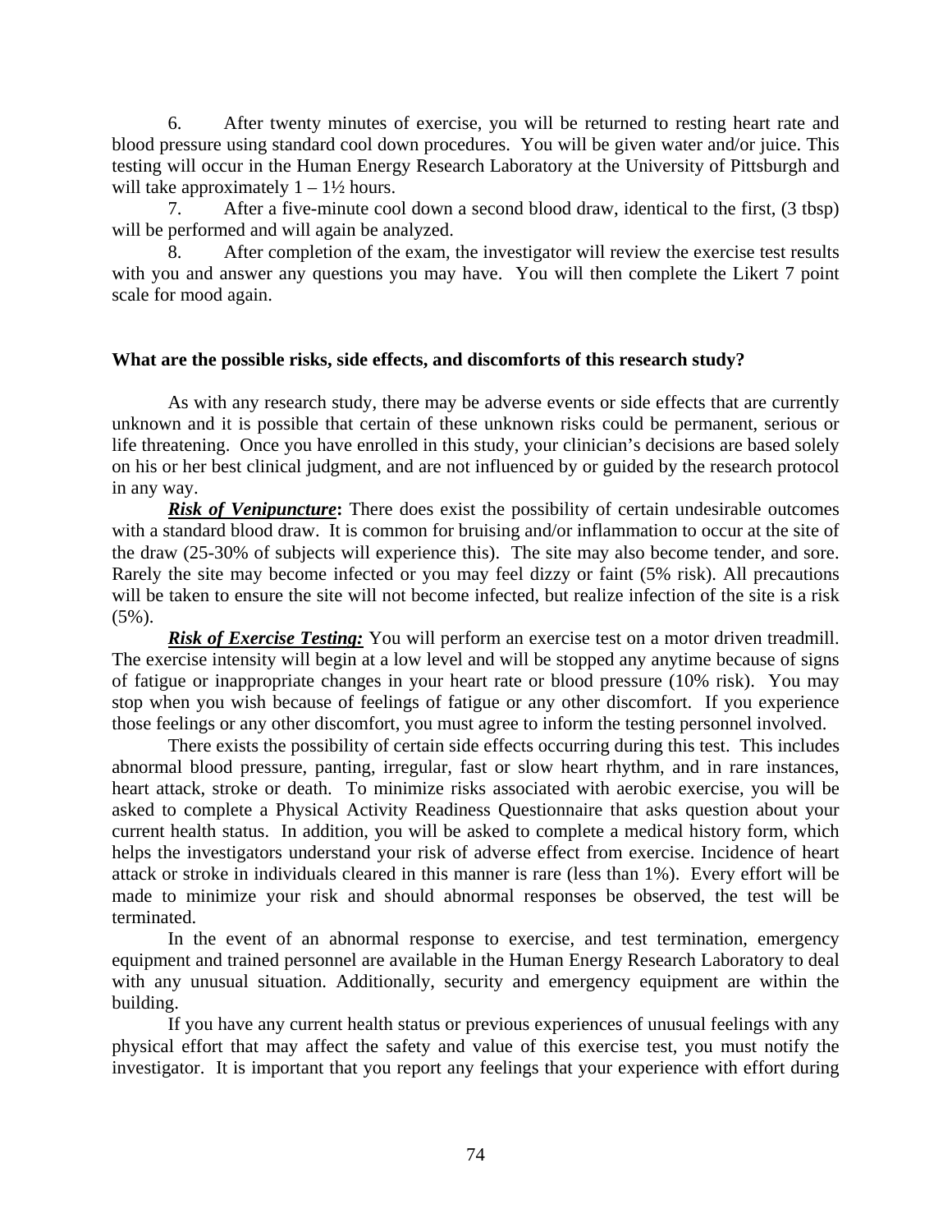6. After twenty minutes of exercise, you will be returned to resting heart rate and blood pressure using standard cool down procedures. You will be given water and/or juice. This testing will occur in the Human Energy Research Laboratory at the University of Pittsburgh and will take approximately 1 – 1½ hours.

7. After a five-minute cool down a second blood draw, identical to the first, (3 tbsp) will be performed and will again be analyzed.

8. After completion of the exam, the investigator will review the exercise test results with you and answer any questions you may have. You will then complete the Likert 7 point scale for mood again.

**What are the possible risks, side effects, and discomforts of this research study?**

As with any research study, there may be adverse events or side effects that are currently unknown and it is possible that certain of these unknown risks could be permanent, serious or life threatening. Once you have enrolled in this study, your clinician's decisions are based solely on his or her best clinical judgment, and are not influenced by or guided by the research protocol in any way.

***Risk of Venipuncture*:** There does exist the possibility of certain undesirable outcomes with a standard blood draw. It is common for bruising and/or inflammation to occur at the site of the draw (25-30% of subjects will experience this). The site may also become tender, and sore. Rarely the site may become infected or you may feel dizzy or faint (5% risk). All precautions will be taken to ensure the site will not become infected, but realize infection of the site is a risk (5%).

***Risk of Exercise Testing:*** You will perform an exercise test on a motor driven treadmill. The exercise intensity will begin at a low level and will be stopped any anytime because of signs of fatigue or inappropriate changes in your heart rate or blood pressure (10% risk). You may stop when you wish because of feelings of fatigue or any other discomfort. If you experience those feelings or any other discomfort, you must agree to inform the testing personnel involved.

There exists the possibility of certain side effects occurring during this test. This includes abnormal blood pressure, panting, irregular, fast or slow heart rhythm, and in rare instances, heart attack, stroke or death. To minimize risks associated with aerobic exercise, you will be asked to complete a Physical Activity Readiness Questionnaire that asks question about your current health status. In addition, you will be asked to complete a medical history form, which helps the investigators understand your risk of adverse effect from exercise. Incidence of heart attack or stroke in individuals cleared in this manner is rare (less than 1%). Every effort will be made to minimize your risk and should abnormal responses be observed, the test will be terminated.

In the event of an abnormal response to exercise, and test termination, emergency equipment and trained personnel are available in the Human Energy Research Laboratory to deal with any unusual situation. Additionally, security and emergency equipment are within the building.

If you have any current health status or previous experiences of unusual feelings with any physical effort that may affect the safety and value of this exercise test, you must notify the investigator. It is important that you report any feelings that your experience with effort during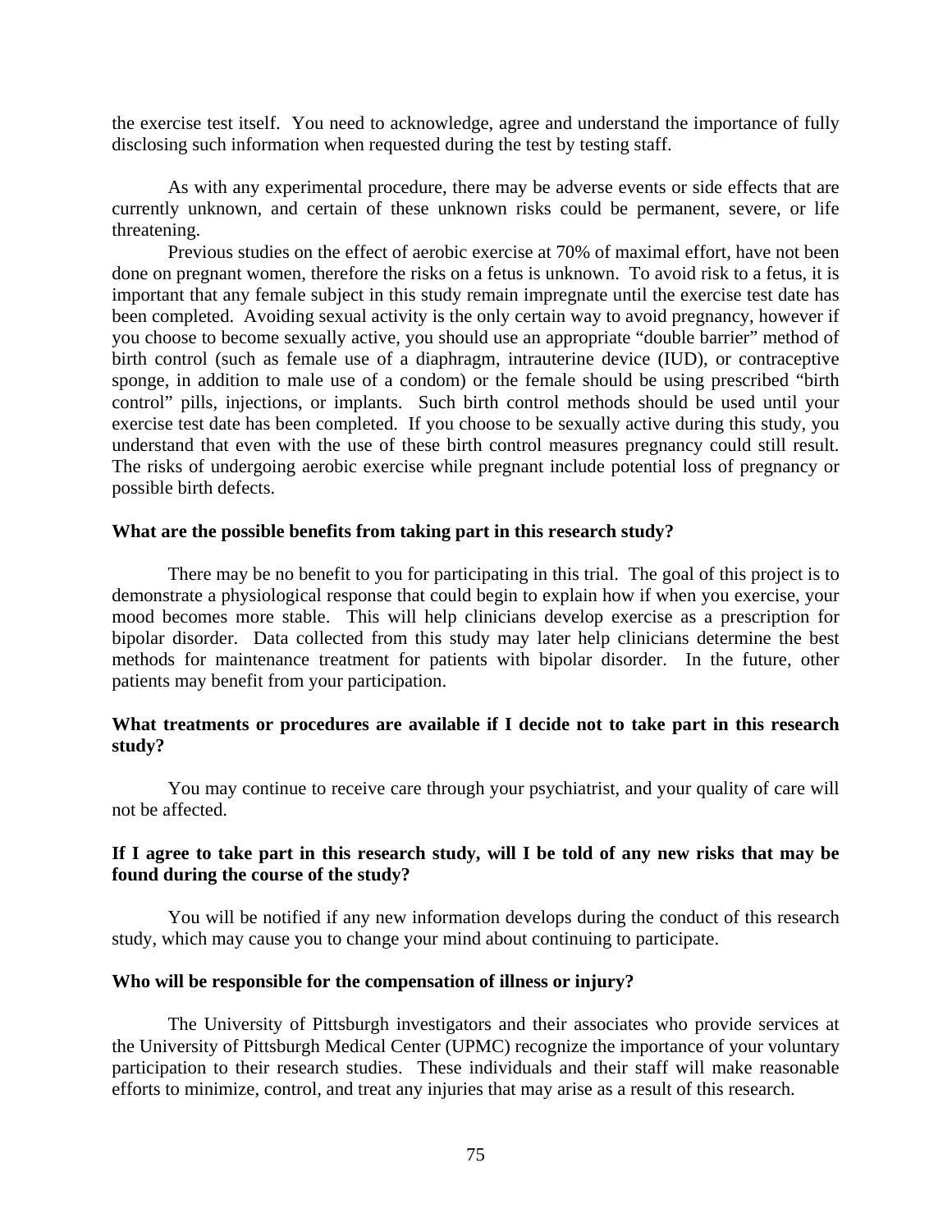the exercise test itself. You need to acknowledge, agree and understand the importance of fully disclosing such information when requested during the test by testing staff.

As with any experimental procedure, there may be adverse events or side effects that are currently unknown, and certain of these unknown risks could be permanent, severe, or life threatening.

Previous studies on the effect of aerobic exercise at 70% of maximal effort, have not been done on pregnant women, therefore the risks on a fetus is unknown. To avoid risk to a fetus, it is important that any female subject in this study remain impregnate until the exercise test date has been completed. Avoiding sexual activity is the only certain way to avoid pregnancy, however if you choose to become sexually active, you should use an appropriate "double barrier" method of birth control (such as female use of a diaphragm, intrauterine device (IUD), or contraceptive sponge, in addition to male use of a condom) or the female should be using prescribed "birth control" pills, injections, or implants. Such birth control methods should be used until your exercise test date has been completed. If you choose to be sexually active during this study, you understand that even with the use of these birth control measures pregnancy could still result. The risks of undergoing aerobic exercise while pregnant include potential loss of pregnancy or possible birth defects.

**What are the possible benefits from taking part in this research study?**

There may be no benefit to you for participating in this trial. The goal of this project is to demonstrate a physiological response that could begin to explain how if when you exercise, your mood becomes more stable. This will help clinicians develop exercise as a prescription for bipolar disorder. Data collected from this study may later help clinicians determine the best methods for maintenance treatment for patients with bipolar disorder. In the future, other patients may benefit from your participation.

**What treatments or procedures are available if I decide not to take part in this research study?**

You may continue to receive care through your psychiatrist, and your quality of care will not be affected.

**If I agree to take part in this research study, will I be told of any new risks that may be found during the course of the study?**

You will be notified if any new information develops during the conduct of this research study, which may cause you to change your mind about continuing to participate.

**Who will be responsible for the compensation of illness or injury?**

The University of Pittsburgh investigators and their associates who provide services at the University of Pittsburgh Medical Center (UPMC) recognize the importance of your voluntary participation to their research studies. These individuals and their staff will make reasonable efforts to minimize, control, and treat any injuries that may arise as a result of this research.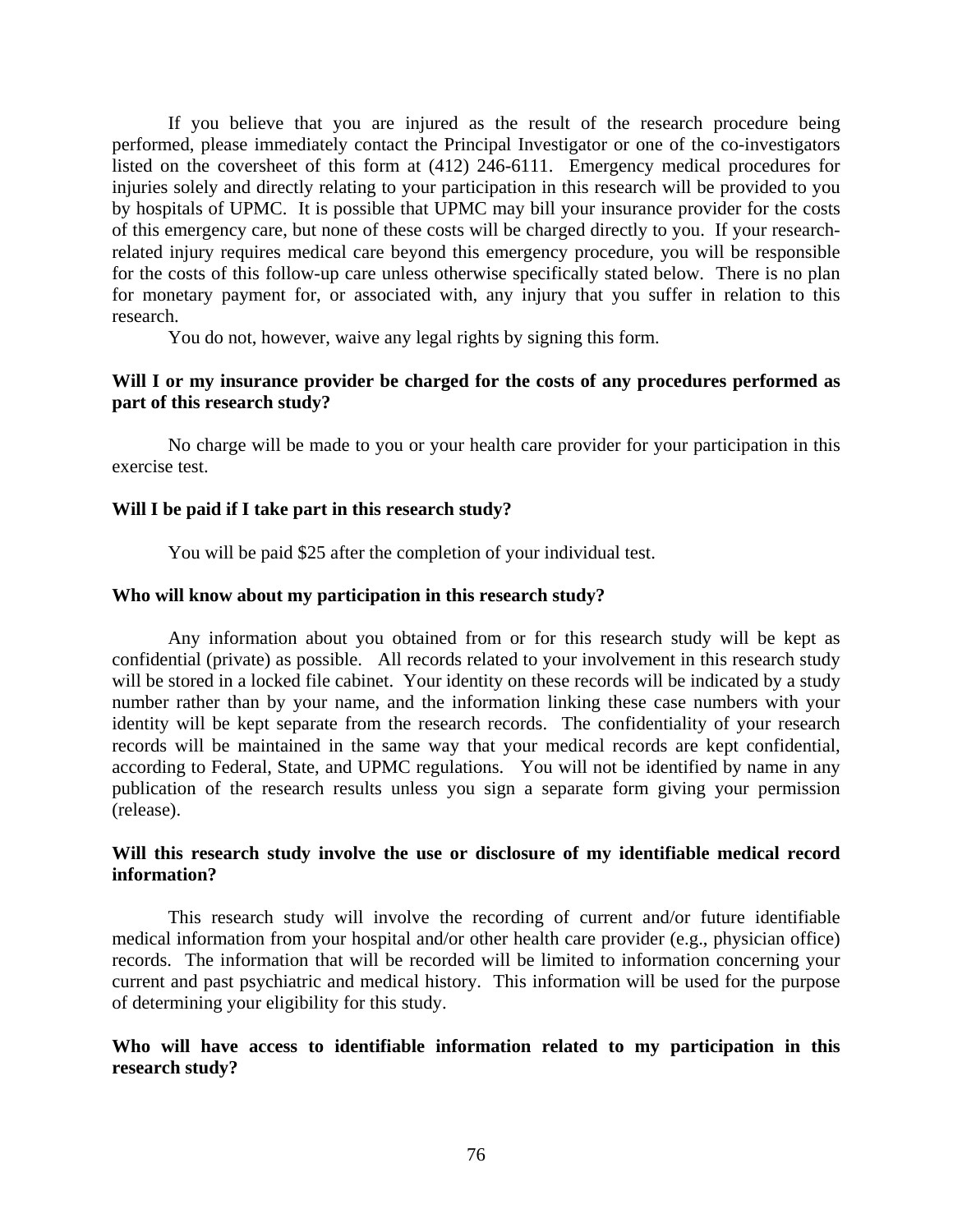If you believe that you are injured as the result of the research procedure being performed, please immediately contact the Principal Investigator or one of the co-investigators listed on the coversheet of this form at (412) 246-6111. Emergency medical procedures for injuries solely and directly relating to your participation in this research will be provided to you by hospitals of UPMC. It is possible that UPMC may bill your insurance provider for the costs of this emergency care, but none of these costs will be charged directly to you. If your research-related injury requires medical care beyond this emergency procedure, you will be responsible for the costs of this follow-up care unless otherwise specifically stated below. There is no plan for monetary payment for, or associated with, any injury that you suffer in relation to this research.

You do not, however, waive any legal rights by signing this form.

**Will I or my insurance provider be charged for the costs of any procedures performed as part of this research study?**

No charge will be made to you or your health care provider for your participation in this exercise test.

**Will I be paid if I take part in this research study?**

You will be paid $25 after the completion of your individual test.

**Who will know about my participation in this research study?**

Any information about you obtained from or for this research study will be kept as confidential (private) as possible. All records related to your involvement in this research study will be stored in a locked file cabinet. Your identity on these records will be indicated by a study number rather than by your name, and the information linking these case numbers with your identity will be kept separate from the research records. The confidentiality of your research records will be maintained in the same way that your medical records are kept confidential, according to Federal, State, and UPMC regulations. You will not be identified by name in any publication of the research results unless you sign a separate form giving your permission (release).

**Will this research study involve the use or disclosure of my identifiable medical record information?**

This research study will involve the recording of current and/or future identifiable medical information from your hospital and/or other health care provider (e.g., physician office) records. The information that will be recorded will be limited to information concerning your current and past psychiatric and medical history. This information will be used for the purpose of determining your eligibility for this study.

**Who will have access to identifiable information related to my participation in this research study?**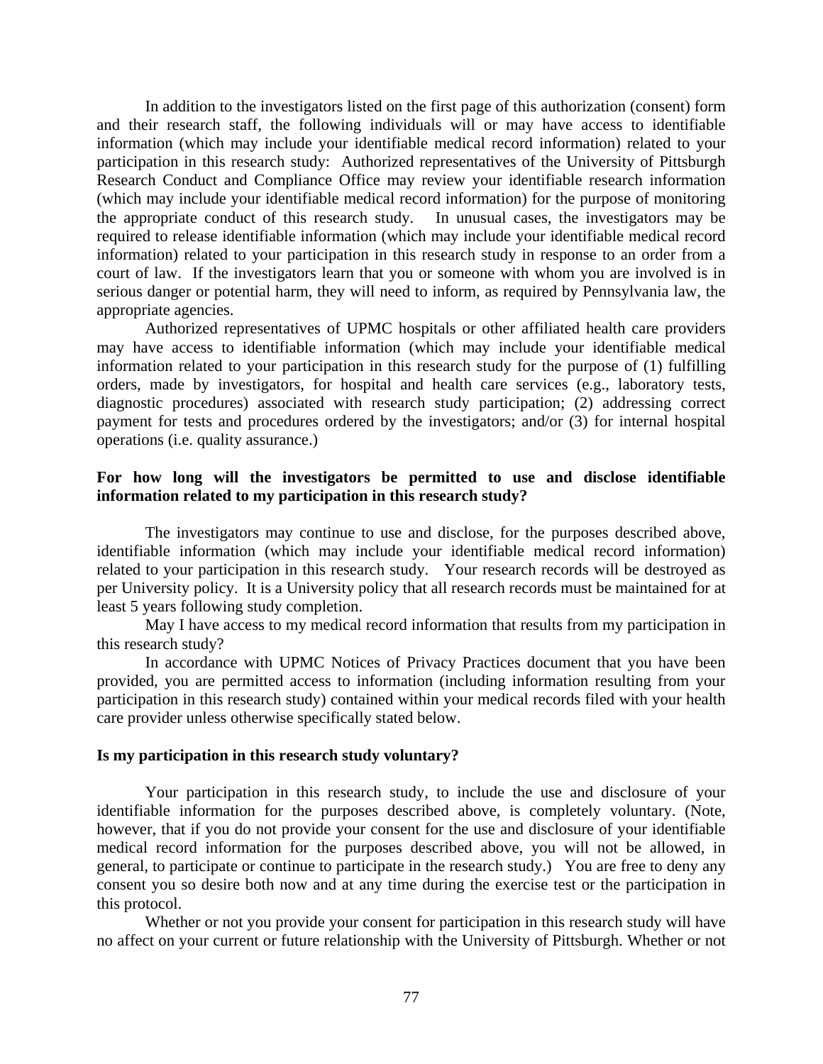In addition to the investigators listed on the first page of this authorization (consent) form and their research staff, the following individuals will or may have access to identifiable information (which may include your identifiable medical record information) related to your participation in this research study: Authorized representatives of the University of Pittsburgh Research Conduct and Compliance Office may review your identifiable research information (which may include your identifiable medical record information) for the purpose of monitoring the appropriate conduct of this research study. In unusual cases, the investigators may be required to release identifiable information (which may include your identifiable medical record information) related to your participation in this research study in response to an order from a court of law. If the investigators learn that you or someone with whom you are involved is in serious danger or potential harm, they will need to inform, as required by Pennsylvania law, the appropriate agencies.

Authorized representatives of UPMC hospitals or other affiliated health care providers may have access to identifiable information (which may include your identifiable medical information related to your participation in this research study for the purpose of (1) fulfilling orders, made by investigators, for hospital and health care services (e.g., laboratory tests, diagnostic procedures) associated with research study participation; (2) addressing correct payment for tests and procedures ordered by the investigators; and/or (3) for internal hospital operations (i.e. quality assurance.)

**For how long will the investigators be permitted to use and disclose identifiable information related to my participation in this research study?**

The investigators may continue to use and disclose, for the purposes described above, identifiable information (which may include your identifiable medical record information) related to your participation in this research study. Your research records will be destroyed as per University policy. It is a University policy that all research records must be maintained for at least 5 years following study completion.

May I have access to my medical record information that results from my participation in this research study?

In accordance with UPMC Notices of Privacy Practices document that you have been provided, you are permitted access to information (including information resulting from your participation in this research study) contained within your medical records filed with your health care provider unless otherwise specifically stated below.

**Is my participation in this research study voluntary?**

Your participation in this research study, to include the use and disclosure of your identifiable information for the purposes described above, is completely voluntary. (Note, however, that if you do not provide your consent for the use and disclosure of your identifiable medical record information for the purposes described above, you will not be allowed, in general, to participate or continue to participate in the research study.) You are free to deny any consent you so desire both now and at any time during the exercise test or the participation in this protocol.

Whether or not you provide your consent for participation in this research study will have no affect on your current or future relationship with the University of Pittsburgh. Whether or not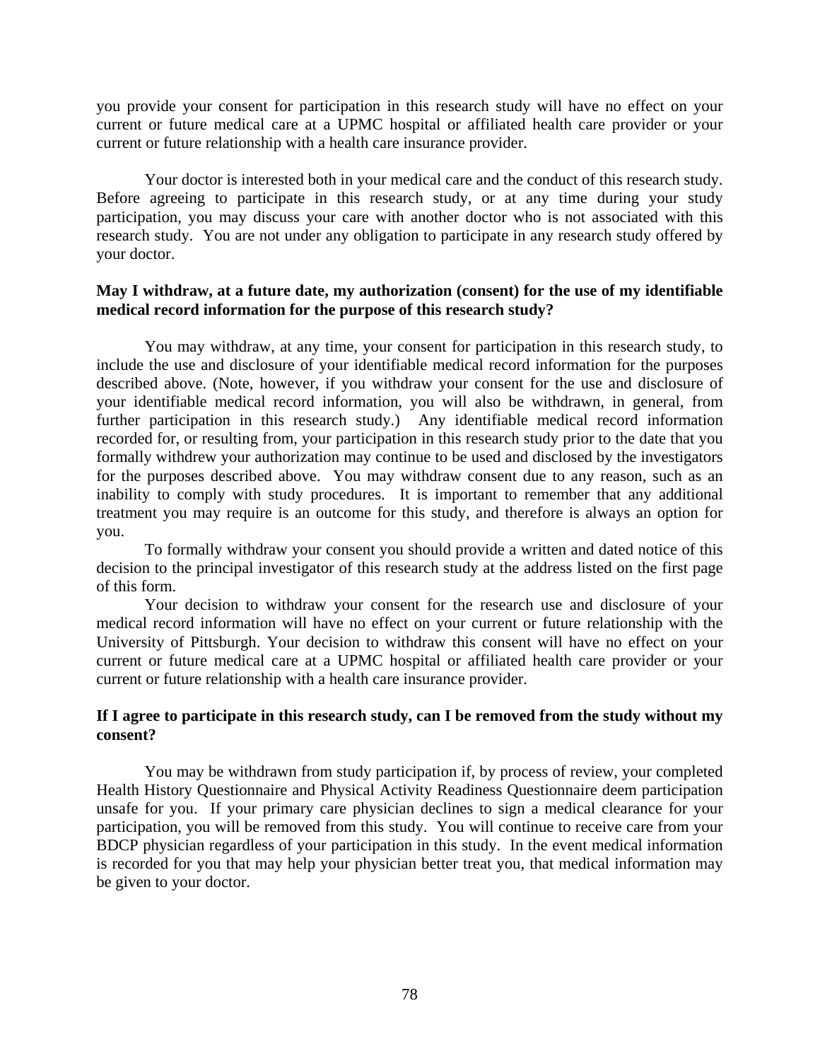you provide your consent for participation in this research study will have no effect on your current or future medical care at a UPMC hospital or affiliated health care provider or your current or future relationship with a health care insurance provider.

Your doctor is interested both in your medical care and the conduct of this research study. Before agreeing to participate in this research study, or at any time during your study participation, you may discuss your care with another doctor who is not associated with this research study. You are not under any obligation to participate in any research study offered by your doctor.

**May I withdraw, at a future date, my authorization (consent) for the use of my identifiable medical record information for the purpose of this research study?**

You may withdraw, at any time, your consent for participation in this research study, to include the use and disclosure of your identifiable medical record information for the purposes described above. (Note, however, if you withdraw your consent for the use and disclosure of your identifiable medical record information, you will also be withdrawn, in general, from further participation in this research study.) Any identifiable medical record information recorded for, or resulting from, your participation in this research study prior to the date that you formally withdrew your authorization may continue to be used and disclosed by the investigators for the purposes described above. You may withdraw consent due to any reason, such as an inability to comply with study procedures. It is important to remember that any additional treatment you may require is an outcome for this study, and therefore is always an option for you.

To formally withdraw your consent you should provide a written and dated notice of this decision to the principal investigator of this research study at the address listed on the first page of this form.

Your decision to withdraw your consent for the research use and disclosure of your medical record information will have no effect on your current or future relationship with the University of Pittsburgh. Your decision to withdraw this consent will have no effect on your current or future medical care at a UPMC hospital or affiliated health care provider or your current or future relationship with a health care insurance provider.

**If I agree to participate in this research study, can I be removed from the study without my consent?**

You may be withdrawn from study participation if, by process of review, your completed Health History Questionnaire and Physical Activity Readiness Questionnaire deem participation unsafe for you. If your primary care physician declines to sign a medical clearance for your participation, you will be removed from this study. You will continue to receive care from your BDCP physician regardless of your participation in this study. In the event medical information is recorded for you that may help your physician better treat you, that medical information may be given to your doctor.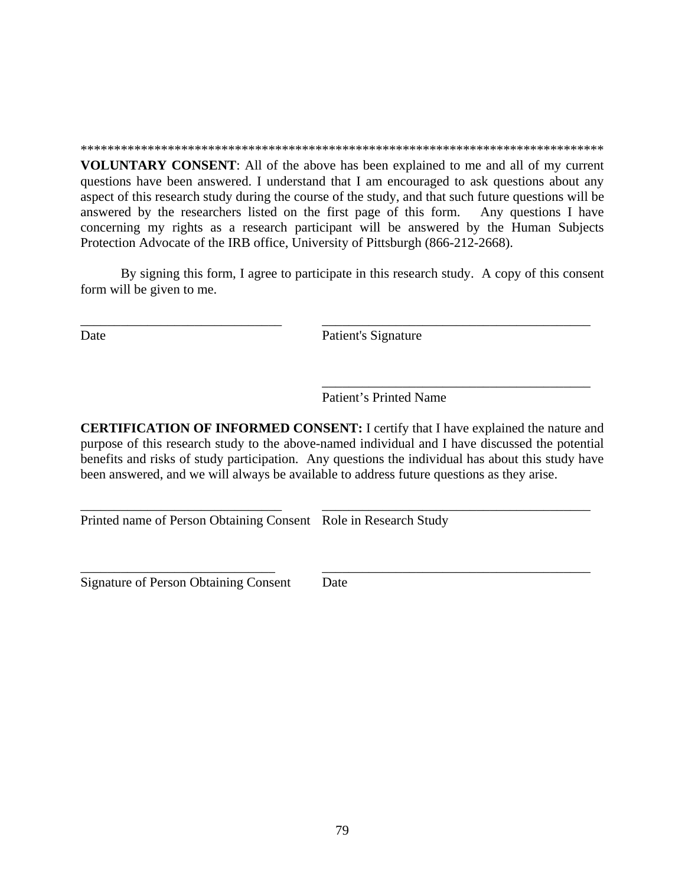*******************************************************************************

**VOLUNTARY CONSENT**: All of the above has been explained to me and all of my current questions have been answered. I understand that I am encouraged to ask questions about any aspect of this research study during the course of the study, and that such future questions will be answered by the researchers listed on the first page of this form. Any questions I have concerning my rights as a research participant will be answered by the Human Subjects Protection Advocate of the IRB office, University of Pittsburgh (866-212-2668).

By signing this form, I agree to participate in this research study. A copy of this consent form will be given to me.

| ______________________________ | __________________________________________ |
|---|---|
| Date | Patient's Signature |
| | __________________________________________ |
| | Patient's Printed Name |

**CERTIFICATION OF INFORMED CONSENT:** I certify that I have explained the nature and purpose of this research study to the above-named individual and I have discussed the potential benefits and risks of study participation. Any questions the individual has about this study have been answered, and we will always be available to address future questions as they arise.

| ______________________________ | __________________________________________ |
|---|---|
| Printed name of Person Obtaining Consent | Role in Research Study |
| ______________________________ | __________________________________________ |
| Signature of Person Obtaining Consent | Date |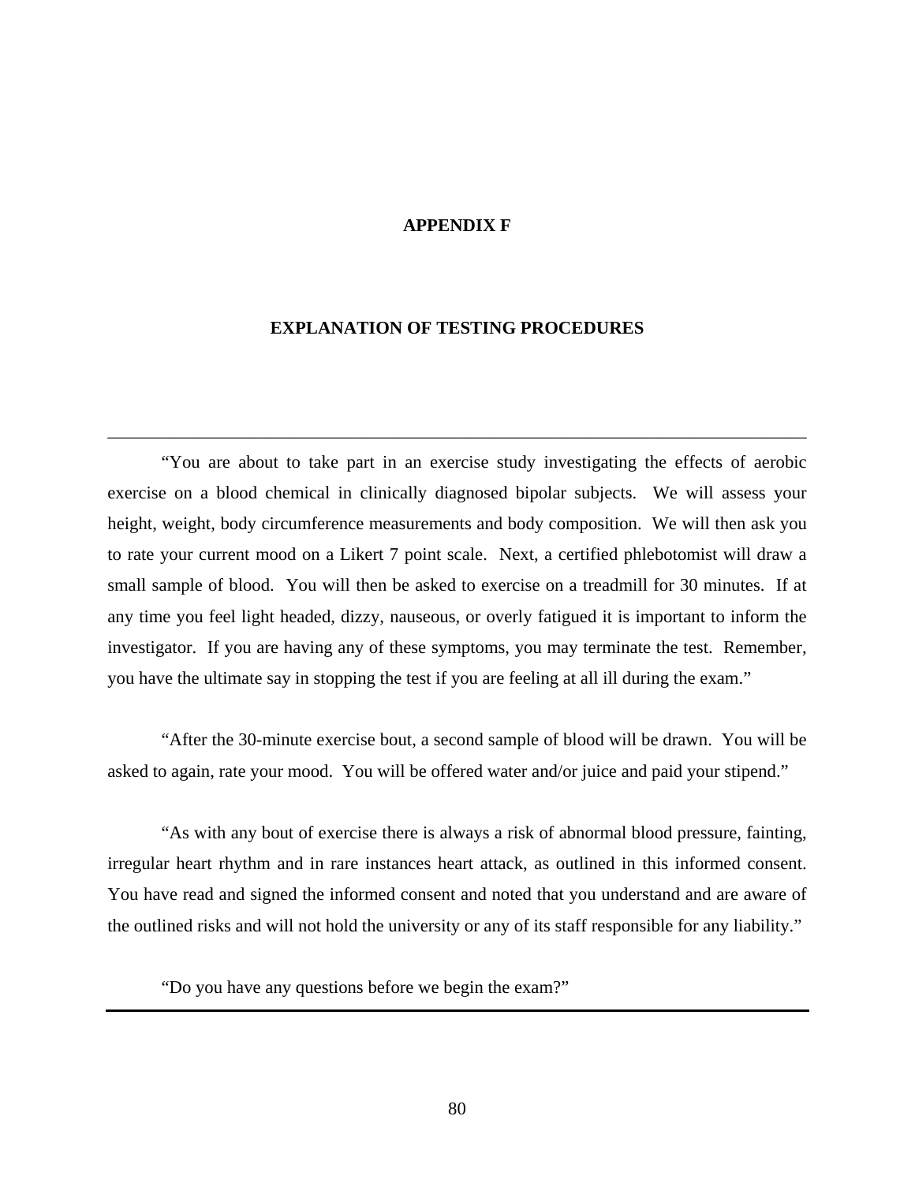# APPENDIX F

## EXPLANATION OF TESTING PROCEDURES

---

"You are about to take part in an exercise study investigating the effects of aerobic exercise on a blood chemical in clinically diagnosed bipolar subjects. We will assess your height, weight, body circumference measurements and body composition. We will then ask you to rate your current mood on a Likert 7 point scale. Next, a certified phlebotomist will draw a small sample of blood. You will then be asked to exercise on a treadmill for 30 minutes. If at any time you feel light headed, dizzy, nauseous, or overly fatigued it is important to inform the investigator. If you are having any of these symptoms, you may terminate the test. Remember, you have the ultimate say in stopping the test if you are feeling at all ill during the exam."

"After the 30-minute exercise bout, a second sample of blood will be drawn. You will be asked to again, rate your mood. You will be offered water and/or juice and paid your stipend."

"As with any bout of exercise there is always a risk of abnormal blood pressure, fainting, irregular heart rhythm and in rare instances heart attack, as outlined in this informed consent. You have read and signed the informed consent and noted that you understand and are aware of the outlined risks and will not hold the university or any of its staff responsible for any liability."

"Do you have any questions before we begin the exam?"

---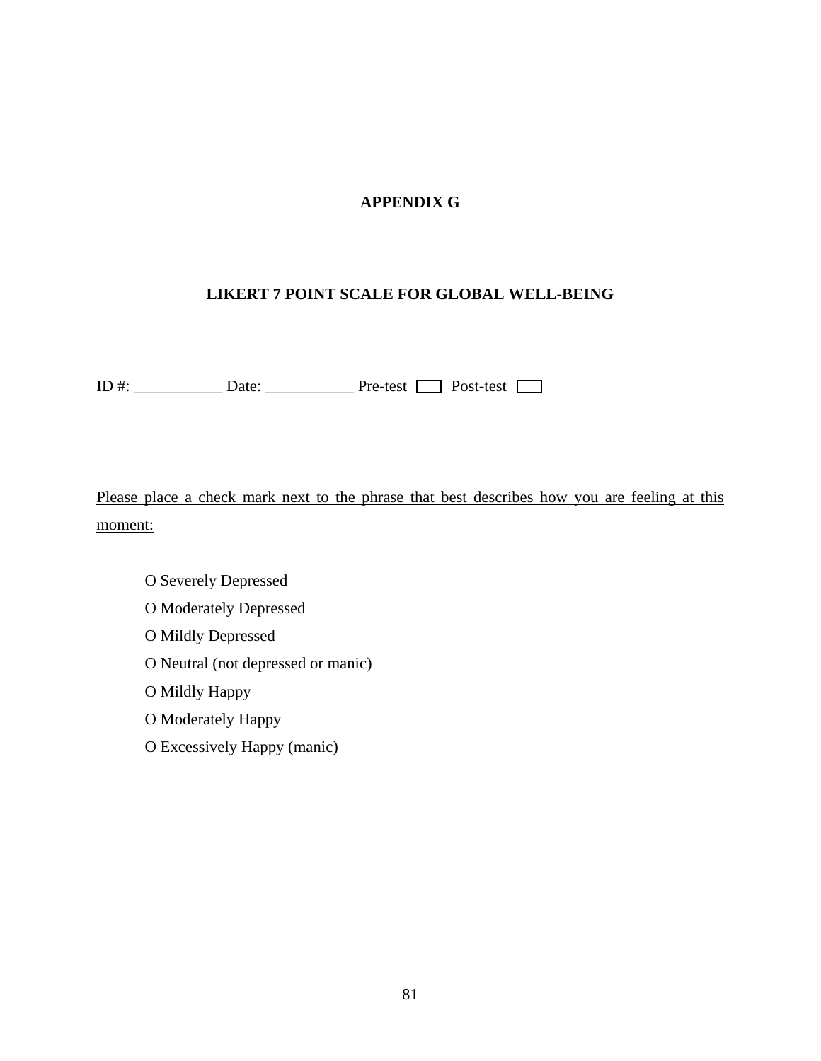# APPENDIX G

## LIKERT 7 POINT SCALE FOR GLOBAL WELL-BEING

ID #: ___________ Date: ___________ Pre-test ☐ Post-test ☐

<u>Please place a check mark next to the phrase that best describes how you are feeling at this moment:</u>

O Severely Depressed

O Moderately Depressed

O Mildly Depressed

O Neutral (not depressed or manic)

O Mildly Happy

O Moderately Happy

O Excessively Happy (manic)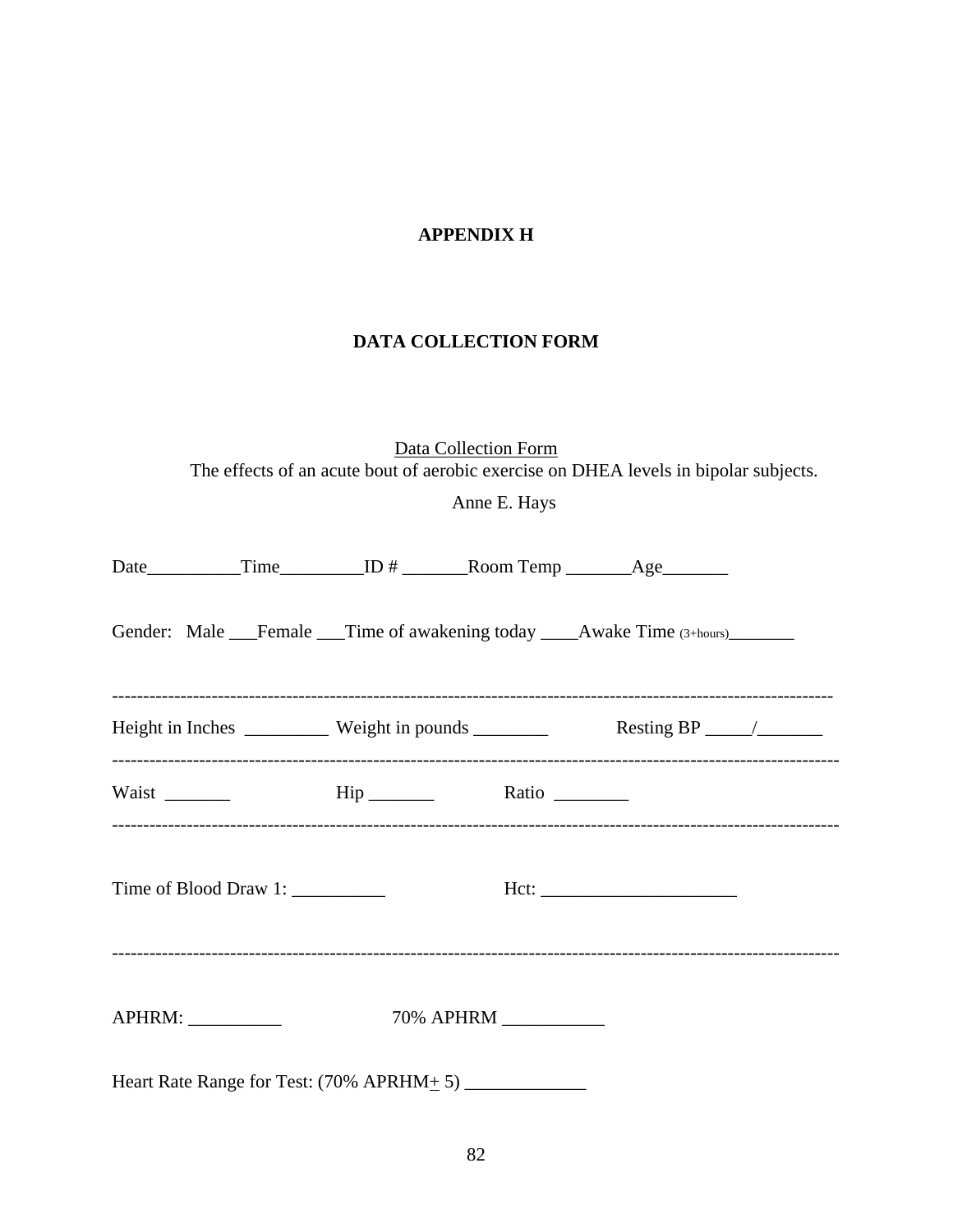# APPENDIX H

## DATA COLLECTION FORM

Data Collection Form

The effects of an acute bout of aerobic exercise on DHEA levels in bipolar subjects.

Anne E. Hays

Date__________Time_________ID # _______Room Temp _______Age_______

Gender: Male ___Female ___Time of awakening today ____Awake Time (3+hours)_______

---

Height in Inches _________ Weight in pounds ________ Resting BP _____/_______

---

Waist _______ Hip _______ Ratio ________

---

Time of Blood Draw 1: __________ Hct: _____________________

---

APHRM: __________ 70% APHRM ___________

Heart Rate Range for Test: (70% APRHM± 5) _____________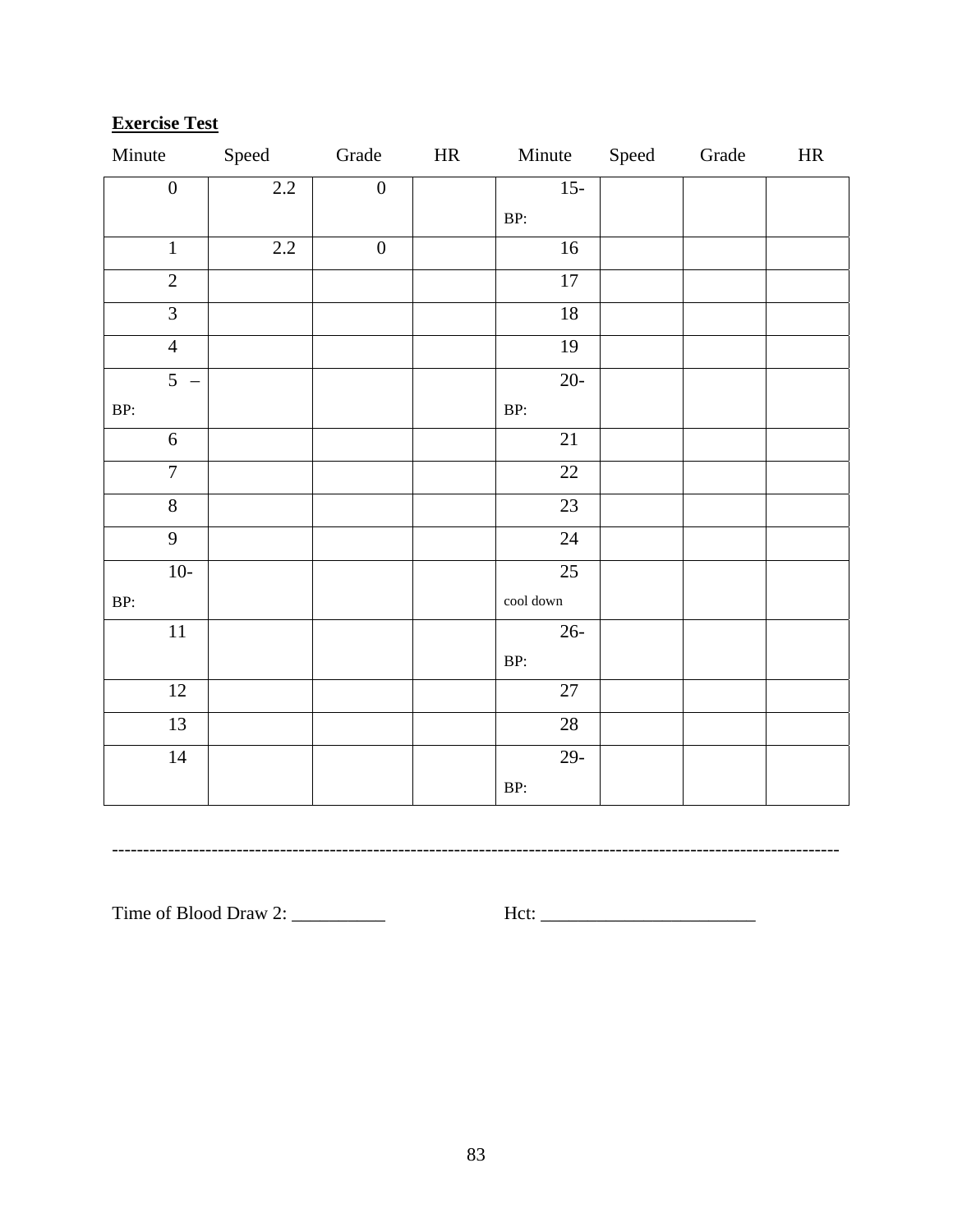**Exercise Test**

| Minute | Speed | Grade | HR | Minute | Speed | Grade | HR |
|---|---|---|---|---|---|---|---|
| 0 | 2.2 | 0 | | 15- BP: | | | |
| 1 | 2.2 | 0 | | 16 | | | |
| 2 | | | | 17 | | | |
| 3 | | | | 18 | | | |
| 4 | | | | 19 | | | |
| 5 – BP: | | | | 20- BP: | | | |
| 6 | | | | 21 | | | |
| 7 | | | | 22 | | | |
| 8 | | | | 23 | | | |
| 9 | | | | 24 | | | |
| 10- BP: | | | | 25 cool down | | | |
| 11 | | | | 26- BP: | | | |
| 12 | | | | 27 | | | |
| 13 | | | | 28 | | | |
| 14 | | | | 29- BP: | | | |

-----------------------------------------------------------------------------------------------------------------

Time of Blood Draw 2: __________ Hct: _______________________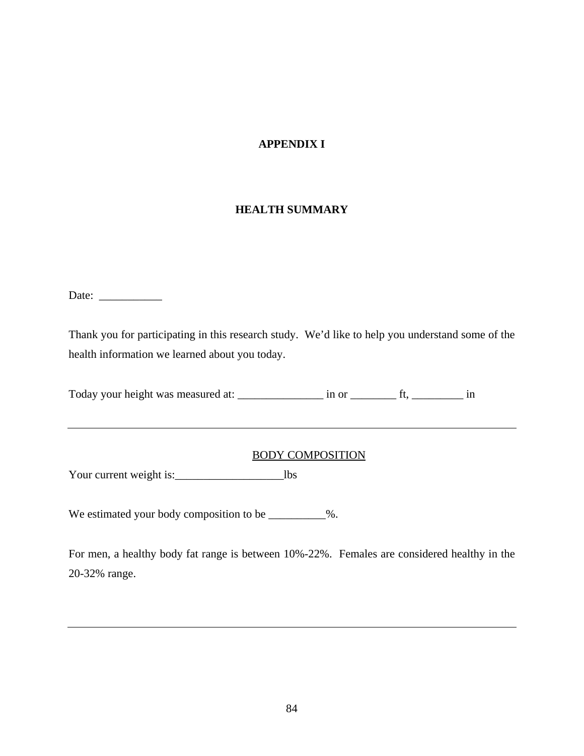# APPENDIX I

## HEALTH SUMMARY

Date: ___________

Thank you for participating in this research study. We'd like to help you understand some of the health information we learned about you today.

Today your height was measured at: _______________ in or ________ ft, _________ in

---

<u>BODY COMPOSITION</u>

Your current weight is:___________________lbs

We estimated your body composition to be __________%.

For men, a healthy body fat range is between 10%-22%. Females are considered healthy in the 20-32% range.

---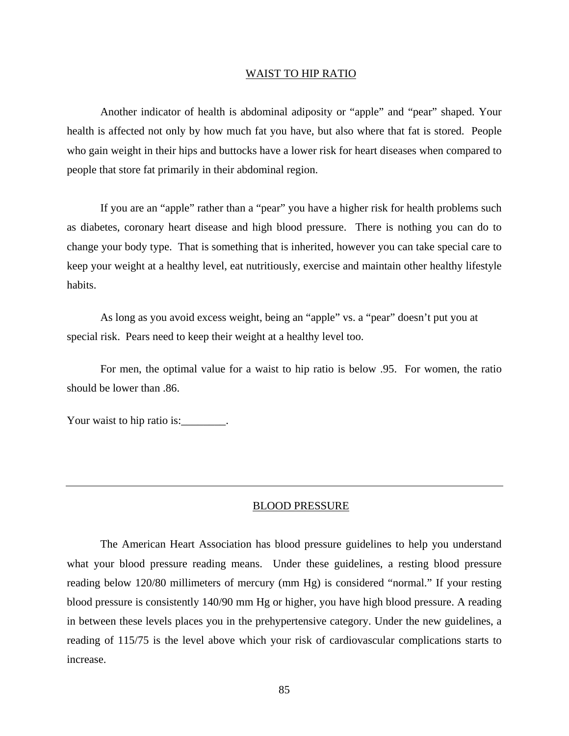## WAIST TO HIP RATIO

Another indicator of health is abdominal adiposity or “apple” and “pear” shaped. Your health is affected not only by how much fat you have, but also where that fat is stored. People who gain weight in their hips and buttocks have a lower risk for heart diseases when compared to people that store fat primarily in their abdominal region.

If you are an “apple” rather than a “pear” you have a higher risk for health problems such as diabetes, coronary heart disease and high blood pressure. There is nothing you can do to change your body type. That is something that is inherited, however you can take special care to keep your weight at a healthy level, eat nutritiously, exercise and maintain other healthy lifestyle habits.

As long as you avoid excess weight, being an “apple” vs. a “pear” doesn’t put you at special risk. Pears need to keep their weight at a healthy level too.

For men, the optimal value for a waist to hip ratio is below .95. For women, the ratio should be lower than .86.

Your waist to hip ratio is:________.

---

## BLOOD PRESSURE

The American Heart Association has blood pressure guidelines to help you understand what your blood pressure reading means. Under these guidelines, a resting blood pressure reading below 120/80 millimeters of mercury (mm Hg) is considered “normal.” If your resting blood pressure is consistently 140/90 mm Hg or higher, you have high blood pressure. A reading in between these levels places you in the prehypertensive category. Under the new guidelines, a reading of 115/75 is the level above which your risk of cardiovascular complications starts to increase.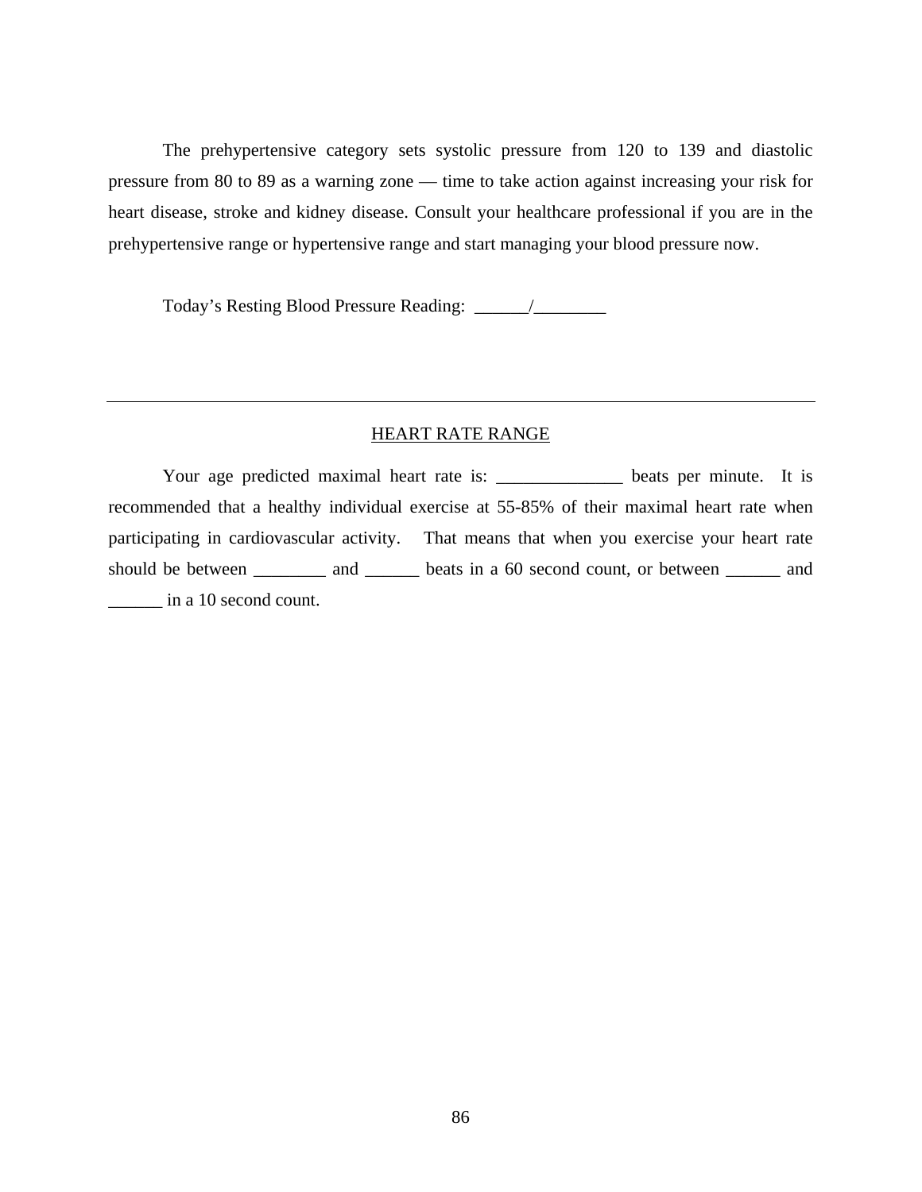The prehypertensive category sets systolic pressure from 120 to 139 and diastolic pressure from 80 to 89 as a warning zone — time to take action against increasing your risk for heart disease, stroke and kidney disease. Consult your healthcare professional if you are in the prehypertensive range or hypertensive range and start managing your blood pressure now.

Today's Resting Blood Pressure Reading: ______/________

---

## HEART RATE RANGE

Your age predicted maximal heart rate is: ______________ beats per minute. It is recommended that a healthy individual exercise at 55-85% of their maximal heart rate when participating in cardiovascular activity. That means that when you exercise your heart rate should be between ________ and ______ beats in a 60 second count, or between ______ and ______ in a 10 second count.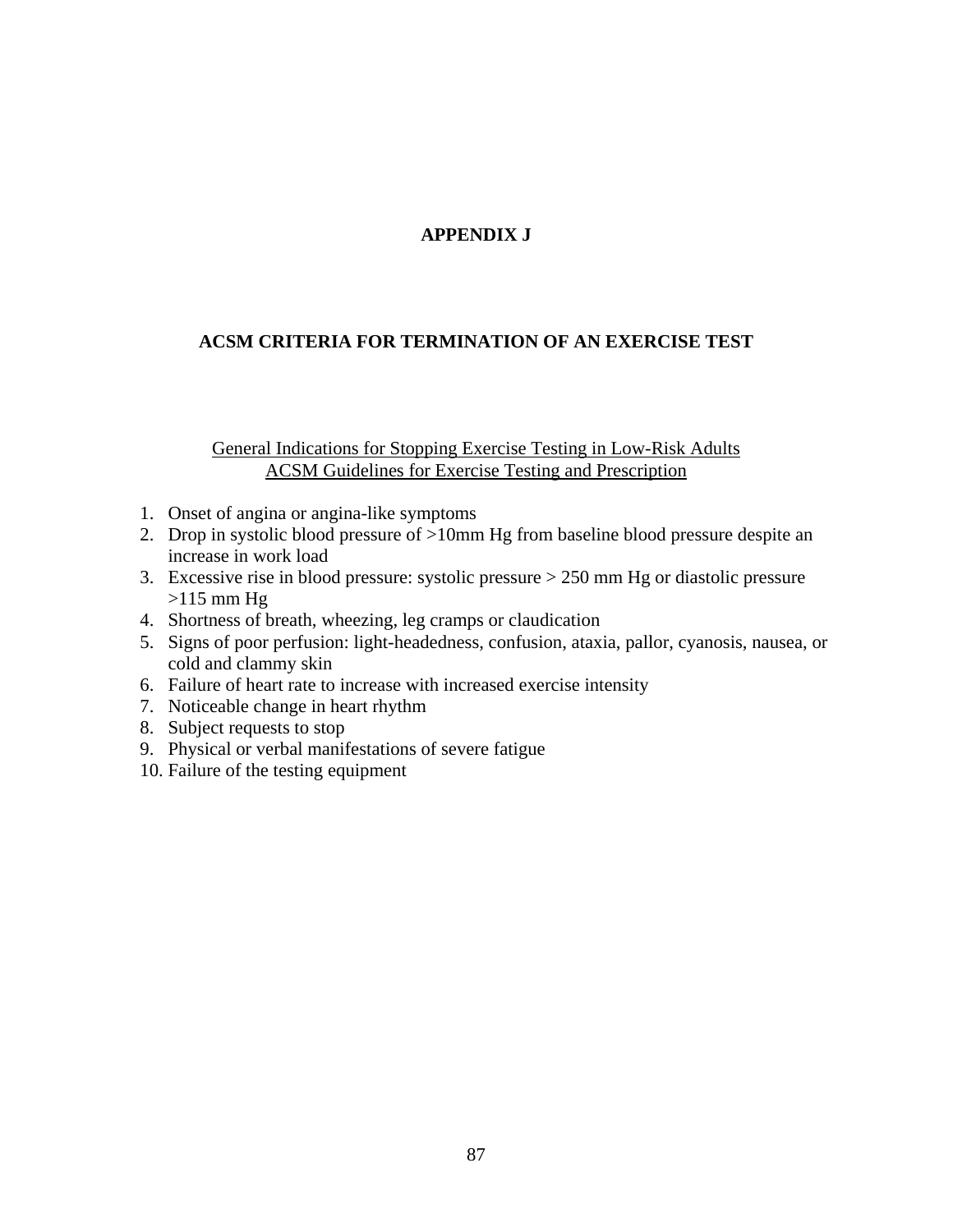# APPENDIX J

## ACSM CRITERIA FOR TERMINATION OF AN EXERCISE TEST

<u>General Indications for Stopping Exercise Testing in Low-Risk Adults</u>
<u>ACSM Guidelines for Exercise Testing and Prescription</u>

1. Onset of angina or angina-like symptoms
2. Drop in systolic blood pressure of >10mm Hg from baseline blood pressure despite an increase in work load
3. Excessive rise in blood pressure: systolic pressure > 250 mm Hg or diastolic pressure >115 mm Hg
4. Shortness of breath, wheezing, leg cramps or claudication
5. Signs of poor perfusion: light-headedness, confusion, ataxia, pallor, cyanosis, nausea, or cold and clammy skin
6. Failure of heart rate to increase with increased exercise intensity
7. Noticeable change in heart rhythm
8. Subject requests to stop
9. Physical or verbal manifestations of severe fatigue
10. Failure of the testing equipment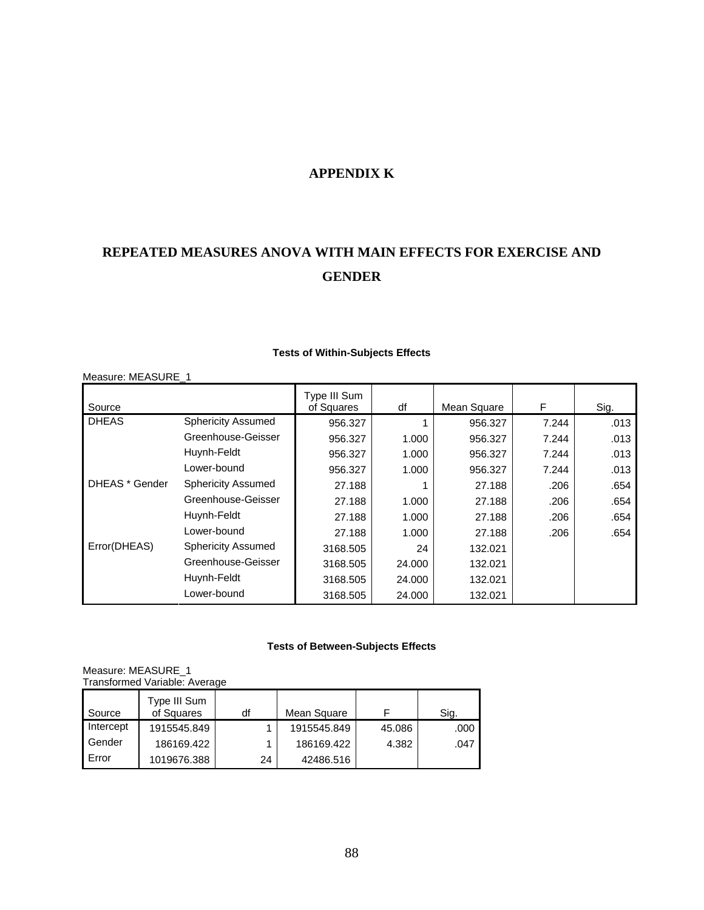# APPENDIX K

## REPEATED MEASURES ANOVA WITH MAIN EFFECTS FOR EXERCISE AND GENDER

**Tests of Within-Subjects Effects**

Measure: MEASURE_1

| Source | | Type III Sum of Squares | df | Mean Square | F | Sig. |
|---|---|---|---|---|---|---|
| DHEAS | Sphericity Assumed | 956.327 | 1 | 956.327 | 7.244 | .013 |
| | Greenhouse-Geisser | 956.327 | 1.000 | 956.327 | 7.244 | .013 |
| | Huynh-Feldt | 956.327 | 1.000 | 956.327 | 7.244 | .013 |
| | Lower-bound | 956.327 | 1.000 | 956.327 | 7.244 | .013 |
| DHEAS * Gender | Sphericity Assumed | 27.188 | 1 | 27.188 | .206 | .654 |
| | Greenhouse-Geisser | 27.188 | 1.000 | 27.188 | .206 | .654 |
| | Huynh-Feldt | 27.188 | 1.000 | 27.188 | .206 | .654 |
| | Lower-bound | 27.188 | 1.000 | 27.188 | .206 | .654 |
| Error(DHEAS) | Sphericity Assumed | 3168.505 | 24 | 132.021 | | |
| | Greenhouse-Geisser | 3168.505 | 24.000 | 132.021 | | |
| | Huynh-Feldt | 3168.505 | 24.000 | 132.021 | | |
| | Lower-bound | 3168.505 | 24.000 | 132.021 | | |

**Tests of Between-Subjects Effects**

Measure: MEASURE_1
Transformed Variable: Average

| Source | Type III Sum of Squares | df | Mean Square | F | Sig. |
|---|---|---|---|---|---|
| Intercept | 1915545.849 | 1 | 1915545.849 | 45.086 | .000 |
| Gender | 186169.422 | 1 | 186169.422 | 4.382 | .047 |
| Error | 1019676.388 | 24 | 42486.516 | | |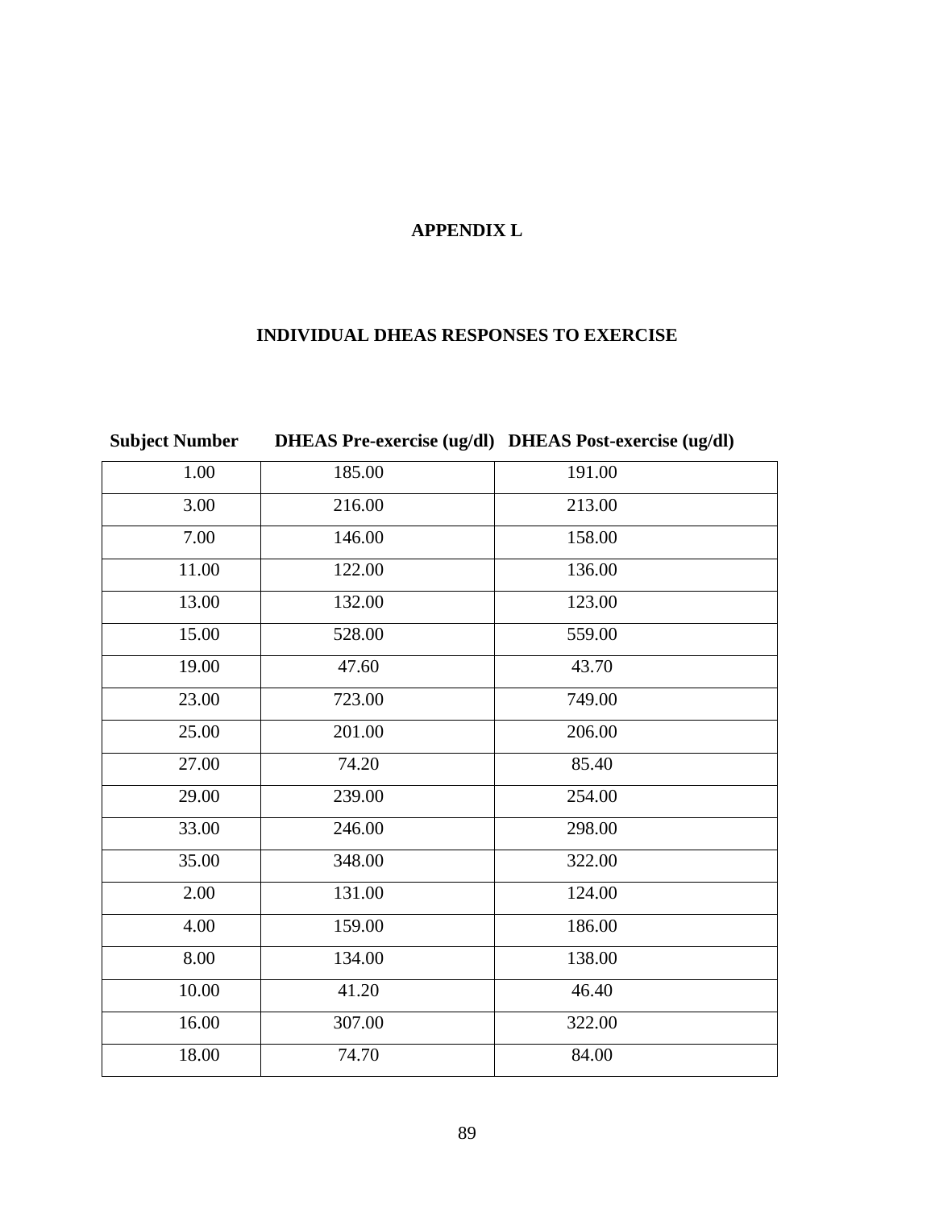# APPENDIX L

## INDIVIDUAL DHEAS RESPONSES TO EXERCISE

| Subject Number | DHEAS Pre-exercise (ug/dl) | DHEAS Post-exercise (ug/dl) |
|---|---|---|
| 1.00 | 185.00 | 191.00 |
| 3.00 | 216.00 | 213.00 |
| 7.00 | 146.00 | 158.00 |
| 11.00 | 122.00 | 136.00 |
| 13.00 | 132.00 | 123.00 |
| 15.00 | 528.00 | 559.00 |
| 19.00 | 47.60 | 43.70 |
| 23.00 | 723.00 | 749.00 |
| 25.00 | 201.00 | 206.00 |
| 27.00 | 74.20 | 85.40 |
| 29.00 | 239.00 | 254.00 |
| 33.00 | 246.00 | 298.00 |
| 35.00 | 348.00 | 322.00 |
| 2.00 | 131.00 | 124.00 |
| 4.00 | 159.00 | 186.00 |
| 8.00 | 134.00 | 138.00 |
| 10.00 | 41.20 | 46.40 |
| 16.00 | 307.00 | 322.00 |
| 18.00 | 74.70 | 84.00 |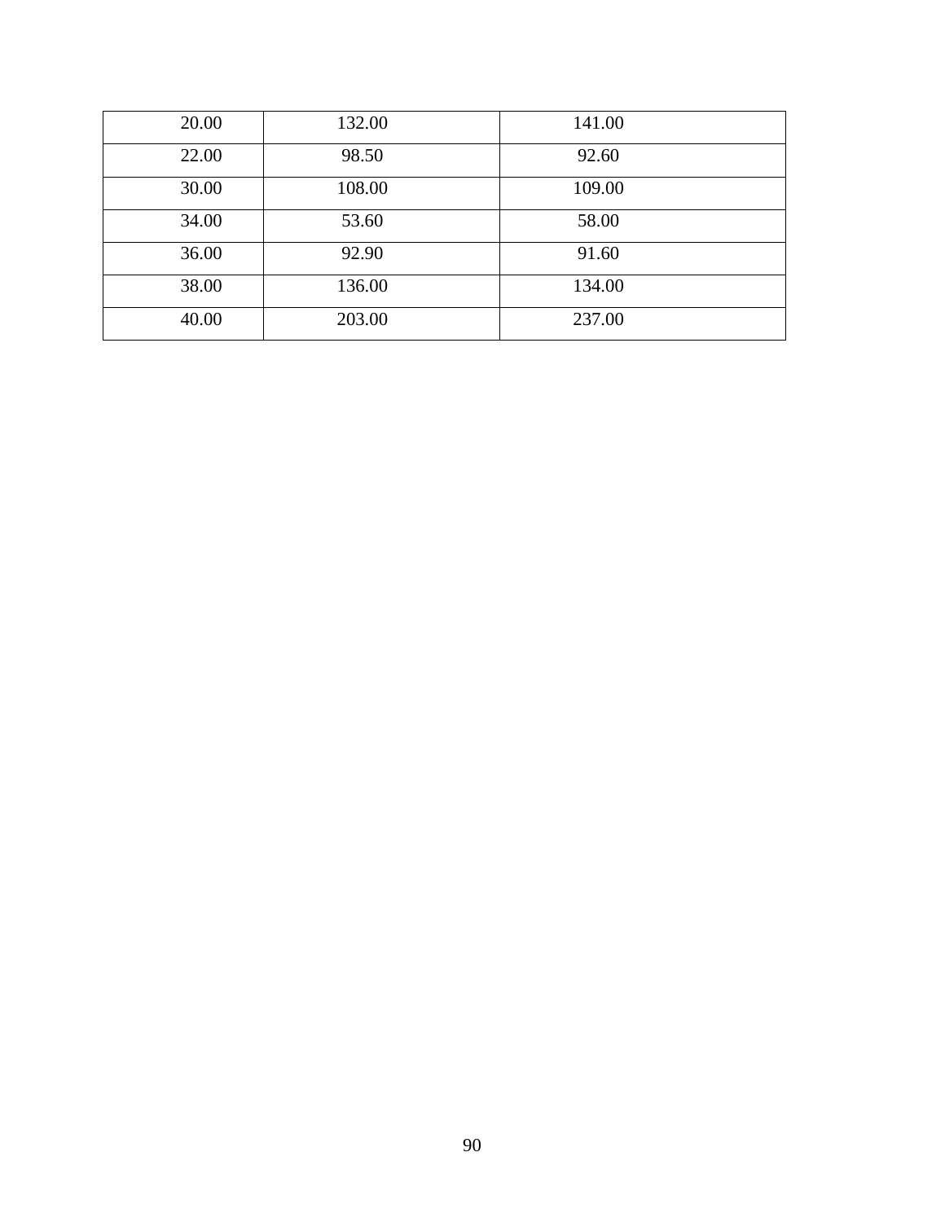| | | |
|---|---|---|
| 20.00 | 132.00 | 141.00 |
| 22.00 | 98.50 | 92.60 |
| 30.00 | 108.00 | 109.00 |
| 34.00 | 53.60 | 58.00 |
| 36.00 | 92.90 | 91.60 |
| 38.00 | 136.00 | 134.00 |
| 40.00 | 203.00 | 237.00 |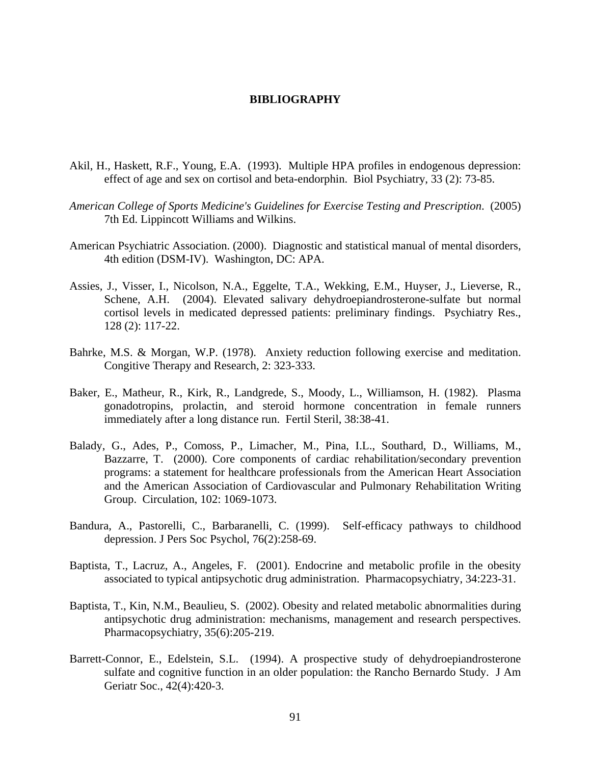# BIBLIOGRAPHY

Akil, H., Haskett, R.F., Young, E.A. (1993). Multiple HPA profiles in endogenous depression: effect of age and sex on cortisol and beta-endorphin. Biol Psychiatry, 33 (2): 73-85.

*American College of Sports Medicine's Guidelines for Exercise Testing and Prescription*. (2005) 7th Ed. Lippincott Williams and Wilkins.

American Psychiatric Association. (2000). Diagnostic and statistical manual of mental disorders, 4th edition (DSM-IV). Washington, DC: APA.

Assies, J., Visser, I., Nicolson, N.A., Eggelte, T.A., Wekking, E.M., Huyser, J., Lieverse, R., Schene, A.H. (2004). Elevated salivary dehydroepiandrosterone-sulfate but normal cortisol levels in medicated depressed patients: preliminary findings. Psychiatry Res., 128 (2): 117-22.

Bahrke, M.S. & Morgan, W.P. (1978). Anxiety reduction following exercise and meditation. Congitive Therapy and Research, 2: 323-333.

Baker, E., Matheur, R., Kirk, R., Landgrede, S., Moody, L., Williamson, H. (1982). Plasma gonadotropins, prolactin, and steroid hormone concentration in female runners immediately after a long distance run. Fertil Steril, 38:38-41.

Balady, G., Ades, P., Comoss, P., Limacher, M., Pina, I.L., Southard, D., Williams, M., Bazzarre, T. (2000). Core components of cardiac rehabilitation/secondary prevention programs: a statement for healthcare professionals from the American Heart Association and the American Association of Cardiovascular and Pulmonary Rehabilitation Writing Group. Circulation, 102: 1069-1073.

Bandura, A., Pastorelli, C., Barbaranelli, C. (1999). Self-efficacy pathways to childhood depression. J Pers Soc Psychol, 76(2):258-69.

Baptista, T., Lacruz, A., Angeles, F. (2001). Endocrine and metabolic profile in the obesity associated to typical antipsychotic drug administration. Pharmacopsychiatry, 34:223-31.

Baptista, T., Kin, N.M., Beaulieu, S. (2002). Obesity and related metabolic abnormalities during antipsychotic drug administration: mechanisms, management and research perspectives. Pharmacopsychiatry, 35(6):205-219.

Barrett-Connor, E., Edelstein, S.L. (1994). A prospective study of dehydroepiandrosterone sulfate and cognitive function in an older population: the Rancho Bernardo Study. J Am Geriatr Soc., 42(4):420-3.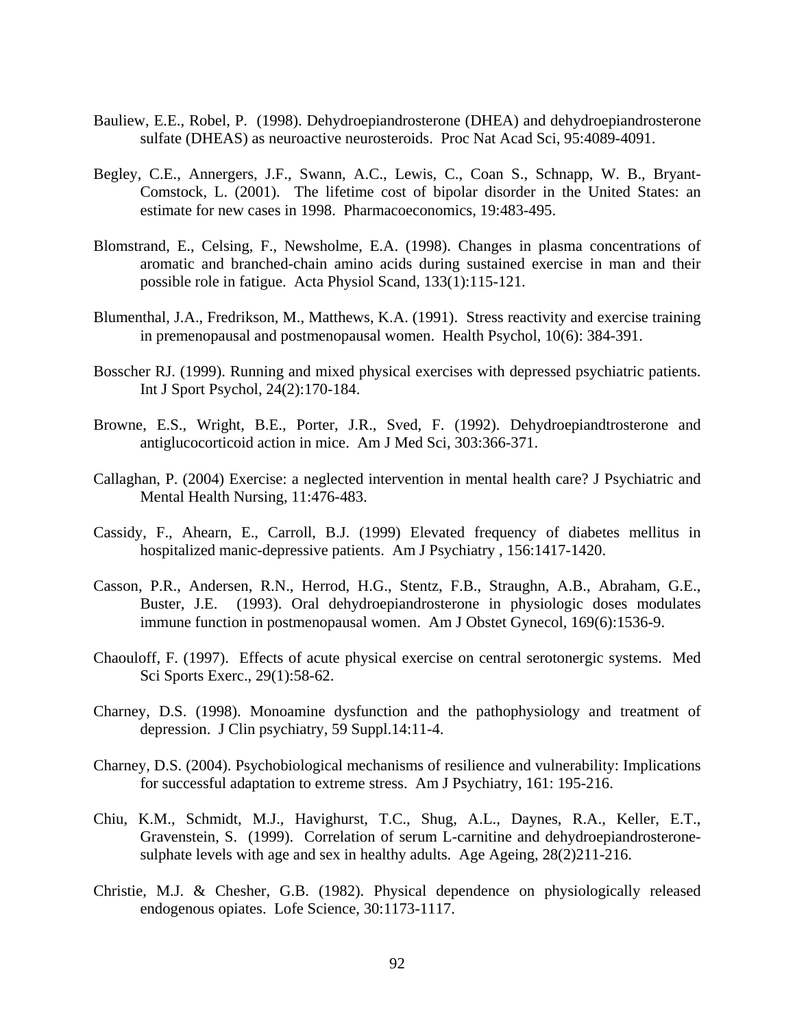Bauliew, E.E., Robel, P. (1998). Dehydroepiandrosterone (DHEA) and dehydroepiandrosterone sulfate (DHEAS) as neuroactive neurosteroids. Proc Nat Acad Sci, 95:4089-4091.

Begley, C.E., Annergers, J.F., Swann, A.C., Lewis, C., Coan S., Schnapp, W. B., Bryant-Comstock, L. (2001). The lifetime cost of bipolar disorder in the United States: an estimate for new cases in 1998. Pharmacoeconomics, 19:483-495.

Blomstrand, E., Celsing, F., Newsholme, E.A. (1998). Changes in plasma concentrations of aromatic and branched-chain amino acids during sustained exercise in man and their possible role in fatigue. Acta Physiol Scand, 133(1):115-121.

Blumenthal, J.A., Fredrikson, M., Matthews, K.A. (1991). Stress reactivity and exercise training in premenopausal and postmenopausal women. Health Psychol, 10(6): 384-391.

Bosscher RJ. (1999). Running and mixed physical exercises with depressed psychiatric patients. Int J Sport Psychol, 24(2):170-184.

Browne, E.S., Wright, B.E., Porter, J.R., Sved, F. (1992). Dehydroepiandtrosterone and antiglucocorticoid action in mice. Am J Med Sci, 303:366-371.

Callaghan, P. (2004) Exercise: a neglected intervention in mental health care? J Psychiatric and Mental Health Nursing, 11:476-483.

Cassidy, F., Ahearn, E., Carroll, B.J. (1999) Elevated frequency of diabetes mellitus in hospitalized manic-depressive patients. Am J Psychiatry , 156:1417-1420.

Casson, P.R., Andersen, R.N., Herrod, H.G., Stentz, F.B., Straughn, A.B., Abraham, G.E., Buster, J.E. (1993). Oral dehydroepiandrosterone in physiologic doses modulates immune function in postmenopausal women. Am J Obstet Gynecol, 169(6):1536-9.

Chaouloff, F. (1997). Effects of acute physical exercise on central serotonergic systems. Med Sci Sports Exerc., 29(1):58-62.

Charney, D.S. (1998). Monoamine dysfunction and the pathophysiology and treatment of depression. J Clin psychiatry, 59 Suppl.14:11-4.

Charney, D.S. (2004). Psychobiological mechanisms of resilience and vulnerability: Implications for successful adaptation to extreme stress. Am J Psychiatry, 161: 195-216.

Chiu, K.M., Schmidt, M.J., Havighurst, T.C., Shug, A.L., Daynes, R.A., Keller, E.T., Gravenstein, S. (1999). Correlation of serum L-carnitine and dehydroepiandrosterone-sulphate levels with age and sex in healthy adults. Age Ageing, 28(2)211-216.

Christie, M.J. & Chesher, G.B. (1982). Physical dependence on physiologically released endogenous opiates. Lofe Science, 30:1173-1117.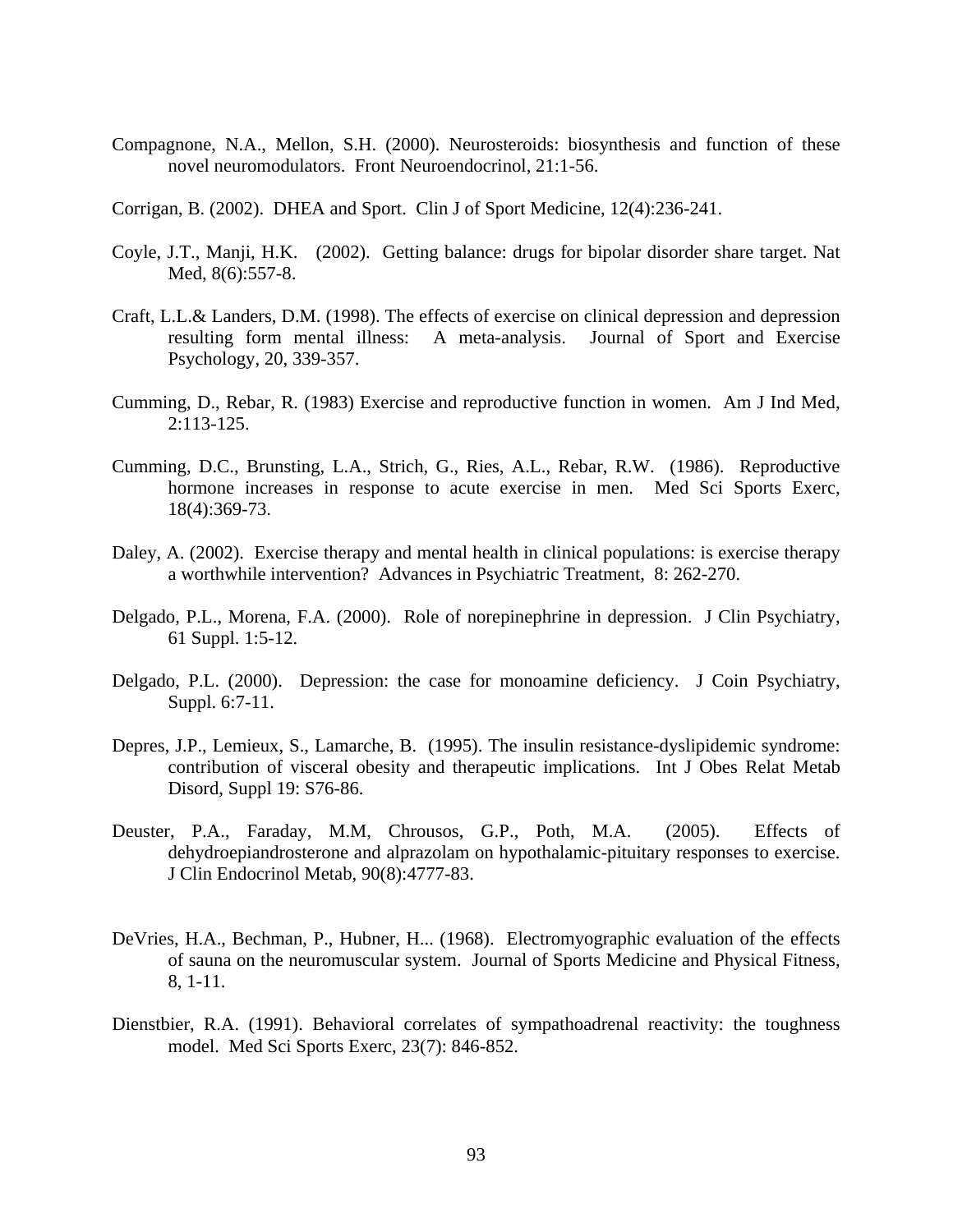Compagnone, N.A., Mellon, S.H. (2000). Neurosteroids: biosynthesis and function of these novel neuromodulators. Front Neuroendocrinol, 21:1-56.

Corrigan, B. (2002). DHEA and Sport. Clin J of Sport Medicine, 12(4):236-241.

Coyle, J.T., Manji, H.K. (2002). Getting balance: drugs for bipolar disorder share target. Nat Med, 8(6):557-8.

Craft, L.L.& Landers, D.M. (1998). The effects of exercise on clinical depression and depression resulting form mental illness: A meta-analysis. Journal of Sport and Exercise Psychology, 20, 339-357.

Cumming, D., Rebar, R. (1983) Exercise and reproductive function in women. Am J Ind Med, 2:113-125.

Cumming, D.C., Brunsting, L.A., Strich, G., Ries, A.L., Rebar, R.W. (1986). Reproductive hormone increases in response to acute exercise in men. Med Sci Sports Exerc, 18(4):369-73.

Daley, A. (2002). Exercise therapy and mental health in clinical populations: is exercise therapy a worthwhile intervention? Advances in Psychiatric Treatment, 8: 262-270.

Delgado, P.L., Morena, F.A. (2000). Role of norepinephrine in depression. J Clin Psychiatry, 61 Suppl. 1:5-12.

Delgado, P.L. (2000). Depression: the case for monoamine deficiency. J Coin Psychiatry, Suppl. 6:7-11.

Depres, J.P., Lemieux, S., Lamarche, B. (1995). The insulin resistance-dyslipidemic syndrome: contribution of visceral obesity and therapeutic implications. Int J Obes Relat Metab Disord, Suppl 19: S76-86.

Deuster, P.A., Faraday, M.M, Chrousos, G.P., Poth, M.A. (2005). Effects of dehydroepiandrosterone and alprazolam on hypothalamic-pituitary responses to exercise. J Clin Endocrinol Metab, 90(8):4777-83.

DeVries, H.A., Bechman, P., Hubner, H... (1968). Electromyographic evaluation of the effects of sauna on the neuromuscular system. Journal of Sports Medicine and Physical Fitness, 8, 1-11.

Dienstbier, R.A. (1991). Behavioral correlates of sympathoadrenal reactivity: the toughness model. Med Sci Sports Exerc, 23(7): 846-852.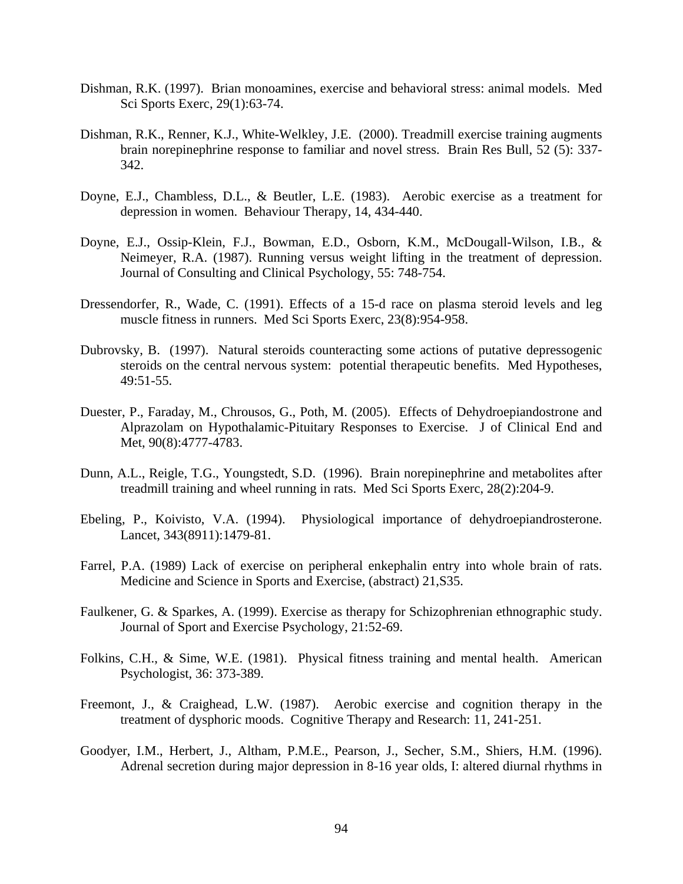Dishman, R.K. (1997). Brian monoamines, exercise and behavioral stress: animal models. Med Sci Sports Exerc, 29(1):63-74.

Dishman, R.K., Renner, K.J., White-Welkley, J.E. (2000). Treadmill exercise training augments brain norepinephrine response to familiar and novel stress. Brain Res Bull, 52 (5): 337-342.

Doyne, E.J., Chambless, D.L., & Beutler, L.E. (1983). Aerobic exercise as a treatment for depression in women. Behaviour Therapy, 14, 434-440.

Doyne, E.J., Ossip-Klein, F.J., Bowman, E.D., Osborn, K.M., McDougall-Wilson, I.B., & Neimeyer, R.A. (1987). Running versus weight lifting in the treatment of depression. Journal of Consulting and Clinical Psychology, 55: 748-754.

Dressendorfer, R., Wade, C. (1991). Effects of a 15-d race on plasma steroid levels and leg muscle fitness in runners. Med Sci Sports Exerc, 23(8):954-958.

Dubrovsky, B. (1997). Natural steroids counteracting some actions of putative depressogenic steroids on the central nervous system: potential therapeutic benefits. Med Hypotheses, 49:51-55.

Duester, P., Faraday, M., Chrousos, G., Poth, M. (2005). Effects of Dehydroepiandostrone and Alprazolam on Hypothalamic-Pituitary Responses to Exercise. J of Clinical End and Met, 90(8):4777-4783.

Dunn, A.L., Reigle, T.G., Youngstedt, S.D. (1996). Brain norepinephrine and metabolites after treadmill training and wheel running in rats. Med Sci Sports Exerc, 28(2):204-9.

Ebeling, P., Koivisto, V.A. (1994). Physiological importance of dehydroepiandrosterone. Lancet, 343(8911):1479-81.

Farrel, P.A. (1989) Lack of exercise on peripheral enkephalin entry into whole brain of rats. Medicine and Science in Sports and Exercise, (abstract) 21,S35.

Faulkener, G. & Sparkes, A. (1999). Exercise as therapy for Schizophrenian ethnographic study. Journal of Sport and Exercise Psychology, 21:52-69.

Folkins, C.H., & Sime, W.E. (1981). Physical fitness training and mental health. American Psychologist, 36: 373-389.

Freemont, J., & Craighead, L.W. (1987). Aerobic exercise and cognition therapy in the treatment of dysphoric moods. Cognitive Therapy and Research: 11, 241-251.

Goodyer, I.M., Herbert, J., Altham, P.M.E., Pearson, J., Secher, S.M., Shiers, H.M. (1996). Adrenal secretion during major depression in 8-16 year olds, I: altered diurnal rhythms in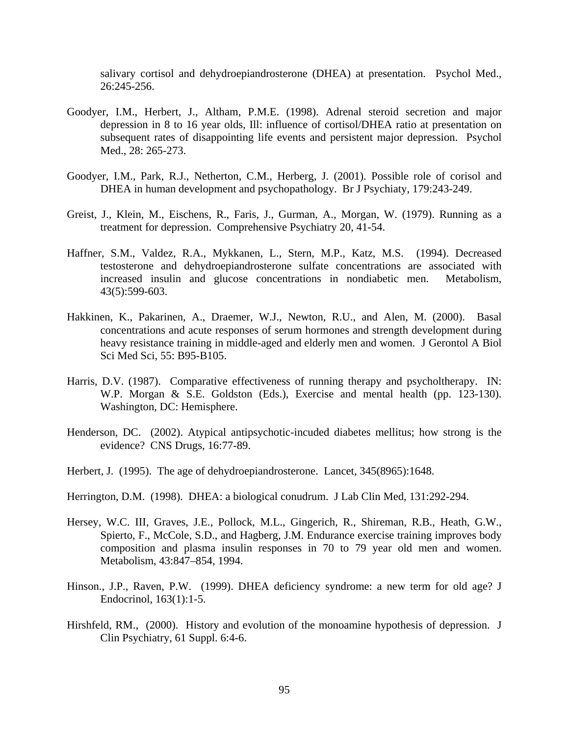salivary cortisol and dehydroepiandrosterone (DHEA) at presentation. Psychol Med., 26:245-256.

Goodyer, I.M., Herbert, J., Altham, P.M.E. (1998). Adrenal steroid secretion and major depression in 8 to 16 year olds, Ill: influence of cortisol/DHEA ratio at presentation on subsequent rates of disappointing life events and persistent major depression. Psychol Med., 28: 265-273.

Goodyer, I.M., Park, R.J., Netherton, C.M., Herberg, J. (2001). Possible role of corisol and DHEA in human development and psychopathology. Br J Psychiaty, 179:243-249.

Greist, J., Klein, M., Eischens, R., Faris, J., Gurman, A., Morgan, W. (1979). Running as a treatment for depression. Comprehensive Psychiatry 20, 41-54.

Haffner, S.M., Valdez, R.A., Mykkanen, L., Stern, M.P., Katz, M.S. (1994). Decreased testosterone and dehydroepiandrosterone sulfate concentrations are associated with increased insulin and glucose concentrations in nondiabetic men. Metabolism, 43(5):599-603.

Hakkinen, K., Pakarinen, A., Draemer, W.J., Newton, R.U., and Alen, M. (2000). Basal concentrations and acute responses of serum hormones and strength development during heavy resistance training in middle-aged and elderly men and women. J Gerontol A Biol Sci Med Sci, 55: B95-B105.

Harris, D.V. (1987). Comparative effectiveness of running therapy and psycholtherapy. IN: W.P. Morgan & S.E. Goldston (Eds.), Exercise and mental health (pp. 123-130). Washington, DC: Hemisphere.

Henderson, DC. (2002). Atypical antipsychotic-incuded diabetes mellitus; how strong is the evidence? CNS Drugs, 16:77-89.

Herbert, J. (1995). The age of dehydroepiandrosterone. Lancet, 345(8965):1648.

Herrington, D.M. (1998). DHEA: a biological conudrum. J Lab Clin Med, 131:292-294.

Hersey, W.C. III, Graves, J.E., Pollock, M.L., Gingerich, R., Shireman, R.B., Heath, G.W., Spierto, F., McCole, S.D., and Hagberg, J.M. Endurance exercise training improves body composition and plasma insulin responses in 70 to 79 year old men and women. Metabolism, 43:847–854, 1994.

Hinson., J.P., Raven, P.W. (1999). DHEA deficiency syndrome: a new term for old age? J Endocrinol, 163(1):1-5.

Hirshfeld, RM., (2000). History and evolution of the monoamine hypothesis of depression. J Clin Psychiatry, 61 Suppl. 6:4-6.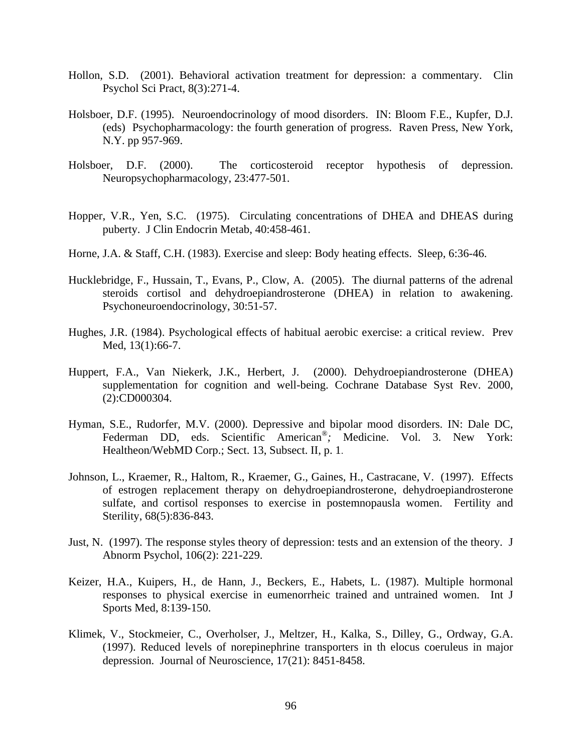Hollon, S.D. (2001). Behavioral activation treatment for depression: a commentary. Clin Psychol Sci Pract, 8(3):271-4.

Holsboer, D.F. (1995). Neuroendocrinology of mood disorders. IN: Bloom F.E., Kupfer, D.J. (eds) Psychopharmacology: the fourth generation of progress. Raven Press, New York, N.Y. pp 957-969.

Holsboer, D.F. (2000). The corticosteroid receptor hypothesis of depression. Neuropsychopharmacology, 23:477-501.

Hopper, V.R., Yen, S.C. (1975). Circulating concentrations of DHEA and DHEAS during puberty. J Clin Endocrin Metab, 40:458-461.

Horne, J.A. & Staff, C.H. (1983). Exercise and sleep: Body heating effects. Sleep, 6:36-46.

Hucklebridge, F., Hussain, T., Evans, P., Clow, A. (2005). The diurnal patterns of the adrenal steroids cortisol and dehydroepiandrosterone (DHEA) in relation to awakening. Psychoneuroendocrinology, 30:51-57.

Hughes, J.R. (1984). Psychological effects of habitual aerobic exercise: a critical review. Prev Med, 13(1):66-7.

Huppert, F.A., Van Niekerk, J.K., Herbert, J. (2000). Dehydroepiandrosterone (DHEA) supplementation for cognition and well-being. Cochrane Database Syst Rev. 2000, (2):CD000304.

Hyman, S.E., Rudorfer, M.V. (2000). Depressive and bipolar mood disorders. IN: Dale DC, Federman DD, eds. Scientific American®; Medicine. Vol. 3. New York: Healtheon/WebMD Corp.; Sect. 13, Subsect. II, p. 1.

Johnson, L., Kraemer, R., Haltom, R., Kraemer, G., Gaines, H., Castracane, V. (1997). Effects of estrogen replacement therapy on dehydroepiandrosterone, dehydroepiandrosterone sulfate, and cortisol responses to exercise in postemnopausla women. Fertility and Sterility, 68(5):836-843.

Just, N. (1997). The response styles theory of depression: tests and an extension of the theory. J Abnorm Psychol, 106(2): 221-229.

Keizer, H.A., Kuipers, H., de Hann, J., Beckers, E., Habets, L. (1987). Multiple hormonal responses to physical exercise in eumenorrheic trained and untrained women. Int J Sports Med, 8:139-150.

Klimek, V., Stockmeier, C., Overholser, J., Meltzer, H., Kalka, S., Dilley, G., Ordway, G.A. (1997). Reduced levels of norepinephrine transporters in th elocus coeruleus in major depression. Journal of Neuroscience, 17(21): 8451-8458.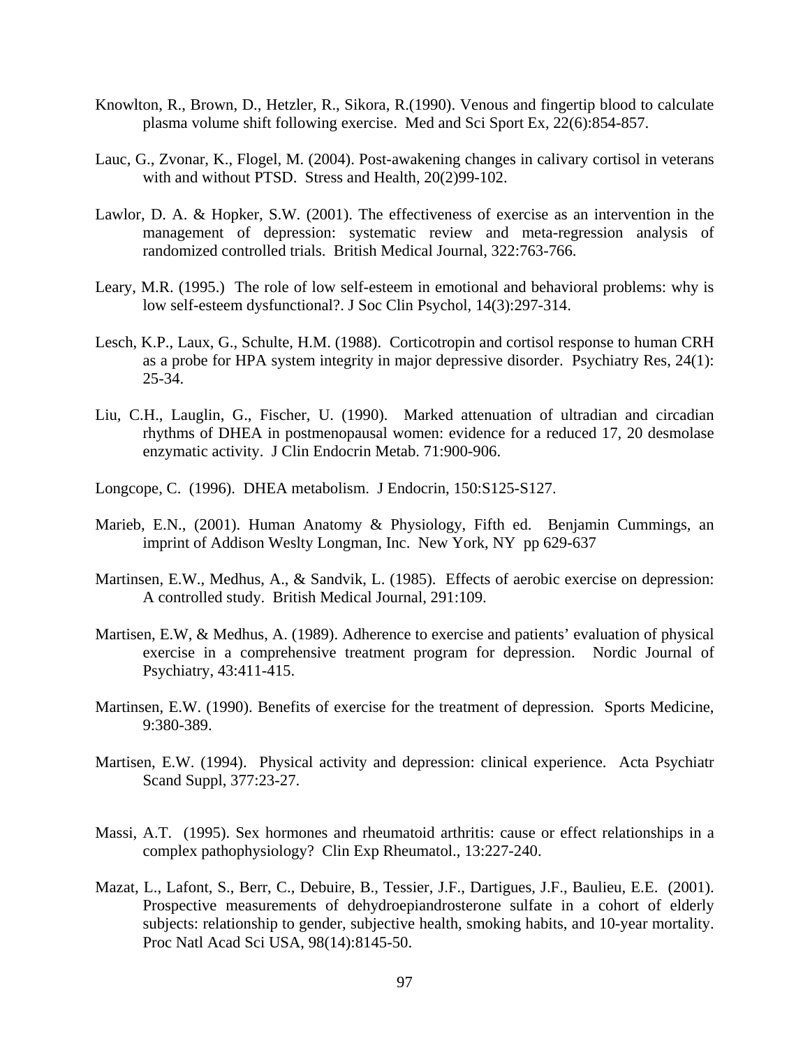Knowlton, R., Brown, D., Hetzler, R., Sikora, R.(1990). Venous and fingertip blood to calculate plasma volume shift following exercise. Med and Sci Sport Ex, 22(6):854-857.

Lauc, G., Zvonar, K., Flogel, M. (2004). Post-awakening changes in calivary cortisol in veterans with and without PTSD. Stress and Health, 20(2)99-102.

Lawlor, D. A. & Hopker, S.W. (2001). The effectiveness of exercise as an intervention in the management of depression: systematic review and meta-regression analysis of randomized controlled trials. British Medical Journal, 322:763-766.

Leary, M.R. (1995.) The role of low self-esteem in emotional and behavioral problems: why is low self-esteem dysfunctional?. J Soc Clin Psychol, 14(3):297-314.

Lesch, K.P., Laux, G., Schulte, H.M. (1988). Corticotropin and cortisol response to human CRH as a probe for HPA system integrity in major depressive disorder. Psychiatry Res, 24(1): 25-34.

Liu, C.H., Lauglin, G., Fischer, U. (1990). Marked attenuation of ultradian and circadian rhythms of DHEA in postmenopausal women: evidence for a reduced 17, 20 desmolase enzymatic activity. J Clin Endocrin Metab. 71:900-906.

Longcope, C. (1996). DHEA metabolism. J Endocrin, 150:S125-S127.

Marieb, E.N., (2001). Human Anatomy & Physiology, Fifth ed. Benjamin Cummings, an imprint of Addison Weslty Longman, Inc. New York, NY pp 629-637

Martinsen, E.W., Medhus, A., & Sandvik, L. (1985). Effects of aerobic exercise on depression: A controlled study. British Medical Journal, 291:109.

Martisen, E.W, & Medhus, A. (1989). Adherence to exercise and patients' evaluation of physical exercise in a comprehensive treatment program for depression. Nordic Journal of Psychiatry, 43:411-415.

Martinsen, E.W. (1990). Benefits of exercise for the treatment of depression. Sports Medicine, 9:380-389.

Martisen, E.W. (1994). Physical activity and depression: clinical experience. Acta Psychiatr Scand Suppl, 377:23-27.

Massi, A.T. (1995). Sex hormones and rheumatoid arthritis: cause or effect relationships in a complex pathophysiology? Clin Exp Rheumatol., 13:227-240.

Mazat, L., Lafont, S., Berr, C., Debuire, B., Tessier, J.F., Dartigues, J.F., Baulieu, E.E. (2001). Prospective measurements of dehydroepiandrosterone sulfate in a cohort of elderly subjects: relationship to gender, subjective health, smoking habits, and 10-year mortality. Proc Natl Acad Sci USA, 98(14):8145-50.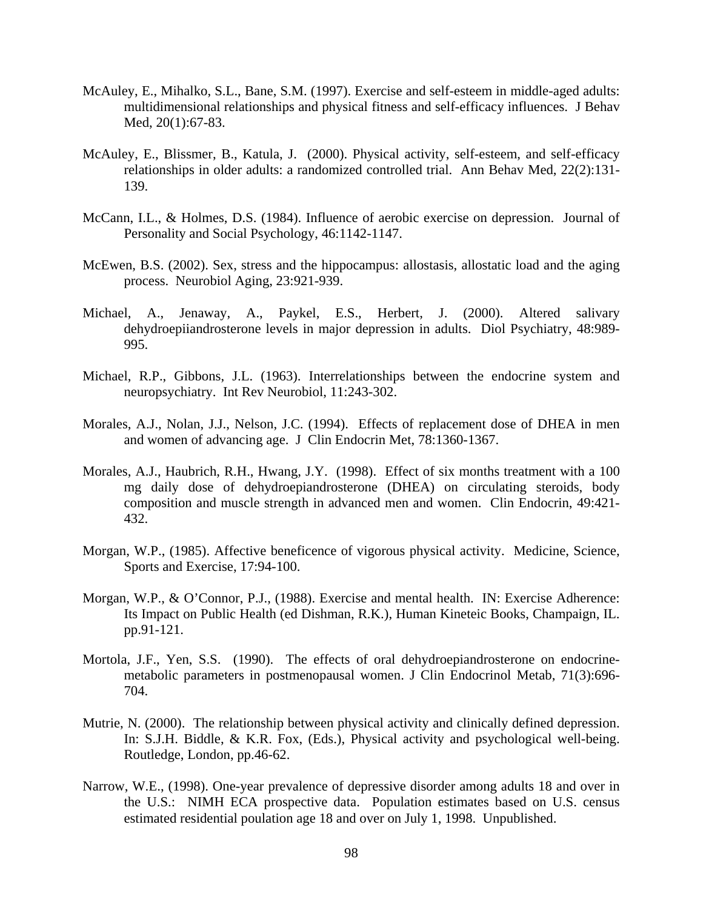McAuley, E., Mihalko, S.L., Bane, S.M. (1997). Exercise and self-esteem in middle-aged adults: multidimensional relationships and physical fitness and self-efficacy influences. J Behav Med, 20(1):67-83.

McAuley, E., Blissmer, B., Katula, J. (2000). Physical activity, self-esteem, and self-efficacy relationships in older adults: a randomized controlled trial. Ann Behav Med, 22(2):131-139.

McCann, I.L., & Holmes, D.S. (1984). Influence of aerobic exercise on depression. Journal of Personality and Social Psychology, 46:1142-1147.

McEwen, B.S. (2002). Sex, stress and the hippocampus: allostasis, allostatic load and the aging process. Neurobiol Aging, 23:921-939.

Michael, A., Jenaway, A., Paykel, E.S., Herbert, J. (2000). Altered salivary dehydroepiiandrosterone levels in major depression in adults. Diol Psychiatry, 48:989-995.

Michael, R.P., Gibbons, J.L. (1963). Interrelationships between the endocrine system and neuropsychiatry. Int Rev Neurobiol, 11:243-302.

Morales, A.J., Nolan, J.J., Nelson, J.C. (1994). Effects of replacement dose of DHEA in men and women of advancing age. J Clin Endocrin Met, 78:1360-1367.

Morales, A.J., Haubrich, R.H., Hwang, J.Y. (1998). Effect of six months treatment with a 100 mg daily dose of dehydroepiandrosterone (DHEA) on circulating steroids, body composition and muscle strength in advanced men and women. Clin Endocrin, 49:421-432.

Morgan, W.P., (1985). Affective beneficence of vigorous physical activity. Medicine, Science, Sports and Exercise, 17:94-100.

Morgan, W.P., & O'Connor, P.J., (1988). Exercise and mental health. IN: Exercise Adherence: Its Impact on Public Health (ed Dishman, R.K.), Human Kineteic Books, Champaign, IL. pp.91-121.

Mortola, J.F., Yen, S.S. (1990). The effects of oral dehydroepiandrosterone on endocrine-metabolic parameters in postmenopausal women. J Clin Endocrinol Metab, 71(3):696-704.

Mutrie, N. (2000). The relationship between physical activity and clinically defined depression. In: S.J.H. Biddle, & K.R. Fox, (Eds.), Physical activity and psychological well-being. Routledge, London, pp.46-62.

Narrow, W.E., (1998). One-year prevalence of depressive disorder among adults 18 and over in the U.S.: NIMH ECA prospective data. Population estimates based on U.S. census estimated residential poulation age 18 and over on July 1, 1998. Unpublished.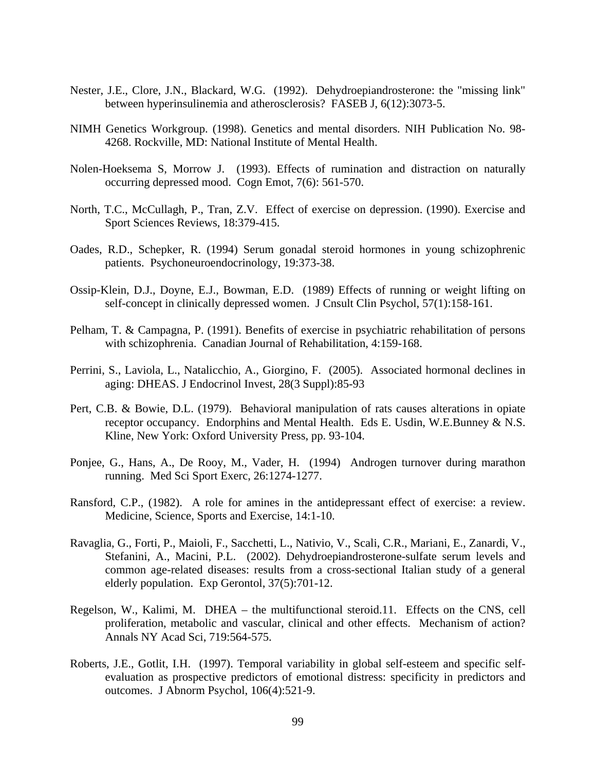Nester, J.E., Clore, J.N., Blackard, W.G. (1992). Dehydroepiandrosterone: the "missing link" between hyperinsulinemia and atherosclerosis? FASEB J, 6(12):3073-5.

NIMH Genetics Workgroup. (1998). Genetics and mental disorders. NIH Publication No. 98-4268. Rockville, MD: National Institute of Mental Health.

Nolen-Hoeksema S, Morrow J. (1993). Effects of rumination and distraction on naturally occurring depressed mood. Cogn Emot, 7(6): 561-570.

North, T.C., McCullagh, P., Tran, Z.V. Effect of exercise on depression. (1990). Exercise and Sport Sciences Reviews, 18:379-415.

Oades, R.D., Schepker, R. (1994) Serum gonadal steroid hormones in young schizophrenic patients. Psychoneuroendocrinology, 19:373-38.

Ossip-Klein, D.J., Doyne, E.J., Bowman, E.D. (1989) Effects of running or weight lifting on self-concept in clinically depressed women. J Cnsult Clin Psychol, 57(1):158-161.

Pelham, T. & Campagna, P. (1991). Benefits of exercise in psychiatric rehabilitation of persons with schizophrenia. Canadian Journal of Rehabilitation, 4:159-168.

Perrini, S., Laviola, L., Natalicchio, A., Giorgino, F. (2005). Associated hormonal declines in aging: DHEAS. J Endocrinol Invest, 28(3 Suppl):85-93

Pert, C.B. & Bowie, D.L. (1979). Behavioral manipulation of rats causes alterations in opiate receptor occupancy. Endorphins and Mental Health. Eds E. Usdin, W.E.Bunney & N.S. Kline, New York: Oxford University Press, pp. 93-104.

Ponjee, G., Hans, A., De Rooy, M., Vader, H. (1994) Androgen turnover during marathon running. Med Sci Sport Exerc, 26:1274-1277.

Ransford, C.P., (1982). A role for amines in the antidepressant effect of exercise: a review. Medicine, Science, Sports and Exercise, 14:1-10.

Ravaglia, G., Forti, P., Maioli, F., Sacchetti, L., Nativio, V., Scali, C.R., Mariani, E., Zanardi, V., Stefanini, A., Macini, P.L. (2002). Dehydroepiandrosterone-sulfate serum levels and common age-related diseases: results from a cross-sectional Italian study of a general elderly population. Exp Gerontol, 37(5):701-12.

Regelson, W., Kalimi, M. DHEA – the multifunctional steroid.11. Effects on the CNS, cell proliferation, metabolic and vascular, clinical and other effects. Mechanism of action? Annals NY Acad Sci, 719:564-575.

Roberts, J.E., Gotlit, I.H. (1997). Temporal variability in global self-esteem and specific self-evaluation as prospective predictors of emotional distress: specificity in predictors and outcomes. J Abnorm Psychol, 106(4):521-9.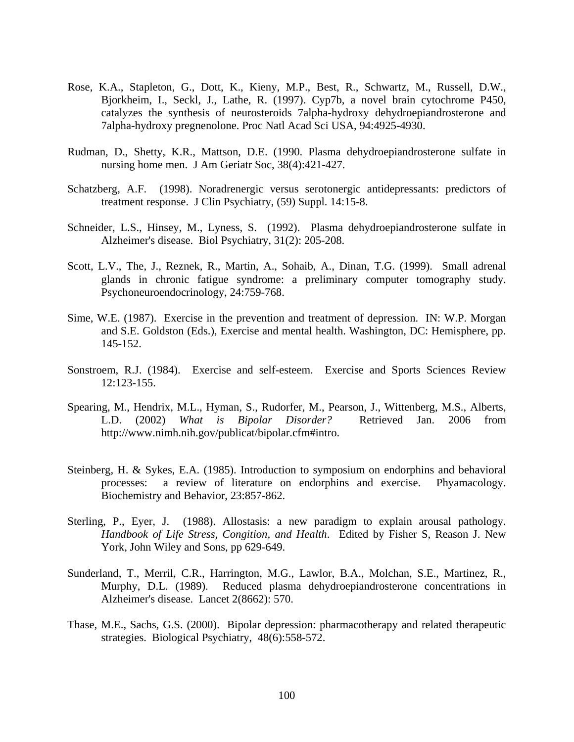Rose, K.A., Stapleton, G., Dott, K., Kieny, M.P., Best, R., Schwartz, M., Russell, D.W., Bjorkheim, I., Seckl, J., Lathe, R. (1997). Cyp7b, a novel brain cytochrome P450, catalyzes the synthesis of neurosteroids 7alpha-hydroxy dehydroepiandrosterone and 7alpha-hydroxy pregnenolone. Proc Natl Acad Sci USA, 94:4925-4930.

Rudman, D., Shetty, K.R., Mattson, D.E. (1990. Plasma dehydroepiandrosterone sulfate in nursing home men. J Am Geriatr Soc, 38(4):421-427.

Schatzberg, A.F. (1998). Noradrenergic versus serotonergic antidepressants: predictors of treatment response. J Clin Psychiatry, (59) Suppl. 14:15-8.

Schneider, L.S., Hinsey, M., Lyness, S. (1992). Plasma dehydroepiandrosterone sulfate in Alzheimer's disease. Biol Psychiatry, 31(2): 205-208.

Scott, L.V., The, J., Reznek, R., Martin, A., Sohaib, A., Dinan, T.G. (1999). Small adrenal glands in chronic fatigue syndrome: a preliminary computer tomography study. Psychoneuroendocrinology, 24:759-768.

Sime, W.E. (1987). Exercise in the prevention and treatment of depression. IN: W.P. Morgan and S.E. Goldston (Eds.), Exercise and mental health. Washington, DC: Hemisphere, pp. 145-152.

Sonstroem, R.J. (1984). Exercise and self-esteem. Exercise and Sports Sciences Review 12:123-155.

Spearing, M., Hendrix, M.L., Hyman, S., Rudorfer, M., Pearson, J., Wittenberg, M.S., Alberts, L.D. (2002) *What is Bipolar Disorder?* Retrieved Jan. 2006 from http://www.nimh.nih.gov/publicat/bipolar.cfm#intro.

Steinberg, H. & Sykes, E.A. (1985). Introduction to symposium on endorphins and behavioral processes: a review of literature on endorphins and exercise. Phyamacology. Biochemistry and Behavior, 23:857-862.

Sterling, P., Eyer, J. (1988). Allostasis: a new paradigm to explain arousal pathology. *Handbook of Life Stress, Congition, and Health*. Edited by Fisher S, Reason J. New York, John Wiley and Sons, pp 629-649.

Sunderland, T., Merril, C.R., Harrington, M.G., Lawlor, B.A., Molchan, S.E., Martinez, R., Murphy, D.L. (1989). Reduced plasma dehydroepiandrosterone concentrations in Alzheimer's disease. Lancet 2(8662): 570.

Thase, M.E., Sachs, G.S. (2000). Bipolar depression: pharmacotherapy and related therapeutic strategies. Biological Psychiatry, 48(6):558-572.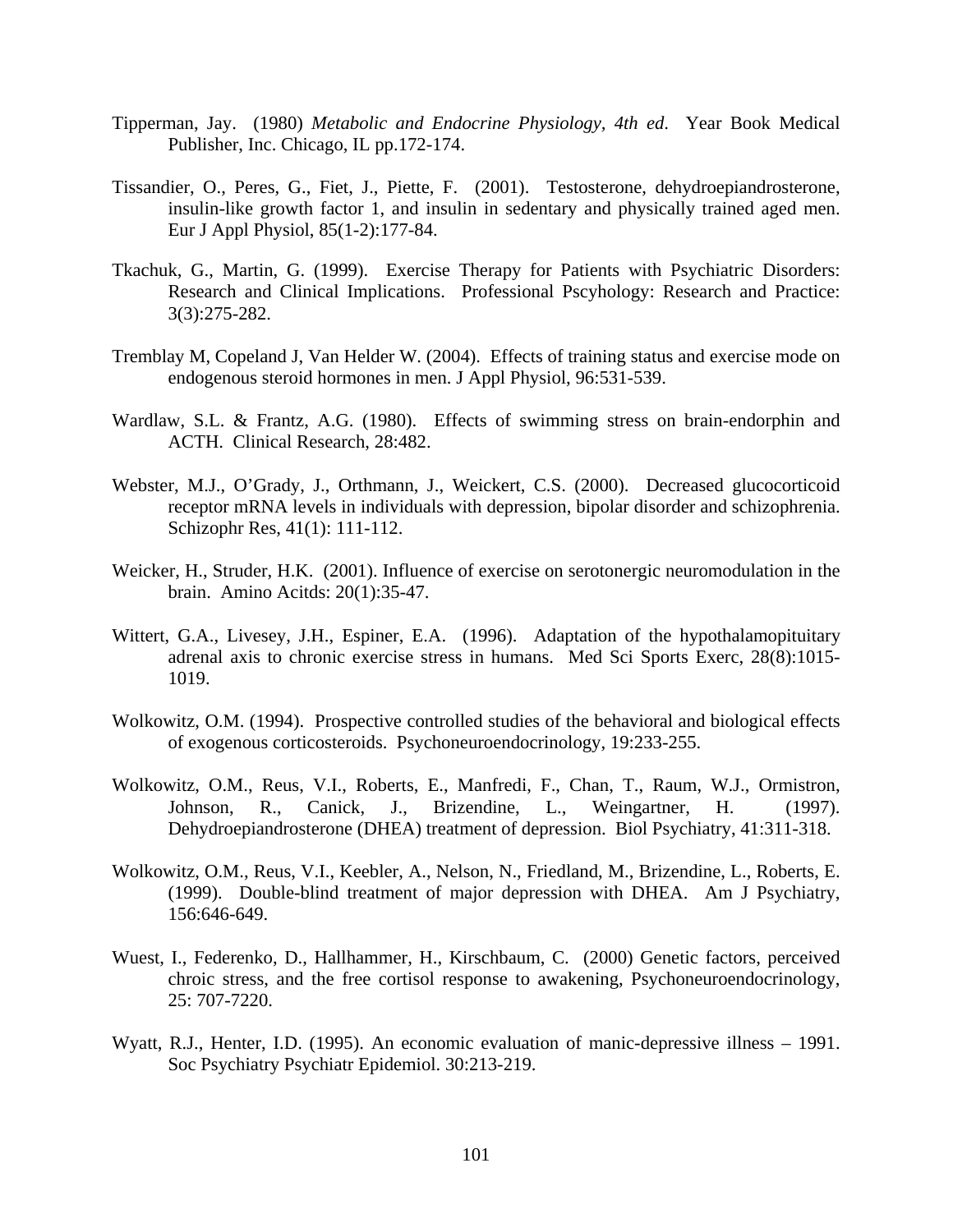Tipperman, Jay. (1980) *Metabolic and Endocrine Physiology, 4th ed*. Year Book Medical Publisher, Inc. Chicago, IL pp.172-174.

Tissandier, O., Peres, G., Fiet, J., Piette, F. (2001). Testosterone, dehydroepiandrosterone, insulin-like growth factor 1, and insulin in sedentary and physically trained aged men. Eur J Appl Physiol, 85(1-2):177-84.

Tkachuk, G., Martin, G. (1999). Exercise Therapy for Patients with Psychiatric Disorders: Research and Clinical Implications. Professional Pscyhology: Research and Practice: 3(3):275-282.

Tremblay M, Copeland J, Van Helder W. (2004). Effects of training status and exercise mode on endogenous steroid hormones in men. J Appl Physiol, 96:531-539.

Wardlaw, S.L. & Frantz, A.G. (1980). Effects of swimming stress on brain-endorphin and ACTH. Clinical Research, 28:482.

Webster, M.J., O'Grady, J., Orthmann, J., Weickert, C.S. (2000). Decreased glucocorticoid receptor mRNA levels in individuals with depression, bipolar disorder and schizophrenia. Schizophr Res, 41(1): 111-112.

Weicker, H., Struder, H.K. (2001). Influence of exercise on serotonergic neuromodulation in the brain. Amino Acitds: 20(1):35-47.

Wittert, G.A., Livesey, J.H., Espiner, E.A. (1996). Adaptation of the hypothalamopituitary adrenal axis to chronic exercise stress in humans. Med Sci Sports Exerc, 28(8):1015-1019.

Wolkowitz, O.M. (1994). Prospective controlled studies of the behavioral and biological effects of exogenous corticosteroids. Psychoneuroendocrinology, 19:233-255.

Wolkowitz, O.M., Reus, V.I., Roberts, E., Manfredi, F., Chan, T., Raum, W.J., Ormistron, Johnson, R., Canick, J., Brizendine, L., Weingartner, H. (1997). Dehydroepiandrosterone (DHEA) treatment of depression. Biol Psychiatry, 41:311-318.

Wolkowitz, O.M., Reus, V.I., Keebler, A., Nelson, N., Friedland, M., Brizendine, L., Roberts, E. (1999). Double-blind treatment of major depression with DHEA. Am J Psychiatry, 156:646-649.

Wuest, I., Federenko, D., Hallhammer, H., Kirschbaum, C. (2000) Genetic factors, perceived chroic stress, and the free cortisol response to awakening, Psychoneuroendocrinology, 25: 707-7220.

Wyatt, R.J., Henter, I.D. (1995). An economic evaluation of manic-depressive illness – 1991. Soc Psychiatry Psychiatr Epidemiol. 30:213-219.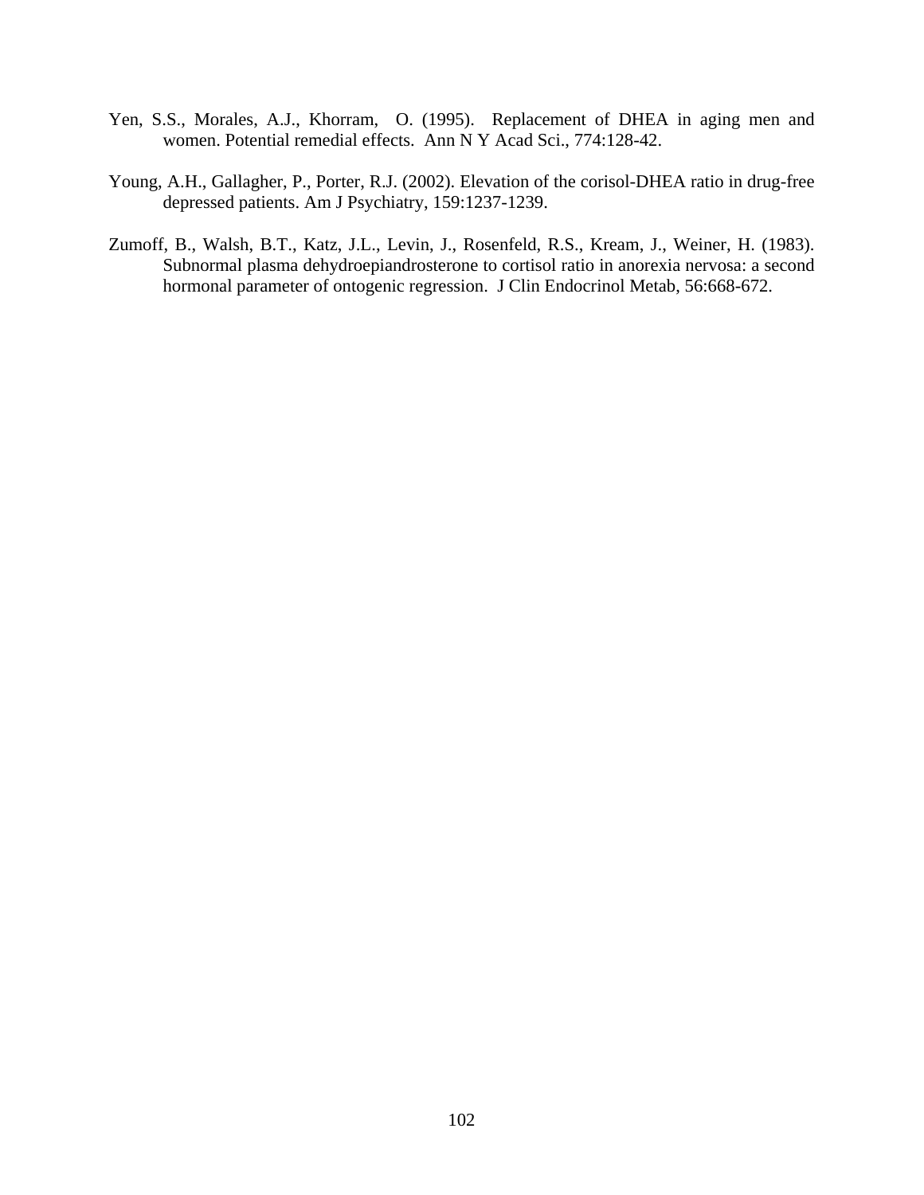Yen, S.S., Morales, A.J., Khorram, O. (1995). Replacement of DHEA in aging men and women. Potential remedial effects. Ann N Y Acad Sci., 774:128-42.

Young, A.H., Gallagher, P., Porter, R.J. (2002). Elevation of the corisol-DHEA ratio in drug-free depressed patients. Am J Psychiatry, 159:1237-1239.

Zumoff, B., Walsh, B.T., Katz, J.L., Levin, J., Rosenfeld, R.S., Kream, J., Weiner, H. (1983). Subnormal plasma dehydroepiandrosterone to cortisol ratio in anorexia nervosa: a second hormonal parameter of ontogenic regression. J Clin Endocrinol Metab, 56:668-672.